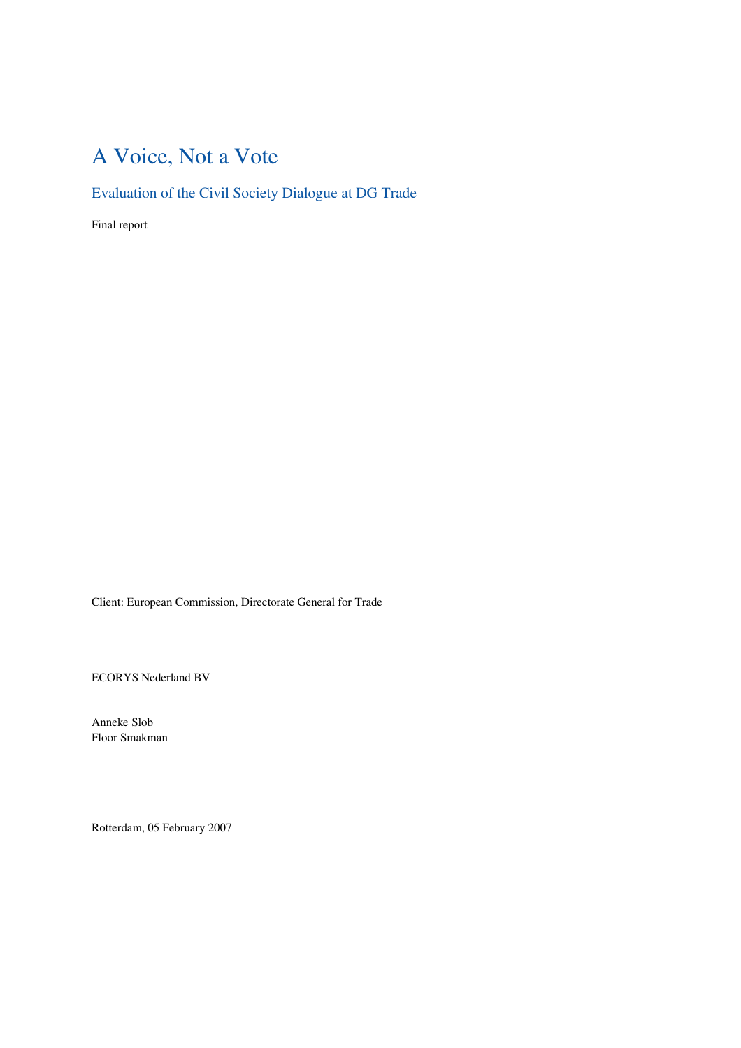# A Voice, Not a Vote

## Evaluation of the Civil Society Dialogue at DG Trade

Final report

Client: European Commission, Directorate General for Trade

ECORYS Nederland BV

Anneke Slob
Floor Smakman

Rotterdam, 05 February 2007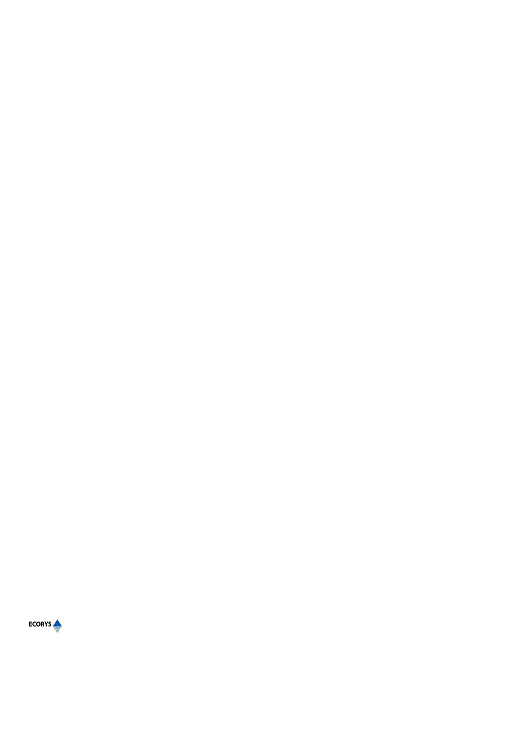ECORYS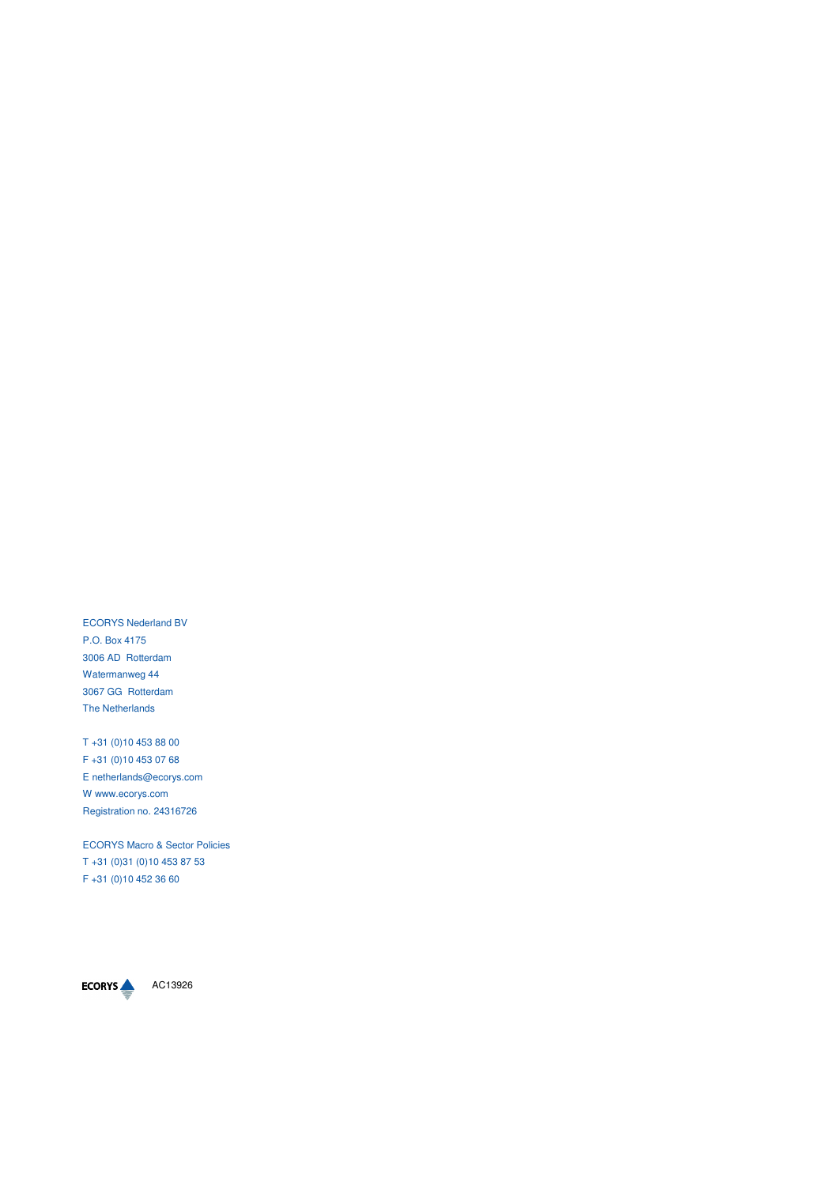ECORYS Nederland BV
P.O. Box 4175
3006 AD Rotterdam
Watermanweg 44
3067 GG Rotterdam
The Netherlands

T +31 (0)10 453 88 00
F +31 (0)10 453 07 68
E netherlands@ecorys.com
W www.ecorys.com
Registration no. 24316726

ECORYS Macro & Sector Policies
T +31 (0)31 (0)10 453 87 53
F +31 (0)10 452 36 60

ECORYS AC13926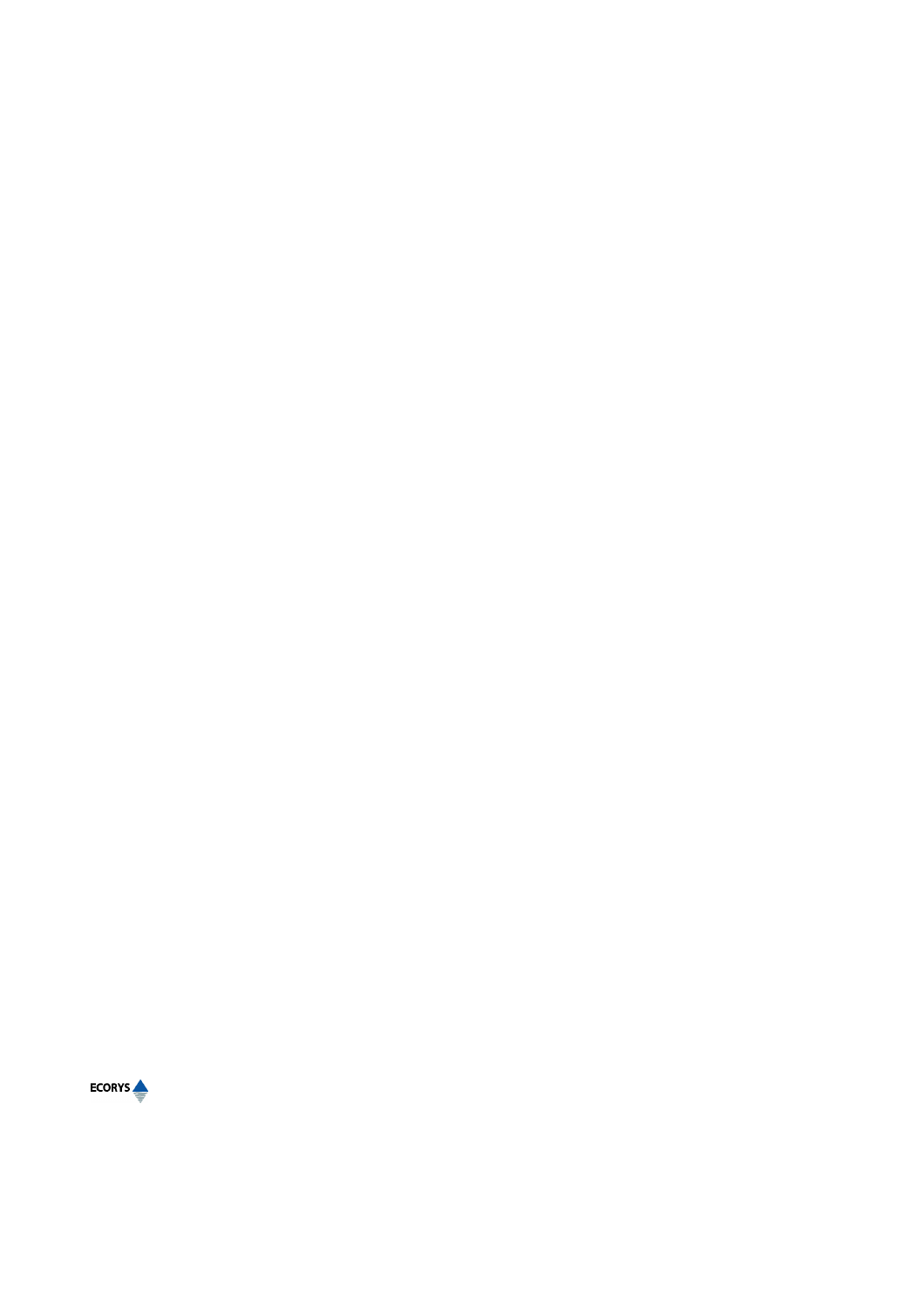ECORYS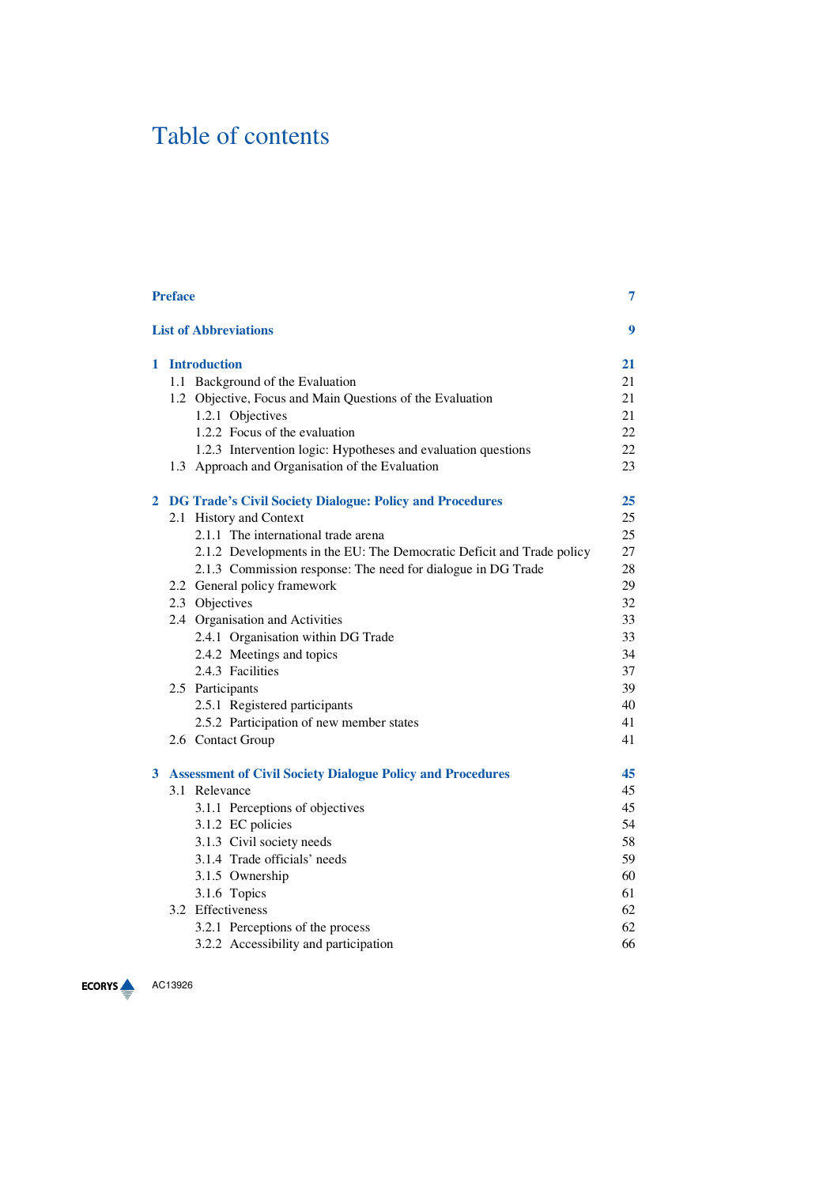# Table of contents

| | |
|---|---|
| **Preface** | **7** |
| **List of Abbreviations** | **9** |
| **1 Introduction** | **21** |
| 1.1 Background of the Evaluation | 21 |
| 1.2 Objective, Focus and Main Questions of the Evaluation | 21 |
| 1.2.1 Objectives | 21 |
| 1.2.2 Focus of the evaluation | 22 |
| 1.2.3 Intervention logic: Hypotheses and evaluation questions | 22 |
| 1.3 Approach and Organisation of the Evaluation | 23 |
| **2 DG Trade's Civil Society Dialogue: Policy and Procedures** | **25** |
| 2.1 History and Context | 25 |
| 2.1.1 The international trade arena | 25 |
| 2.1.2 Developments in the EU: The Democratic Deficit and Trade policy | 27 |
| 2.1.3 Commission response: The need for dialogue in DG Trade | 28 |
| 2.2 General policy framework | 29 |
| 2.3 Objectives | 32 |
| 2.4 Organisation and Activities | 33 |
| 2.4.1 Organisation within DG Trade | 33 |
| 2.4.2 Meetings and topics | 34 |
| 2.4.3 Facilities | 37 |
| 2.5 Participants | 39 |
| 2.5.1 Registered participants | 40 |
| 2.5.2 Participation of new member states | 41 |
| 2.6 Contact Group | 41 |
| **3 Assessment of Civil Society Dialogue Policy and Procedures** | **45** |
| 3.1 Relevance | 45 |
| 3.1.1 Perceptions of objectives | 45 |
| 3.1.2 EC policies | 54 |
| 3.1.3 Civil society needs | 58 |
| 3.1.4 Trade officials' needs | 59 |
| 3.1.5 Ownership | 60 |
| 3.1.6 Topics | 61 |
| 3.2 Effectiveness | 62 |
| 3.2.1 Perceptions of the process | 62 |
| 3.2.2 Accessibility and participation | 66 |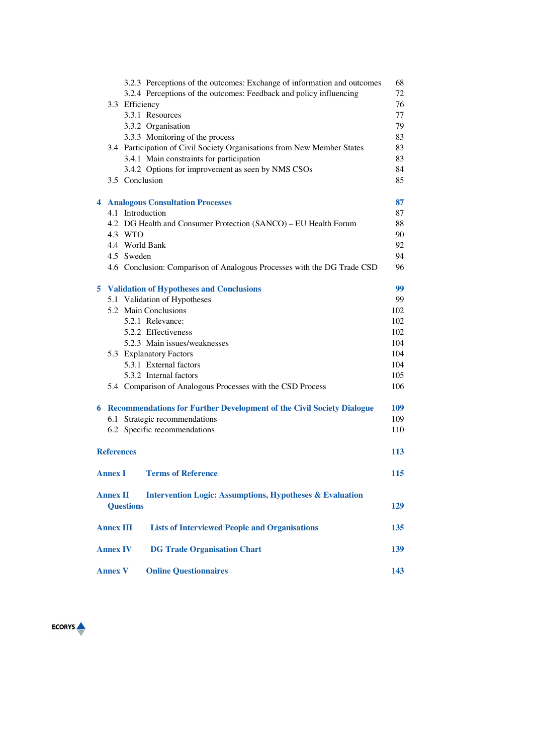3.2.3 Perceptions of the outcomes: Exchange of information and outcomes 68
3.2.4 Perceptions of the outcomes: Feedback and policy influencing 72
3.3 Efficiency 76
3.3.1 Resources 77
3.3.2 Organisation 79
3.3.3 Monitoring of the process 83
3.4 Participation of Civil Society Organisations from New Member States 83
3.4.1 Main constraints for participation 83
3.4.2 Options for improvement as seen by NMS CSOs 84
3.5 Conclusion 85

**4 Analogous Consultation Processes 87**
4.1 Introduction 87
4.2 DG Health and Consumer Protection (SANCO) – EU Health Forum 88
4.3 WTO 90
4.4 World Bank 92
4.5 Sweden 94
4.6 Conclusion: Comparison of Analogous Processes with the DG Trade CSD 96

**5 Validation of Hypotheses and Conclusions 99**
5.1 Validation of Hypotheses 99
5.2 Main Conclusions 102
5.2.1 Relevance: 102
5.2.2 Effectiveness 102
5.2.3 Main issues/weaknesses 104
5.3 Explanatory Factors 104
5.3.1 External factors 104
5.3.2 Internal factors 105
5.4 Comparison of Analogous Processes with the CSD Process 106

**6 Recommendations for Further Development of the Civil Society Dialogue 109**
6.1 Strategic recommendations 109
6.2 Specific recommendations 110

**References 113**

**Annex I Terms of Reference 115**

**Annex II Intervention Logic: Assumptions, Hypotheses & Evaluation Questions 129**

**Annex III Lists of Interviewed People and Organisations 135**

**Annex IV DG Trade Organisation Chart 139**

**Annex V Online Questionnaires 143**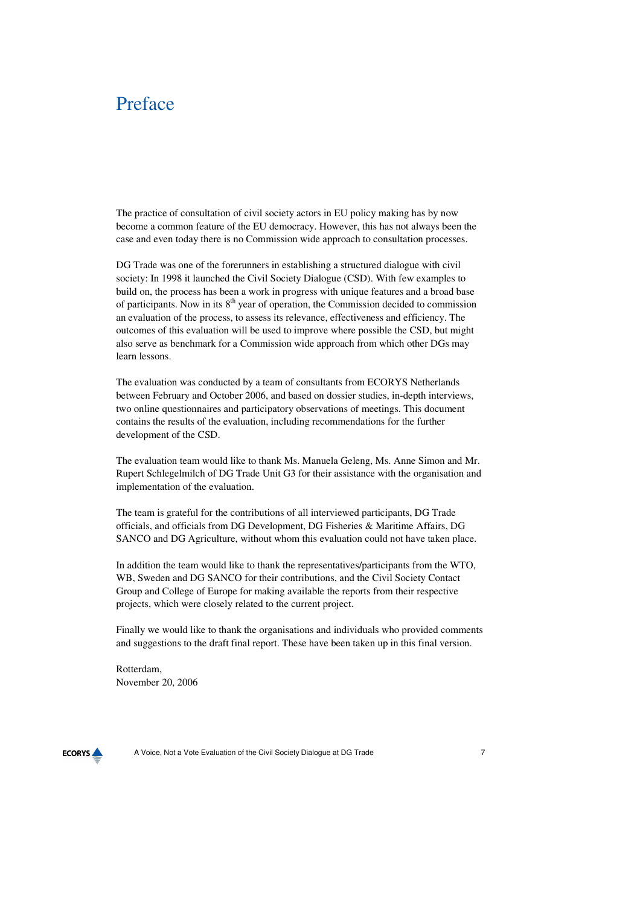# Preface

The practice of consultation of civil society actors in EU policy making has by now become a common feature of the EU democracy. However, this has not always been the case and even today there is no Commission wide approach to consultation processes.

DG Trade was one of the forerunners in establishing a structured dialogue with civil society: In 1998 it launched the Civil Society Dialogue (CSD). With few examples to build on, the process has been a work in progress with unique features and a broad base of participants. Now in its 8th year of operation, the Commission decided to commission an evaluation of the process, to assess its relevance, effectiveness and efficiency. The outcomes of this evaluation will be used to improve where possible the CSD, but might also serve as benchmark for a Commission wide approach from which other DGs may learn lessons.

The evaluation was conducted by a team of consultants from ECORYS Netherlands between February and October 2006, and based on dossier studies, in-depth interviews, two online questionnaires and participatory observations of meetings. This document contains the results of the evaluation, including recommendations for the further development of the CSD.

The evaluation team would like to thank Ms. Manuela Geleng, Ms. Anne Simon and Mr. Rupert Schlegelmilch of DG Trade Unit G3 for their assistance with the organisation and implementation of the evaluation.

The team is grateful for the contributions of all interviewed participants, DG Trade officials, and officials from DG Development, DG Fisheries & Maritime Affairs, DG SANCO and DG Agriculture, without whom this evaluation could not have taken place.

In addition the team would like to thank the representatives/participants from the WTO, WB, Sweden and DG SANCO for their contributions, and the Civil Society Contact Group and College of Europe for making available the reports from their respective projects, which were closely related to the current project.

Finally we would like to thank the organisations and individuals who provided comments and suggestions to the draft final report. These have been taken up in this final version.

Rotterdam,
November 20, 2006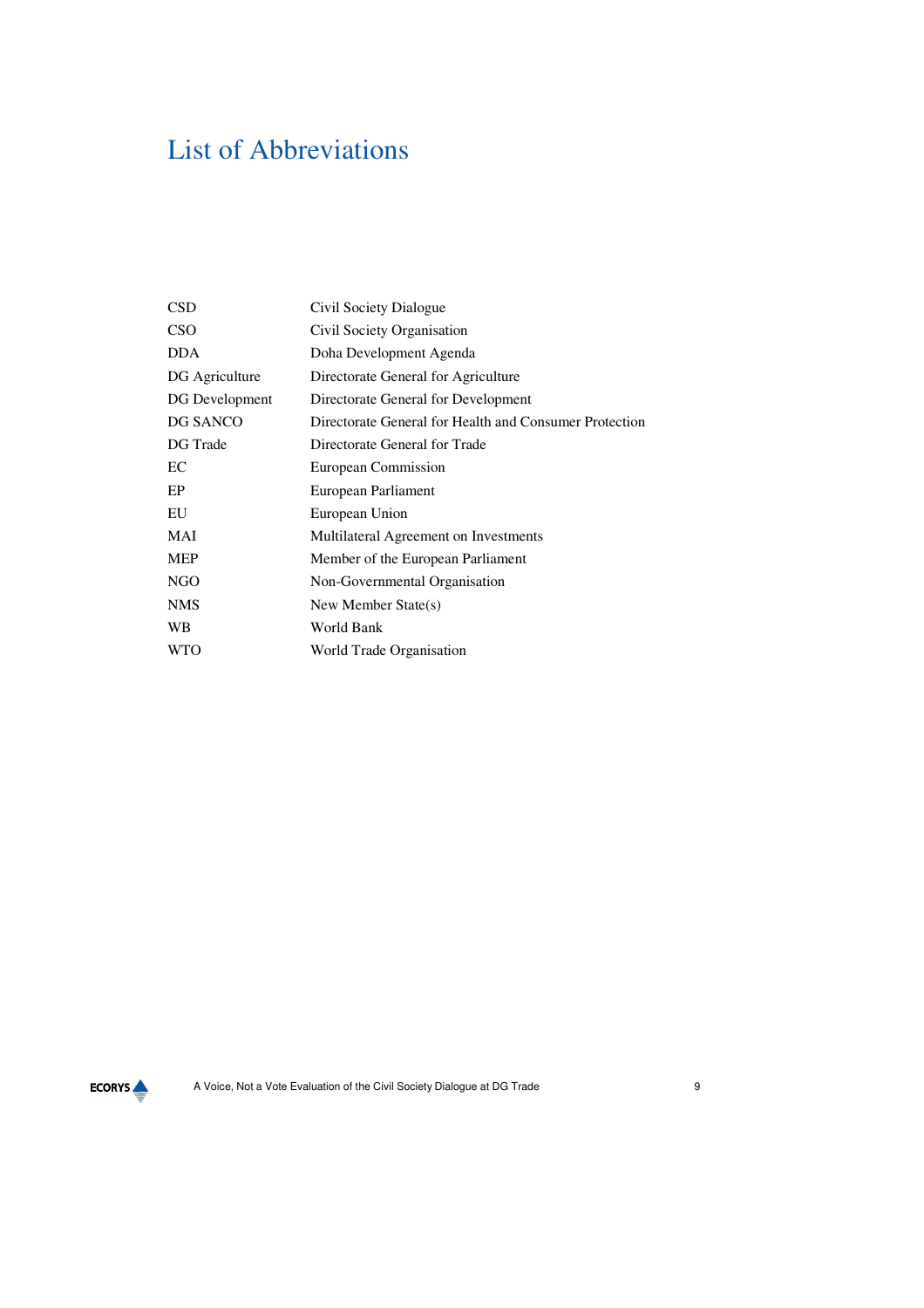# List of Abbreviations

| | |
|---|---|
| CSD | Civil Society Dialogue |
| CSO | Civil Society Organisation |
| DDA | Doha Development Agenda |
| DG Agriculture | Directorate General for Agriculture |
| DG Development | Directorate General for Development |
| DG SANCO | Directorate General for Health and Consumer Protection |
| DG Trade | Directorate General for Trade |
| EC | European Commission |
| EP | European Parliament |
| EU | European Union |
| MAI | Multilateral Agreement on Investments |
| MEP | Member of the European Parliament |
| NGO | Non-Governmental Organisation |
| NMS | New Member State(s) |
| WB | World Bank |
| WTO | World Trade Organisation |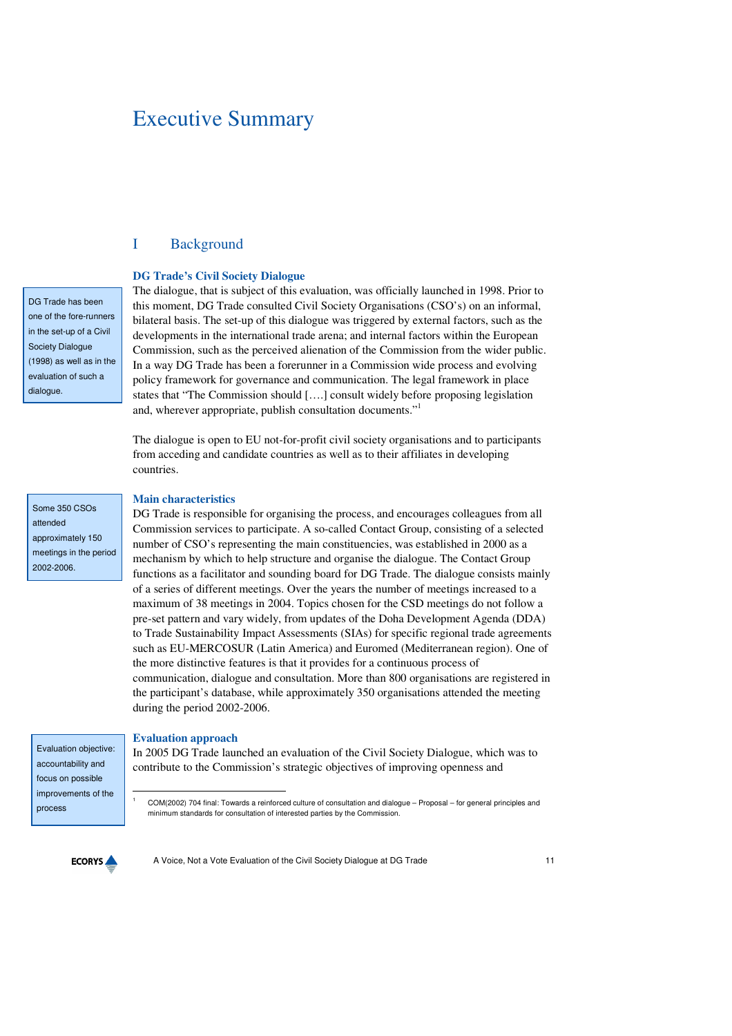# Executive Summary

## I Background

### DG Trade's Civil Society Dialogue

DG Trade has been one of the fore-runners in the set-up of a Civil Society Dialogue (1998) as well as in the evaluation of such a dialogue.

The dialogue, that is subject of this evaluation, was officially launched in 1998. Prior to this moment, DG Trade consulted Civil Society Organisations (CSO's) on an informal, bilateral basis. The set-up of this dialogue was triggered by external factors, such as the developments in the international trade arena; and internal factors within the European Commission, such as the perceived alienation of the Commission from the wider public. In a way DG Trade has been a forerunner in a Commission wide process and evolving policy framework for governance and communication. The legal framework in place states that "The Commission should [….] consult widely before proposing legislation and, wherever appropriate, publish consultation documents."[1]

The dialogue is open to EU not-for-profit civil society organisations and to participants from acceding and candidate countries as well as to their affiliates in developing countries.

### Main characteristics

Some 350 CSOs attended approximately 150 meetings in the period 2002-2006.

DG Trade is responsible for organising the process, and encourages colleagues from all Commission services to participate. A so-called Contact Group, consisting of a selected number of CSO's representing the main constituencies, was established in 2000 as a mechanism by which to help structure and organise the dialogue. The Contact Group functions as a facilitator and sounding board for DG Trade. The dialogue consists mainly of a series of different meetings. Over the years the number of meetings increased to a maximum of 38 meetings in 2004. Topics chosen for the CSD meetings do not follow a pre-set pattern and vary widely, from updates of the Doha Development Agenda (DDA) to Trade Sustainability Impact Assessments (SIAs) for specific regional trade agreements such as EU-MERCOSUR (Latin America) and Euromed (Mediterranean region). One of the more distinctive features is that it provides for a continuous process of communication, dialogue and consultation. More than 800 organisations are registered in the participant's database, while approximately 350 organisations attended the meeting during the period 2002-2006.

### Evaluation approach

Evaluation objective: accountability and focus on possible improvements of the process

In 2005 DG Trade launched an evaluation of the Civil Society Dialogue, which was to contribute to the Commission's strategic objectives of improving openness and

[1] COM(2002) 704 final: Towards a reinforced culture of consultation and dialogue – Proposal – for general principles and minimum standards for consultation of interested parties by the Commission.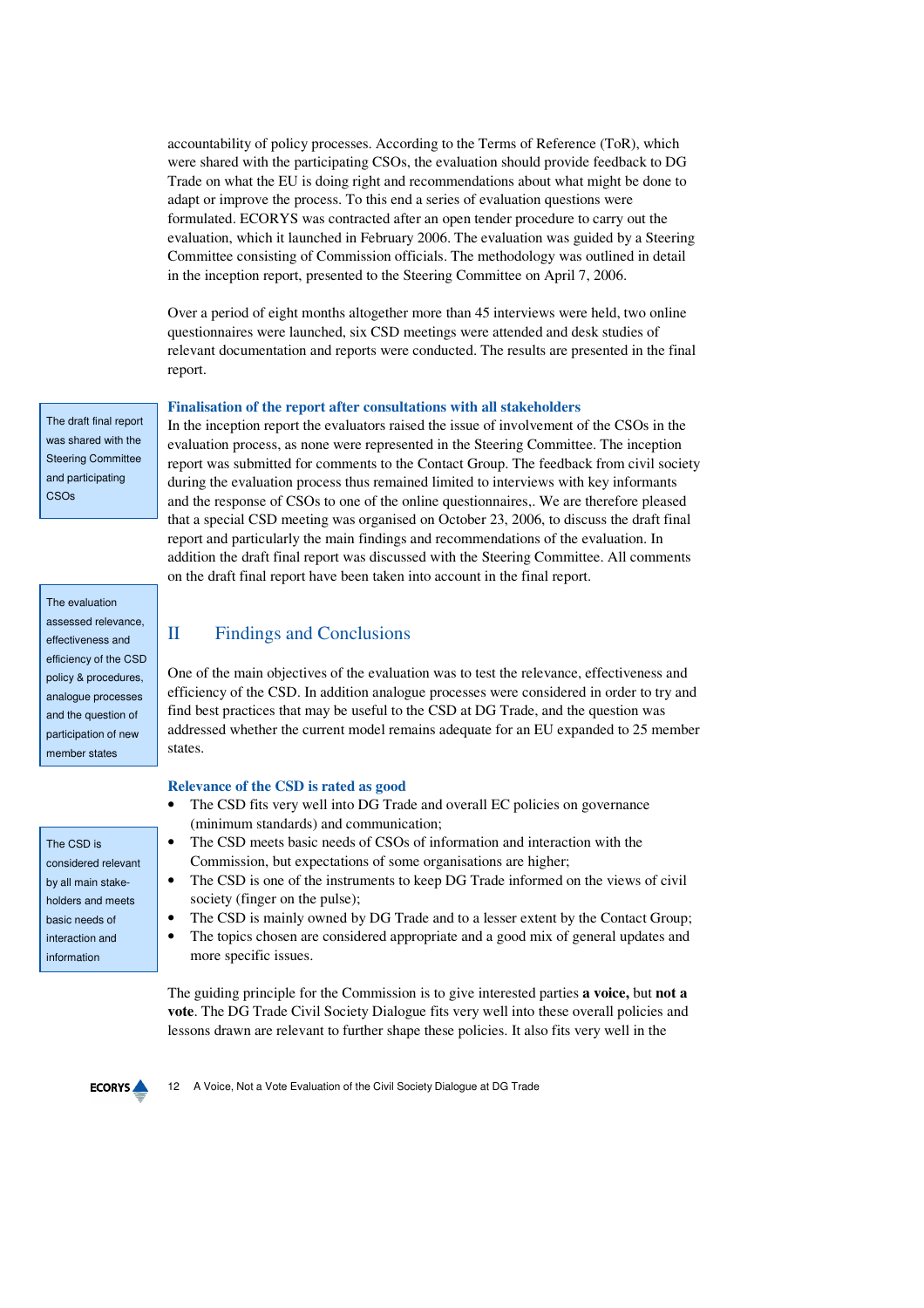accountability of policy processes. According to the Terms of Reference (ToR), which were shared with the participating CSOs, the evaluation should provide feedback to DG Trade on what the EU is doing right and recommendations about what might be done to adapt or improve the process. To this end a series of evaluation questions were formulated. ECORYS was contracted after an open tender procedure to carry out the evaluation, which it launched in February 2006. The evaluation was guided by a Steering Committee consisting of Commission officials. The methodology was outlined in detail in the inception report, presented to the Steering Committee on April 7, 2006.

Over a period of eight months altogether more than 45 interviews were held, two online questionnaires were launched, six CSD meetings were attended and desk studies of relevant documentation and reports were conducted. The results are presented in the final report.

### Finalisation of the report after consultations with all stakeholders

> The draft final report was shared with the Steering Committee and participating CSOs

In the inception report the evaluators raised the issue of involvement of the CSOs in the evaluation process, as none were represented in the Steering Committee. The inception report was submitted for comments to the Contact Group. The feedback from civil society during the evaluation process thus remained limited to interviews with key informants and the response of CSOs to one of the online questionnaires,. We are therefore pleased that a special CSD meeting was organised on October 23, 2006, to discuss the draft final report and particularly the main findings and recommendations of the evaluation. In addition the draft final report was discussed with the Steering Committee. All comments on the draft final report have been taken into account in the final report.

## II Findings and Conclusions

> The evaluation assessed relevance, effectiveness and efficiency of the CSD policy & procedures, analogue processes and the question of participation of new member states

One of the main objectives of the evaluation was to test the relevance, effectiveness and efficiency of the CSD. In addition analogue processes were considered in order to try and find best practices that may be useful to the CSD at DG Trade, and the question was addressed whether the current model remains adequate for an EU expanded to 25 member states.

### Relevance of the CSD is rated as good

> The CSD is considered relevant by all main stake-holders and meets basic needs of interaction and information

- The CSD fits very well into DG Trade and overall EC policies on governance (minimum standards) and communication;
- The CSD meets basic needs of CSOs of information and interaction with the Commission, but expectations of some organisations are higher;
- The CSD is one of the instruments to keep DG Trade informed on the views of civil society (finger on the pulse);
- The CSD is mainly owned by DG Trade and to a lesser extent by the Contact Group;
- The topics chosen are considered appropriate and a good mix of general updates and more specific issues.

The guiding principle for the Commission is to give interested parties **a voice,** but **not a vote**. The DG Trade Civil Society Dialogue fits very well into these overall policies and lessons drawn are relevant to further shape these policies. It also fits very well in the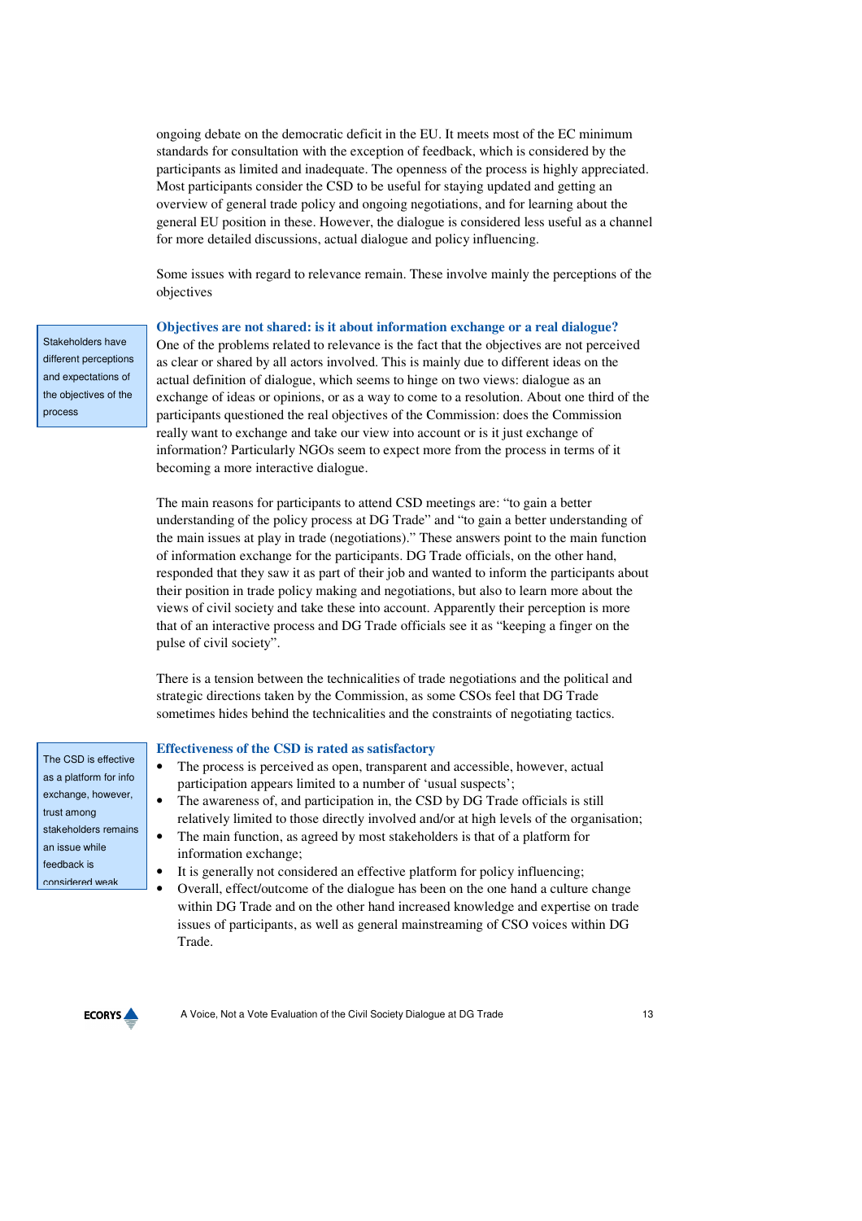ongoing debate on the democratic deficit in the EU. It meets most of the EC minimum standards for consultation with the exception of feedback, which is considered by the participants as limited and inadequate. The openness of the process is highly appreciated. Most participants consider the CSD to be useful for staying updated and getting an overview of general trade policy and ongoing negotiations, and for learning about the general EU position in these. However, the dialogue is considered less useful as a channel for more detailed discussions, actual dialogue and policy influencing.

Some issues with regard to relevance remain. These involve mainly the perceptions of the objectives

Stakeholders have different perceptions and expectations of the objectives of the process

### Objectives are not shared: is it about information exchange or a real dialogue?

One of the problems related to relevance is the fact that the objectives are not perceived as clear or shared by all actors involved. This is mainly due to different ideas on the actual definition of dialogue, which seems to hinge on two views: dialogue as an exchange of ideas or opinions, or as a way to come to a resolution. About one third of the participants questioned the real objectives of the Commission: does the Commission really want to exchange and take our view into account or is it just exchange of information? Particularly NGOs seem to expect more from the process in terms of it becoming a more interactive dialogue.

The main reasons for participants to attend CSD meetings are: "to gain a better understanding of the policy process at DG Trade" and "to gain a better understanding of the main issues at play in trade (negotiations)." These answers point to the main function of information exchange for the participants. DG Trade officials, on the other hand, responded that they saw it as part of their job and wanted to inform the participants about their position in trade policy making and negotiations, but also to learn more about the views of civil society and take these into account. Apparently their perception is more that of an interactive process and DG Trade officials see it as "keeping a finger on the pulse of civil society".

There is a tension between the technicalities of trade negotiations and the political and strategic directions taken by the Commission, as some CSOs feel that DG Trade sometimes hides behind the technicalities and the constraints of negotiating tactics.

The CSD is effective as a platform for info exchange, however, trust among stakeholders remains an issue while feedback is considered weak

### Effectiveness of the CSD is rated as satisfactory

- The process is perceived as open, transparent and accessible, however, actual participation appears limited to a number of 'usual suspects';
- The awareness of, and participation in, the CSD by DG Trade officials is still relatively limited to those directly involved and/or at high levels of the organisation;
- The main function, as agreed by most stakeholders is that of a platform for information exchange;
- It is generally not considered an effective platform for policy influencing;
- Overall, effect/outcome of the dialogue has been on the one hand a culture change within DG Trade and on the other hand increased knowledge and expertise on trade issues of participants, as well as general mainstreaming of CSO voices within DG Trade.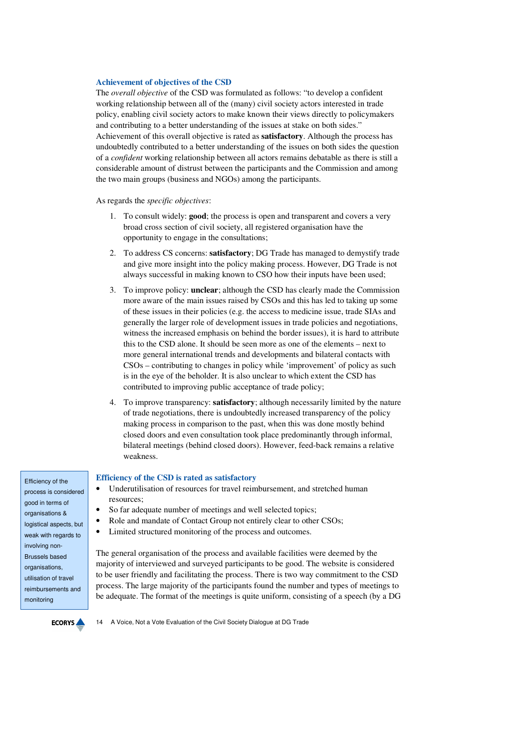### Achievement of objectives of the CSD

The *overall objective* of the CSD was formulated as follows: "to develop a confident working relationship between all of the (many) civil society actors interested in trade policy, enabling civil society actors to make known their views directly to policymakers and contributing to a better understanding of the issues at stake on both sides." Achievement of this overall objective is rated as **satisfactory**. Although the process has undoubtedly contributed to a better understanding of the issues on both sides the question of a *confident* working relationship between all actors remains debatable as there is still a considerable amount of distrust between the participants and the Commission and among the two main groups (business and NGOs) among the participants.

As regards the *specific objectives*:

1. To consult widely: **good**; the process is open and transparent and covers a very broad cross section of civil society, all registered organisation have the opportunity to engage in the consultations;
2. To address CS concerns: **satisfactory**; DG Trade has managed to demystify trade and give more insight into the policy making process. However, DG Trade is not always successful in making known to CSO how their inputs have been used;
3. To improve policy: **unclear**; although the CSD has clearly made the Commission more aware of the main issues raised by CSOs and this has led to taking up some of these issues in their policies (e.g. the access to medicine issue, trade SIAs and generally the larger role of development issues in trade policies and negotiations, witness the increased emphasis on behind the border issues), it is hard to attribute this to the CSD alone. It should be seen more as one of the elements – next to more general international trends and developments and bilateral contacts with CSOs – contributing to changes in policy while 'improvement' of policy as such is in the eye of the beholder. It is also unclear to which extent the CSD has contributed to improving public acceptance of trade policy;
4. To improve transparency: **satisfactory**; although necessarily limited by the nature of trade negotiations, there is undoubtedly increased transparency of the policy making process in comparison to the past, when this was done mostly behind closed doors and even consultation took place predominantly through informal, bilateral meetings (behind closed doors). However, feed-back remains a relative weakness.

> Efficiency of the process is considered good in terms of organisations & logistical aspects, but weak with regards to involving non-Brussels based organisations, utilisation of travel reimbursements and monitoring

### Efficiency of the CSD is rated as satisfactory

- Underutilisation of resources for travel reimbursement, and stretched human resources;
- So far adequate number of meetings and well selected topics;
- Role and mandate of Contact Group not entirely clear to other CSOs;
- Limited structured monitoring of the process and outcomes.

The general organisation of the process and available facilities were deemed by the majority of interviewed and surveyed participants to be good. The website is considered to be user friendly and facilitating the process. There is two way commitment to the CSD process. The large majority of the participants found the number and types of meetings to be adequate. The format of the meetings is quite uniform, consisting of a speech (by a DG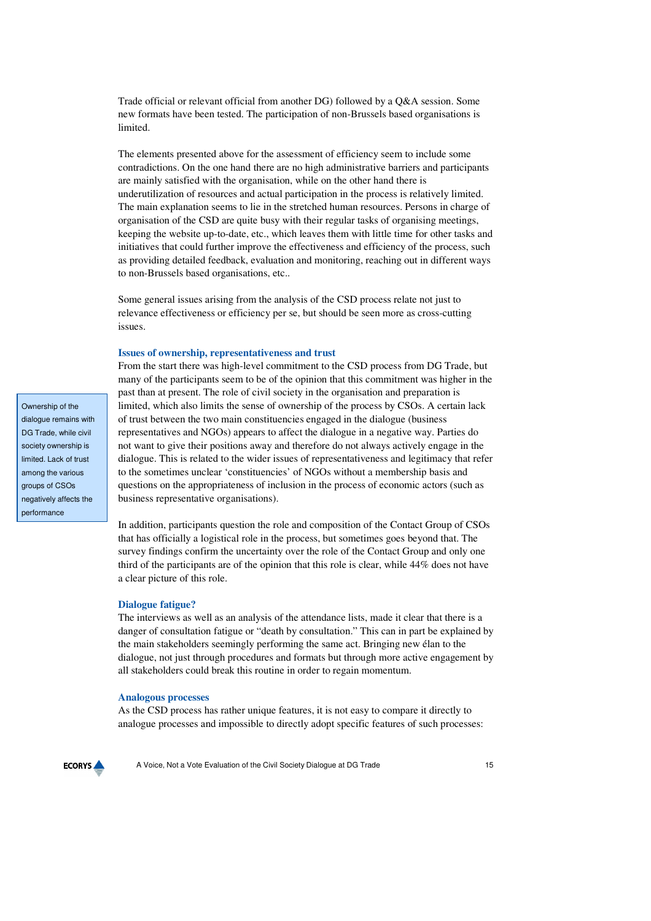Trade official or relevant official from another DG) followed by a Q&A session. Some new formats have been tested. The participation of non-Brussels based organisations is limited.

The elements presented above for the assessment of efficiency seem to include some contradictions. On the one hand there are no high administrative barriers and participants are mainly satisfied with the organisation, while on the other hand there is underutilization of resources and actual participation in the process is relatively limited. The main explanation seems to lie in the stretched human resources. Persons in charge of organisation of the CSD are quite busy with their regular tasks of organising meetings, keeping the website up-to-date, etc., which leaves them with little time for other tasks and initiatives that could further improve the effectiveness and efficiency of the process, such as providing detailed feedback, evaluation and monitoring, reaching out in different ways to non-Brussels based organisations, etc..

Some general issues arising from the analysis of the CSD process relate not just to relevance effectiveness or efficiency per se, but should be seen more as cross-cutting issues.

### Issues of ownership, representativeness and trust

> Ownership of the dialogue remains with DG Trade, while civil society ownership is limited. Lack of trust among the various groups of CSOs negatively affects the performance

From the start there was high-level commitment to the CSD process from DG Trade, but many of the participants seem to be of the opinion that this commitment was higher in the past than at present. The role of civil society in the organisation and preparation is limited, which also limits the sense of ownership of the process by CSOs. A certain lack of trust between the two main constituencies engaged in the dialogue (business representatives and NGOs) appears to affect the dialogue in a negative way. Parties do not want to give their positions away and therefore do not always actively engage in the dialogue. This is related to the wider issues of representativeness and legitimacy that refer to the sometimes unclear 'constituencies' of NGOs without a membership basis and questions on the appropriateness of inclusion in the process of economic actors (such as business representative organisations).

In addition, participants question the role and composition of the Contact Group of CSOs that has officially a logistical role in the process, but sometimes goes beyond that. The survey findings confirm the uncertainty over the role of the Contact Group and only one third of the participants are of the opinion that this role is clear, while 44% does not have a clear picture of this role.

### Dialogue fatigue?

The interviews as well as an analysis of the attendance lists, made it clear that there is a danger of consultation fatigue or "death by consultation." This can in part be explained by the main stakeholders seemingly performing the same act. Bringing new élan to the dialogue, not just through procedures and formats but through more active engagement by all stakeholders could break this routine in order to regain momentum.

### Analogous processes

As the CSD process has rather unique features, it is not easy to compare it directly to analogue processes and impossible to directly adopt specific features of such processes: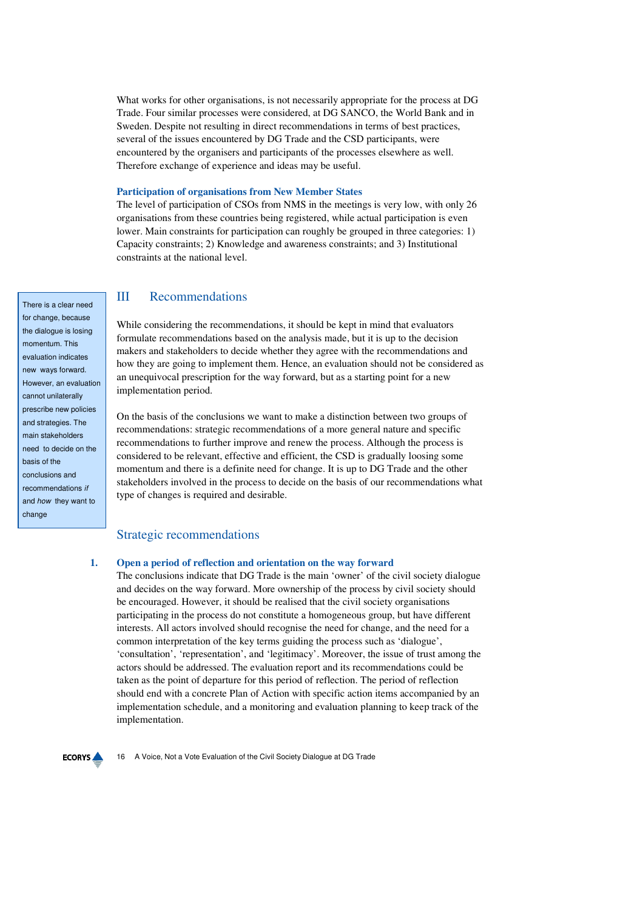What works for other organisations, is not necessarily appropriate for the process at DG Trade. Four similar processes were considered, at DG SANCO, the World Bank and in Sweden. Despite not resulting in direct recommendations in terms of best practices, several of the issues encountered by DG Trade and the CSD participants, were encountered by the organisers and participants of the processes elsewhere as well. Therefore exchange of experience and ideas may be useful.

**Participation of organisations from New Member States**

The level of participation of CSOs from NMS in the meetings is very low, with only 26 organisations from these countries being registered, while actual participation is even lower. Main constraints for participation can roughly be grouped in three categories: 1) Capacity constraints; 2) Knowledge and awareness constraints; and 3) Institutional constraints at the national level.

## III Recommendations

> There is a clear need for change, because the dialogue is losing momentum. This evaluation indicates new ways forward. However, an evaluation cannot unilaterally prescribe new policies and strategies. The main stakeholders need to decide on the basis of the conclusions and recommendations *if* and *how* they want to change

While considering the recommendations, it should be kept in mind that evaluators formulate recommendations based on the analysis made, but it is up to the decision makers and stakeholders to decide whether they agree with the recommendations and how they are going to implement them. Hence, an evaluation should not be considered as an unequivocal prescription for the way forward, but as a starting point for a new implementation period.

On the basis of the conclusions we want to make a distinction between two groups of recommendations: strategic recommendations of a more general nature and specific recommendations to further improve and renew the process. Although the process is considered to be relevant, effective and efficient, the CSD is gradually loosing some momentum and there is a definite need for change. It is up to DG Trade and the other stakeholders involved in the process to decide on the basis of our recommendations what type of changes is required and desirable.

### Strategic recommendations

**1. Open a period of reflection and orientation on the way forward**

The conclusions indicate that DG Trade is the main 'owner' of the civil society dialogue and decides on the way forward. More ownership of the process by civil society should be encouraged. However, it should be realised that the civil society organisations participating in the process do not constitute a homogeneous group, but have different interests. All actors involved should recognise the need for change, and the need for a common interpretation of the key terms guiding the process such as 'dialogue', 'consultation', 'representation', and 'legitimacy'. Moreover, the issue of trust among the actors should be addressed. The evaluation report and its recommendations could be taken as the point of departure for this period of reflection. The period of reflection should end with a concrete Plan of Action with specific action items accompanied by an implementation schedule, and a monitoring and evaluation planning to keep track of the implementation.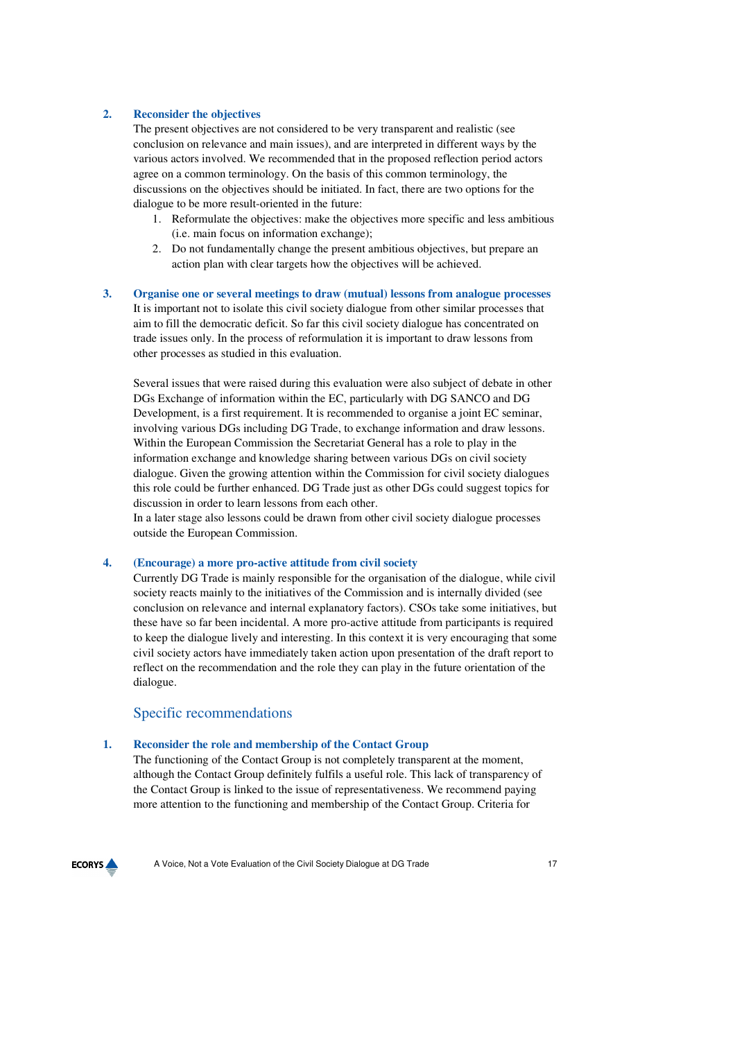2. **Reconsider the objectives**

The present objectives are not considered to be very transparent and realistic (see conclusion on relevance and main issues), and are interpreted in different ways by the various actors involved. We recommended that in the proposed reflection period actors agree on a common terminology. On the basis of this common terminology, the discussions on the objectives should be initiated. In fact, there are two options for the dialogue to be more result-oriented in the future:

1. Reformulate the objectives: make the objectives more specific and less ambitious (i.e. main focus on information exchange);
2. Do not fundamentally change the present ambitious objectives, but prepare an action plan with clear targets how the objectives will be achieved.

3. **Organise one or several meetings to draw (mutual) lessons from analogue processes**

It is important not to isolate this civil society dialogue from other similar processes that aim to fill the democratic deficit. So far this civil society dialogue has concentrated on trade issues only. In the process of reformulation it is important to draw lessons from other processes as studied in this evaluation.

Several issues that were raised during this evaluation were also subject of debate in other DGs Exchange of information within the EC, particularly with DG SANCO and DG Development, is a first requirement. It is recommended to organise a joint EC seminar, involving various DGs including DG Trade, to exchange information and draw lessons. Within the European Commission the Secretariat General has a role to play in the information exchange and knowledge sharing between various DGs on civil society dialogue. Given the growing attention within the Commission for civil society dialogues this role could be further enhanced. DG Trade just as other DGs could suggest topics for discussion in order to learn lessons from each other.
In a later stage also lessons could be drawn from other civil society dialogue processes outside the European Commission.

4. **(Encourage) a more pro-active attitude from civil society**

Currently DG Trade is mainly responsible for the organisation of the dialogue, while civil society reacts mainly to the initiatives of the Commission and is internally divided (see conclusion on relevance and internal explanatory factors). CSOs take some initiatives, but these have so far been incidental. A more pro-active attitude from participants is required to keep the dialogue lively and interesting. In this context it is very encouraging that some civil society actors have immediately taken action upon presentation of the draft report to reflect on the recommendation and the role they can play in the future orientation of the dialogue.

## Specific recommendations

1. **Reconsider the role and membership of the Contact Group**

The functioning of the Contact Group is not completely transparent at the moment, although the Contact Group definitely fulfils a useful role. This lack of transparency of the Contact Group is linked to the issue of representativeness. We recommend paying more attention to the functioning and membership of the Contact Group. Criteria for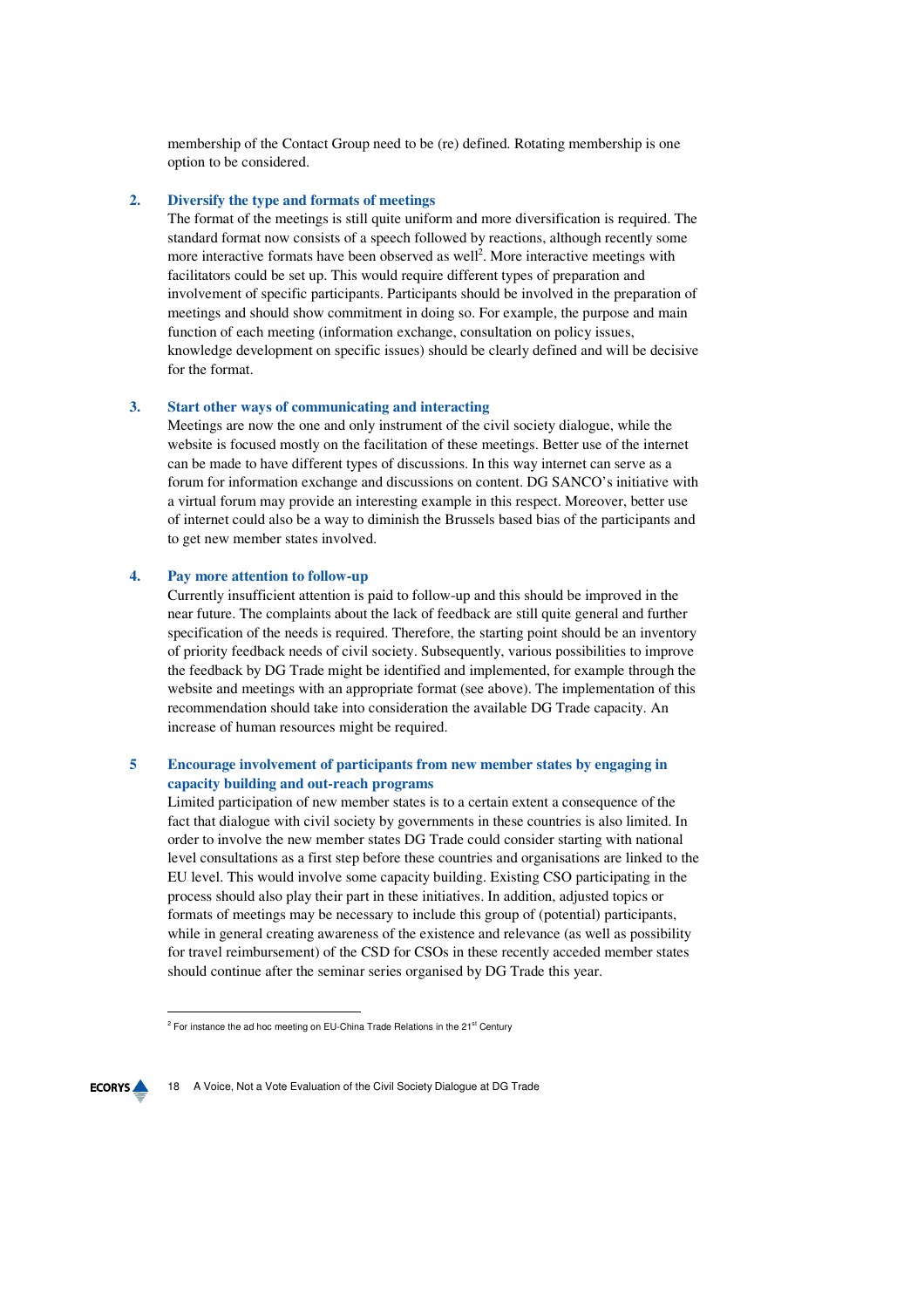membership of the Contact Group need to be (re) defined. Rotating membership is one option to be considered.

2. **Diversify the type and formats of meetings**
The format of the meetings is still quite uniform and more diversification is required. The standard format now consists of a speech followed by reactions, although recently some more interactive formats have been observed as well[2]. More interactive meetings with facilitators could be set up. This would require different types of preparation and involvement of specific participants. Participants should be involved in the preparation of meetings and should show commitment in doing so. For example, the purpose and main function of each meeting (information exchange, consultation on policy issues, knowledge development on specific issues) should be clearly defined and will be decisive for the format.

3. **Start other ways of communicating and interacting**
Meetings are now the one and only instrument of the civil society dialogue, while the website is focused mostly on the facilitation of these meetings. Better use of the internet can be made to have different types of discussions. In this way internet can serve as a forum for information exchange and discussions on content. DG SANCO's initiative with a virtual forum may provide an interesting example in this respect. Moreover, better use of internet could also be a way to diminish the Brussels based bias of the participants and to get new member states involved.

4. **Pay more attention to follow-up**
Currently insufficient attention is paid to follow-up and this should be improved in the near future. The complaints about the lack of feedback are still quite general and further specification of the needs is required. Therefore, the starting point should be an inventory of priority feedback needs of civil society. Subsequently, various possibilities to improve the feedback by DG Trade might be identified and implemented, for example through the website and meetings with an appropriate format (see above). The implementation of this recommendation should take into consideration the available DG Trade capacity. An increase of human resources might be required.

5 **Encourage involvement of participants from new member states by engaging in capacity building and out-reach programs**
Limited participation of new member states is to a certain extent a consequence of the fact that dialogue with civil society by governments in these countries is also limited. In order to involve the new member states DG Trade could consider starting with national level consultations as a first step before these countries and organisations are linked to the EU level. This would involve some capacity building. Existing CSO participating in the process should also play their part in these initiatives. In addition, adjusted topics or formats of meetings may be necessary to include this group of (potential) participants, while in general creating awareness of the existence and relevance (as well as possibility for travel reimbursement) of the CSD for CSOs in these recently acceded member states should continue after the seminar series organised by DG Trade this year.

[2] For instance the ad hoc meeting on EU-China Trade Relations in the 21st Century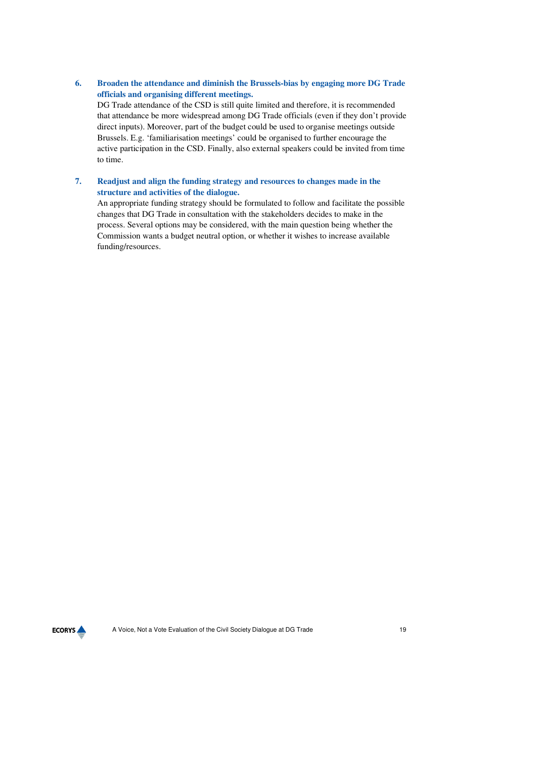6. **Broaden the attendance and diminish the Brussels-bias by engaging more DG Trade officials and organising different meetings.**
   DG Trade attendance of the CSD is still quite limited and therefore, it is recommended that attendance be more widespread among DG Trade officials (even if they don't provide direct inputs). Moreover, part of the budget could be used to organise meetings outside Brussels. E.g. 'familiarisation meetings' could be organised to further encourage the active participation in the CSD. Finally, also external speakers could be invited from time to time.

7. **Readjust and align the funding strategy and resources to changes made in the structure and activities of the dialogue.**
   An appropriate funding strategy should be formulated to follow and facilitate the possible changes that DG Trade in consultation with the stakeholders decides to make in the process. Several options may be considered, with the main question being whether the Commission wants a budget neutral option, or whether it wishes to increase available funding/resources.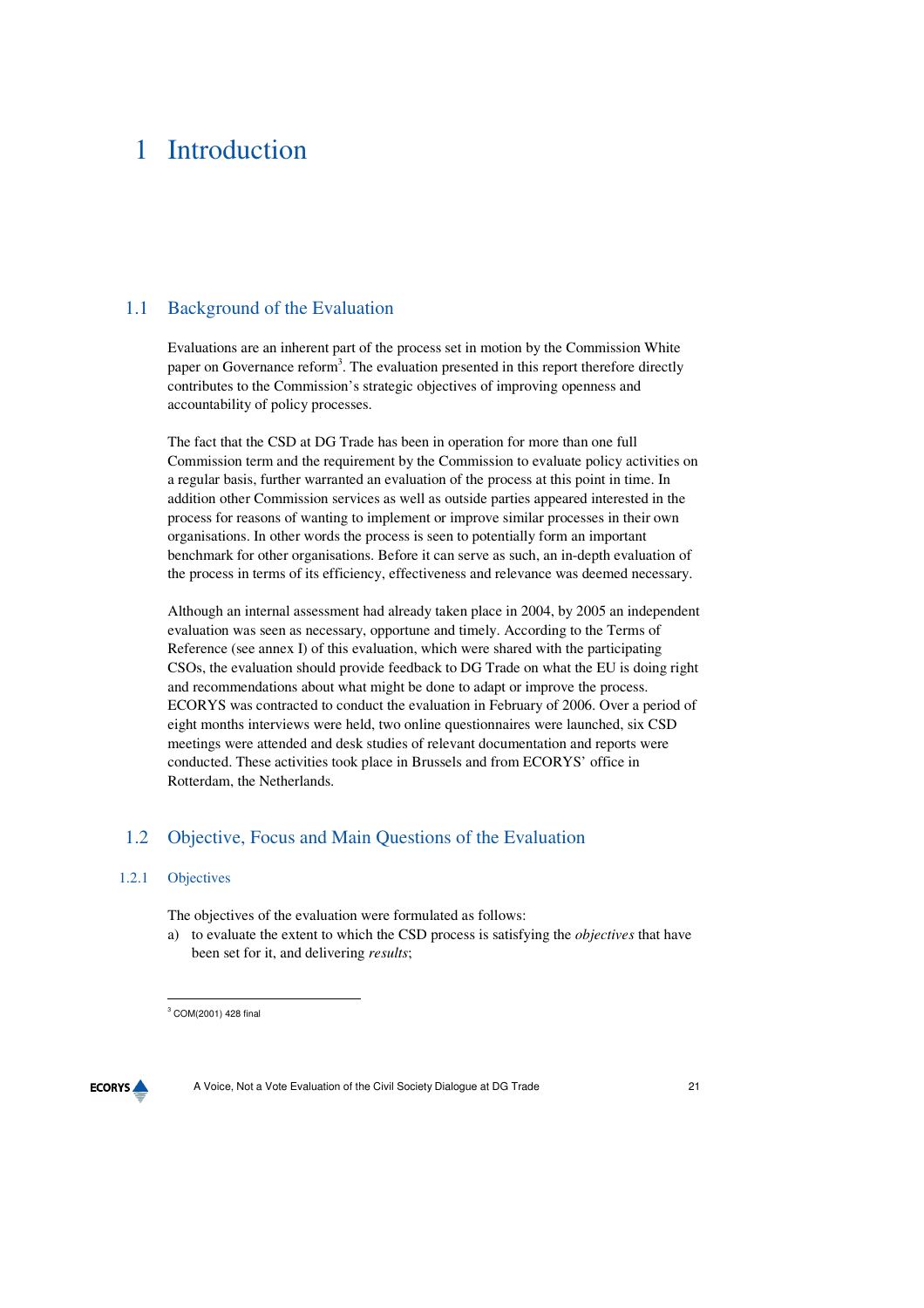# 1 Introduction

## 1.1 Background of the Evaluation

Evaluations are an inherent part of the process set in motion by the Commission White paper on Governance reform[3]. The evaluation presented in this report therefore directly contributes to the Commission's strategic objectives of improving openness and accountability of policy processes.

The fact that the CSD at DG Trade has been in operation for more than one full Commission term and the requirement by the Commission to evaluate policy activities on a regular basis, further warranted an evaluation of the process at this point in time. In addition other Commission services as well as outside parties appeared interested in the process for reasons of wanting to implement or improve similar processes in their own organisations. In other words the process is seen to potentially form an important benchmark for other organisations. Before it can serve as such, an in-depth evaluation of the process in terms of its efficiency, effectiveness and relevance was deemed necessary.

Although an internal assessment had already taken place in 2004, by 2005 an independent evaluation was seen as necessary, opportune and timely. According to the Terms of Reference (see annex I) of this evaluation, which were shared with the participating CSOs, the evaluation should provide feedback to DG Trade on what the EU is doing right and recommendations about what might be done to adapt or improve the process. ECORYS was contracted to conduct the evaluation in February of 2006. Over a period of eight months interviews were held, two online questionnaires were launched, six CSD meetings were attended and desk studies of relevant documentation and reports were conducted. These activities took place in Brussels and from ECORYS' office in Rotterdam, the Netherlands.

## 1.2 Objective, Focus and Main Questions of the Evaluation

### 1.2.1 Objectives

The objectives of the evaluation were formulated as follows:

a) to evaluate the extent to which the CSD process is satisfying the *objectives* that have been set for it, and delivering *results*;

[3] COM(2001) 428 final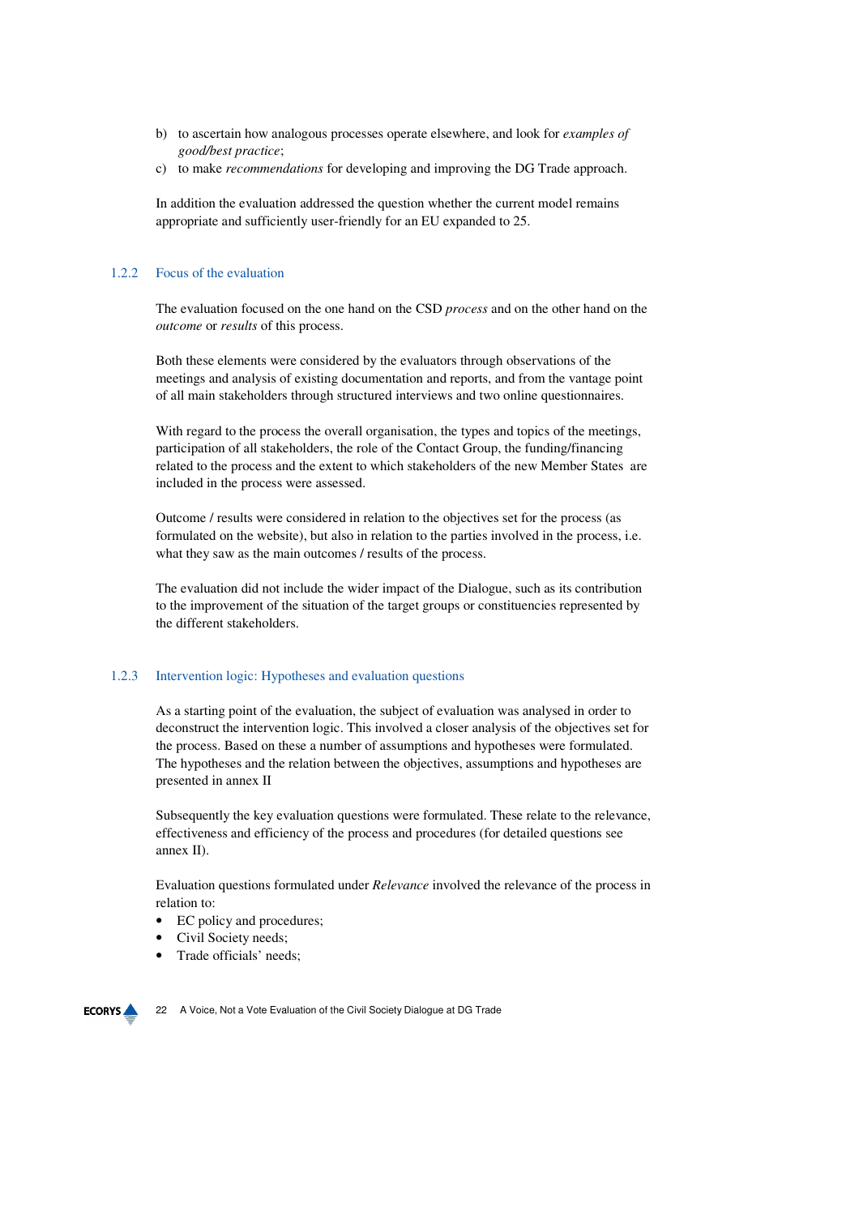b) to ascertain how analogous processes operate elsewhere, and look for *examples of good/best practice*;
c) to make *recommendations* for developing and improving the DG Trade approach.

In addition the evaluation addressed the question whether the current model remains appropriate and sufficiently user-friendly for an EU expanded to 25.

### 1.2.2 Focus of the evaluation

The evaluation focused on the one hand on the CSD *process* and on the other hand on the *outcome* or *results* of this process.

Both these elements were considered by the evaluators through observations of the meetings and analysis of existing documentation and reports, and from the vantage point of all main stakeholders through structured interviews and two online questionnaires.

With regard to the process the overall organisation, the types and topics of the meetings, participation of all stakeholders, the role of the Contact Group, the funding/financing related to the process and the extent to which stakeholders of the new Member States are included in the process were assessed.

Outcome / results were considered in relation to the objectives set for the process (as formulated on the website), but also in relation to the parties involved in the process, i.e. what they saw as the main outcomes / results of the process.

The evaluation did not include the wider impact of the Dialogue, such as its contribution to the improvement of the situation of the target groups or constituencies represented by the different stakeholders.

### 1.2.3 Intervention logic: Hypotheses and evaluation questions

As a starting point of the evaluation, the subject of evaluation was analysed in order to deconstruct the intervention logic. This involved a closer analysis of the objectives set for the process. Based on these a number of assumptions and hypotheses were formulated. The hypotheses and the relation between the objectives, assumptions and hypotheses are presented in annex II

Subsequently the key evaluation questions were formulated. These relate to the relevance, effectiveness and efficiency of the process and procedures (for detailed questions see annex II).

Evaluation questions formulated under *Relevance* involved the relevance of the process in relation to:

- EC policy and procedures;
- Civil Society needs;
- Trade officials' needs;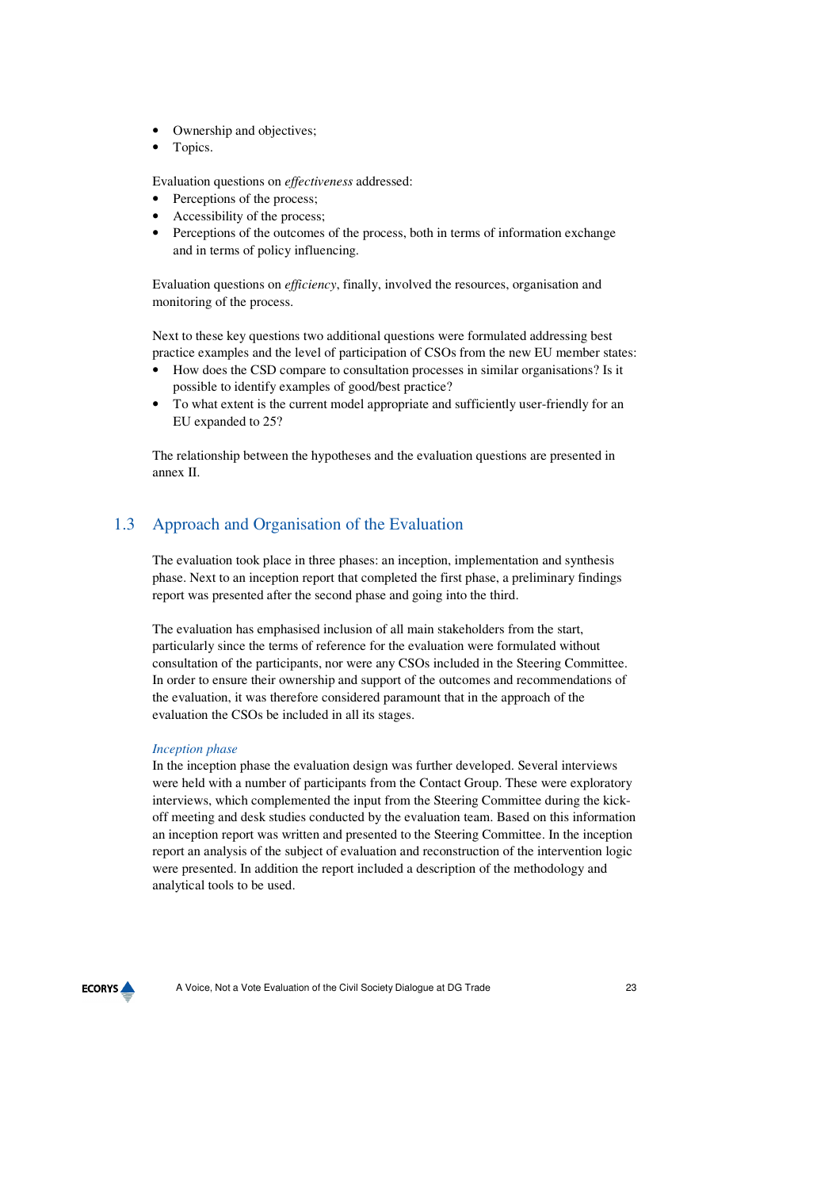- Ownership and objectives;
- Topics.

Evaluation questions on *effectiveness* addressed:

- Perceptions of the process;
- Accessibility of the process;
- Perceptions of the outcomes of the process, both in terms of information exchange and in terms of policy influencing.

Evaluation questions on *efficiency*, finally, involved the resources, organisation and monitoring of the process.

Next to these key questions two additional questions were formulated addressing best practice examples and the level of participation of CSOs from the new EU member states:

- How does the CSD compare to consultation processes in similar organisations? Is it possible to identify examples of good/best practice?
- To what extent is the current model appropriate and sufficiently user-friendly for an EU expanded to 25?

The relationship between the hypotheses and the evaluation questions are presented in annex II.

## 1.3 Approach and Organisation of the Evaluation

The evaluation took place in three phases: an inception, implementation and synthesis phase. Next to an inception report that completed the first phase, a preliminary findings report was presented after the second phase and going into the third.

The evaluation has emphasised inclusion of all main stakeholders from the start, particularly since the terms of reference for the evaluation were formulated without consultation of the participants, nor were any CSOs included in the Steering Committee. In order to ensure their ownership and support of the outcomes and recommendations of the evaluation, it was therefore considered paramount that in the approach of the evaluation the CSOs be included in all its stages.

*Inception phase*

In the inception phase the evaluation design was further developed. Several interviews were held with a number of participants from the Contact Group. These were exploratory interviews, which complemented the input from the Steering Committee during the kick-off meeting and desk studies conducted by the evaluation team. Based on this information an inception report was written and presented to the Steering Committee. In the inception report an analysis of the subject of evaluation and reconstruction of the intervention logic were presented. In addition the report included a description of the methodology and analytical tools to be used.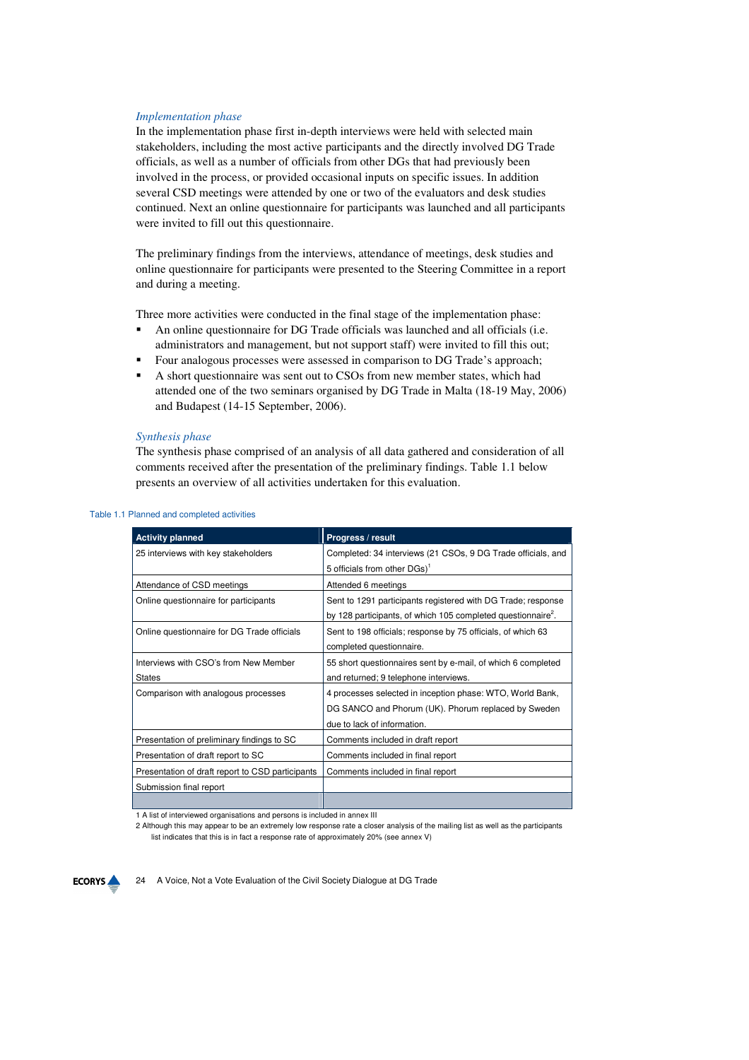*Implementation phase*

In the implementation phase first in-depth interviews were held with selected main stakeholders, including the most active participants and the directly involved DG Trade officials, as well as a number of officials from other DGs that had previously been involved in the process, or provided occasional inputs on specific issues. In addition several CSD meetings were attended by one or two of the evaluators and desk studies continued. Next an online questionnaire for participants was launched and all participants were invited to fill out this questionnaire.

The preliminary findings from the interviews, attendance of meetings, desk studies and online questionnaire for participants were presented to the Steering Committee in a report and during a meeting.

Three more activities were conducted in the final stage of the implementation phase:

- An online questionnaire for DG Trade officials was launched and all officials (i.e. administrators and management, but not support staff) were invited to fill this out;
- Four analogous processes were assessed in comparison to DG Trade's approach;
- A short questionnaire was sent out to CSOs from new member states, which had attended one of the two seminars organised by DG Trade in Malta (18-19 May, 2006) and Budapest (14-15 September, 2006).

*Synthesis phase*

The synthesis phase comprised of an analysis of all data gathered and consideration of all comments received after the presentation of the preliminary findings. Table 1.1 below presents an overview of all activities undertaken for this evaluation.

Table 1.1 Planned and completed activities

| Activity planned | Progress / result |
|---|---|
| 25 interviews with key stakeholders | Completed: 34 interviews (21 CSOs, 9 DG Trade officials, and 5 officials from other DGs)[1] |
| Attendance of CSD meetings | Attended 6 meetings |
| Online questionnaire for participants | Sent to 1291 participants registered with DG Trade; response by 128 participants, of which 105 completed questionnaire[2]. |
| Online questionnaire for DG Trade officials | Sent to 198 officials; response by 75 officials, of which 63 completed questionnaire. |
| Interviews with CSO's from New Member States | 55 short questionnaires sent by e-mail, of which 6 completed and returned; 9 telephone interviews. |
| Comparison with analogous processes | 4 processes selected in inception phase: WTO, World Bank, DG SANCO and Phorum (UK). Phorum replaced by Sweden due to lack of information. |
| Presentation of preliminary findings to SC | Comments included in draft report |
| Presentation of draft report to SC | Comments included in final report |
| Presentation of draft report to CSD participants | Comments included in final report |
| Submission final report | |

1 A list of interviewed organisations and persons is included in annex III

2 Although this may appear to be an extremely low response rate a closer analysis of the mailing list as well as the participants list indicates that this is in fact a response rate of approximately 20% (see annex V)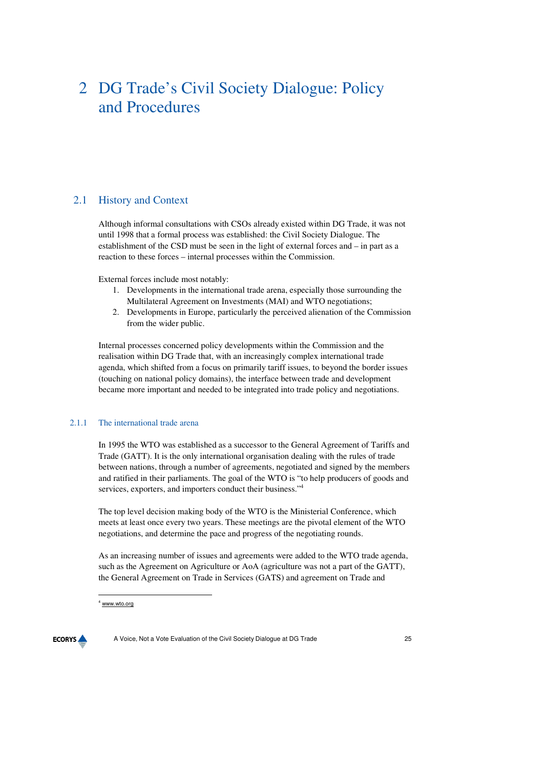# 2 DG Trade's Civil Society Dialogue: Policy and Procedures

## 2.1 History and Context

Although informal consultations with CSOs already existed within DG Trade, it was not until 1998 that a formal process was established: the Civil Society Dialogue. The establishment of the CSD must be seen in the light of external forces and – in part as a reaction to these forces – internal processes within the Commission.

External forces include most notably:

1. Developments in the international trade arena, especially those surrounding the Multilateral Agreement on Investments (MAI) and WTO negotiations;
2. Developments in Europe, particularly the perceived alienation of the Commission from the wider public.

Internal processes concerned policy developments within the Commission and the realisation within DG Trade that, with an increasingly complex international trade agenda, which shifted from a focus on primarily tariff issues, to beyond the border issues (touching on national policy domains), the interface between trade and development became more important and needed to be integrated into trade policy and negotiations.

### 2.1.1 The international trade arena

In 1995 the WTO was established as a successor to the General Agreement of Tariffs and Trade (GATT). It is the only international organisation dealing with the rules of trade between nations, through a number of agreements, negotiated and signed by the members and ratified in their parliaments. The goal of the WTO is "to help producers of goods and services, exporters, and importers conduct their business."[4]

The top level decision making body of the WTO is the Ministerial Conference, which meets at least once every two years. These meetings are the pivotal element of the WTO negotiations, and determine the pace and progress of the negotiating rounds.

As an increasing number of issues and agreements were added to the WTO trade agenda, such as the Agreement on Agriculture or AoA (agriculture was not a part of the GATT), the General Agreement on Trade in Services (GATS) and agreement on Trade and

[4] www.wto.org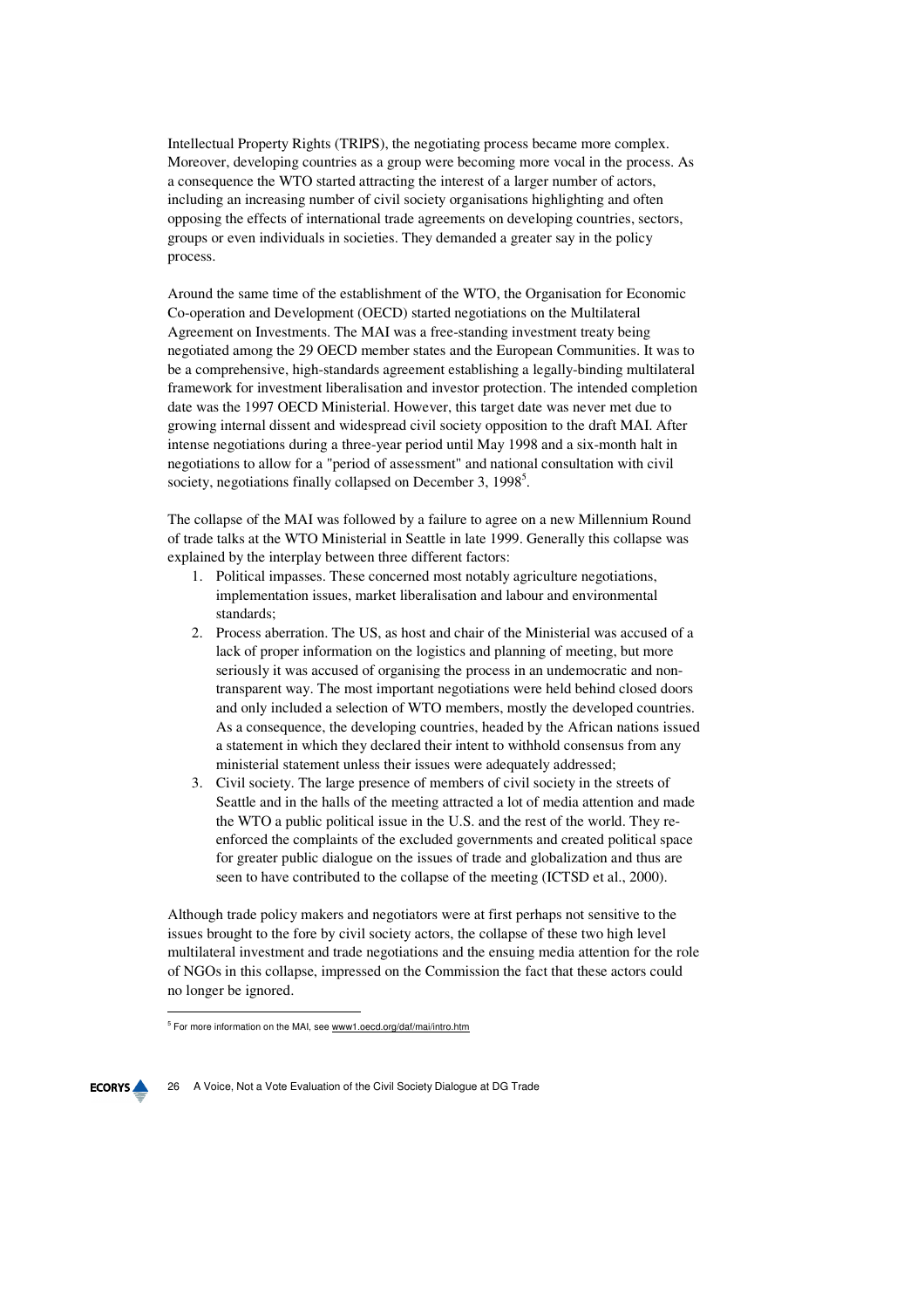Intellectual Property Rights (TRIPS), the negotiating process became more complex. Moreover, developing countries as a group were becoming more vocal in the process. As a consequence the WTO started attracting the interest of a larger number of actors, including an increasing number of civil society organisations highlighting and often opposing the effects of international trade agreements on developing countries, sectors, groups or even individuals in societies. They demanded a greater say in the policy process.

Around the same time of the establishment of the WTO, the Organisation for Economic Co-operation and Development (OECD) started negotiations on the Multilateral Agreement on Investments. The MAI was a free-standing investment treaty being negotiated among the 29 OECD member states and the European Communities. It was to be a comprehensive, high-standards agreement establishing a legally-binding multilateral framework for investment liberalisation and investor protection. The intended completion date was the 1997 OECD Ministerial. However, this target date was never met due to growing internal dissent and widespread civil society opposition to the draft MAI. After intense negotiations during a three-year period until May 1998 and a six-month halt in negotiations to allow for a "period of assessment" and national consultation with civil society, negotiations finally collapsed on December 3, 1998[5].

The collapse of the MAI was followed by a failure to agree on a new Millennium Round of trade talks at the WTO Ministerial in Seattle in late 1999. Generally this collapse was explained by the interplay between three different factors:

1. Political impasses. These concerned most notably agriculture negotiations, implementation issues, market liberalisation and labour and environmental standards;
2. Process aberration. The US, as host and chair of the Ministerial was accused of a lack of proper information on the logistics and planning of meeting, but more seriously it was accused of organising the process in an undemocratic and non-transparent way. The most important negotiations were held behind closed doors and only included a selection of WTO members, mostly the developed countries. As a consequence, the developing countries, headed by the African nations issued a statement in which they declared their intent to withhold consensus from any ministerial statement unless their issues were adequately addressed;
3. Civil society. The large presence of members of civil society in the streets of Seattle and in the halls of the meeting attracted a lot of media attention and made the WTO a public political issue in the U.S. and the rest of the world. They re-enforced the complaints of the excluded governments and created political space for greater public dialogue on the issues of trade and globalization and thus are seen to have contributed to the collapse of the meeting (ICTSD et al., 2000).

Although trade policy makers and negotiators were at first perhaps not sensitive to the issues brought to the fore by civil society actors, the collapse of these two high level multilateral investment and trade negotiations and the ensuing media attention for the role of NGOs in this collapse, impressed on the Commission the fact that these actors could no longer be ignored.

[5] For more information on the MAI, see www1.oecd.org/daf/mai/intro.htm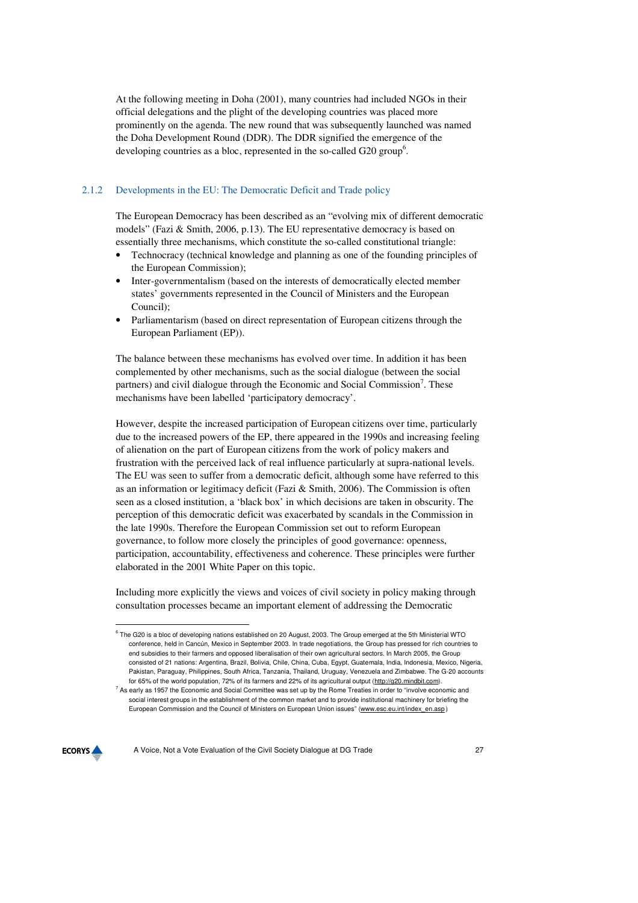At the following meeting in Doha (2001), many countries had included NGOs in their official delegations and the plight of the developing countries was placed more prominently on the agenda. The new round that was subsequently launched was named the Doha Development Round (DDR). The DDR signified the emergence of the developing countries as a bloc, represented in the so-called G20 group[6].

### 2.1.2 Developments in the EU: The Democratic Deficit and Trade policy

The European Democracy has been described as an "evolving mix of different democratic models" (Fazi & Smith, 2006, p.13). The EU representative democracy is based on essentially three mechanisms, which constitute the so-called constitutional triangle:

- Technocracy (technical knowledge and planning as one of the founding principles of the European Commission);
- Inter-governmentalism (based on the interests of democratically elected member states' governments represented in the Council of Ministers and the European Council);
- Parliamentarism (based on direct representation of European citizens through the European Parliament (EP)).

The balance between these mechanisms has evolved over time. In addition it has been complemented by other mechanisms, such as the social dialogue (between the social partners) and civil dialogue through the Economic and Social Commission[7]. These mechanisms have been labelled 'participatory democracy'.

However, despite the increased participation of European citizens over time, particularly due to the increased powers of the EP, there appeared in the 1990s and increasing feeling of alienation on the part of European citizens from the work of policy makers and frustration with the perceived lack of real influence particularly at supra-national levels. The EU was seen to suffer from a democratic deficit, although some have referred to this as an information or legitimacy deficit (Fazi & Smith, 2006). The Commission is often seen as a closed institution, a 'black box' in which decisions are taken in obscurity. The perception of this democratic deficit was exacerbated by scandals in the Commission in the late 1990s. Therefore the European Commission set out to reform European governance, to follow more closely the principles of good governance: openness, participation, accountability, effectiveness and coherence. These principles were further elaborated in the 2001 White Paper on this topic.

Including more explicitly the views and voices of civil society in policy making through consultation processes became an important element of addressing the Democratic

---

[6] The G20 is a bloc of developing nations established on 20 August, 2003. The Group emerged at the 5th Ministerial WTO conference, held in Cancún, Mexico in September 2003. In trade negotiations, the Group has pressed for rich countries to end subsidies to their farmers and opposed liberalisation of their own agricultural sectors. In March 2005, the Group consisted of 21 nations: Argentina, Brazil, Bolivia, Chile, China, Cuba, Egypt, Guatemala, India, Indonesia, Mexico, Nigeria, Pakistan, Paraguay, Philippines, South Africa, Tanzania, Thailand, Uruguay, Venezuela and Zimbabwe. The G-20 accounts for 65% of the world population, 72% of its farmers and 22% of its agricultural output (http://g20.mindbit.com).

[7] As early as 1957 the Economic and Social Committee was set up by the Rome Treaties in order to "involve economic and social interest groups in the establishment of the common market and to provide institutional machinery for briefing the European Commission and the Council of Ministers on European Union issues" (www.esc.eu.int/index_en.asp)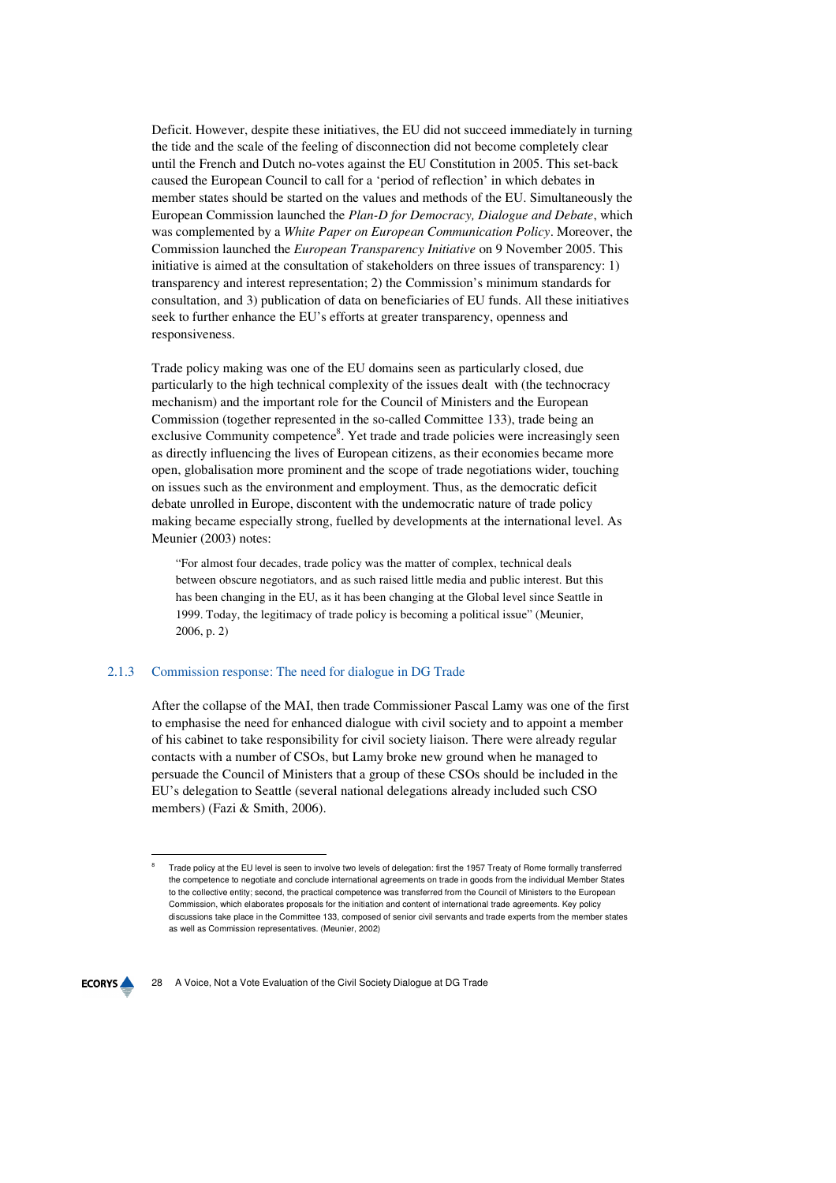Deficit. However, despite these initiatives, the EU did not succeed immediately in turning the tide and the scale of the feeling of disconnection did not become completely clear until the French and Dutch no-votes against the EU Constitution in 2005. This set-back caused the European Council to call for a 'period of reflection' in which debates in member states should be started on the values and methods of the EU. Simultaneously the European Commission launched the *Plan-D for Democracy, Dialogue and Debate*, which was complemented by a *White Paper on European Communication Policy*. Moreover, the Commission launched the *European Transparency Initiative* on 9 November 2005. This initiative is aimed at the consultation of stakeholders on three issues of transparency: 1) transparency and interest representation; 2) the Commission's minimum standards for consultation, and 3) publication of data on beneficiaries of EU funds. All these initiatives seek to further enhance the EU's efforts at greater transparency, openness and responsiveness.

Trade policy making was one of the EU domains seen as particularly closed, due particularly to the high technical complexity of the issues dealt with (the technocracy mechanism) and the important role for the Council of Ministers and the European Commission (together represented in the so-called Committee 133), trade being an exclusive Community competence[8]. Yet trade and trade policies were increasingly seen as directly influencing the lives of European citizens, as their economies became more open, globalisation more prominent and the scope of trade negotiations wider, touching on issues such as the environment and employment. Thus, as the democratic deficit debate unrolled in Europe, discontent with the undemocratic nature of trade policy making became especially strong, fuelled by developments at the international level. As Meunier (2003) notes:

> "For almost four decades, trade policy was the matter of complex, technical deals between obscure negotiators, and as such raised little media and public interest. But this has been changing in the EU, as it has been changing at the Global level since Seattle in 1999. Today, the legitimacy of trade policy is becoming a political issue" (Meunier, 2006, p. 2)

### 2.1.3 Commission response: The need for dialogue in DG Trade

After the collapse of the MAI, then trade Commissioner Pascal Lamy was one of the first to emphasise the need for enhanced dialogue with civil society and to appoint a member of his cabinet to take responsibility for civil society liaison. There were already regular contacts with a number of CSOs, but Lamy broke new ground when he managed to persuade the Council of Ministers that a group of these CSOs should be included in the EU's delegation to Seattle (several national delegations already included such CSO members) (Fazi & Smith, 2006).

[8] Trade policy at the EU level is seen to involve two levels of delegation: first the 1957 Treaty of Rome formally transferred the competence to negotiate and conclude international agreements on trade in goods from the individual Member States to the collective entity; second, the practical competence was transferred from the Council of Ministers to the European Commission, which elaborates proposals for the initiation and content of international trade agreements. Key policy discussions take place in the Committee 133, composed of senior civil servants and trade experts from the member states as well as Commission representatives. (Meunier, 2002)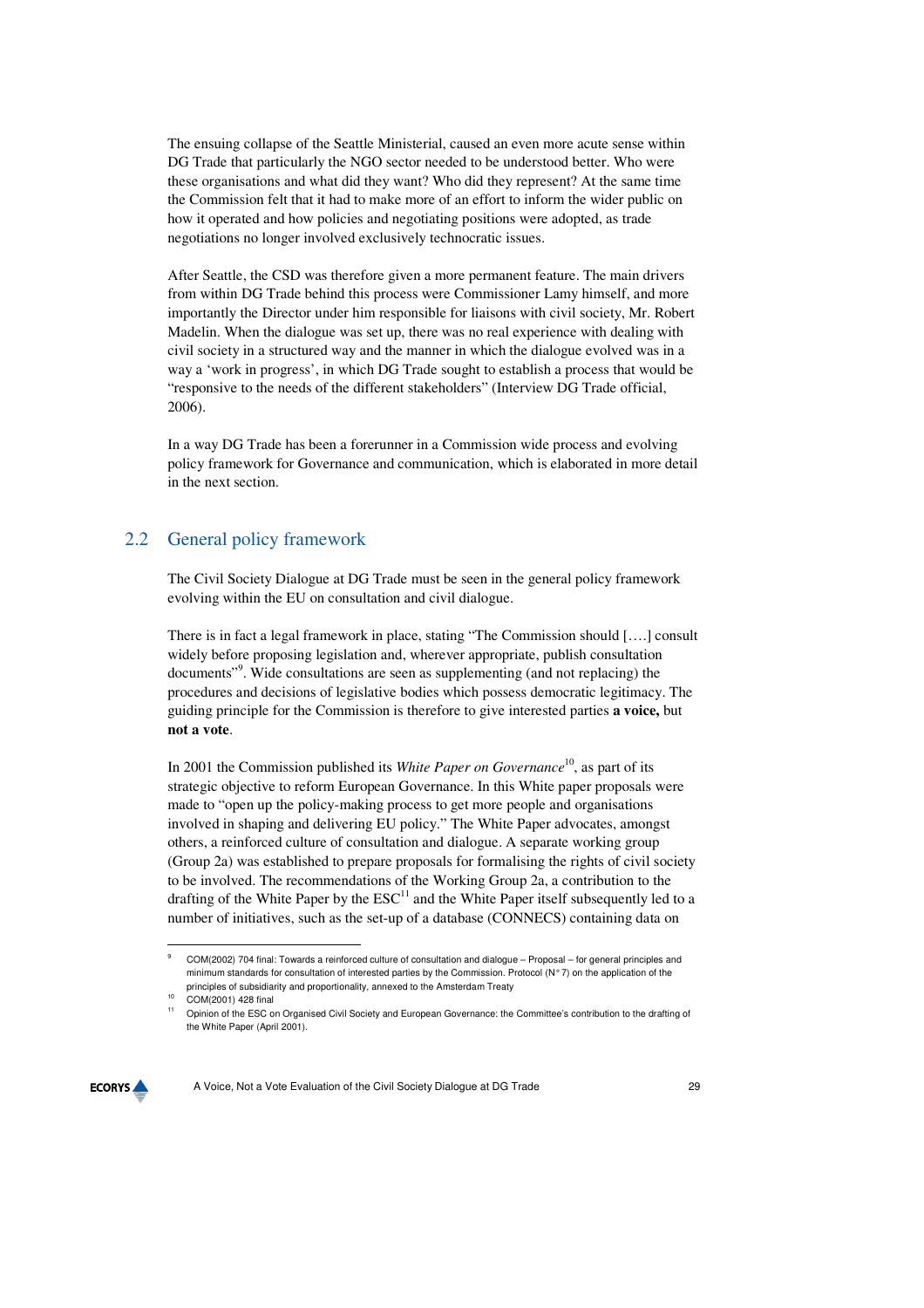The ensuing collapse of the Seattle Ministerial, caused an even more acute sense within DG Trade that particularly the NGO sector needed to be understood better. Who were these organisations and what did they want? Who did they represent? At the same time the Commission felt that it had to make more of an effort to inform the wider public on how it operated and how policies and negotiating positions were adopted, as trade negotiations no longer involved exclusively technocratic issues.

After Seattle, the CSD was therefore given a more permanent feature. The main drivers from within DG Trade behind this process were Commissioner Lamy himself, and more importantly the Director under him responsible for liaisons with civil society, Mr. Robert Madelin. When the dialogue was set up, there was no real experience with dealing with civil society in a structured way and the manner in which the dialogue evolved was in a way a 'work in progress', in which DG Trade sought to establish a process that would be "responsive to the needs of the different stakeholders" (Interview DG Trade official, 2006).

In a way DG Trade has been a forerunner in a Commission wide process and evolving policy framework for Governance and communication, which is elaborated in more detail in the next section.

## 2.2 General policy framework

The Civil Society Dialogue at DG Trade must be seen in the general policy framework evolving within the EU on consultation and civil dialogue.

There is in fact a legal framework in place, stating "The Commission should [….] consult widely before proposing legislation and, wherever appropriate, publish consultation documents"[9]. Wide consultations are seen as supplementing (and not replacing) the procedures and decisions of legislative bodies which possess democratic legitimacy. The guiding principle for the Commission is therefore to give interested parties **a voice,** but **not a vote**.

In 2001 the Commission published its *White Paper on Governance*[10], as part of its strategic objective to reform European Governance. In this White paper proposals were made to "open up the policy-making process to get more people and organisations involved in shaping and delivering EU policy." The White Paper advocates, amongst others, a reinforced culture of consultation and dialogue. A separate working group (Group 2a) was established to prepare proposals for formalising the rights of civil society to be involved. The recommendations of the Working Group 2a, a contribution to the drafting of the White Paper by the ESC[11] and the White Paper itself subsequently led to a number of initiatives, such as the set-up of a database (CONNECS) containing data on

---

[9] COM(2002) 704 final: Towards a reinforced culture of consultation and dialogue – Proposal – for general principles and minimum standards for consultation of interested parties by the Commission. Protocol (N° 7) on the application of the principles of subsidiarity and proportionality, annexed to the Amsterdam Treaty

[10] COM(2001) 428 final

[11] Opinion of the ESC on Organised Civil Society and European Governance: the Committee's contribution to the drafting of the White Paper (April 2001).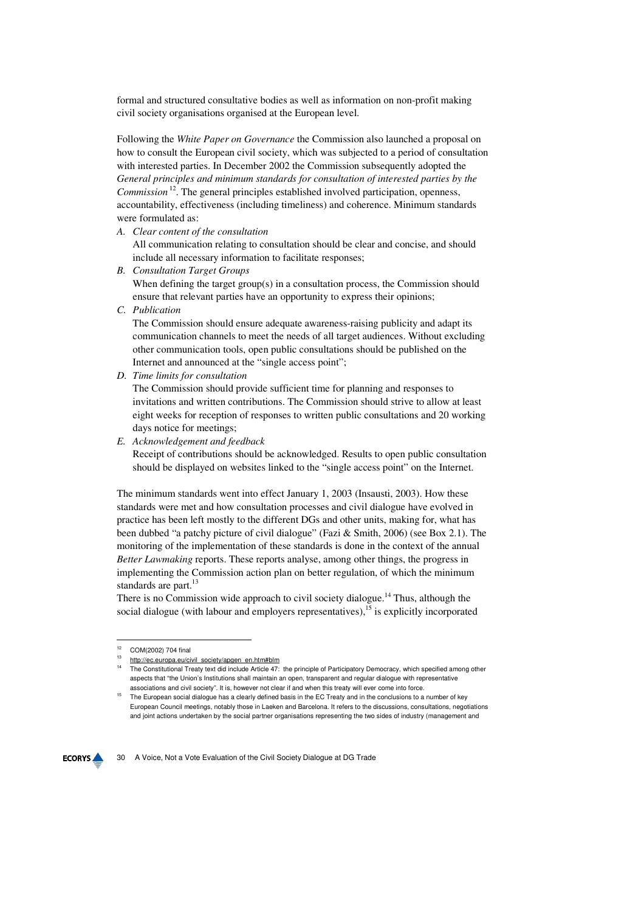formal and structured consultative bodies as well as information on non-profit making civil society organisations organised at the European level.

Following the *White Paper on Governance* the Commission also launched a proposal on how to consult the European civil society, which was subjected to a period of consultation with interested parties. In December 2002 the Commission subsequently adopted the *General principles and minimum standards for consultation of interested parties by the Commission*[12]. The general principles established involved participation, openness, accountability, effectiveness (including timeliness) and coherence. Minimum standards were formulated as:

A. *Clear content of the consultation*
   All communication relating to consultation should be clear and concise, and should include all necessary information to facilitate responses;
B. *Consultation Target Groups*
   When defining the target group(s) in a consultation process, the Commission should ensure that relevant parties have an opportunity to express their opinions;
C. *Publication*
   The Commission should ensure adequate awareness-raising publicity and adapt its communication channels to meet the needs of all target audiences. Without excluding other communication tools, open public consultations should be published on the Internet and announced at the "single access point";
D. *Time limits for consultation*
   The Commission should provide sufficient time for planning and responses to invitations and written contributions. The Commission should strive to allow at least eight weeks for reception of responses to written public consultations and 20 working days notice for meetings;
E. *Acknowledgement and feedback*
   Receipt of contributions should be acknowledged. Results to open public consultation should be displayed on websites linked to the "single access point" on the Internet.

The minimum standards went into effect January 1, 2003 (Insausti, 2003). How these standards were met and how consultation processes and civil dialogue have evolved in practice has been left mostly to the different DGs and other units, making for, what has been dubbed "a patchy picture of civil dialogue" (Fazi & Smith, 2006) (see Box 2.1). The monitoring of the implementation of these standards is done in the context of the annual *Better Lawmaking* reports. These reports analyse, among other things, the progress in implementing the Commission action plan on better regulation, of which the minimum standards are part.[13]

There is no Commission wide approach to civil society dialogue.[14] Thus, although the social dialogue (with labour and employers representatives),[15] is explicitly incorporated

---

[12] COM(2002) 704 final

[13] http://ec.europa.eu/civil_society/apgen_en.htm#blm

[14] The Constitutional Treaty text did include Article 47: the principle of Participatory Democracy, which specified among other aspects that "the Union's Institutions shall maintain an open, transparent and regular dialogue with representative associations and civil society". It is, however not clear if and when this treaty will ever come into force.

[15] The European social dialogue has a clearly defined basis in the EC Treaty and in the conclusions to a number of key European Council meetings, notably those in Laeken and Barcelona. It refers to the discussions, consultations, negotiations and joint actions undertaken by the social partner organisations representing the two sides of industry (management and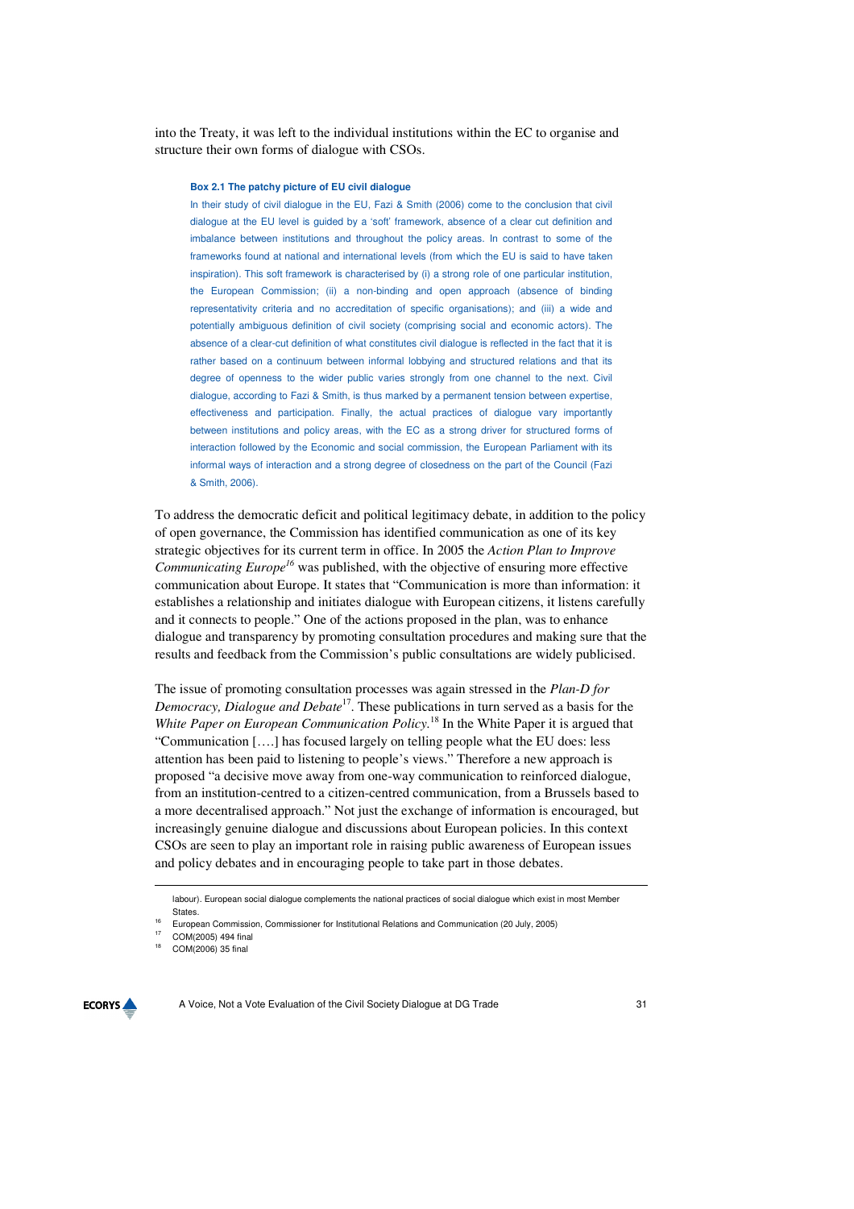into the Treaty, it was left to the individual institutions within the EC to organise and structure their own forms of dialogue with CSOs.

**Box 2.1 The patchy picture of EU civil dialogue**

In their study of civil dialogue in the EU, Fazi & Smith (2006) come to the conclusion that civil dialogue at the EU level is guided by a 'soft' framework, absence of a clear cut definition and imbalance between institutions and throughout the policy areas. In contrast to some of the frameworks found at national and international levels (from which the EU is said to have taken inspiration). This soft framework is characterised by (i) a strong role of one particular institution, the European Commission; (ii) a non-binding and open approach (absence of binding representativity criteria and no accreditation of specific organisations); and (iii) a wide and potentially ambiguous definition of civil society (comprising social and economic actors). The absence of a clear-cut definition of what constitutes civil dialogue is reflected in the fact that it is rather based on a continuum between informal lobbying and structured relations and that its degree of openness to the wider public varies strongly from one channel to the next. Civil dialogue, according to Fazi & Smith, is thus marked by a permanent tension between expertise, effectiveness and participation. Finally, the actual practices of dialogue vary importantly between institutions and policy areas, with the EC as a strong driver for structured forms of interaction followed by the Economic and social commission, the European Parliament with its informal ways of interaction and a strong degree of closedness on the part of the Council (Fazi & Smith, 2006).

To address the democratic deficit and political legitimacy debate, in addition to the policy of open governance, the Commission has identified communication as one of its key strategic objectives for its current term in office. In 2005 the *Action Plan to Improve Communicating Europe*[16] was published, with the objective of ensuring more effective communication about Europe. It states that "Communication is more than information: it establishes a relationship and initiates dialogue with European citizens, it listens carefully and it connects to people." One of the actions proposed in the plan, was to enhance dialogue and transparency by promoting consultation procedures and making sure that the results and feedback from the Commission's public consultations are widely publicised.

The issue of promoting consultation processes was again stressed in the *Plan-D for Democracy, Dialogue and Debate*[17]. These publications in turn served as a basis for the *White Paper on European Communication Policy.*[18] In the White Paper it is argued that "Communication [….] has focused largely on telling people what the EU does: less attention has been paid to listening to people's views." Therefore a new approach is proposed "a decisive move away from one-way communication to reinforced dialogue, from an institution-centred to a citizen-centred communication, from a Brussels based to a more decentralised approach." Not just the exchange of information is encouraged, but increasingly genuine dialogue and discussions about European policies. In this context CSOs are seen to play an important role in raising public awareness of European issues and policy debates and in encouraging people to take part in those debates.

---

labour). European social dialogue complements the national practices of social dialogue which exist in most Member States.

[16] European Commission, Commissioner for Institutional Relations and Communication (20 July, 2005)

[17] COM(2005) 494 final

[18] COM(2006) 35 final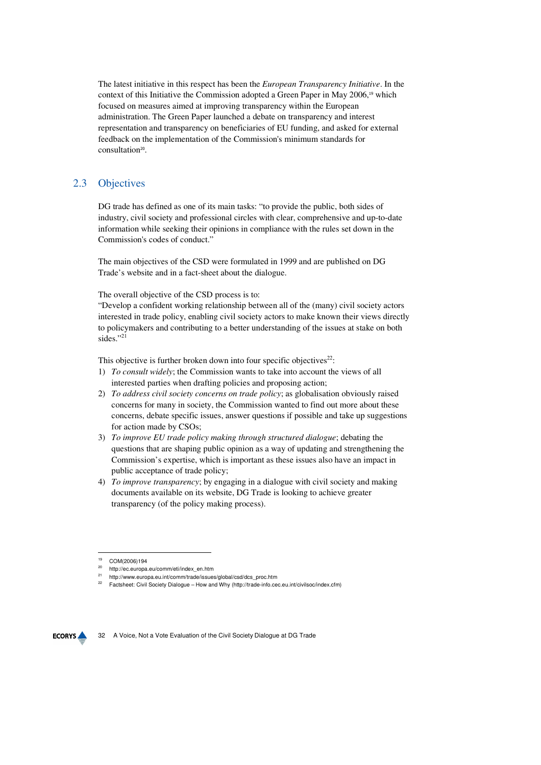The latest initiative in this respect has been the *European Transparency Initiative*. In the context of this Initiative the Commission adopted a Green Paper in May 2006,[19] which focused on measures aimed at improving transparency within the European administration. The Green Paper launched a debate on transparency and interest representation and transparency on beneficiaries of EU funding, and asked for external feedback on the implementation of the Commission's minimum standards for consultation[20].

## 2.3 Objectives

DG trade has defined as one of its main tasks: "to provide the public, both sides of industry, civil society and professional circles with clear, comprehensive and up-to-date information while seeking their opinions in compliance with the rules set down in the Commission's codes of conduct."

The main objectives of the CSD were formulated in 1999 and are published on DG Trade's website and in a fact-sheet about the dialogue.

The overall objective of the CSD process is to:
"Develop a confident working relationship between all of the (many) civil society actors interested in trade policy, enabling civil society actors to make known their views directly to policymakers and contributing to a better understanding of the issues at stake on both sides."[21]

This objective is further broken down into four specific objectives[22]:

1) *To consult widely*; the Commission wants to take into account the views of all interested parties when drafting policies and proposing action;
2) *To address civil society concerns on trade policy*; as globalisation obviously raised concerns for many in society, the Commission wanted to find out more about these concerns, debate specific issues, answer questions if possible and take up suggestions for action made by CSOs;
3) *To improve EU trade policy making through structured dialogue*; debating the questions that are shaping public opinion as a way of updating and strengthening the Commission's expertise, which is important as these issues also have an impact in public acceptance of trade policy;
4) *To improve transparency*; by engaging in a dialogue with civil society and making documents available on its website, DG Trade is looking to achieve greater transparency (of the policy making process).

---

[19] COM(2006)194

[20] http://ec.europa.eu/comm/eti/index_en.htm

[21] http://www.europa.eu.int/comm/trade/issues/global/csd/dcs_proc.htm

[22] Factsheet: Civil Society Dialogue – How and Why (http://trade-info.cec.eu.int/civilsoc/index.cfm)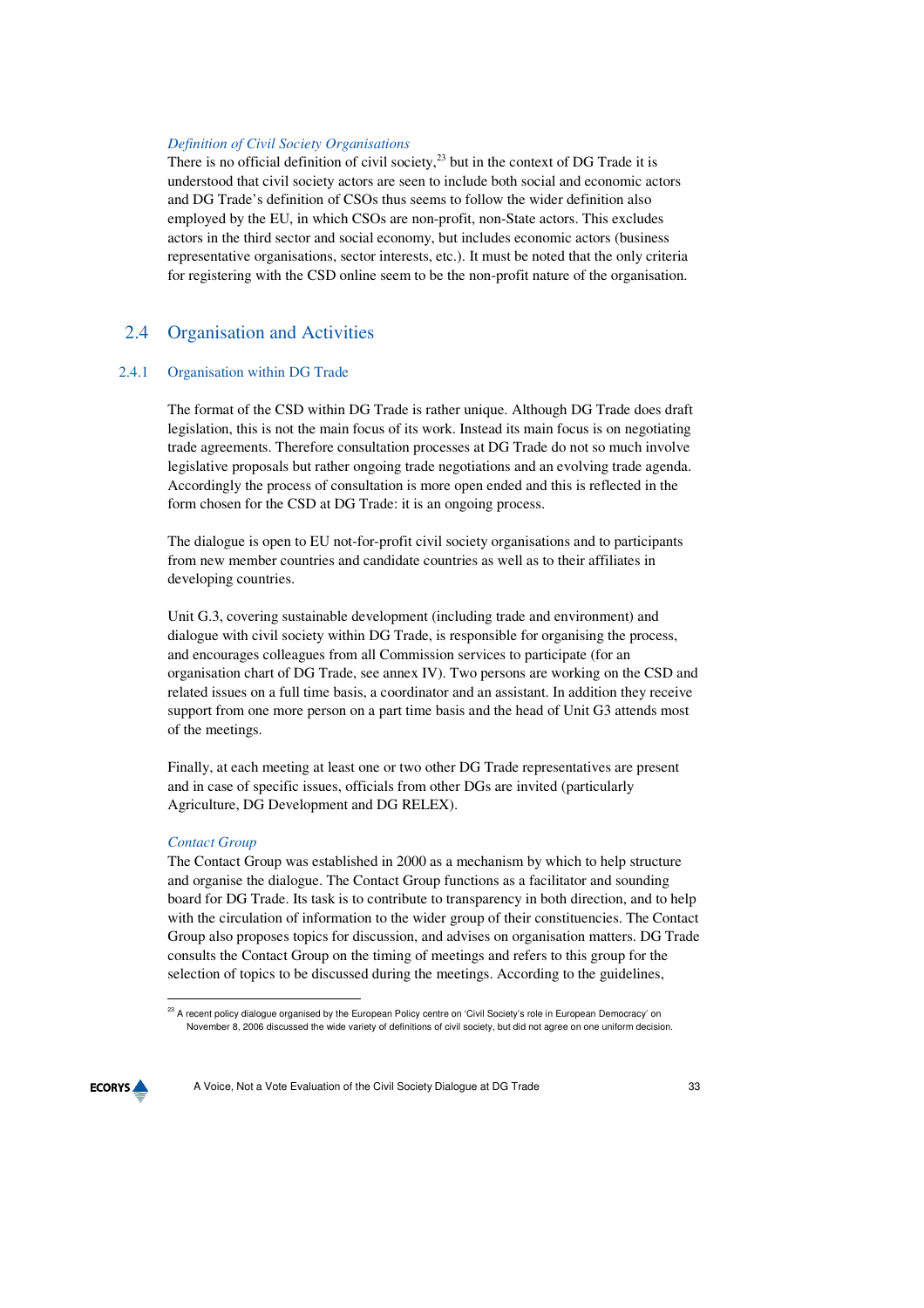*Definition of Civil Society Organisations*

There is no official definition of civil society,[23] but in the context of DG Trade it is understood that civil society actors are seen to include both social and economic actors and DG Trade's definition of CSOs thus seems to follow the wider definition also employed by the EU, in which CSOs are non-profit, non-State actors. This excludes actors in the third sector and social economy, but includes economic actors (business representative organisations, sector interests, etc.). It must be noted that the only criteria for registering with the CSD online seem to be the non-profit nature of the organisation.

## 2.4 Organisation and Activities

### 2.4.1 Organisation within DG Trade

The format of the CSD within DG Trade is rather unique. Although DG Trade does draft legislation, this is not the main focus of its work. Instead its main focus is on negotiating trade agreements. Therefore consultation processes at DG Trade do not so much involve legislative proposals but rather ongoing trade negotiations and an evolving trade agenda. Accordingly the process of consultation is more open ended and this is reflected in the form chosen for the CSD at DG Trade: it is an ongoing process.

The dialogue is open to EU not-for-profit civil society organisations and to participants from new member countries and candidate countries as well as to their affiliates in developing countries.

Unit G.3, covering sustainable development (including trade and environment) and dialogue with civil society within DG Trade, is responsible for organising the process, and encourages colleagues from all Commission services to participate (for an organisation chart of DG Trade, see annex IV). Two persons are working on the CSD and related issues on a full time basis, a coordinator and an assistant. In addition they receive support from one more person on a part time basis and the head of Unit G3 attends most of the meetings.

Finally, at each meeting at least one or two other DG Trade representatives are present and in case of specific issues, officials from other DGs are invited (particularly Agriculture, DG Development and DG RELEX).

*Contact Group*

The Contact Group was established in 2000 as a mechanism by which to help structure and organise the dialogue. The Contact Group functions as a facilitator and sounding board for DG Trade. Its task is to contribute to transparency in both direction, and to help with the circulation of information to the wider group of their constituencies. The Contact Group also proposes topics for discussion, and advises on organisation matters. DG Trade consults the Contact Group on the timing of meetings and refers to this group for the selection of topics to be discussed during the meetings. According to the guidelines,

[23] A recent policy dialogue organised by the European Policy centre on 'Civil Society's role in European Democracy' on November 8, 2006 discussed the wide variety of definitions of civil society, but did not agree on one uniform decision.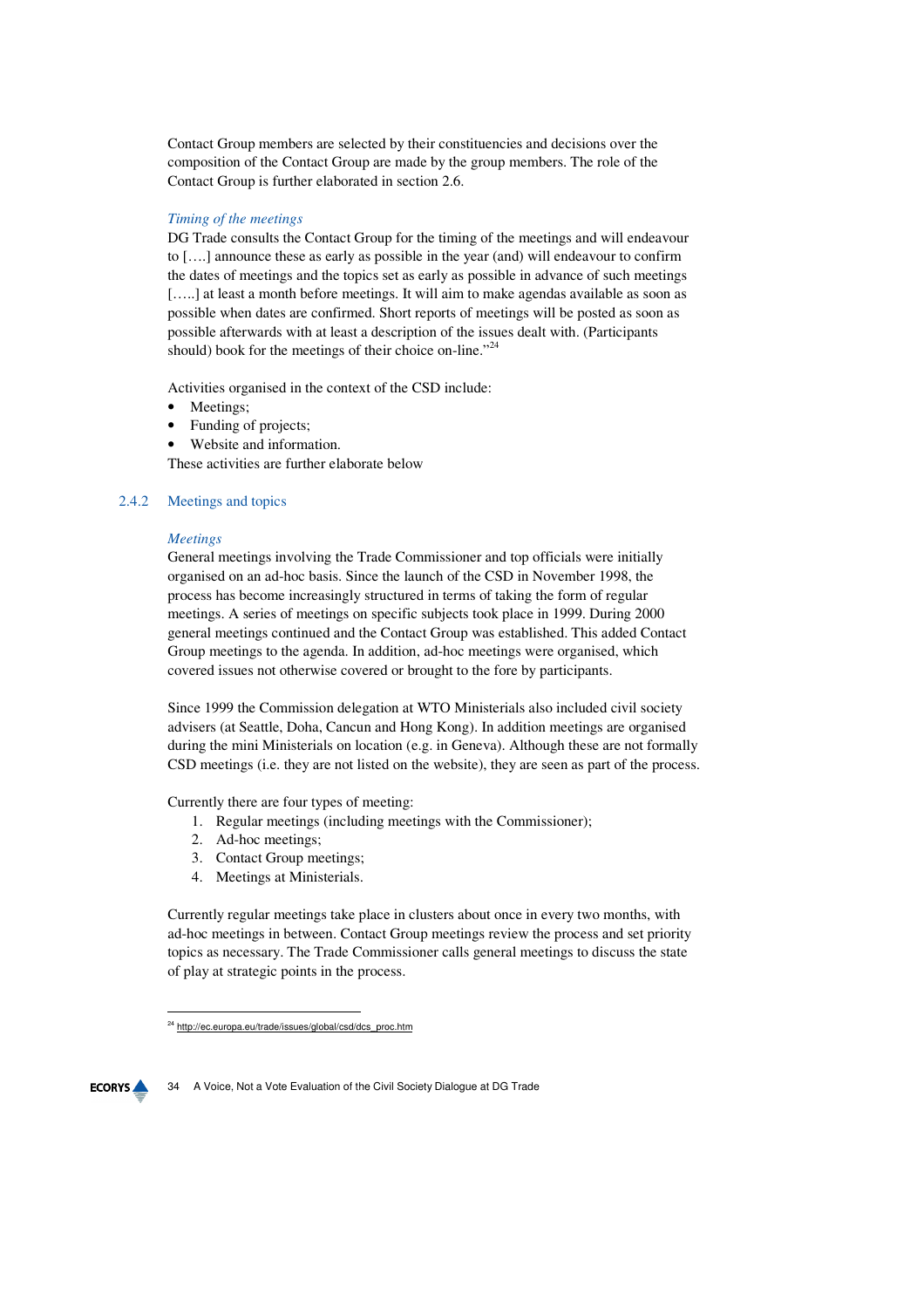Contact Group members are selected by their constituencies and decisions over the composition of the Contact Group are made by the group members. The role of the Contact Group is further elaborated in section 2.6.

*Timing of the meetings*

DG Trade consults the Contact Group for the timing of the meetings and will endeavour to [….] announce these as early as possible in the year (and) will endeavour to confirm the dates of meetings and the topics set as early as possible in advance of such meetings […..] at least a month before meetings. It will aim to make agendas available as soon as possible when dates are confirmed. Short reports of meetings will be posted as soon as possible afterwards with at least a description of the issues dealt with. (Participants should) book for the meetings of their choice on-line."[24]

Activities organised in the context of the CSD include:

- Meetings;
- Funding of projects;
- Website and information.

These activities are further elaborate below

### 2.4.2 Meetings and topics

*Meetings*

General meetings involving the Trade Commissioner and top officials were initially organised on an ad-hoc basis. Since the launch of the CSD in November 1998, the process has become increasingly structured in terms of taking the form of regular meetings. A series of meetings on specific subjects took place in 1999. During 2000 general meetings continued and the Contact Group was established. This added Contact Group meetings to the agenda. In addition, ad-hoc meetings were organised, which covered issues not otherwise covered or brought to the fore by participants.

Since 1999 the Commission delegation at WTO Ministerials also included civil society advisers (at Seattle, Doha, Cancun and Hong Kong). In addition meetings are organised during the mini Ministerials on location (e.g. in Geneva). Although these are not formally CSD meetings (i.e. they are not listed on the website), they are seen as part of the process.

Currently there are four types of meeting:

1. Regular meetings (including meetings with the Commissioner);
2. Ad-hoc meetings;
3. Contact Group meetings;
4. Meetings at Ministerials.

Currently regular meetings take place in clusters about once in every two months, with ad-hoc meetings in between. Contact Group meetings review the process and set priority topics as necessary. The Trade Commissioner calls general meetings to discuss the state of play at strategic points in the process.

[24] http://ec.europa.eu/trade/issues/global/csd/dcs_proc.htm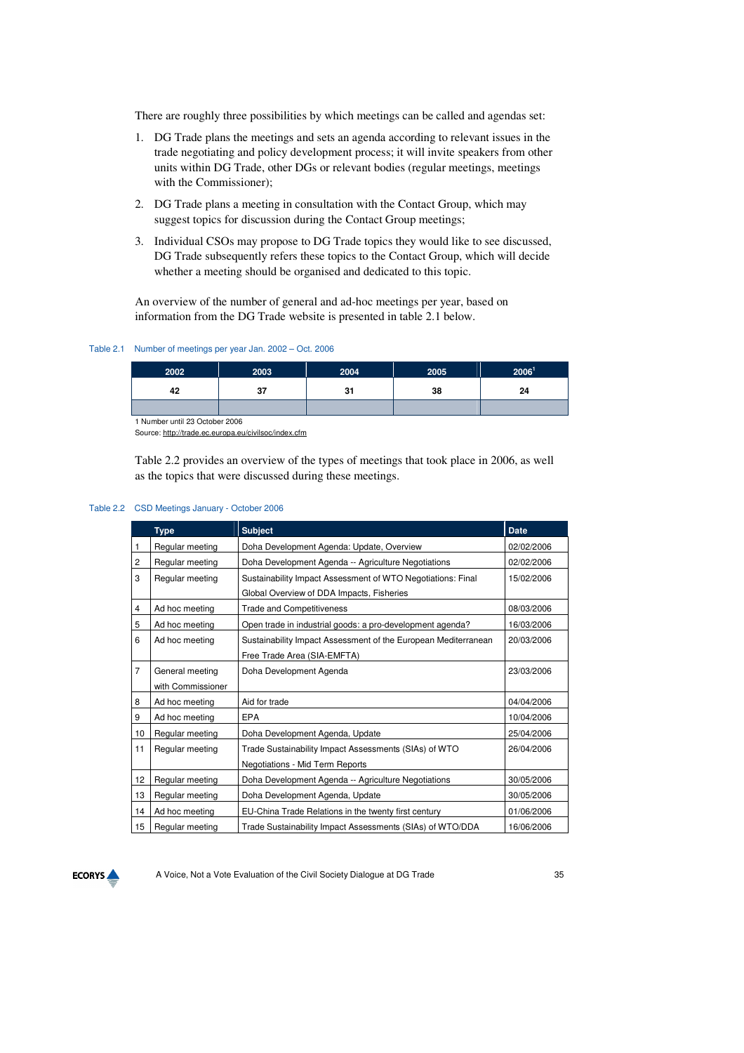There are roughly three possibilities by which meetings can be called and agendas set:

1. DG Trade plans the meetings and sets an agenda according to relevant issues in the trade negotiating and policy development process; it will invite speakers from other units within DG Trade, other DGs or relevant bodies (regular meetings, meetings with the Commissioner);
2. DG Trade plans a meeting in consultation with the Contact Group, which may suggest topics for discussion during the Contact Group meetings;
3. Individual CSOs may propose to DG Trade topics they would like to see discussed, DG Trade subsequently refers these topics to the Contact Group, which will decide whether a meeting should be organised and dedicated to this topic.

An overview of the number of general and ad-hoc meetings per year, based on information from the DG Trade website is presented in table 2.1 below.

Table 2.1 Number of meetings per year Jan. 2002 – Oct. 2006

| 2002 | 2003 | 2004 | 2005 | 2006[1] |
|---|---|---|---|---|
| 42 | 37 | 31 | 38 | 24 |
| | | | | |

1 Number until 23 October 2006

Source: http://trade.ec.europa.eu/civilsoc/index.cfm

Table 2.2 provides an overview of the types of meetings that took place in 2006, as well as the topics that were discussed during these meetings.

Table 2.2 CSD Meetings January - October 2006

| | Type | Subject | Date |
|---|---|---|---|
| 1 | Regular meeting | Doha Development Agenda: Update, Overview | 02/02/2006 |
| 2 | Regular meeting | Doha Development Agenda -- Agriculture Negotiations | 02/02/2006 |
| 3 | Regular meeting | Sustainability Impact Assessment of WTO Negotiations: Final Global Overview of DDA Impacts, Fisheries | 15/02/2006 |
| 4 | Ad hoc meeting | Trade and Competitiveness | 08/03/2006 |
| 5 | Ad hoc meeting | Open trade in industrial goods: a pro-development agenda? | 16/03/2006 |
| 6 | Ad hoc meeting | Sustainability Impact Assessment of the European Mediterranean Free Trade Area (SIA-EMFTA) | 20/03/2006 |
| 7 | General meeting with Commissioner | Doha Development Agenda | 23/03/2006 |
| 8 | Ad hoc meeting | Aid for trade | 04/04/2006 |
| 9 | Ad hoc meeting | EPA | 10/04/2006 |
| 10 | Regular meeting | Doha Development Agenda, Update | 25/04/2006 |
| 11 | Regular meeting | Trade Sustainability Impact Assessments (SIAs) of WTO Negotiations - Mid Term Reports | 26/04/2006 |
| 12 | Regular meeting | Doha Development Agenda -- Agriculture Negotiations | 30/05/2006 |
| 13 | Regular meeting | Doha Development Agenda, Update | 30/05/2006 |
| 14 | Ad hoc meeting | EU-China Trade Relations in the twenty first century | 01/06/2006 |
| 15 | Regular meeting | Trade Sustainability Impact Assessments (SIAs) of WTO/DDA | 16/06/2006 |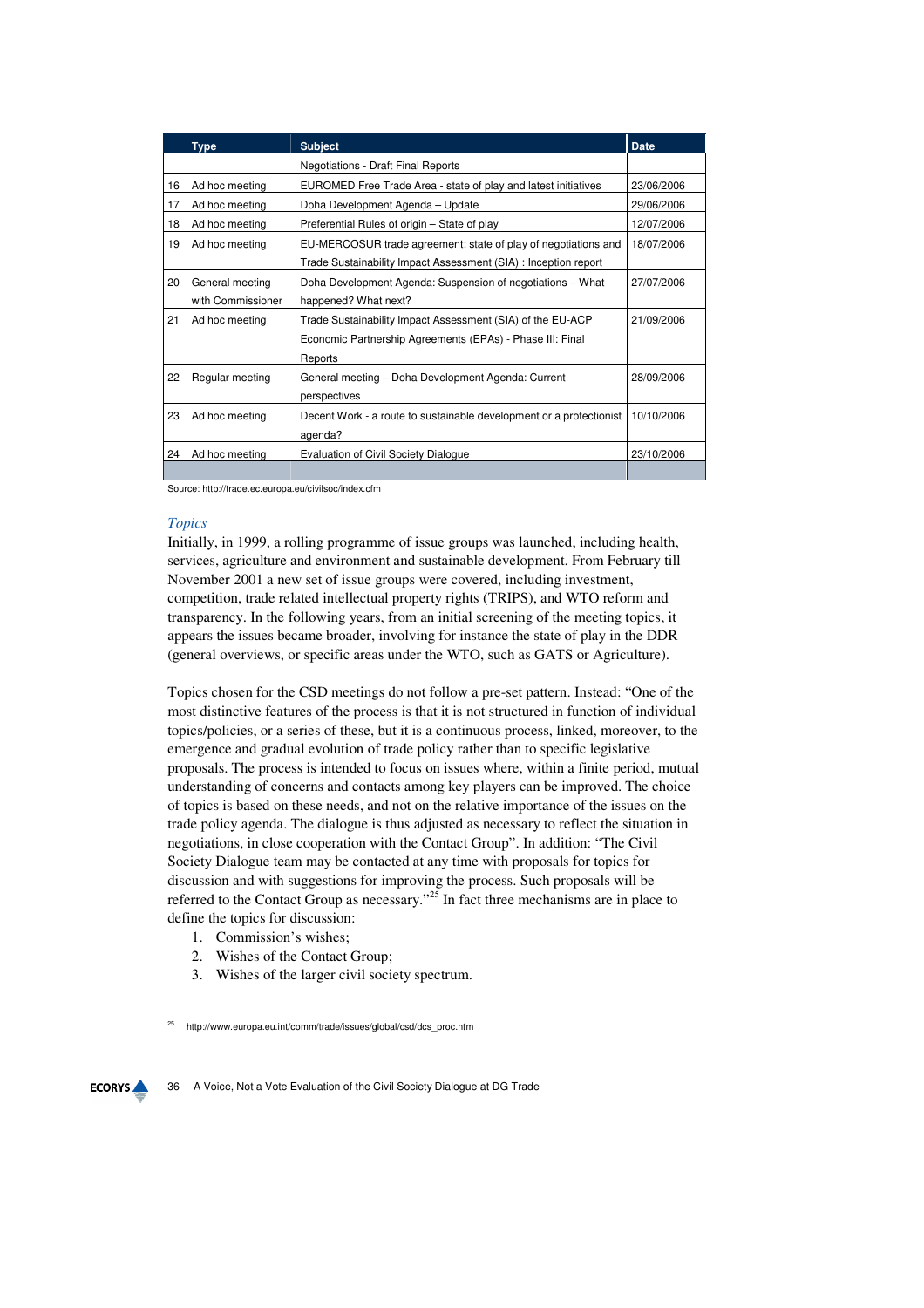| | Type | Subject | Date |
|---|---|---|---|
| | | Negotiations - Draft Final Reports | |
| 16 | Ad hoc meeting | EUROMED Free Trade Area - state of play and latest initiatives | 23/06/2006 |
| 17 | Ad hoc meeting | Doha Development Agenda – Update | 29/06/2006 |
| 18 | Ad hoc meeting | Preferential Rules of origin – State of play | 12/07/2006 |
| 19 | Ad hoc meeting | EU-MERCOSUR trade agreement: state of play of negotiations and Trade Sustainability Impact Assessment (SIA) : Inception report | 18/07/2006 |
| 20 | General meeting with Commissioner | Doha Development Agenda: Suspension of negotiations – What happened? What next? | 27/07/2006 |
| 21 | Ad hoc meeting | Trade Sustainability Impact Assessment (SIA) of the EU-ACP Economic Partnership Agreements (EPAs) - Phase III: Final Reports | 21/09/2006 |
| 22 | Regular meeting | General meeting – Doha Development Agenda: Current perspectives | 28/09/2006 |
| 23 | Ad hoc meeting | Decent Work - a route to sustainable development or a protectionist agenda? | 10/10/2006 |
| 24 | Ad hoc meeting | Evaluation of Civil Society Dialogue | 23/10/2006 |

Source: http://trade.ec.europa.eu/civilsoc/index.cfm

*Topics*

Initially, in 1999, a rolling programme of issue groups was launched, including health, services, agriculture and environment and sustainable development. From February till November 2001 a new set of issue groups were covered, including investment, competition, trade related intellectual property rights (TRIPS), and WTO reform and transparency. In the following years, from an initial screening of the meeting topics, it appears the issues became broader, involving for instance the state of play in the DDR (general overviews, or specific areas under the WTO, such as GATS or Agriculture).

Topics chosen for the CSD meetings do not follow a pre-set pattern. Instead: "One of the most distinctive features of the process is that it is not structured in function of individual topics/policies, or a series of these, but it is a continuous process, linked, moreover, to the emergence and gradual evolution of trade policy rather than to specific legislative proposals. The process is intended to focus on issues where, within a finite period, mutual understanding of concerns and contacts among key players can be improved. The choice of topics is based on these needs, and not on the relative importance of the issues on the trade policy agenda. The dialogue is thus adjusted as necessary to reflect the situation in negotiations, in close cooperation with the Contact Group". In addition: "The Civil Society Dialogue team may be contacted at any time with proposals for topics for discussion and with suggestions for improving the process. Such proposals will be referred to the Contact Group as necessary."[25] In fact three mechanisms are in place to define the topics for discussion:

1. Commission's wishes;
2. Wishes of the Contact Group;
3. Wishes of the larger civil society spectrum.

[25] http://www.europa.eu.int/comm/trade/issues/global/csd/dcs_proc.htm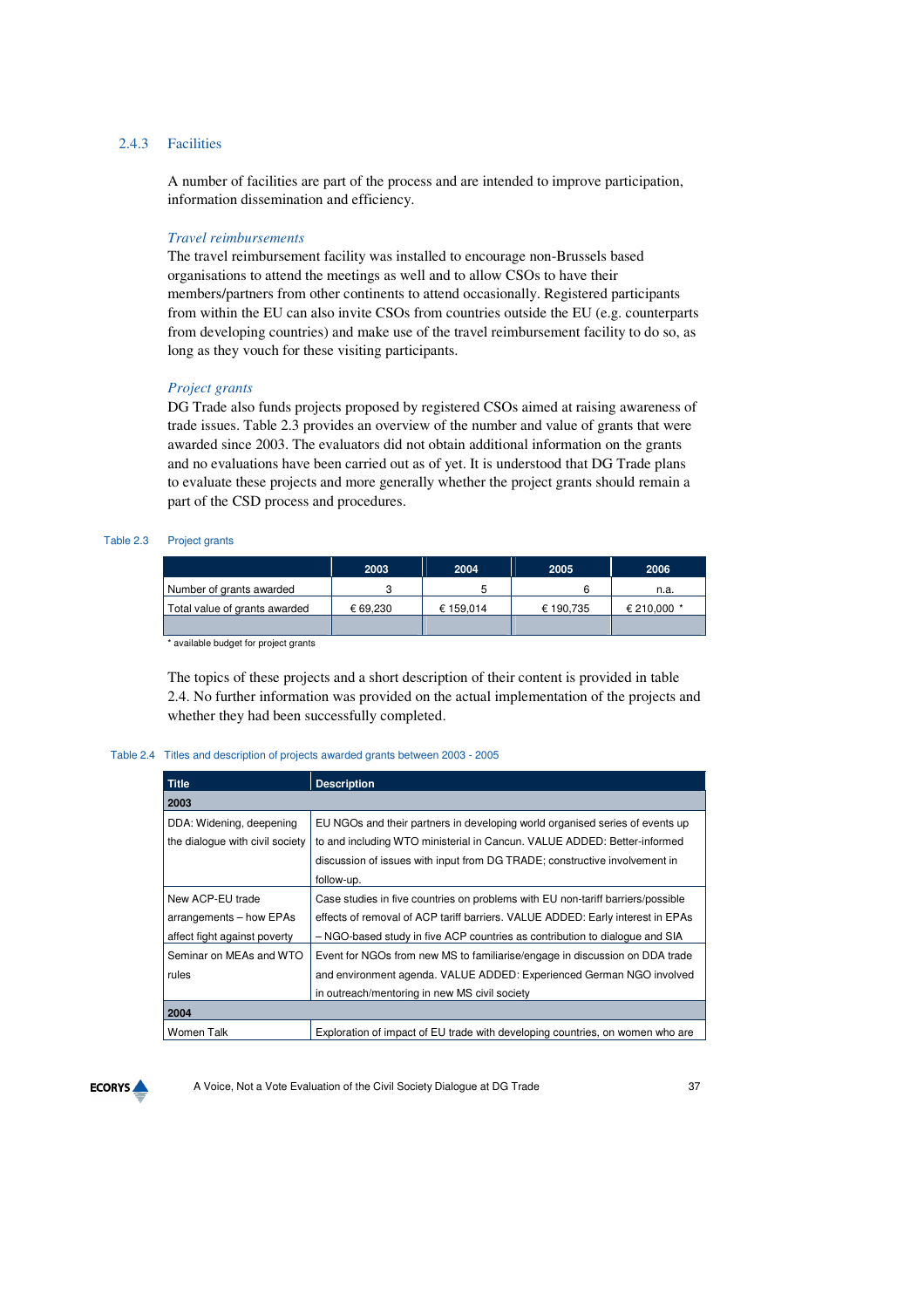### 2.4.3 Facilities

A number of facilities are part of the process and are intended to improve participation, information dissemination and efficiency.

*Travel reimbursements*

The travel reimbursement facility was installed to encourage non-Brussels based organisations to attend the meetings as well and to allow CSOs to have their members/partners from other continents to attend occasionally. Registered participants from within the EU can also invite CSOs from countries outside the EU (e.g. counterparts from developing countries) and make use of the travel reimbursement facility to do so, as long as they vouch for these visiting participants.

*Project grants*

DG Trade also funds projects proposed by registered CSOs aimed at raising awareness of trade issues. Table 2.3 provides an overview of the number and value of grants that were awarded since 2003. The evaluators did not obtain additional information on the grants and no evaluations have been carried out as of yet. It is understood that DG Trade plans to evaluate these projects and more generally whether the project grants should remain a part of the CSD process and procedures.

Table 2.3 Project grants

| | 2003 | 2004 | 2005 | 2006 |
|---|---|---|---|---|
| Number of grants awarded | 3 | 5 | 6 | n.a. |
| Total value of grants awarded | € 69,230 | € 159,014 | € 190,735 | € 210,000 * |

\* available budget for project grants

The topics of these projects and a short description of their content is provided in table 2.4. No further information was provided on the actual implementation of the projects and whether they had been successfully completed.

Table 2.4 Titles and description of projects awarded grants between 2003 - 2005

| Title | Description |
|---|---|
| **2003** | |
| DDA: Widening, deepening the dialogue with civil society | EU NGOs and their partners in developing world organised series of events up to and including WTO ministerial in Cancun. VALUE ADDED: Better-informed discussion of issues with input from DG TRADE; constructive involvement in follow-up. |
| New ACP-EU trade arrangements – how EPAs affect fight against poverty | Case studies in five countries on problems with EU non-tariff barriers/possible effects of removal of ACP tariff barriers. VALUE ADDED: Early interest in EPAs – NGO-based study in five ACP countries as contribution to dialogue and SIA |
| Seminar on MEAs and WTO rules | Event for NGOs from new MS to familiarise/engage in discussion on DDA trade and environment agenda. VALUE ADDED: Experienced German NGO involved in outreach/mentoring in new MS civil society |
| **2004** | |
| Women Talk | Exploration of impact of EU trade with developing countries, on women who are |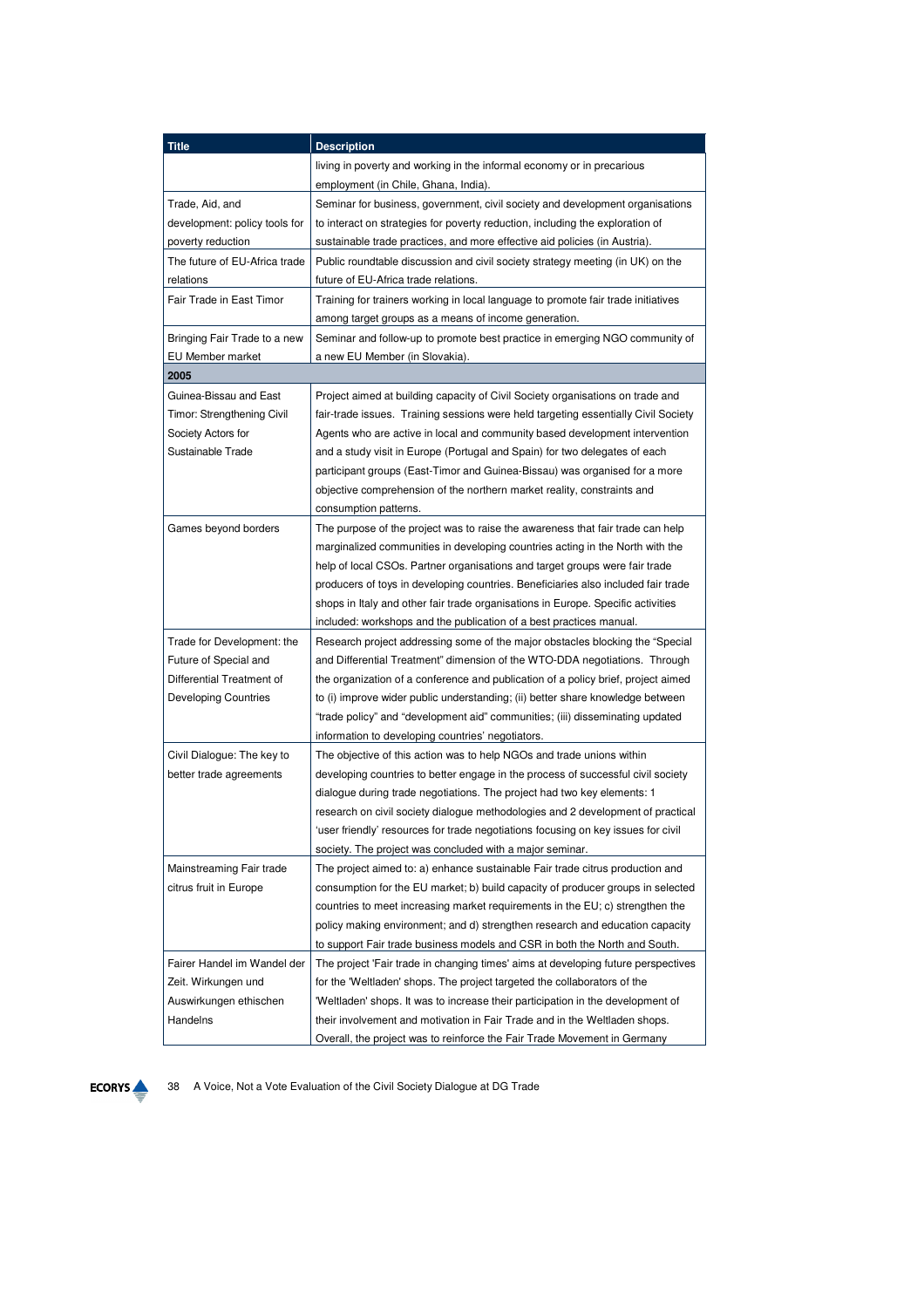| Title | Description |
|---|---|
| | living in poverty and working in the informal economy or in precarious employment (in Chile, Ghana, India). |
| Trade, Aid, and development: policy tools for poverty reduction | Seminar for business, government, civil society and development organisations to interact on strategies for poverty reduction, including the exploration of sustainable trade practices, and more effective aid policies (in Austria). |
| The future of EU-Africa trade relations | Public roundtable discussion and civil society strategy meeting (in UK) on the future of EU-Africa trade relations. |
| Fair Trade in East Timor | Training for trainers working in local language to promote fair trade initiatives among target groups as a means of income generation. |
| Bringing Fair Trade to a new EU Member market | Seminar and follow-up to promote best practice in emerging NGO community of a new EU Member (in Slovakia). |
| **2005** | |
| Guinea-Bissau and East Timor: Strengthening Civil Society Actors for Sustainable Trade | Project aimed at building capacity of Civil Society organisations on trade and fair-trade issues. Training sessions were held targeting essentially Civil Society Agents who are active in local and community based development intervention and a study visit in Europe (Portugal and Spain) for two delegates of each participant groups (East-Timor and Guinea-Bissau) was organised for a more objective comprehension of the northern market reality, constraints and consumption patterns. |
| Games beyond borders | The purpose of the project was to raise the awareness that fair trade can help marginalized communities in developing countries acting in the North with the help of local CSOs. Partner organisations and target groups were fair trade producers of toys in developing countries. Beneficiaries also included fair trade shops in Italy and other fair trade organisations in Europe. Specific activities included: workshops and the publication of a best practices manual. |
| Trade for Development: the Future of Special and Differential Treatment of Developing Countries | Research project addressing some of the major obstacles blocking the "Special and Differential Treatment" dimension of the WTO-DDA negotiations. Through the organization of a conference and publication of a policy brief, project aimed to (i) improve wider public understanding; (ii) better share knowledge between "trade policy" and "development aid" communities; (iii) disseminating updated information to developing countries' negotiators. |
| Civil Dialogue: The key to better trade agreements | The objective of this action was to help NGOs and trade unions within developing countries to better engage in the process of successful civil society dialogue during trade negotiations. The project had two key elements: 1 research on civil society dialogue methodologies and 2 development of practical 'user friendly' resources for trade negotiations focusing on key issues for civil society. The project was concluded with a major seminar. |
| Mainstreaming Fair trade citrus fruit in Europe | The project aimed to: a) enhance sustainable Fair trade citrus production and consumption for the EU market; b) build capacity of producer groups in selected countries to meet increasing market requirements in the EU; c) strengthen the policy making environment; and d) strengthen research and education capacity to support Fair trade business models and CSR in both the North and South. |
| Fairer Handel im Wandel der Zeit. Wirkungen und Auswirkungen ethischen Handelns | The project 'Fair trade in changing times' aims at developing future perspectives for the 'Weltladen' shops. The project targeted the collaborators of the 'Weltladen' shops. It was to increase their participation in the development of their involvement and motivation in Fair Trade and in the Weltladen shops. Overall, the project was to reinforce the Fair Trade Movement in Germany |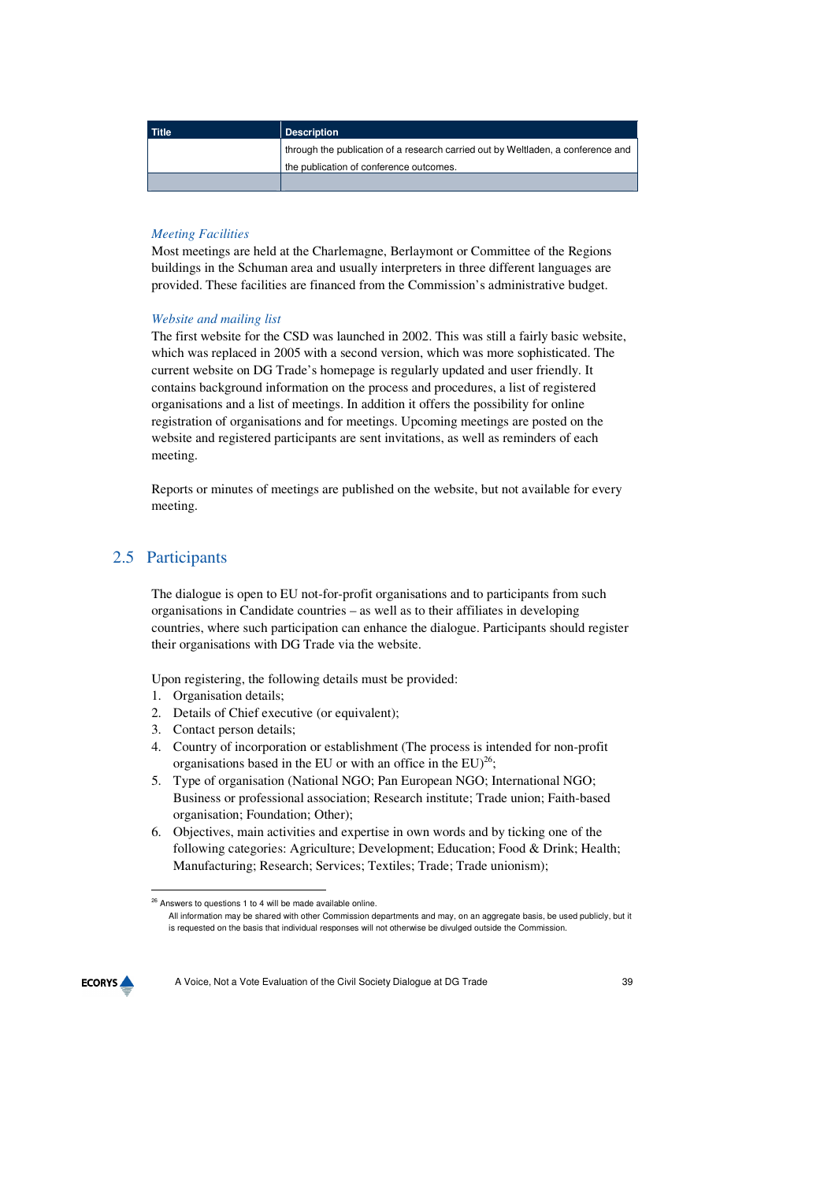| Title | Description |
|---|---|
| | through the publication of a research carried out by Weltladen, a conference and the publication of conference outcomes. |
| | |

*Meeting Facilities*

Most meetings are held at the Charlemagne, Berlaymont or Committee of the Regions buildings in the Schuman area and usually interpreters in three different languages are provided. These facilities are financed from the Commission's administrative budget.

*Website and mailing list*

The first website for the CSD was launched in 2002. This was still a fairly basic website, which was replaced in 2005 with a second version, which was more sophisticated. The current website on DG Trade's homepage is regularly updated and user friendly. It contains background information on the process and procedures, a list of registered organisations and a list of meetings. In addition it offers the possibility for online registration of organisations and for meetings. Upcoming meetings are posted on the website and registered participants are sent invitations, as well as reminders of each meeting.

Reports or minutes of meetings are published on the website, but not available for every meeting.

## 2.5 Participants

The dialogue is open to EU not-for-profit organisations and to participants from such organisations in Candidate countries – as well as to their affiliates in developing countries, where such participation can enhance the dialogue. Participants should register their organisations with DG Trade via the website.

Upon registering, the following details must be provided:

1. Organisation details;
2. Details of Chief executive (or equivalent);
3. Contact person details;
4. Country of incorporation or establishment (The process is intended for non-profit organisations based in the EU or with an office in the EU)[26];
5. Type of organisation (National NGO; Pan European NGO; International NGO; Business or professional association; Research institute; Trade union; Faith-based organisation; Foundation; Other);
6. Objectives, main activities and expertise in own words and by ticking one of the following categories: Agriculture; Development; Education; Food & Drink; Health; Manufacturing; Research; Services; Textiles; Trade; Trade unionism);

[26] Answers to questions 1 to 4 will be made available online.
All information may be shared with other Commission departments and may, on an aggregate basis, be used publicly, but it is requested on the basis that individual responses will not otherwise be divulged outside the Commission.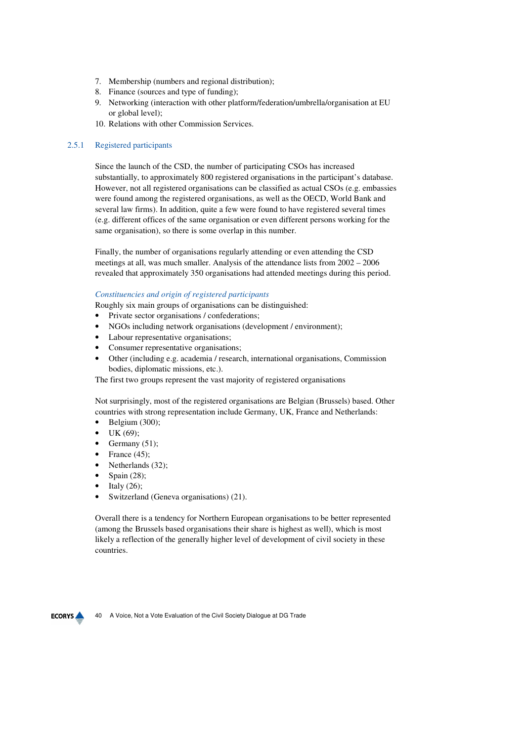7. Membership (numbers and regional distribution);
8. Finance (sources and type of funding);
9. Networking (interaction with other platform/federation/umbrella/organisation at EU or global level);
10. Relations with other Commission Services.

### 2.5.1 Registered participants

Since the launch of the CSD, the number of participating CSOs has increased substantially, to approximately 800 registered organisations in the participant's database. However, not all registered organisations can be classified as actual CSOs (e.g. embassies were found among the registered organisations, as well as the OECD, World Bank and several law firms). In addition, quite a few were found to have registered several times (e.g. different offices of the same organisation or even different persons working for the same organisation), so there is some overlap in this number.

Finally, the number of organisations regularly attending or even attending the CSD meetings at all, was much smaller. Analysis of the attendance lists from 2002 – 2006 revealed that approximately 350 organisations had attended meetings during this period.

*Constituencies and origin of registered participants*

Roughly six main groups of organisations can be distinguished:

- Private sector organisations / confederations;
- NGOs including network organisations (development / environment);
- Labour representative organisations;
- Consumer representative organisations;
- Other (including e.g. academia / research, international organisations, Commission bodies, diplomatic missions, etc.).

The first two groups represent the vast majority of registered organisations

Not surprisingly, most of the registered organisations are Belgian (Brussels) based. Other countries with strong representation include Germany, UK, France and Netherlands:

- Belgium (300);
- UK (69);
- Germany (51);
- France (45);
- Netherlands (32);
- Spain (28);
- Italy (26);
- Switzerland (Geneva organisations) (21).

Overall there is a tendency for Northern European organisations to be better represented (among the Brussels based organisations their share is highest as well), which is most likely a reflection of the generally higher level of development of civil society in these countries.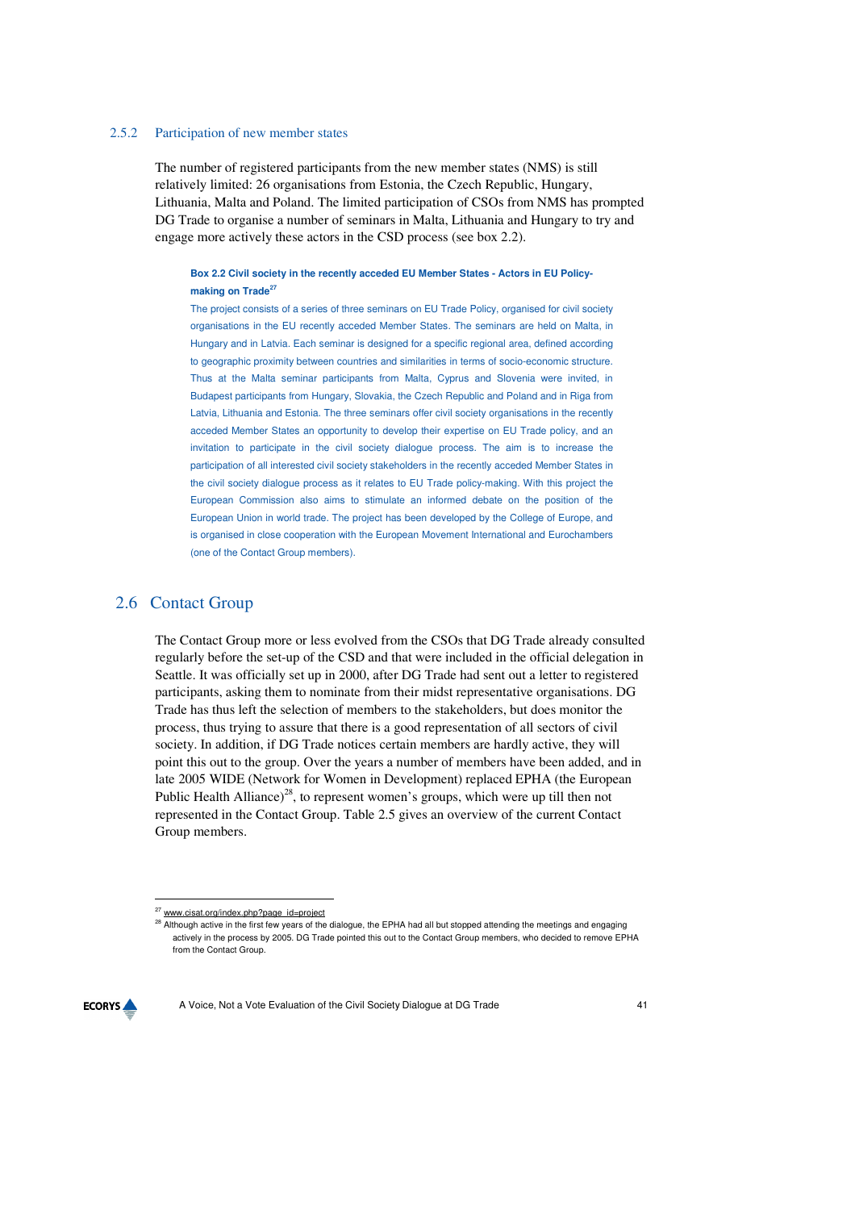### 2.5.2 Participation of new member states

The number of registered participants from the new member states (NMS) is still relatively limited: 26 organisations from Estonia, the Czech Republic, Hungary, Lithuania, Malta and Poland. The limited participation of CSOs from NMS has prompted DG Trade to organise a number of seminars in Malta, Lithuania and Hungary to try and engage more actively these actors in the CSD process (see box 2.2).

> **Box 2.2 Civil society in the recently acceded EU Member States - Actors in EU Policy-making on Trade[27]**
>
> The project consists of a series of three seminars on EU Trade Policy, organised for civil society organisations in the EU recently acceded Member States. The seminars are held on Malta, in Hungary and in Latvia. Each seminar is designed for a specific regional area, defined according to geographic proximity between countries and similarities in terms of socio-economic structure. Thus at the Malta seminar participants from Malta, Cyprus and Slovenia were invited, in Budapest participants from Hungary, Slovakia, the Czech Republic and Poland and in Riga from Latvia, Lithuania and Estonia. The three seminars offer civil society organisations in the recently acceded Member States an opportunity to develop their expertise on EU Trade policy, and an invitation to participate in the civil society dialogue process. The aim is to increase the participation of all interested civil society stakeholders in the recently acceded Member States in the civil society dialogue process as it relates to EU Trade policy-making. With this project the European Commission also aims to stimulate an informed debate on the position of the European Union in world trade. The project has been developed by the College of Europe, and is organised in close cooperation with the European Movement International and Eurochambers (one of the Contact Group members).

## 2.6 Contact Group

The Contact Group more or less evolved from the CSOs that DG Trade already consulted regularly before the set-up of the CSD and that were included in the official delegation in Seattle. It was officially set up in 2000, after DG Trade had sent out a letter to registered participants, asking them to nominate from their midst representative organisations. DG Trade has thus left the selection of members to the stakeholders, but does monitor the process, thus trying to assure that there is a good representation of all sectors of civil society. In addition, if DG Trade notices certain members are hardly active, they will point this out to the group. Over the years a number of members have been added, and in late 2005 WIDE (Network for Women in Development) replaced EPHA (the European Public Health Alliance)[28], to represent women's groups, which were up till then not represented in the Contact Group. Table 2.5 gives an overview of the current Contact Group members.

---

[27] www.cisat.org/index.php?page_id=project

[28] Although active in the first few years of the dialogue, the EPHA had all but stopped attending the meetings and engaging actively in the process by 2005. DG Trade pointed this out to the Contact Group members, who decided to remove EPHA from the Contact Group.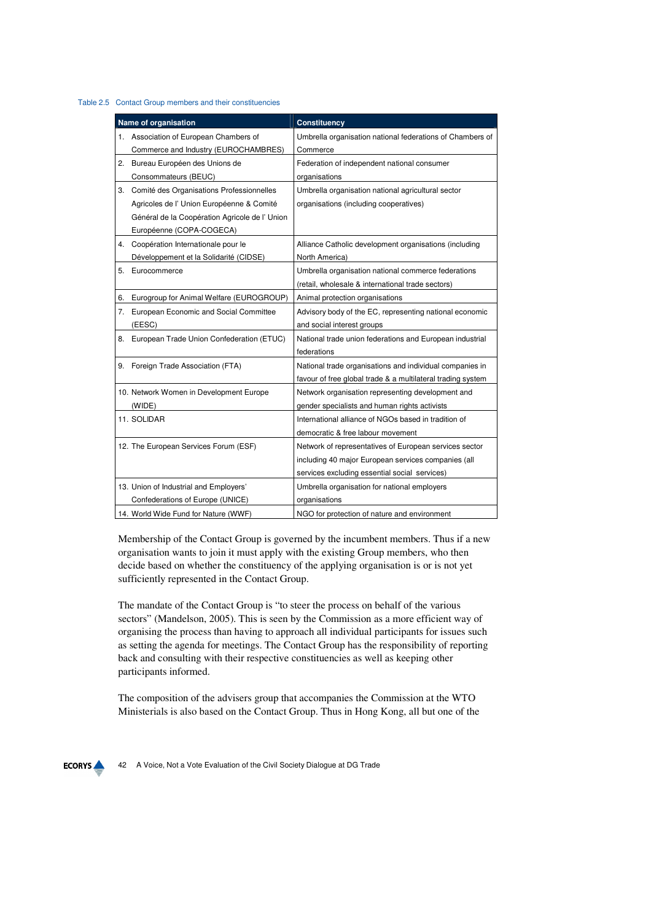Table 2.5 Contact Group members and their constituencies

| Name of organisation | Constituency |
|---|---|
| 1. Association of European Chambers of Commerce and Industry (EUROCHAMBRES) | Umbrella organisation national federations of Chambers of Commerce |
| 2. Bureau Européen des Unions de Consommateurs (BEUC) | Federation of independent national consumer organisations |
| 3. Comité des Organisations Professionnelles Agricoles de l' Union Européenne & Comité Général de la Coopération Agricole de l' Union Européenne (COPA-COGECA) | Umbrella organisation national agricultural sector organisations (including cooperatives) |
| 4. Coopération Internationale pour le Développement et la Solidarité (CIDSE) | Alliance Catholic development organisations (including North America) |
| 5. Eurocommerce | Umbrella organisation national commerce federations (retail, wholesale & international trade sectors) |
| 6. Eurogroup for Animal Welfare (EUROGROUP) | Animal protection organisations |
| 7. European Economic and Social Committee (EESC) | Advisory body of the EC, representing national economic and social interest groups |
| 8. European Trade Union Confederation (ETUC) | National trade union federations and European industrial federations |
| 9. Foreign Trade Association (FTA) | National trade organisations and individual companies in favour of free global trade & a multilateral trading system |
| 10. Network Women in Development Europe (WIDE) | Network organisation representing development and gender specialists and human rights activists |
| 11. SOLIDAR | International alliance of NGOs based in tradition of democratic & free labour movement |
| 12. The European Services Forum (ESF) | Network of representatives of European services sector including 40 major European services companies (all services excluding essential social services) |
| 13. Union of Industrial and Employers' Confederations of Europe (UNICE) | Umbrella organisation for national employers organisations |
| 14. World Wide Fund for Nature (WWF) | NGO for protection of nature and environment |

Membership of the Contact Group is governed by the incumbent members. Thus if a new organisation wants to join it must apply with the existing Group members, who then decide based on whether the constituency of the applying organisation is or is not yet sufficiently represented in the Contact Group.

The mandate of the Contact Group is "to steer the process on behalf of the various sectors" (Mandelson, 2005). This is seen by the Commission as a more efficient way of organising the process than having to approach all individual participants for issues such as setting the agenda for meetings. The Contact Group has the responsibility of reporting back and consulting with their respective constituencies as well as keeping other participants informed.

The composition of the advisers group that accompanies the Commission at the WTO Ministerials is also based on the Contact Group. Thus in Hong Kong, all but one of the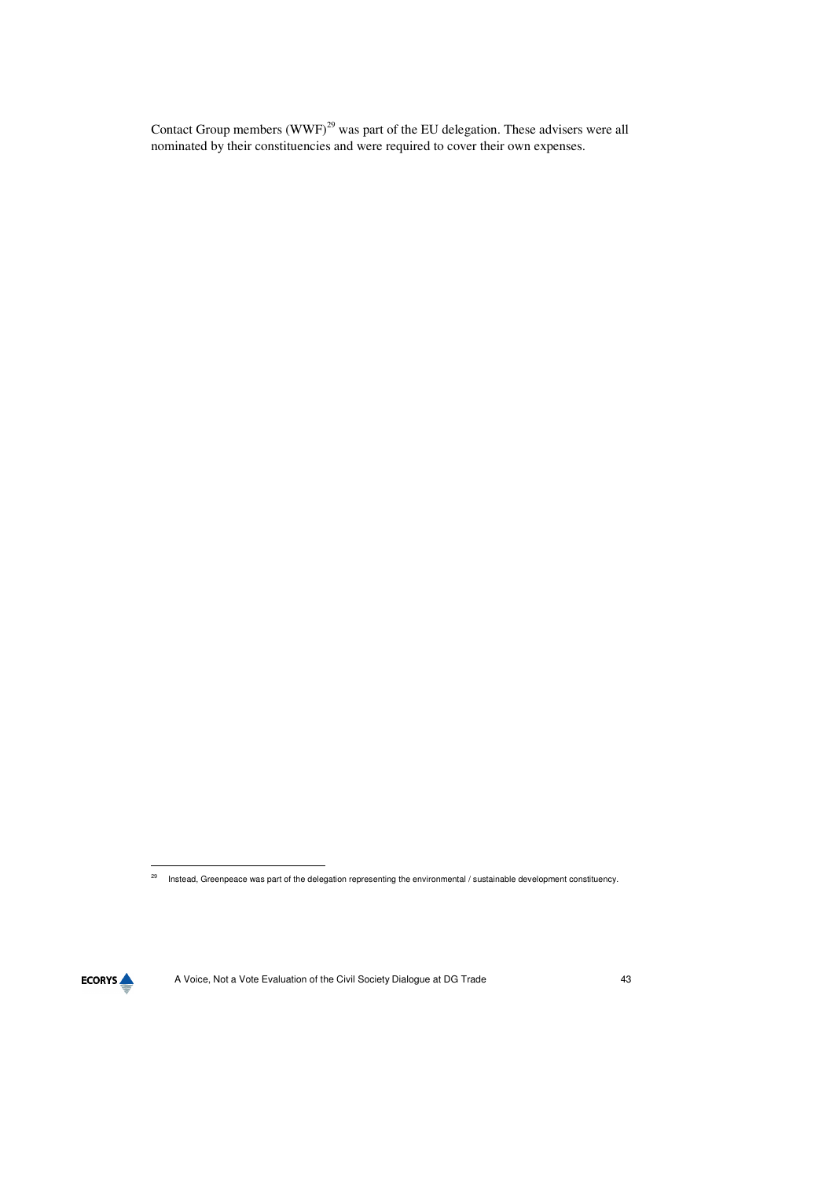Contact Group members (WWF)[29] was part of the EU delegation. These advisers were all nominated by their constituencies and were required to cover their own expenses.

[29] Instead, Greenpeace was part of the delegation representing the environmental / sustainable development constituency.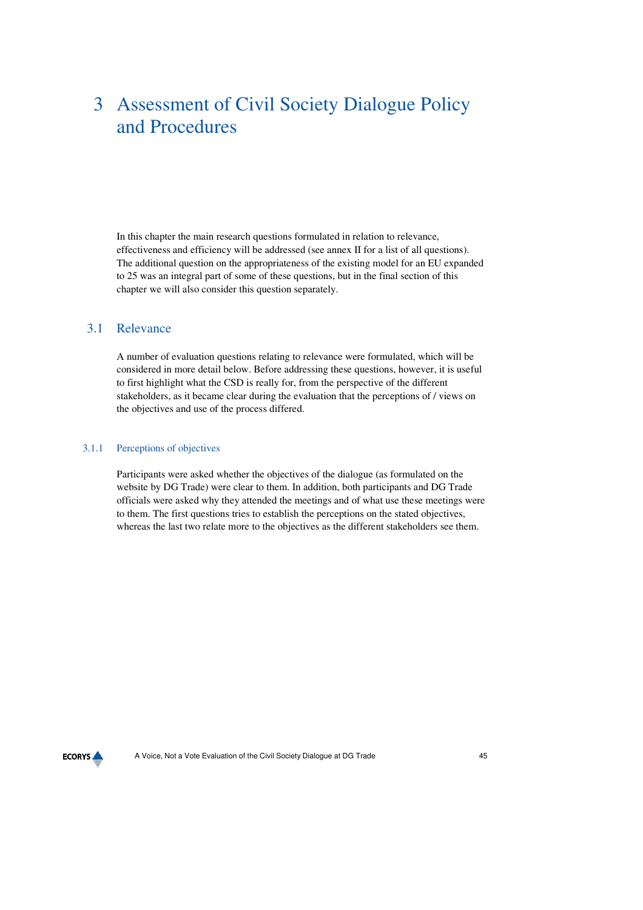# 3 Assessment of Civil Society Dialogue Policy and Procedures

In this chapter the main research questions formulated in relation to relevance, effectiveness and efficiency will be addressed (see annex II for a list of all questions). The additional question on the appropriateness of the existing model for an EU expanded to 25 was an integral part of some of these questions, but in the final section of this chapter we will also consider this question separately.

## 3.1 Relevance

A number of evaluation questions relating to relevance were formulated, which will be considered in more detail below. Before addressing these questions, however, it is useful to first highlight what the CSD is really for, from the perspective of the different stakeholders, as it became clear during the evaluation that the perceptions of / views on the objectives and use of the process differed.

### 3.1.1 Perceptions of objectives

Participants were asked whether the objectives of the dialogue (as formulated on the website by DG Trade) were clear to them. In addition, both participants and DG Trade officials were asked why they attended the meetings and of what use these meetings were to them. The first questions tries to establish the perceptions on the stated objectives, whereas the last two relate more to the objectives as the different stakeholders see them.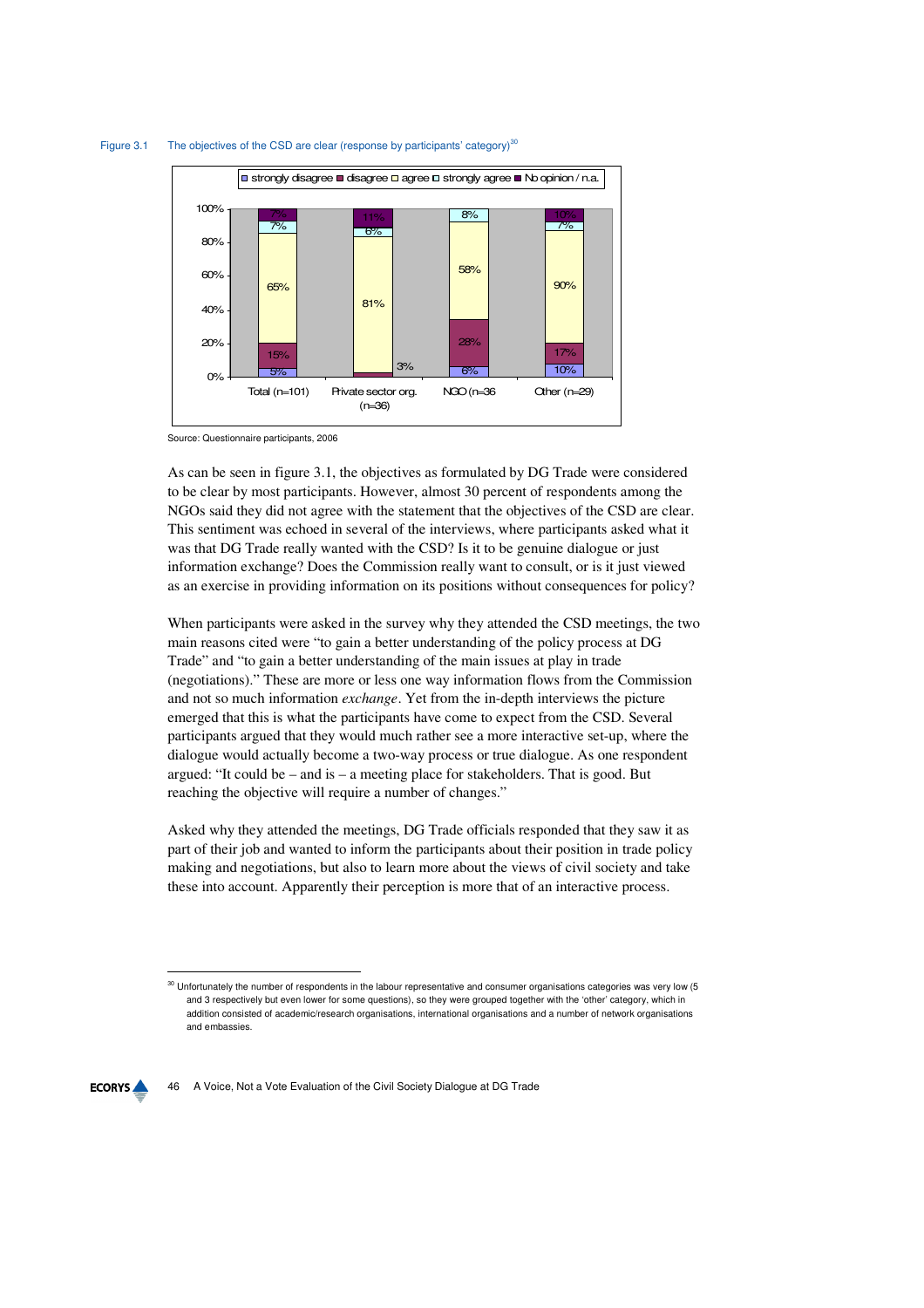Figure 3.1 The objectives of the CSD are clear (response by participants' category)[30]

strongly disagree, disagree, agree, strongly agree, No opinion / n.a.

100%
80%
60%
40%
20%
0%

Total (n=101): 5%, 15%, 65%, 7%, 7%
Private sector org. (n=36): 3%, 81%, 6%, 11%
NGO (n=36: 6%, 28%, 58%, 8%
Other (n=29): 10%, 17%, 90%, 7%, 10%

Source: Questionnaire participants, 2006

As can be seen in figure 3.1, the objectives as formulated by DG Trade were considered to be clear by most participants. However, almost 30 percent of respondents among the NGOs said they did not agree with the statement that the objectives of the CSD are clear. This sentiment was echoed in several of the interviews, where participants asked what it was that DG Trade really wanted with the CSD? Is it to be genuine dialogue or just information exchange? Does the Commission really want to consult, or is it just viewed as an exercise in providing information on its positions without consequences for policy?

When participants were asked in the survey why they attended the CSD meetings, the two main reasons cited were "to gain a better understanding of the policy process at DG Trade" and "to gain a better understanding of the main issues at play in trade (negotiations)." These are more or less one way information flows from the Commission and not so much information *exchange*. Yet from the in-depth interviews the picture emerged that this is what the participants have come to expect from the CSD. Several participants argued that they would much rather see a more interactive set-up, where the dialogue would actually become a two-way process or true dialogue. As one respondent argued: "It could be – and is – a meeting place for stakeholders. That is good. But reaching the objective will require a number of changes."

Asked why they attended the meetings, DG Trade officials responded that they saw it as part of their job and wanted to inform the participants about their position in trade policy making and negotiations, but also to learn more about the views of civil society and take these into account. Apparently their perception is more that of an interactive process.

[30] Unfortunately the number of respondents in the labour representative and consumer organisations categories was very low (5 and 3 respectively but even lower for some questions), so they were grouped together with the 'other' category, which in addition consisted of academic/research organisations, international organisations and a number of network organisations and embassies.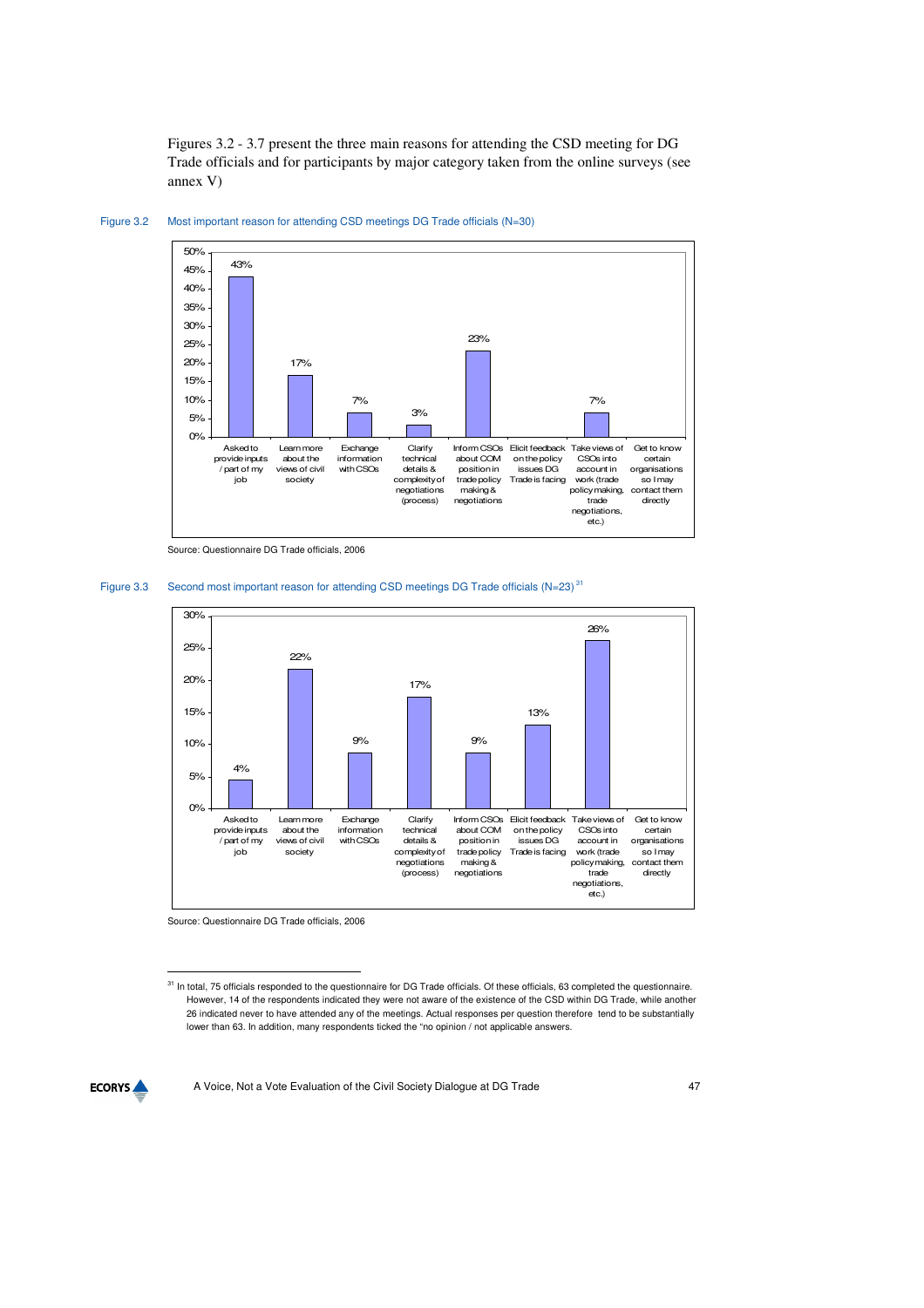Figures 3.2 - 3.7 present the three main reasons for attending the CSD meeting for DG Trade officials and for participants by major category taken from the online surveys (see annex V)

Figure 3.2 Most important reason for attending CSD meetings DG Trade officials (N=30)

50%
45%
40%
35%
30%
25%
20%
15%
10%
5%
0%

43%
17%
7%
3%
23%
7%

Asked to provide inputs / part of my job
Learn more about the views of civil society
Exchange information with CSOs
Clarify technical details & complexity of negotiations (process)
Inform CSOs about COM position in trade policy making & negotiations
Elicit feedback on the policy issues DG Trade is facing
Take views of CSOs into account in work (trade policy making, trade negotiations, etc.)
Get to know certain organisations so I may contact them directly

Source: Questionnaire DG Trade officials, 2006

Figure 3.3 Second most important reason for attending CSD meetings DG Trade officials (N=23) [31]

30%
25%
20%
15%
10%
5%
0%

4%
22%
9%
17%
9%
13%
26%

Asked to provide inputs / part of my job
Learn more about the views of civil society
Exchange information with CSOs
Clarify technical details & complexity of negotiations (process)
Inform CSOs about COM position in trade policy making & negotiations
Elicit feedback on the policy issues DG Trade is facing
Take views of CSOs into account in work (trade policy making, trade negotiations, etc.)
Get to know certain organisations so I may contact them directly

Source: Questionnaire DG Trade officials, 2006

[31] In total, 75 officials responded to the questionnaire for DG Trade officials. Of these officials, 63 completed the questionnaire. However, 14 of the respondents indicated they were not aware of the existence of the CSD within DG Trade, while another 26 indicated never to have attended any of the meetings. Actual responses per question therefore tend to be substantially lower than 63. In addition, many respondents ticked the "no opinion / not applicable answers.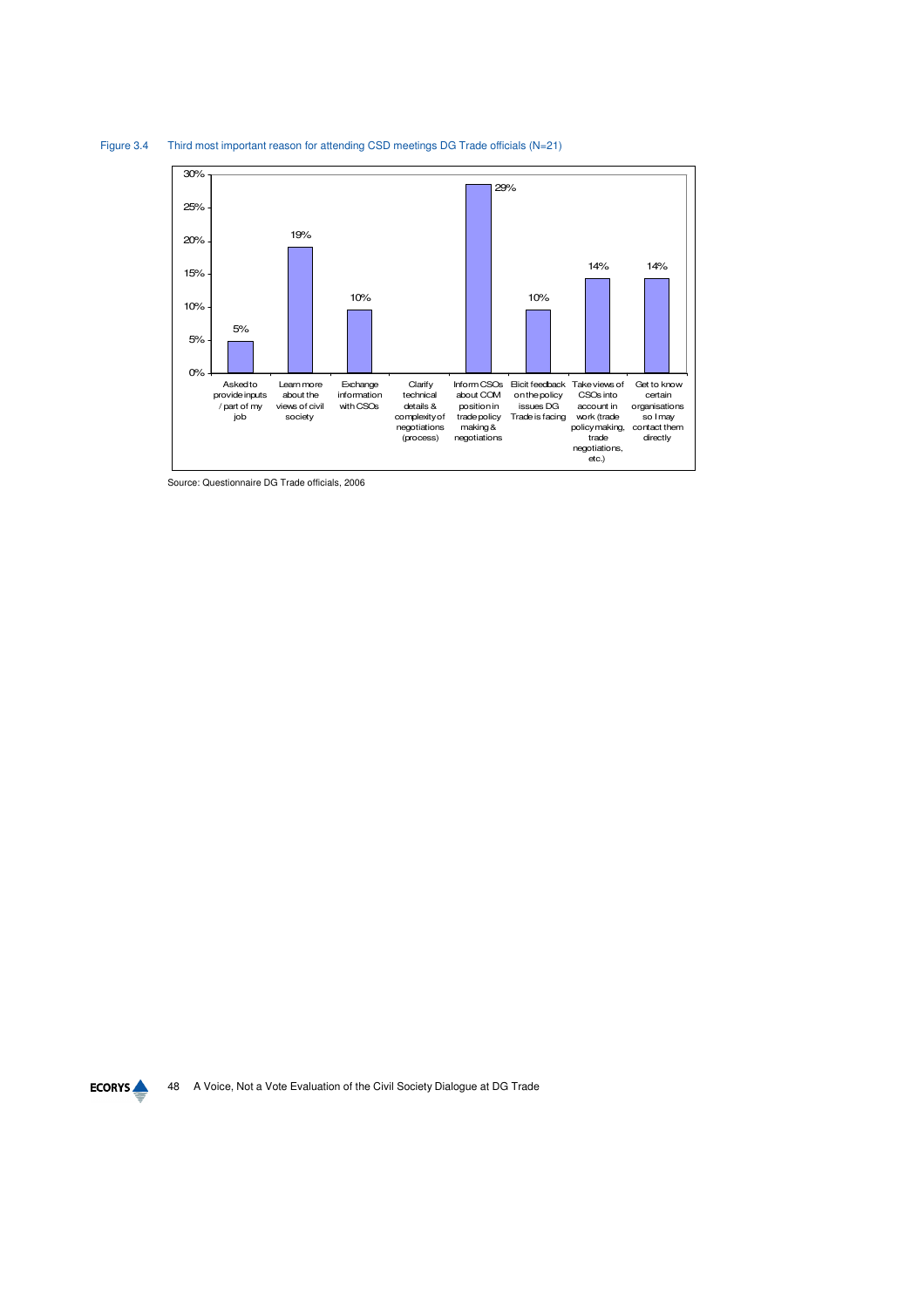Figure 3.4 Third most important reason for attending CSD meetings DG Trade officials (N=21)

30%
25%
20%
15%
10%
5%
0%

5%
19%
10%
29%
10%
14%
14%

Asked to provide inputs / part of my job

Learn more about the views of civil society

Exchange information with CSOs

Clarify technical details & complexity of negotiations (process)

Inform CSOs about COM position in trade policy making & negotiations

Elicit feedback on the policy issues DG Trade is facing

Take views of CSOs into account in work (trade policy making, trade negotiations, etc.)

Get to know certain organisations so I may contact them directly

Source: Questionnaire DG Trade officials, 2006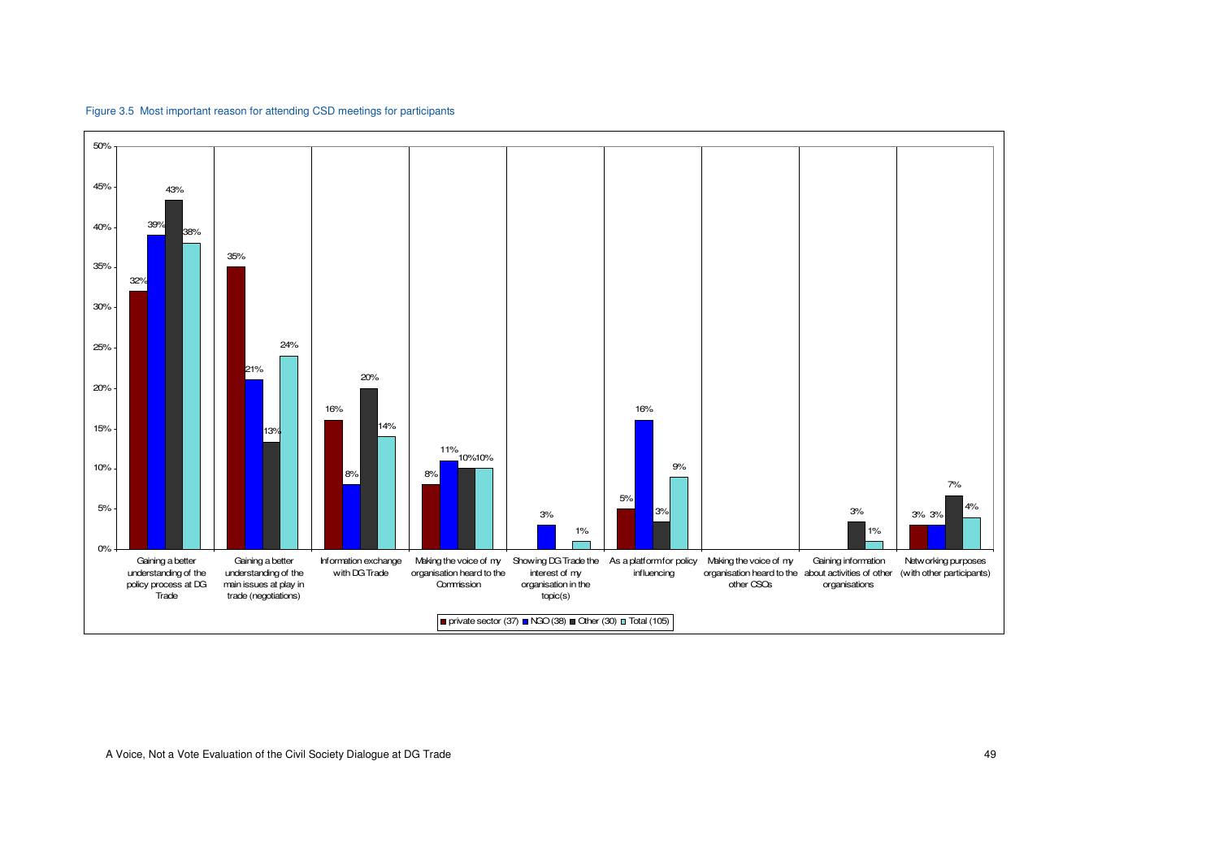Figure 3.5 Most important reason for attending CSD meetings for participants

50%
45%
40%
35%
30%
25%
20%
15%
10%
5%
0%

32% 39% 43% 38%
35% 21% 13% 24%
16% 8% 20% 14%
8% 11% 10% 10%
3% 1%
5% 16% 3% 9%
3% 1%
3% 3% 7% 4%

Gaining a better understanding of the policy process at DG Trade

Gaining a better understanding of the main issues at play in trade (negotiations)

Information exchange with DG Trade

Making the voice of my organisation heard to the Commission

Showing DG Trade the interest of my organisation in the topic(s)

As a platform for policy influencing

Making the voice of my organisation heard to the other CSOs

Gaining information about activities of other organisations

Networking purposes (with other participants)

private sector (37) NGO (38) Other (30) Total (105)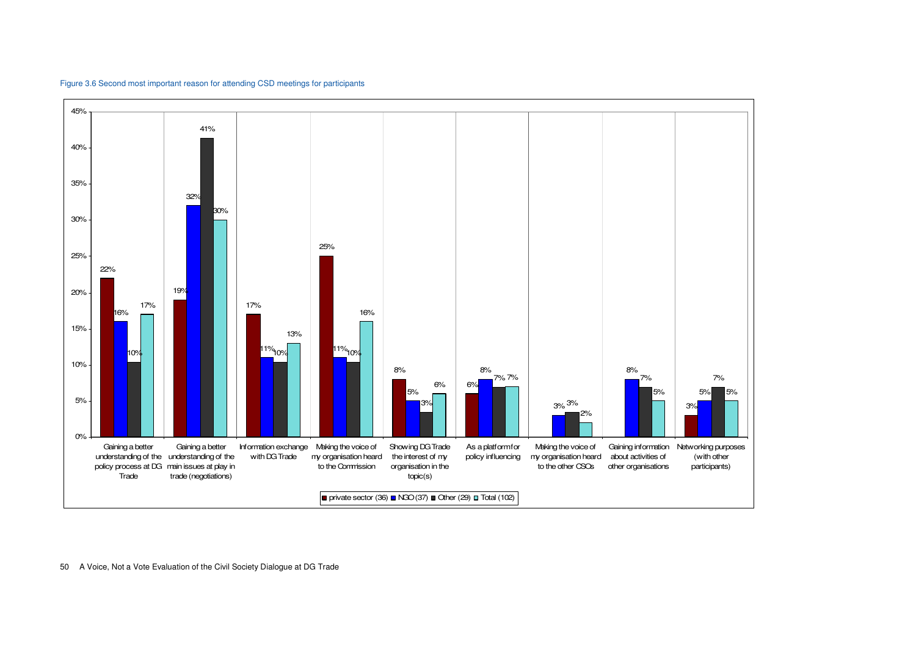Figure 3.6 Second most important reason for attending CSD meetings for participants

45%
40%
35%
30%
25%
20%
15%
10%
5%
0%

Gaining a better understanding of the policy process at DG Trade: 22% 16% 10% 17%

Gaining a better understanding of the main issues at play in trade (negotiations): 19% 32% 41% 30%

Information exchange with DG Trade: 17% 11% 10% 13%

Making the voice of my organisation heard to the Commission: 25% 11% 10% 16%

Showing DG Trade the interest of my organisation in the topic(s): 8% 5% 3% 6%

As a platform for policy influencing: 6% 8% 7% 7%

Making the voice of my organisation heard to the other CSOs: 3% 3% 2%

Gaining information about activities of other organisations: 8% 7% 5%

Networking purposes (with other participants): 3% 5% 7% 5%

private sector (36) NGO (37) Other (29) Total (102)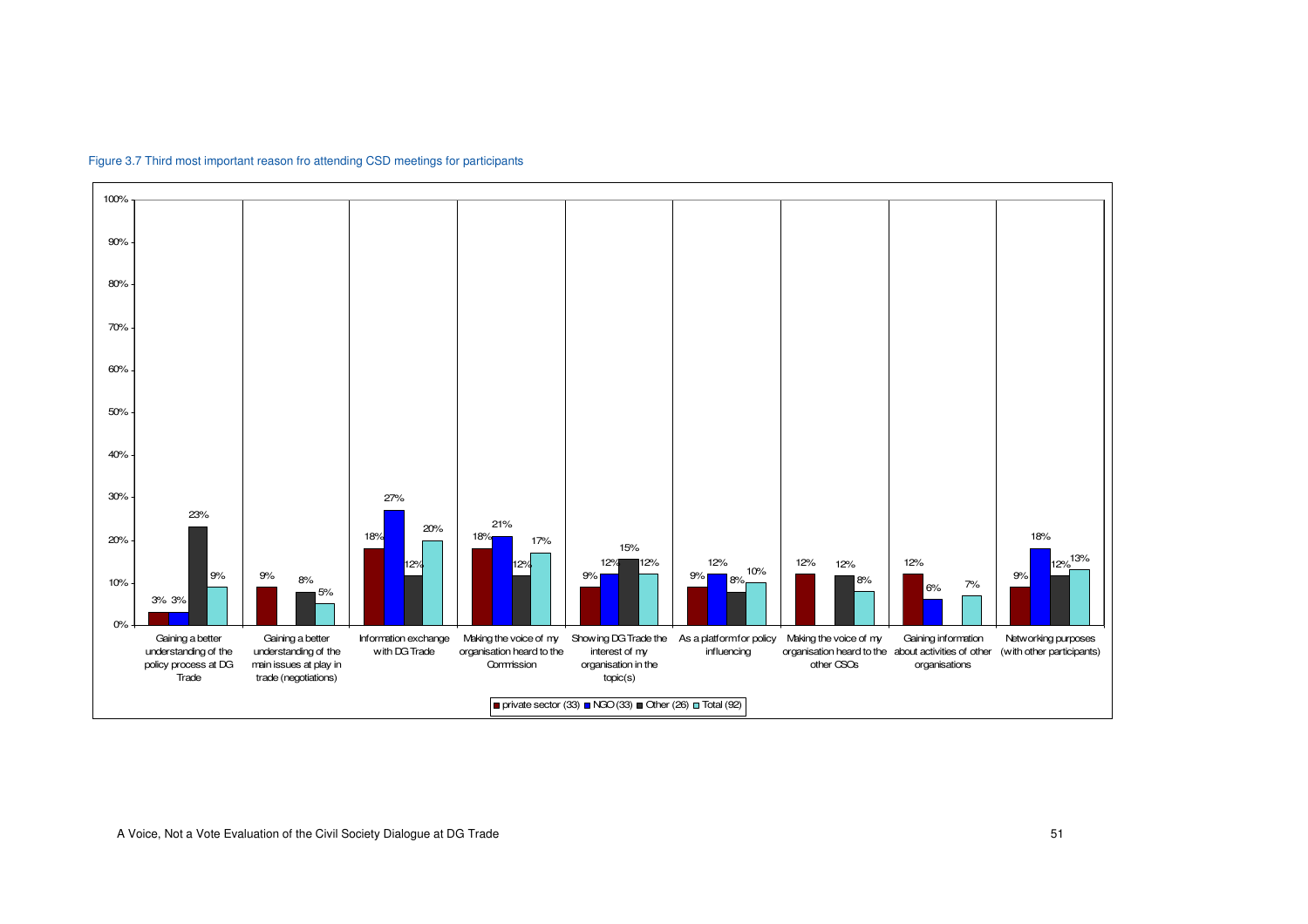Figure 3.7 Third most important reason fro attending CSD meetings for participants

100%
90%
80%
70%
60%
50%
40%
30%
20%
10%
0%

Gaining a better understanding of the policy process at DG Trade: 3% 3% 23% 9%

Gaining a better understanding of the main issues at play in trade (negotiations): 9% 8% 5%

Information exchange with DG Trade: 18% 27% 12% 20%

Making the voice of my organisation heard to the Commission: 18% 21% 12% 17%

Showing DG Trade the interest of my organisation in the topic(s): 9% 12% 15% 12%

As a platform for policy influencing: 9% 12% 8% 10%

Making the voice of my organisation heard to the other CSOs: 12% 12% 8%

Gaining information about activities of other organisations: 12% 6% 7%

Networking purposes (with other participants): 9% 18% 12% 13%

private sector (33) NGO (33) Other (26) Total (92)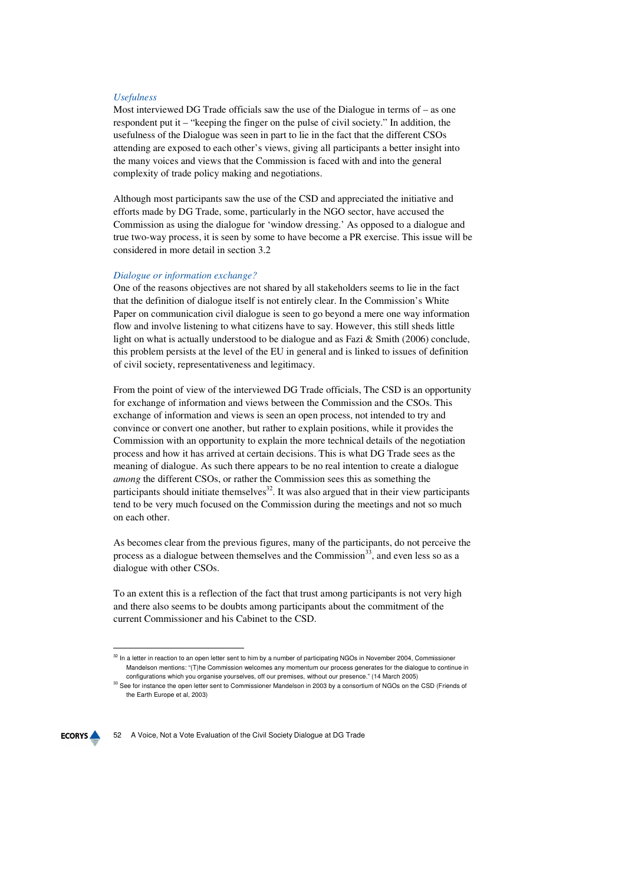*Usefulness*

Most interviewed DG Trade officials saw the use of the Dialogue in terms of – as one respondent put it – "keeping the finger on the pulse of civil society." In addition, the usefulness of the Dialogue was seen in part to lie in the fact that the different CSOs attending are exposed to each other's views, giving all participants a better insight into the many voices and views that the Commission is faced with and into the general complexity of trade policy making and negotiations.

Although most participants saw the use of the CSD and appreciated the initiative and efforts made by DG Trade, some, particularly in the NGO sector, have accused the Commission as using the dialogue for 'window dressing.' As opposed to a dialogue and true two-way process, it is seen by some to have become a PR exercise. This issue will be considered in more detail in section 3.2

*Dialogue or information exchange?*

One of the reasons objectives are not shared by all stakeholders seems to lie in the fact that the definition of dialogue itself is not entirely clear. In the Commission's White Paper on communication civil dialogue is seen to go beyond a mere one way information flow and involve listening to what citizens have to say. However, this still sheds little light on what is actually understood to be dialogue and as Fazi & Smith (2006) conclude, this problem persists at the level of the EU in general and is linked to issues of definition of civil society, representativeness and legitimacy.

From the point of view of the interviewed DG Trade officials, The CSD is an opportunity for exchange of information and views between the Commission and the CSOs. This exchange of information and views is seen an open process, not intended to try and convince or convert one another, but rather to explain positions, while it provides the Commission with an opportunity to explain the more technical details of the negotiation process and how it has arrived at certain decisions. This is what DG Trade sees as the meaning of dialogue. As such there appears to be no real intention to create a dialogue *among* the different CSOs, or rather the Commission sees this as something the participants should initiate themselves[32]. It was also argued that in their view participants tend to be very much focused on the Commission during the meetings and not so much on each other.

As becomes clear from the previous figures, many of the participants, do not perceive the process as a dialogue between themselves and the Commission[33], and even less so as a dialogue with other CSOs.

To an extent this is a reflection of the fact that trust among participants is not very high and there also seems to be doubts among participants about the commitment of the current Commissioner and his Cabinet to the CSD.

---

[32] In a letter in reaction to an open letter sent to him by a number of participating NGOs in November 2004, Commissioner Mandelson mentions: "(T)he Commission welcomes any momentum our process generates for the dialogue to continue in configurations which you organise yourselves, off our premises, without our presence." (14 March 2005)

[33] See for instance the open letter sent to Commissioner Mandelson in 2003 by a consortium of NGOs on the CSD (Friends of the Earth Europe et al, 2003)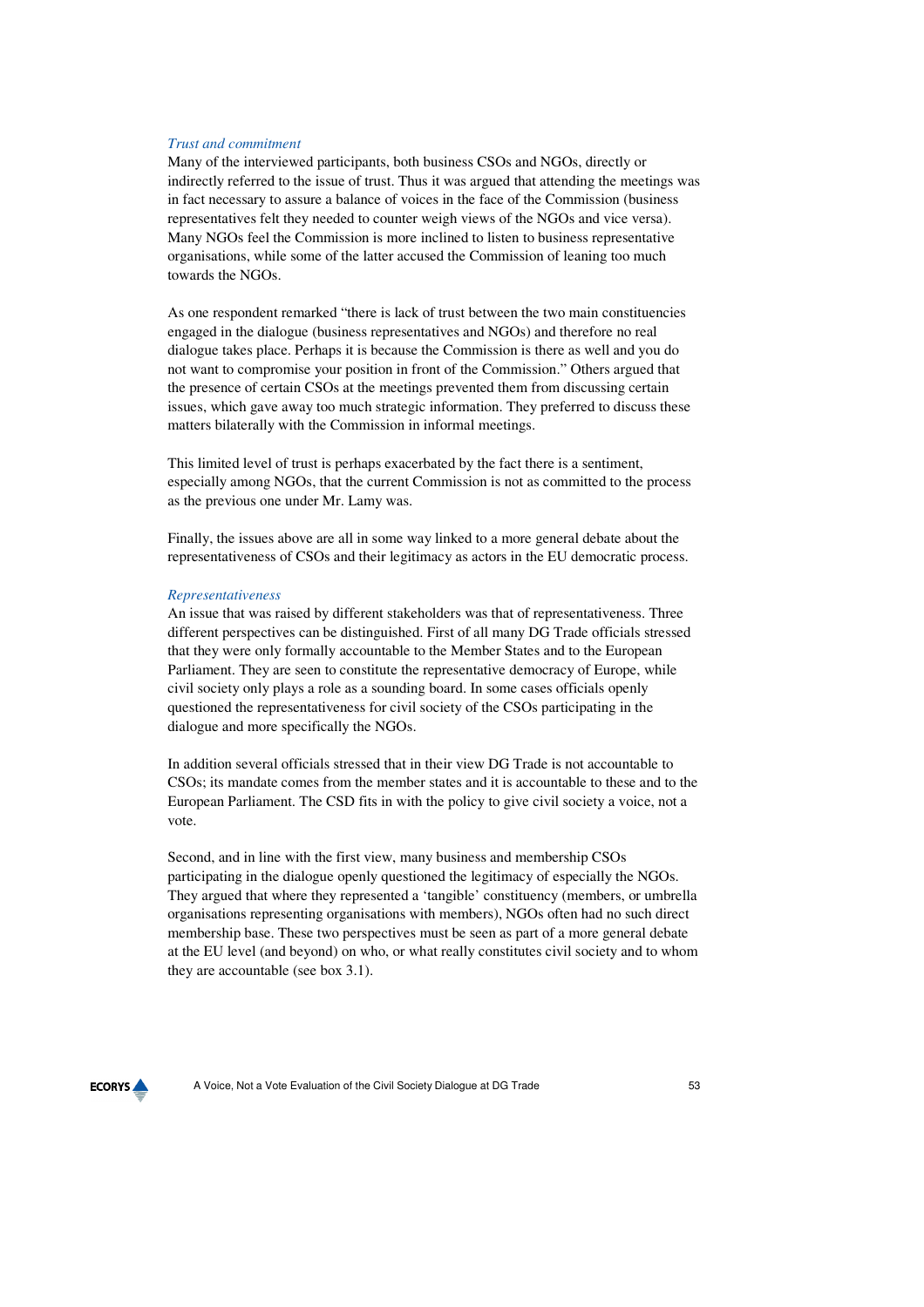*Trust and commitment*

Many of the interviewed participants, both business CSOs and NGOs, directly or indirectly referred to the issue of trust. Thus it was argued that attending the meetings was in fact necessary to assure a balance of voices in the face of the Commission (business representatives felt they needed to counter weigh views of the NGOs and vice versa). Many NGOs feel the Commission is more inclined to listen to business representative organisations, while some of the latter accused the Commission of leaning too much towards the NGOs.

As one respondent remarked "there is lack of trust between the two main constituencies engaged in the dialogue (business representatives and NGOs) and therefore no real dialogue takes place. Perhaps it is because the Commission is there as well and you do not want to compromise your position in front of the Commission." Others argued that the presence of certain CSOs at the meetings prevented them from discussing certain issues, which gave away too much strategic information. They preferred to discuss these matters bilaterally with the Commission in informal meetings.

This limited level of trust is perhaps exacerbated by the fact there is a sentiment, especially among NGOs, that the current Commission is not as committed to the process as the previous one under Mr. Lamy was.

Finally, the issues above are all in some way linked to a more general debate about the representativeness of CSOs and their legitimacy as actors in the EU democratic process.

*Representativeness*

An issue that was raised by different stakeholders was that of representativeness. Three different perspectives can be distinguished. First of all many DG Trade officials stressed that they were only formally accountable to the Member States and to the European Parliament. They are seen to constitute the representative democracy of Europe, while civil society only plays a role as a sounding board. In some cases officials openly questioned the representativeness for civil society of the CSOs participating in the dialogue and more specifically the NGOs.

In addition several officials stressed that in their view DG Trade is not accountable to CSOs; its mandate comes from the member states and it is accountable to these and to the European Parliament. The CSD fits in with the policy to give civil society a voice, not a vote.

Second, and in line with the first view, many business and membership CSOs participating in the dialogue openly questioned the legitimacy of especially the NGOs. They argued that where they represented a 'tangible' constituency (members, or umbrella organisations representing organisations with members), NGOs often had no such direct membership base. These two perspectives must be seen as part of a more general debate at the EU level (and beyond) on who, or what really constitutes civil society and to whom they are accountable (see box 3.1).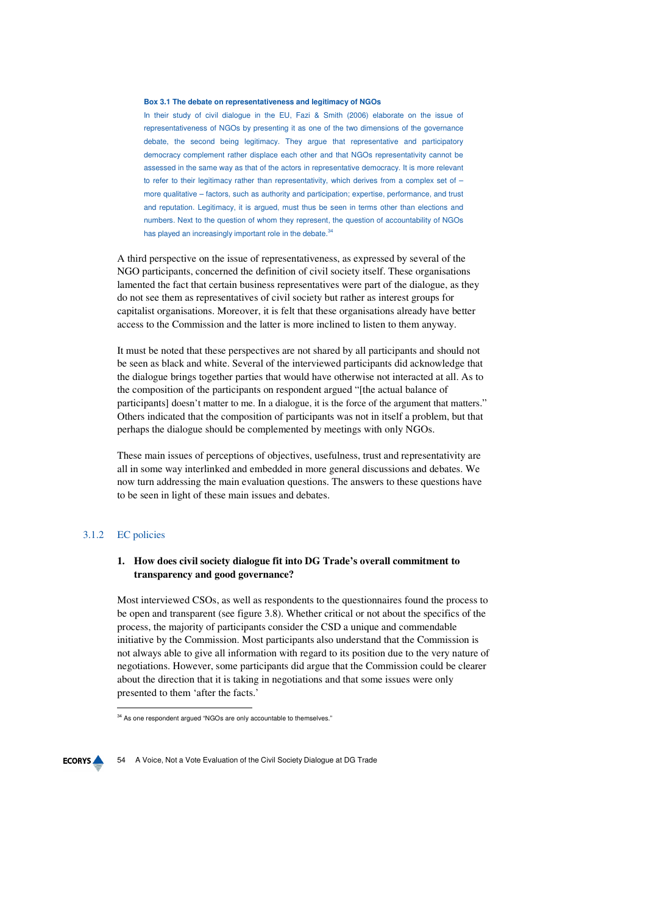**Box 3.1 The debate on representativeness and legitimacy of NGOs**

In their study of civil dialogue in the EU, Fazi & Smith (2006) elaborate on the issue of representativeness of NGOs by presenting it as one of the two dimensions of the governance debate, the second being legitimacy. They argue that representative and participatory democracy complement rather displace each other and that NGOs representativity cannot be assessed in the same way as that of the actors in representative democracy. It is more relevant to refer to their legitimacy rather than representativity, which derives from a complex set of – more qualitative – factors, such as authority and participation; expertise, performance, and trust and reputation. Legitimacy, it is argued, must thus be seen in terms other than elections and numbers. Next to the question of whom they represent, the question of accountability of NGOs has played an increasingly important role in the debate.[34]

A third perspective on the issue of representativeness, as expressed by several of the NGO participants, concerned the definition of civil society itself. These organisations lamented the fact that certain business representatives were part of the dialogue, as they do not see them as representatives of civil society but rather as interest groups for capitalist organisations. Moreover, it is felt that these organisations already have better access to the Commission and the latter is more inclined to listen to them anyway.

It must be noted that these perspectives are not shared by all participants and should not be seen as black and white. Several of the interviewed participants did acknowledge that the dialogue brings together parties that would have otherwise not interacted at all. As to the composition of the participants on respondent argued "[the actual balance of participants] doesn't matter to me. In a dialogue, it is the force of the argument that matters." Others indicated that the composition of participants was not in itself a problem, but that perhaps the dialogue should be complemented by meetings with only NGOs.

These main issues of perceptions of objectives, usefulness, trust and representativity are all in some way interlinked and embedded in more general discussions and debates. We now turn addressing the main evaluation questions. The answers to these questions have to be seen in light of these main issues and debates.

### 3.1.2 EC policies

**1. How does civil society dialogue fit into DG Trade's overall commitment to transparency and good governance?**

Most interviewed CSOs, as well as respondents to the questionnaires found the process to be open and transparent (see figure 3.8). Whether critical or not about the specifics of the process, the majority of participants consider the CSD a unique and commendable initiative by the Commission. Most participants also understand that the Commission is not always able to give all information with regard to its position due to the very nature of negotiations. However, some participants did argue that the Commission could be clearer about the direction that it is taking in negotiations and that some issues were only presented to them 'after the facts.'

[34] As one respondent argued "NGOs are only accountable to themselves."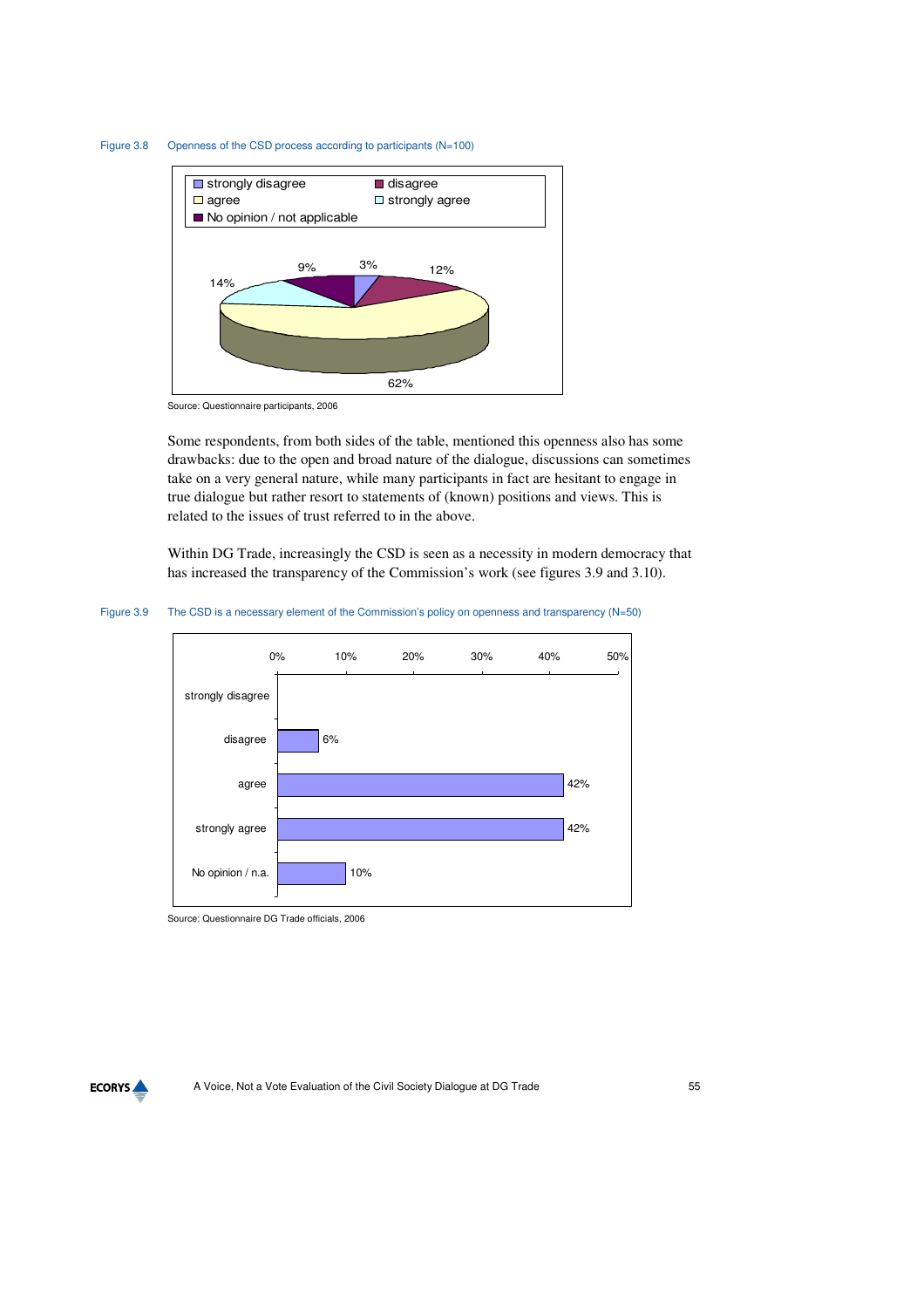Figure 3.8 Openness of the CSD process according to participants (N=100)

strongly disagree
disagree
agree
strongly agree
No opinion / not applicable

9%
3%
12%
14%
62%

Source: Questionnaire participants, 2006

Some respondents, from both sides of the table, mentioned this openness also has some drawbacks: due to the open and broad nature of the dialogue, discussions can sometimes take on a very general nature, while many participants in fact are hesitant to engage in true dialogue but rather resort to statements of (known) positions and views. This is related to the issues of trust referred to in the above.

Within DG Trade, increasingly the CSD is seen as a necessity in modern democracy that has increased the transparency of the Commission's work (see figures 3.9 and 3.10).

Figure 3.9 The CSD is a necessary element of the Commission's policy on openness and transparency (N=50)

0%
10%
20%
30%
40%
50%

strongly disagree
disagree 6%
agree 42%
strongly agree 42%
No opinion / n.a. 10%

Source: Questionnaire DG Trade officials, 2006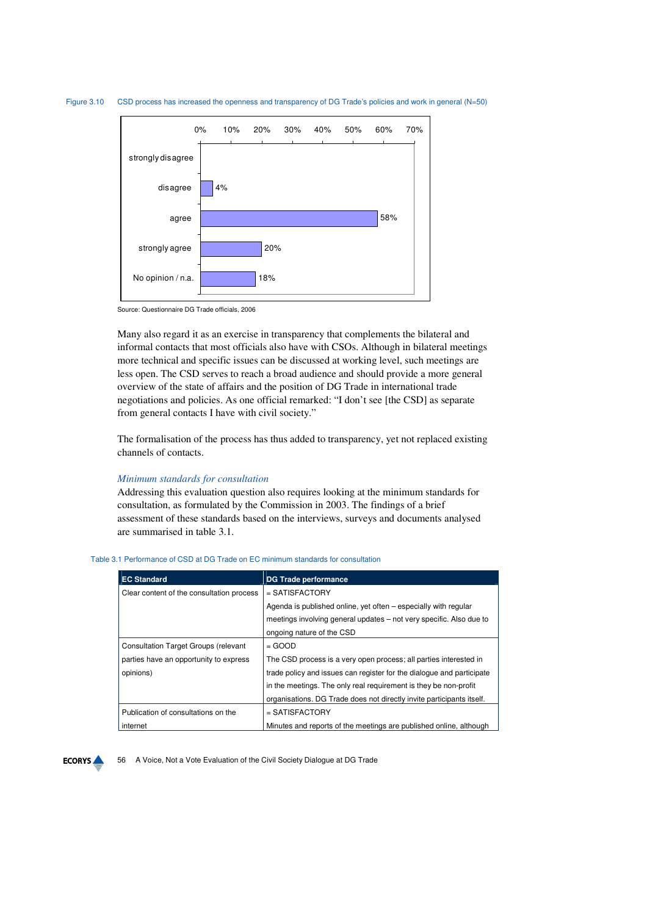Figure 3.10 CSD process has increased the openness and transparency of DG Trade's policies and work in general (N=50)

0% 10% 20% 30% 40% 50% 60% 70%

strongly disagree

disagree 4%

agree 58%

strongly agree 20%

No opinion / n.a. 18%

Source: Questionnaire DG Trade officials, 2006

Many also regard it as an exercise in transparency that complements the bilateral and informal contacts that most officials also have with CSOs. Although in bilateral meetings more technical and specific issues can be discussed at working level, such meetings are less open. The CSD serves to reach a broad audience and should provide a more general overview of the state of affairs and the position of DG Trade in international trade negotiations and policies. As one official remarked: "I don't see [the CSD] as separate from general contacts I have with civil society."

The formalisation of the process has thus added to transparency, yet not replaced existing channels of contacts.

*Minimum standards for consultation*

Addressing this evaluation question also requires looking at the minimum standards for consultation, as formulated by the Commission in 2003. The findings of a brief assessment of these standards based on the interviews, surveys and documents analysed are summarised in table 3.1.

Table 3.1 Performance of CSD at DG Trade on EC minimum standards for consultation

| EC Standard | DG Trade performance |
|---|---|
| Clear content of the consultation process | = SATISFACTORY<br>Agenda is published online, yet often – especially with regular meetings involving general updates – not very specific. Also due to ongoing nature of the CSD |
| Consultation Target Groups (relevant parties have an opportunity to express opinions) | = GOOD<br>The CSD process is a very open process; all parties interested in trade policy and issues can register for the dialogue and participate in the meetings. The only real requirement is they be non-profit organisations. DG Trade does not directly invite participants itself. |
| Publication of consultations on the internet | = SATISFACTORY<br>Minutes and reports of the meetings are published online, although |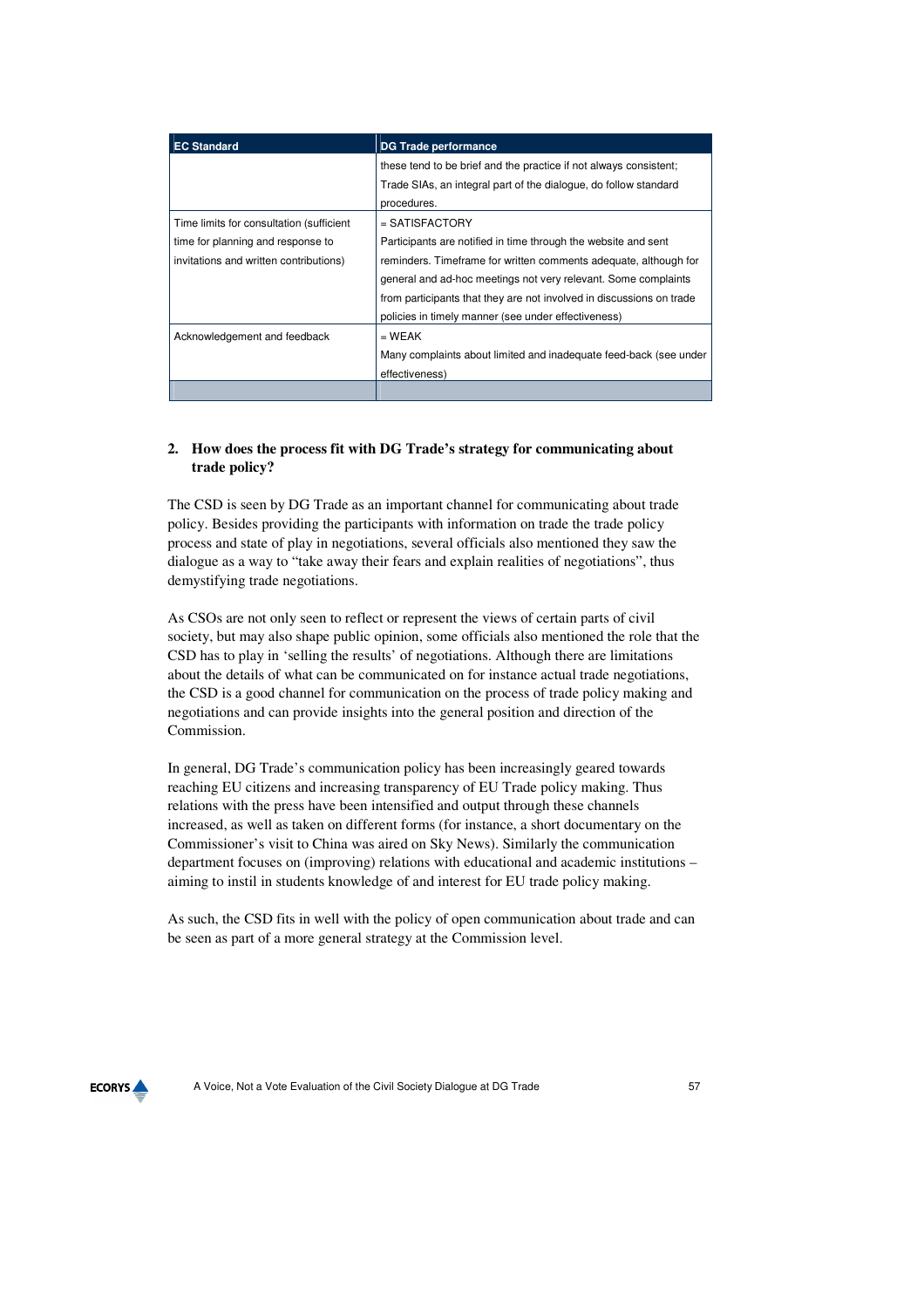| EC Standard | DG Trade performance |
|---|---|
| | these tend to be brief and the practice if not always consistent; Trade SIAs, an integral part of the dialogue, do follow standard procedures. |
| Time limits for consultation (sufficient time for planning and response to invitations and written contributions) | = SATISFACTORY<br>Participants are notified in time through the website and sent reminders. Timeframe for written comments adequate, although for general and ad-hoc meetings not very relevant. Some complaints from participants that they are not involved in discussions on trade policies in timely manner (see under effectiveness) |
| Acknowledgement and feedback | = WEAK<br>Many complaints about limited and inadequate feed-back (see under effectiveness) |
| | |

**2. How does the process fit with DG Trade's strategy for communicating about trade policy?**

The CSD is seen by DG Trade as an important channel for communicating about trade policy. Besides providing the participants with information on trade the trade policy process and state of play in negotiations, several officials also mentioned they saw the dialogue as a way to "take away their fears and explain realities of negotiations", thus demystifying trade negotiations.

As CSOs are not only seen to reflect or represent the views of certain parts of civil society, but may also shape public opinion, some officials also mentioned the role that the CSD has to play in 'selling the results' of negotiations. Although there are limitations about the details of what can be communicated on for instance actual trade negotiations, the CSD is a good channel for communication on the process of trade policy making and negotiations and can provide insights into the general position and direction of the Commission.

In general, DG Trade's communication policy has been increasingly geared towards reaching EU citizens and increasing transparency of EU Trade policy making. Thus relations with the press have been intensified and output through these channels increased, as well as taken on different forms (for instance, a short documentary on the Commissioner's visit to China was aired on Sky News). Similarly the communication department focuses on (improving) relations with educational and academic institutions – aiming to instil in students knowledge of and interest for EU trade policy making.

As such, the CSD fits in well with the policy of open communication about trade and can be seen as part of a more general strategy at the Commission level.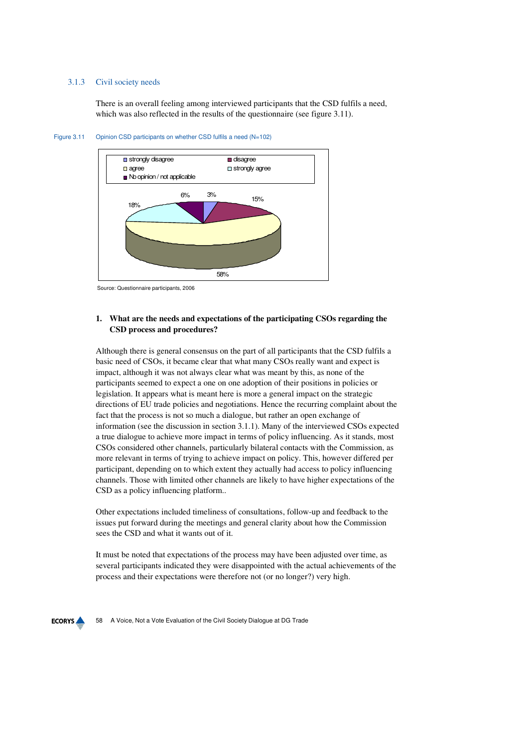### 3.1.3 Civil society needs

There is an overall feeling among interviewed participants that the CSD fulfils a need, which was also reflected in the results of the questionnaire (see figure 3.11).

Figure 3.11 Opinion CSD participants on whether CSD fulfils a need (N=102)

strongly disagree
disagree
agree
strongly agree
No opinion / not applicable

6%
3%
15%
18%
58%

Source: Questionnaire participants, 2006

**1. What are the needs and expectations of the participating CSOs regarding the CSD process and procedures?**

Although there is general consensus on the part of all participants that the CSD fulfils a basic need of CSOs, it became clear that what many CSOs really want and expect is impact, although it was not always clear what was meant by this, as none of the participants seemed to expect a one on one adoption of their positions in policies or legislation. It appears what is meant here is more a general impact on the strategic directions of EU trade policies and negotiations. Hence the recurring complaint about the fact that the process is not so much a dialogue, but rather an open exchange of information (see the discussion in section 3.1.1). Many of the interviewed CSOs expected a true dialogue to achieve more impact in terms of policy influencing. As it stands, most CSOs considered other channels, particularly bilateral contacts with the Commission, as more relevant in terms of trying to achieve impact on policy. This, however differed per participant, depending on to which extent they actually had access to policy influencing channels. Those with limited other channels are likely to have higher expectations of the CSD as a policy influencing platform..

Other expectations included timeliness of consultations, follow-up and feedback to the issues put forward during the meetings and general clarity about how the Commission sees the CSD and what it wants out of it.

It must be noted that expectations of the process may have been adjusted over time, as several participants indicated they were disappointed with the actual achievements of the process and their expectations were therefore not (or no longer?) very high.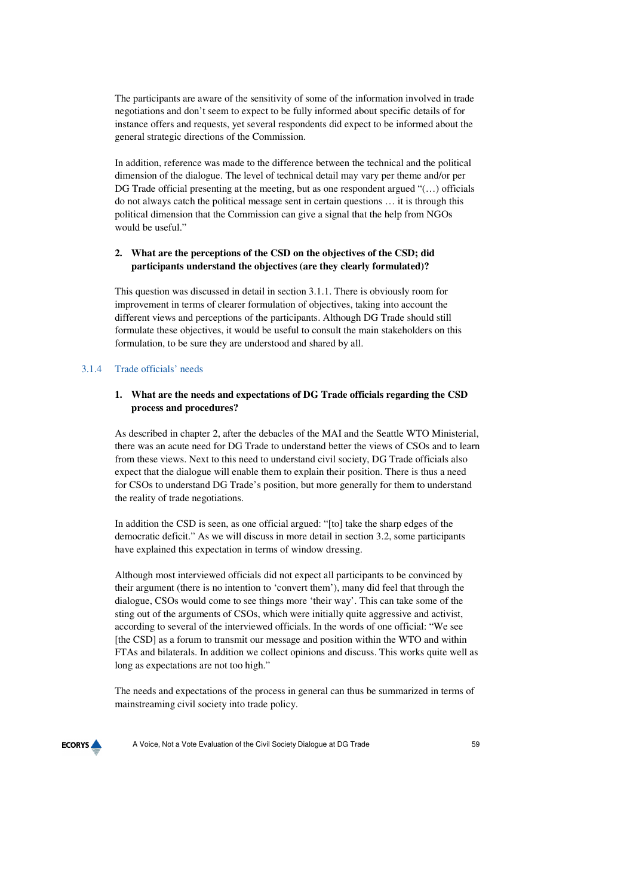The participants are aware of the sensitivity of some of the information involved in trade negotiations and don't seem to expect to be fully informed about specific details of for instance offers and requests, yet several respondents did expect to be informed about the general strategic directions of the Commission.

In addition, reference was made to the difference between the technical and the political dimension of the dialogue. The level of technical detail may vary per theme and/or per DG Trade official presenting at the meeting, but as one respondent argued "(…) officials do not always catch the political message sent in certain questions … it is through this political dimension that the Commission can give a signal that the help from NGOs would be useful."

**2. What are the perceptions of the CSD on the objectives of the CSD; did participants understand the objectives (are they clearly formulated)?**

This question was discussed in detail in section 3.1.1. There is obviously room for improvement in terms of clearer formulation of objectives, taking into account the different views and perceptions of the participants. Although DG Trade should still formulate these objectives, it would be useful to consult the main stakeholders on this formulation, to be sure they are understood and shared by all.

### 3.1.4 Trade officials' needs

**1. What are the needs and expectations of DG Trade officials regarding the CSD process and procedures?**

As described in chapter 2, after the debacles of the MAI and the Seattle WTO Ministerial, there was an acute need for DG Trade to understand better the views of CSOs and to learn from these views. Next to this need to understand civil society, DG Trade officials also expect that the dialogue will enable them to explain their position. There is thus a need for CSOs to understand DG Trade's position, but more generally for them to understand the reality of trade negotiations.

In addition the CSD is seen, as one official argued: "[to] take the sharp edges of the democratic deficit." As we will discuss in more detail in section 3.2, some participants have explained this expectation in terms of window dressing.

Although most interviewed officials did not expect all participants to be convinced by their argument (there is no intention to 'convert them'), many did feel that through the dialogue, CSOs would come to see things more 'their way'. This can take some of the sting out of the arguments of CSOs, which were initially quite aggressive and activist, according to several of the interviewed officials. In the words of one official: "We see [the CSD] as a forum to transmit our message and position within the WTO and within FTAs and bilaterals. In addition we collect opinions and discuss. This works quite well as long as expectations are not too high."

The needs and expectations of the process in general can thus be summarized in terms of mainstreaming civil society into trade policy.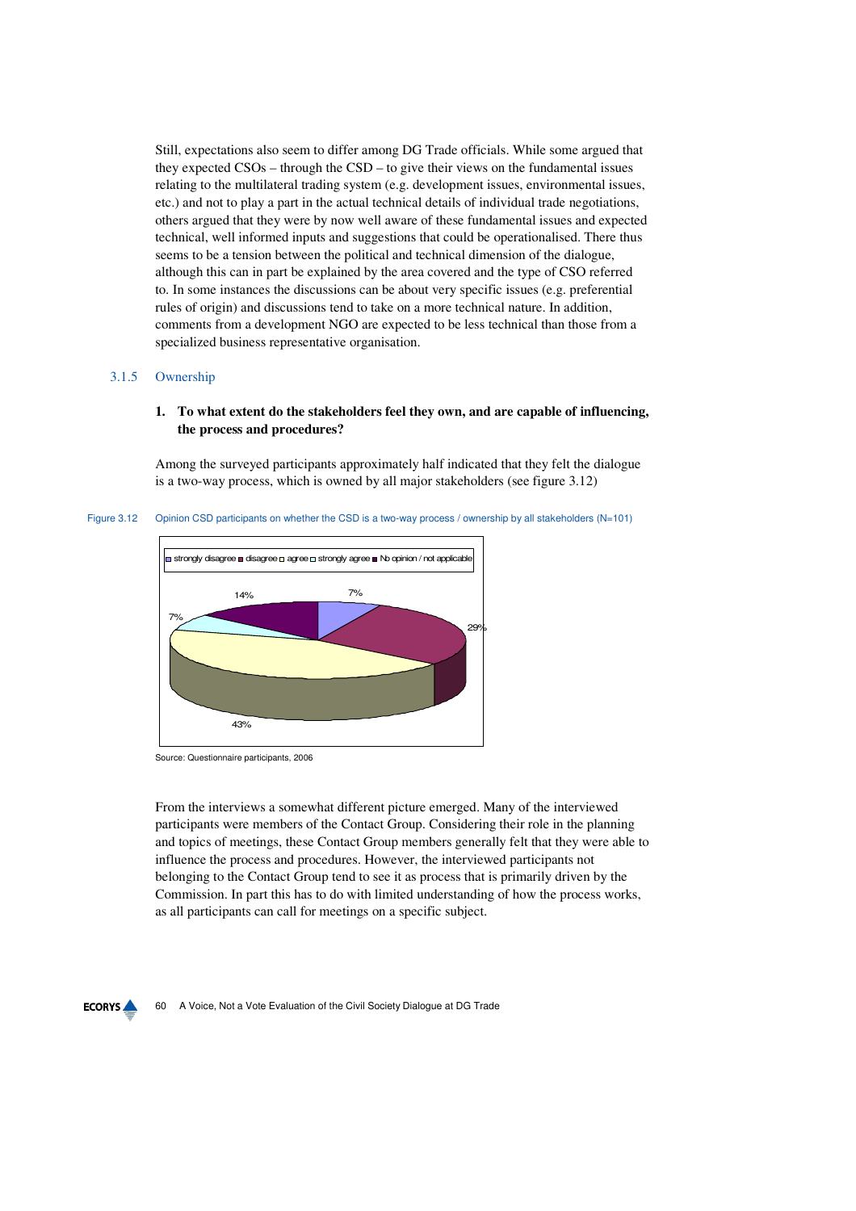Still, expectations also seem to differ among DG Trade officials. While some argued that they expected CSOs – through the CSD – to give their views on the fundamental issues relating to the multilateral trading system (e.g. development issues, environmental issues, etc.) and not to play a part in the actual technical details of individual trade negotiations, others argued that they were by now well aware of these fundamental issues and expected technical, well informed inputs and suggestions that could be operationalised. There thus seems to be a tension between the political and technical dimension of the dialogue, although this can in part be explained by the area covered and the type of CSO referred to. In some instances the discussions can be about very specific issues (e.g. preferential rules of origin) and discussions tend to take on a more technical nature. In addition, comments from a development NGO are expected to be less technical than those from a specialized business representative organisation.

### 3.1.5 Ownership

**1. To what extent do the stakeholders feel they own, and are capable of influencing, the process and procedures?**

Among the surveyed participants approximately half indicated that they felt the dialogue is a two-way process, which is owned by all major stakeholders (see figure 3.12)

Figure 3.12 Opinion CSD participants on whether the CSD is a two-way process / ownership by all stakeholders (N=101)

strongly disagree
disagree
agree
strongly agree
No opinion / not applicable

7%
29%
43%
7%
14%

Source: Questionnaire participants, 2006

From the interviews a somewhat different picture emerged. Many of the interviewed participants were members of the Contact Group. Considering their role in the planning and topics of meetings, these Contact Group members generally felt that they were able to influence the process and procedures. However, the interviewed participants not belonging to the Contact Group tend to see it as process that is primarily driven by the Commission. In part this has to do with limited understanding of how the process works, as all participants can call for meetings on a specific subject.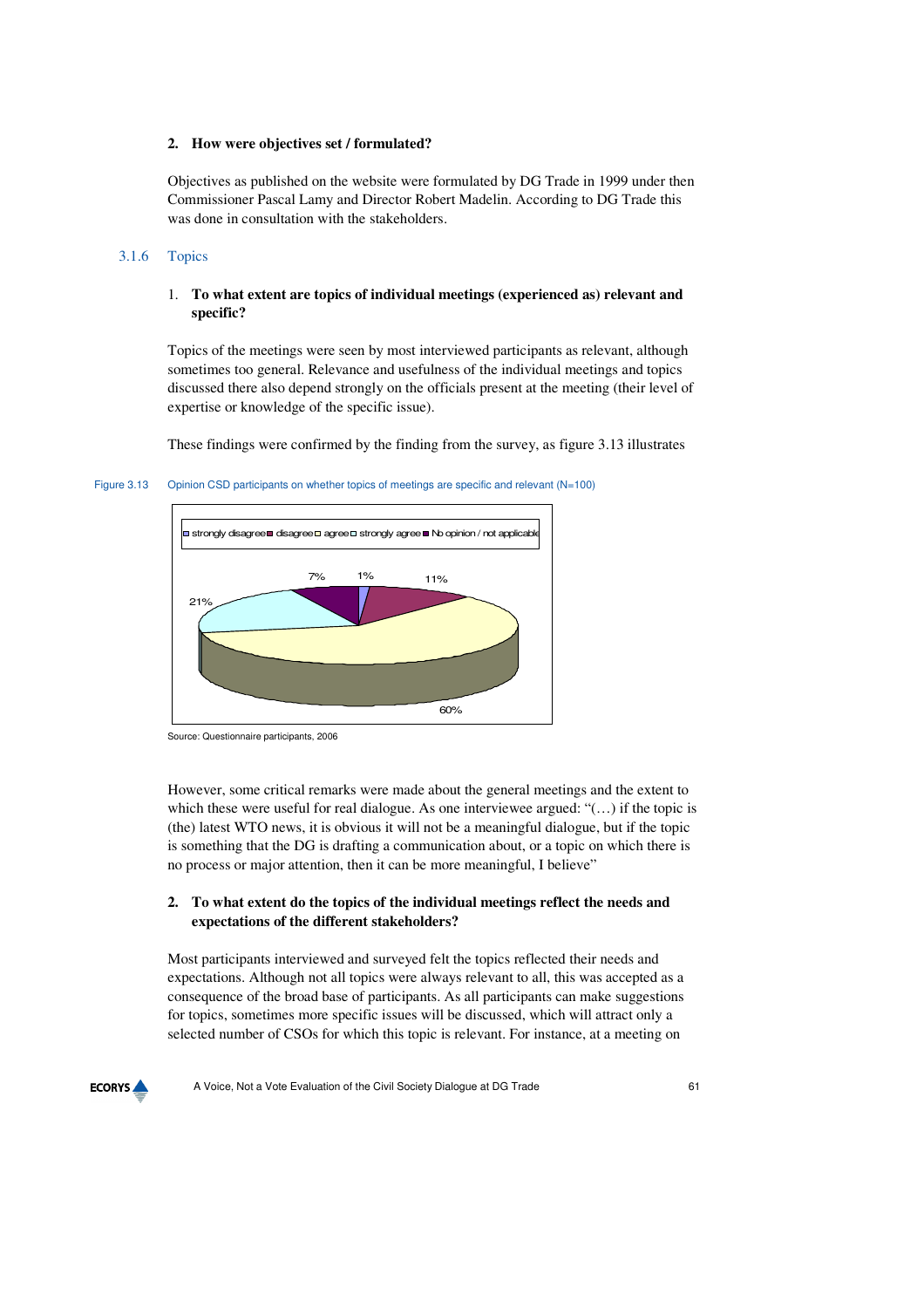**2. How were objectives set / formulated?**

Objectives as published on the website were formulated by DG Trade in 1999 under then Commissioner Pascal Lamy and Director Robert Madelin. According to DG Trade this was done in consultation with the stakeholders.

### 3.1.6 Topics

1. **To what extent are topics of individual meetings (experienced as) relevant and specific?**

Topics of the meetings were seen by most interviewed participants as relevant, although sometimes too general. Relevance and usefulness of the individual meetings and topics discussed there also depend strongly on the officials present at the meeting (their level of expertise or knowledge of the specific issue).

These findings were confirmed by the finding from the survey, as figure 3.13 illustrates

Figure 3.13 Opinion CSD participants on whether topics of meetings are specific and relevant (N=100)

strongly disagree
disagree
agree
strongly agree
No opinion / not applicable

7%
1%
11%
21%
60%

Source: Questionnaire participants, 2006

However, some critical remarks were made about the general meetings and the extent to which these were useful for real dialogue. As one interviewee argued: "(…) if the topic is (the) latest WTO news, it is obvious it will not be a meaningful dialogue, but if the topic is something that the DG is drafting a communication about, or a topic on which there is no process or major attention, then it can be more meaningful, I believe"

2. **To what extent do the topics of the individual meetings reflect the needs and expectations of the different stakeholders?**

Most participants interviewed and surveyed felt the topics reflected their needs and expectations. Although not all topics were always relevant to all, this was accepted as a consequence of the broad base of participants. As all participants can make suggestions for topics, sometimes more specific issues will be discussed, which will attract only a selected number of CSOs for which this topic is relevant. For instance, at a meeting on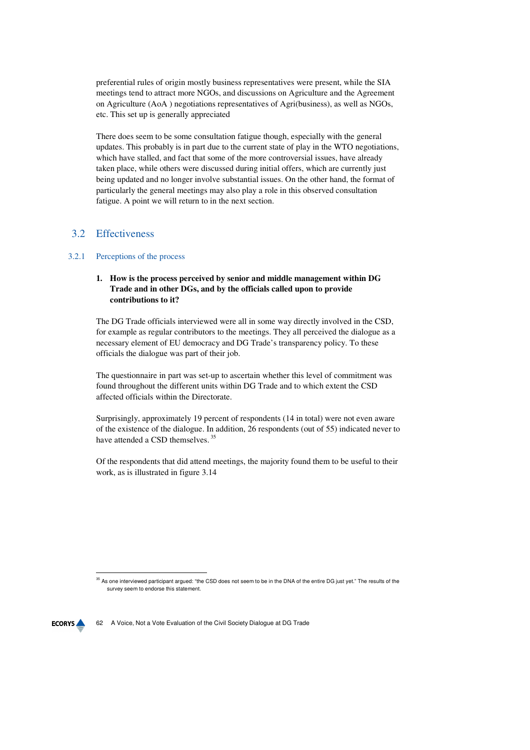preferential rules of origin mostly business representatives were present, while the SIA meetings tend to attract more NGOs, and discussions on Agriculture and the Agreement on Agriculture (AoA ) negotiations representatives of Agri(business), as well as NGOs, etc. This set up is generally appreciated

There does seem to be some consultation fatigue though, especially with the general updates. This probably is in part due to the current state of play in the WTO negotiations, which have stalled, and fact that some of the more controversial issues, have already taken place, while others were discussed during initial offers, which are currently just being updated and no longer involve substantial issues. On the other hand, the format of particularly the general meetings may also play a role in this observed consultation fatigue. A point we will return to in the next section.

## 3.2 Effectiveness

### 3.2.1 Perceptions of the process

**1. How is the process perceived by senior and middle management within DG Trade and in other DGs, and by the officials called upon to provide contributions to it?**

The DG Trade officials interviewed were all in some way directly involved in the CSD, for example as regular contributors to the meetings. They all perceived the dialogue as a necessary element of EU democracy and DG Trade's transparency policy. To these officials the dialogue was part of their job.

The questionnaire in part was set-up to ascertain whether this level of commitment was found throughout the different units within DG Trade and to which extent the CSD affected officials within the Directorate.

Surprisingly, approximately 19 percent of respondents (14 in total) were not even aware of the existence of the dialogue. In addition, 26 respondents (out of 55) indicated never to have attended a CSD themselves.[35]

Of the respondents that did attend meetings, the majority found them to be useful to their work, as is illustrated in figure 3.14

[35] As one interviewed participant argued: "the CSD does not seem to be in the DNA of the entire DG just yet." The results of the survey seem to endorse this statement.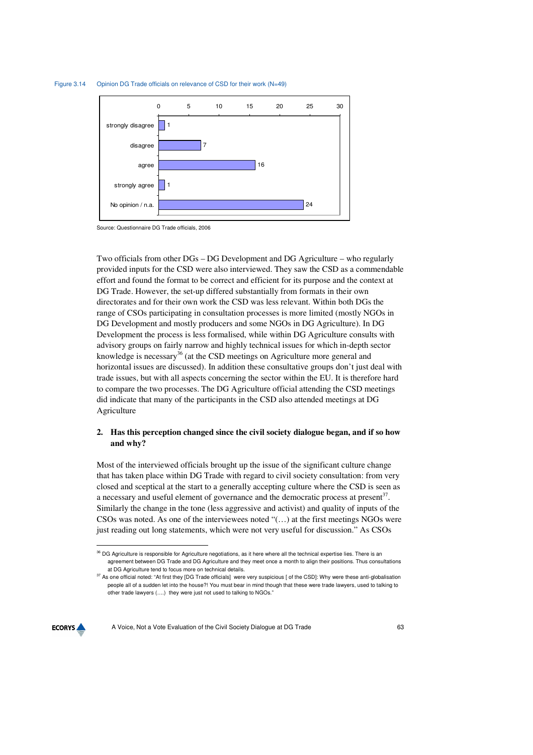Figure 3.14 Opinion DG Trade officials on relevance of CSD for their work (N=49)

0
5
10
15
20
25
30

strongly disagree 1
disagree 7
agree 16
strongly agree 1
No opinion / n.a. 24

Source: Questionnaire DG Trade officials, 2006

Two officials from other DGs – DG Development and DG Agriculture – who regularly provided inputs for the CSD were also interviewed. They saw the CSD as a commendable effort and found the format to be correct and efficient for its purpose and the context at DG Trade. However, the set-up differed substantially from formats in their own directorates and for their own work the CSD was less relevant. Within both DGs the range of CSOs participating in consultation processes is more limited (mostly NGOs in DG Development and mostly producers and some NGOs in DG Agriculture). In DG Development the process is less formalised, while within DG Agriculture consults with advisory groups on fairly narrow and highly technical issues for which in-depth sector knowledge is necessary[36] (at the CSD meetings on Agriculture more general and horizontal issues are discussed). In addition these consultative groups don't just deal with trade issues, but with all aspects concerning the sector within the EU. It is therefore hard to compare the two processes. The DG Agriculture official attending the CSD meetings did indicate that many of the participants in the CSD also attended meetings at DG Agriculture

**2. Has this perception changed since the civil society dialogue began, and if so how and why?**

Most of the interviewed officials brought up the issue of the significant culture change that has taken place within DG Trade with regard to civil society consultation: from very closed and sceptical at the start to a generally accepting culture where the CSD is seen as a necessary and useful element of governance and the democratic process at present[37]. Similarly the change in the tone (less aggressive and activist) and quality of inputs of the CSOs was noted. As one of the interviewees noted "(…) at the first meetings NGOs were just reading out long statements, which were not very useful for discussion." As CSOs

[36] DG Agriculture is responsible for Agriculture negotiations, as it here where all the technical expertise lies. There is an agreement between DG Trade and DG Agriculture and they meet once a month to align their positions. Thus consultations at DG Agriculture tend to focus more on technical details.

[37] As one official noted: "At first they [DG Trade officials] were very suspicious [ of the CSD]: Why were these anti-globalisation people all of a sudden let into the house?! You must bear in mind though that these were trade lawyers, used to talking to other trade lawyers (….) they were just not used to talking to NGOs."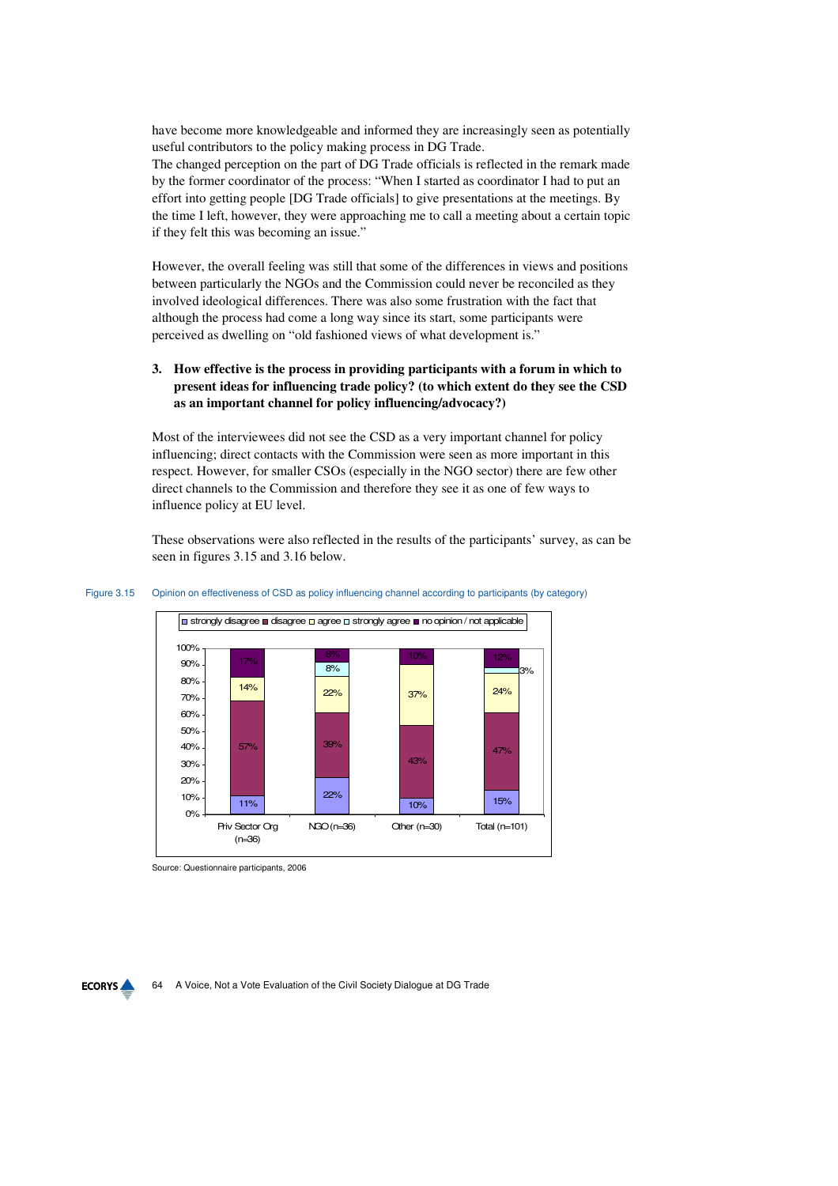have become more knowledgeable and informed they are increasingly seen as potentially useful contributors to the policy making process in DG Trade.
The changed perception on the part of DG Trade officials is reflected in the remark made by the former coordinator of the process: "When I started as coordinator I had to put an effort into getting people [DG Trade officials] to give presentations at the meetings. By the time I left, however, they were approaching me to call a meeting about a certain topic if they felt this was becoming an issue."

However, the overall feeling was still that some of the differences in views and positions between particularly the NGOs and the Commission could never be reconciled as they involved ideological differences. There was also some frustration with the fact that although the process had come a long way since its start, some participants were perceived as dwelling on "old fashioned views of what development is."

### 3. How effective is the process in providing participants with a forum in which to present ideas for influencing trade policy? (to which extent do they see the CSD as an important channel for policy influencing/advocacy?)

Most of the interviewees did not see the CSD as a very important channel for policy influencing; direct contacts with the Commission were seen as more important in this respect. However, for smaller CSOs (especially in the NGO sector) there are few other direct channels to the Commission and therefore they see it as one of few ways to influence policy at EU level.

These observations were also reflected in the results of the participants' survey, as can be seen in figures 3.15 and 3.16 below.

Figure 3.15 Opinion on effectiveness of CSD as policy influencing channel according to participants (by category)

strongly disagree, disagree, agree, strongly agree, no opinion / not applicable

0%, 10%, 20%, 30%, 40%, 50%, 60%, 70%, 80%, 90%, 100%

Priv Sector Org (n=36): 11%, 57%, 14%, 17%

NGO (n=36): 22%, 39%, 22%, 8%, 8%

Other (n=30): 10%, 43%, 37%, 10%

Total (n=101): 15%, 47%, 24%, 3%, 12%

Source: Questionnaire participants, 2006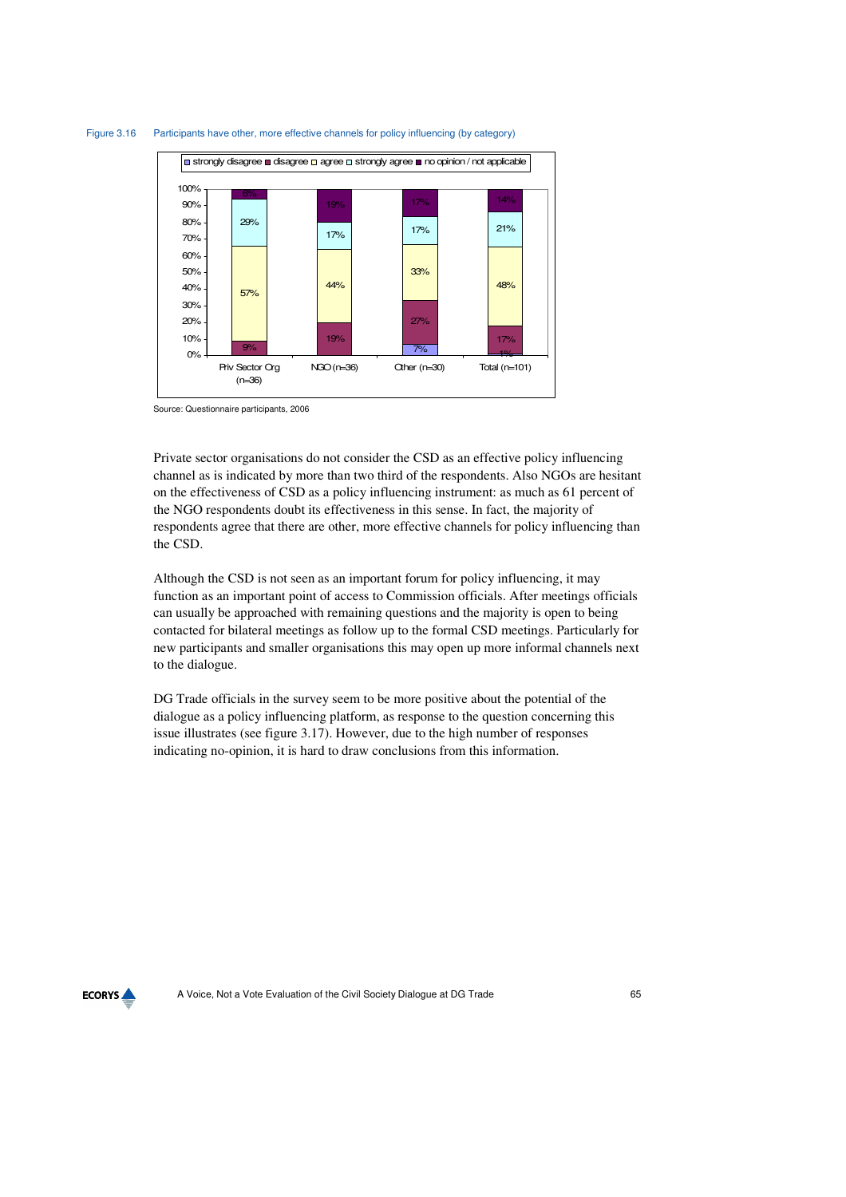Figure 3.16 Participants have other, more effective channels for policy influencing (by category)

strongly disagree, disagree, agree, strongly agree, no opinion / not applicable

100%
90%
80%
70%
60%
50%
40%
30%
20%
10%
0%

Priv Sector Org (n=36): 9%, 57%, 29%, 6%

NGO (n=36): 19%, 44%, 17%, 19%

Other (n=30): 7%, 27%, 33%, 17%, 17%

Total (n=101): 1%, 17%, 48%, 21%, 14%

Source: Questionnaire participants, 2006

Private sector organisations do not consider the CSD as an effective policy influencing channel as is indicated by more than two third of the respondents. Also NGOs are hesitant on the effectiveness of CSD as a policy influencing instrument: as much as 61 percent of the NGO respondents doubt its effectiveness in this sense. In fact, the majority of respondents agree that there are other, more effective channels for policy influencing than the CSD.

Although the CSD is not seen as an important forum for policy influencing, it may function as an important point of access to Commission officials. After meetings officials can usually be approached with remaining questions and the majority is open to being contacted for bilateral meetings as follow up to the formal CSD meetings. Particularly for new participants and smaller organisations this may open up more informal channels next to the dialogue.

DG Trade officials in the survey seem to be more positive about the potential of the dialogue as a policy influencing platform, as response to the question concerning this issue illustrates (see figure 3.17). However, due to the high number of responses indicating no-opinion, it is hard to draw conclusions from this information.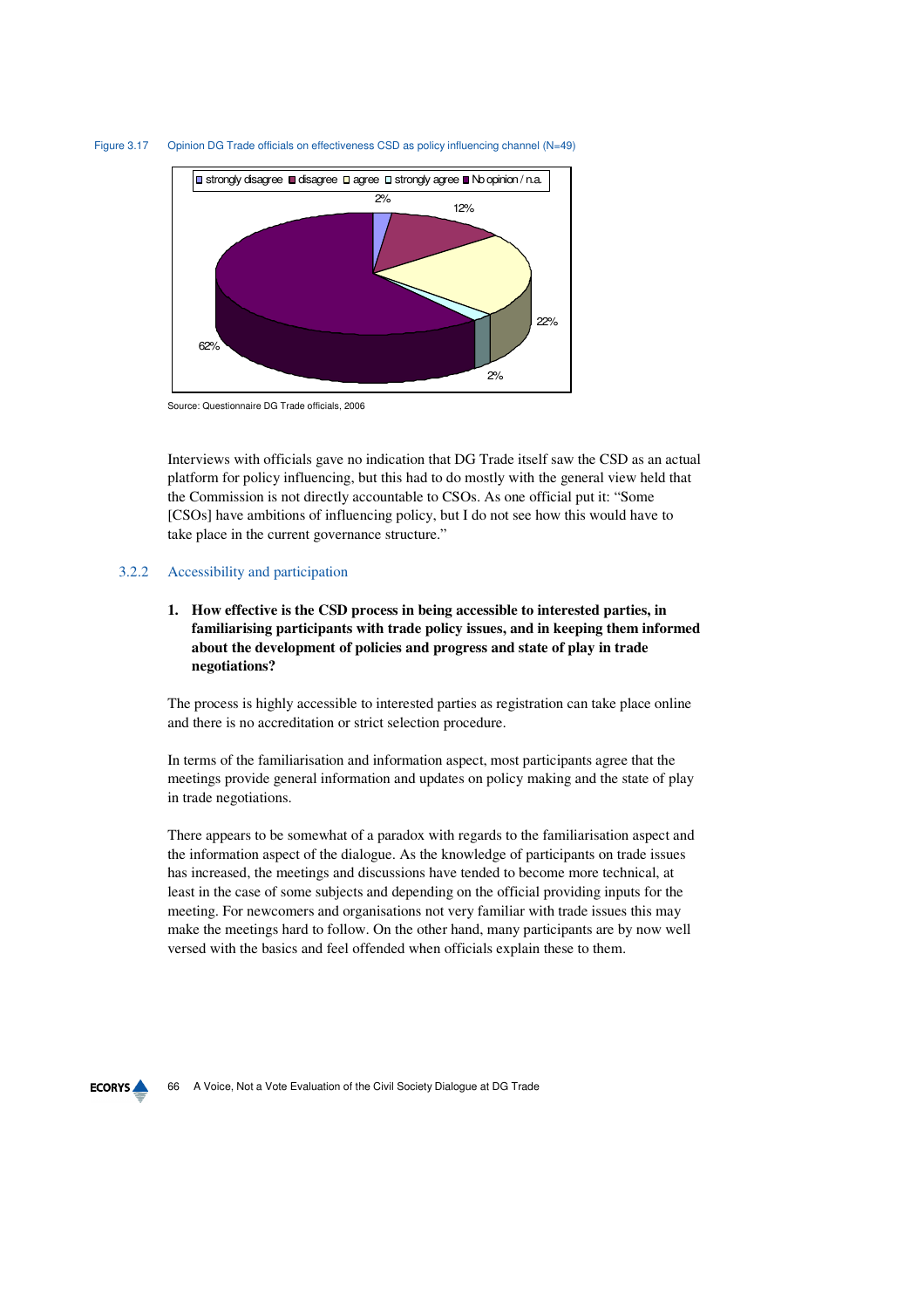Figure 3.17 Opinion DG Trade officials on effectiveness CSD as policy influencing channel (N=49)

Source: Questionnaire DG Trade officials, 2006

Interviews with officials gave no indication that DG Trade itself saw the CSD as an actual platform for policy influencing, but this had to do mostly with the general view held that the Commission is not directly accountable to CSOs. As one official put it: "Some [CSOs] have ambitions of influencing policy, but I do not see how this would have to take place in the current governance structure."

### 3.2.2 Accessibility and participation

**1. How effective is the CSD process in being accessible to interested parties, in familiarising participants with trade policy issues, and in keeping them informed about the development of policies and progress and state of play in trade negotiations?**

The process is highly accessible to interested parties as registration can take place online and there is no accreditation or strict selection procedure.

In terms of the familiarisation and information aspect, most participants agree that the meetings provide general information and updates on policy making and the state of play in trade negotiations.

There appears to be somewhat of a paradox with regards to the familiarisation aspect and the information aspect of the dialogue. As the knowledge of participants on trade issues has increased, the meetings and discussions have tended to become more technical, at least in the case of some subjects and depending on the official providing inputs for the meeting. For newcomers and organisations not very familiar with trade issues this may make the meetings hard to follow. On the other hand, many participants are by now well versed with the basics and feel offended when officials explain these to them.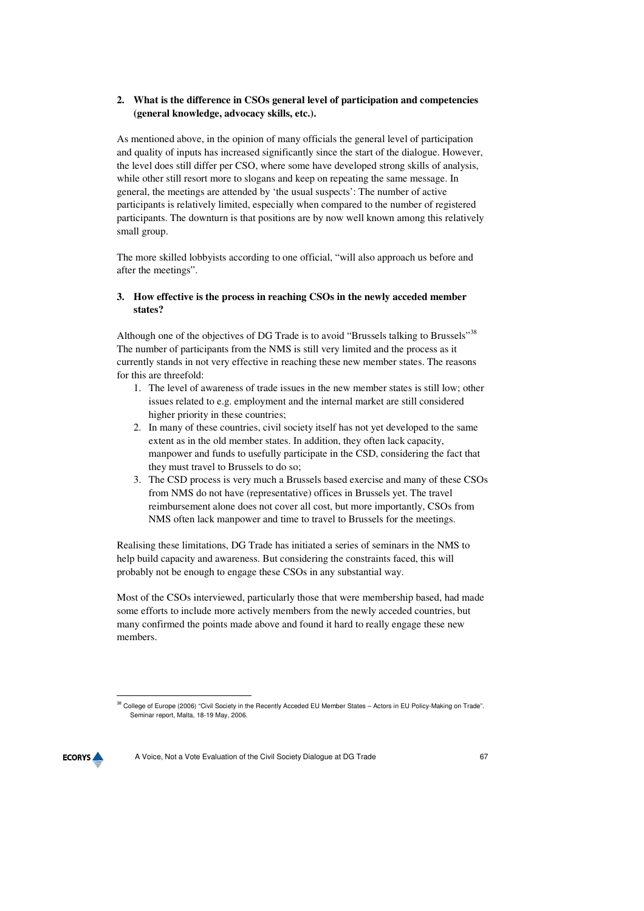**2. What is the difference in CSOs general level of participation and competencies (general knowledge, advocacy skills, etc.).**

As mentioned above, in the opinion of many officials the general level of participation and quality of inputs has increased significantly since the start of the dialogue. However, the level does still differ per CSO, where some have developed strong skills of analysis, while other still resort more to slogans and keep on repeating the same message. In general, the meetings are attended by 'the usual suspects': The number of active participants is relatively limited, especially when compared to the number of registered participants. The downturn is that positions are by now well known among this relatively small group.

The more skilled lobbyists according to one official, "will also approach us before and after the meetings".

**3. How effective is the process in reaching CSOs in the newly acceded member states?**

Although one of the objectives of DG Trade is to avoid "Brussels talking to Brussels"[38] The number of participants from the NMS is still very limited and the process as it currently stands in not very effective in reaching these new member states. The reasons for this are threefold:

1. The level of awareness of trade issues in the new member states is still low; other issues related to e.g. employment and the internal market are still considered higher priority in these countries;
2. In many of these countries, civil society itself has not yet developed to the same extent as in the old member states. In addition, they often lack capacity, manpower and funds to usefully participate in the CSD, considering the fact that they must travel to Brussels to do so;
3. The CSD process is very much a Brussels based exercise and many of these CSOs from NMS do not have (representative) offices in Brussels yet. The travel reimbursement alone does not cover all cost, but more importantly, CSOs from NMS often lack manpower and time to travel to Brussels for the meetings.

Realising these limitations, DG Trade has initiated a series of seminars in the NMS to help build capacity and awareness. But considering the constraints faced, this will probably not be enough to engage these CSOs in any substantial way.

Most of the CSOs interviewed, particularly those that were membership based, had made some efforts to include more actively members from the newly acceded countries, but many confirmed the points made above and found it hard to really engage these new members.

[38] College of Europe (2006) "Civil Society in the Recently Acceded EU Member States – Actors in EU Policy-Making on Trade". Seminar report, Malta, 18-19 May, 2006.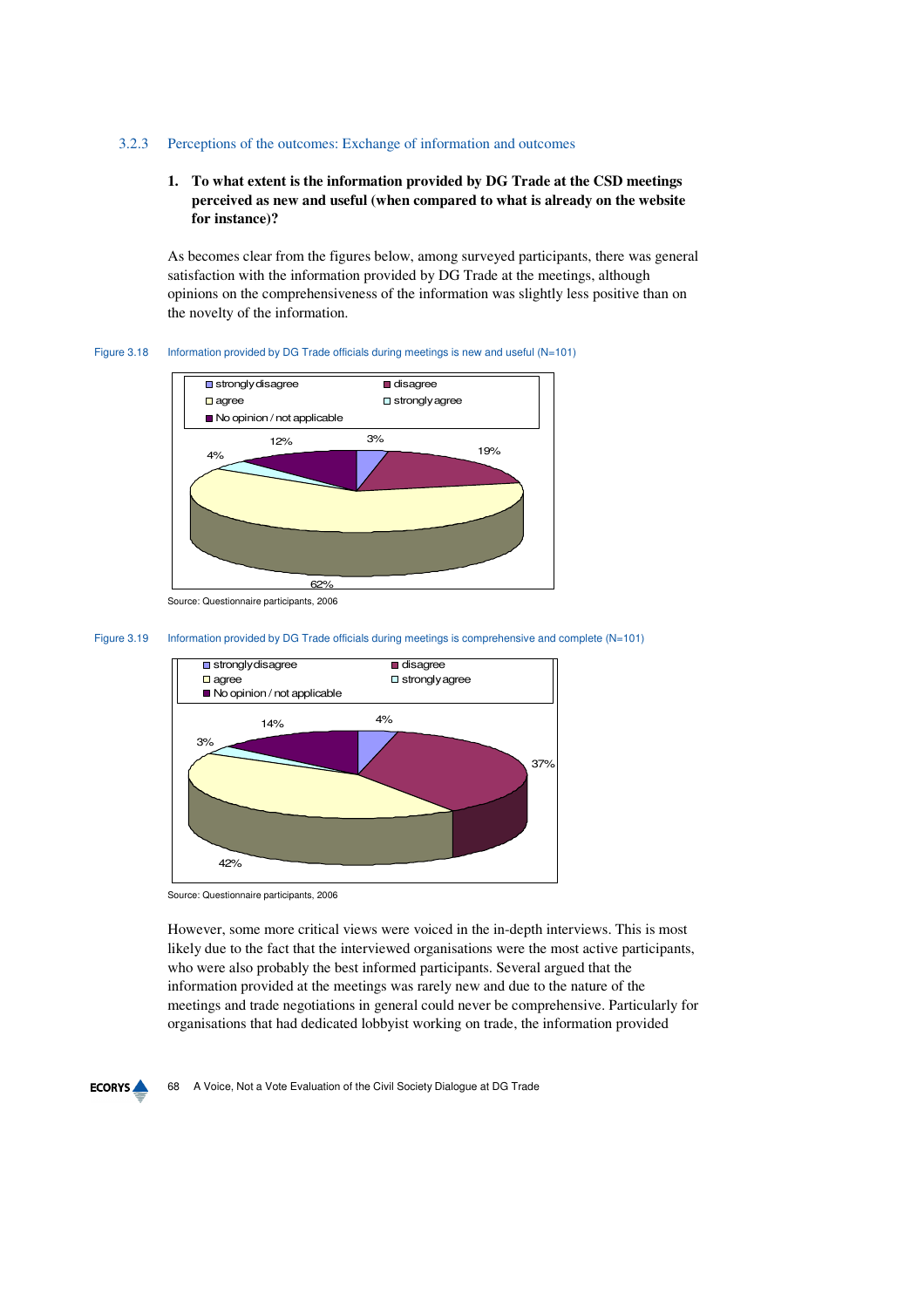### 3.2.3 Perceptions of the outcomes: Exchange of information and outcomes

1. **To what extent is the information provided by DG Trade at the CSD meetings perceived as new and useful (when compared to what is already on the website for instance)?**

As becomes clear from the figures below, among surveyed participants, there was general satisfaction with the information provided by DG Trade at the meetings, although opinions on the comprehensiveness of the information was slightly less positive than on the novelty of the information.

Figure 3.18 Information provided by DG Trade officials during meetings is new and useful (N=101)

strongly disagree
disagree
agree
strongly agree
No opinion / not applicable

3%
19%
62%
4%
12%

Source: Questionnaire participants, 2006

Figure 3.19 Information provided by DG Trade officials during meetings is comprehensive and complete (N=101)

strongly disagree
disagree
agree
strongly agree
No opinion / not applicable

4%
37%
42%
3%
14%

Source: Questionnaire participants, 2006

However, some more critical views were voiced in the in-depth interviews. This is most likely due to the fact that the interviewed organisations were the most active participants, who were also probably the best informed participants. Several argued that the information provided at the meetings was rarely new and due to the nature of the meetings and trade negotiations in general could never be comprehensive. Particularly for organisations that had dedicated lobbyist working on trade, the information provided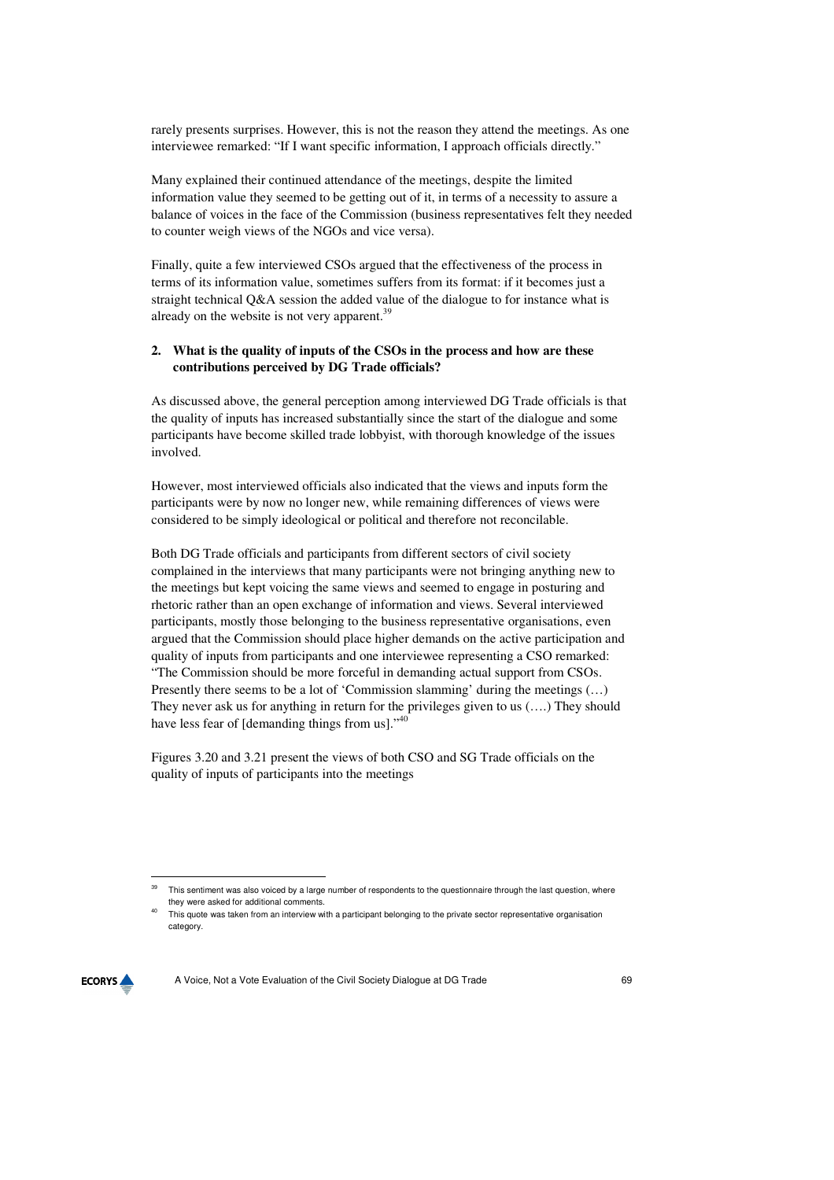rarely presents surprises. However, this is not the reason they attend the meetings. As one interviewee remarked: "If I want specific information, I approach officials directly."

Many explained their continued attendance of the meetings, despite the limited information value they seemed to be getting out of it, in terms of a necessity to assure a balance of voices in the face of the Commission (business representatives felt they needed to counter weigh views of the NGOs and vice versa).

Finally, quite a few interviewed CSOs argued that the effectiveness of the process in terms of its information value, sometimes suffers from its format: if it becomes just a straight technical Q&A session the added value of the dialogue to for instance what is already on the website is not very apparent.[39]

**2. What is the quality of inputs of the CSOs in the process and how are these contributions perceived by DG Trade officials?**

As discussed above, the general perception among interviewed DG Trade officials is that the quality of inputs has increased substantially since the start of the dialogue and some participants have become skilled trade lobbyist, with thorough knowledge of the issues involved.

However, most interviewed officials also indicated that the views and inputs form the participants were by now no longer new, while remaining differences of views were considered to be simply ideological or political and therefore not reconcilable.

Both DG Trade officials and participants from different sectors of civil society complained in the interviews that many participants were not bringing anything new to the meetings but kept voicing the same views and seemed to engage in posturing and rhetoric rather than an open exchange of information and views. Several interviewed participants, mostly those belonging to the business representative organisations, even argued that the Commission should place higher demands on the active participation and quality of inputs from participants and one interviewee representing a CSO remarked: "The Commission should be more forceful in demanding actual support from CSOs. Presently there seems to be a lot of 'Commission slamming' during the meetings (…) They never ask us for anything in return for the privileges given to us (….) They should have less fear of [demanding things from us]."[40]

Figures 3.20 and 3.21 present the views of both CSO and SG Trade officials on the quality of inputs of participants into the meetings

---

[39] This sentiment was also voiced by a large number of respondents to the questionnaire through the last question, where they were asked for additional comments.

[40] This quote was taken from an interview with a participant belonging to the private sector representative organisation category.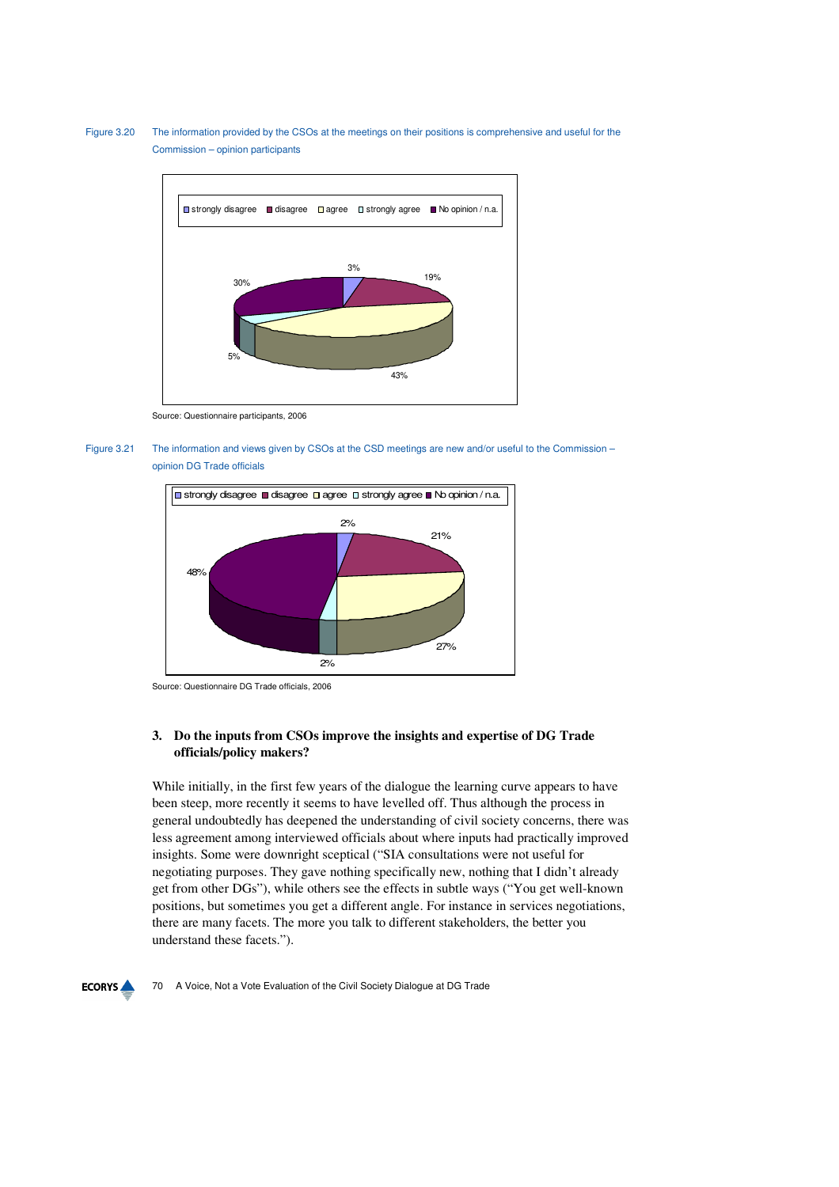Figure 3.20 The information provided by the CSOs at the meetings on their positions is comprehensive and useful for the Commission – opinion participants

strongly disagree
disagree
agree
strongly agree
No opinion / n.a.

3%
19%
30%
5%
43%

Source: Questionnaire participants, 2006

Figure 3.21 The information and views given by CSOs at the CSD meetings are new and/or useful to the Commission – opinion DG Trade officials

strongly disagree
disagree
agree
strongly agree
No opinion / n.a.

2%
21%
48%
27%
2%

Source: Questionnaire DG Trade officials, 2006

### 3. Do the inputs from CSOs improve the insights and expertise of DG Trade officials/policy makers?

While initially, in the first few years of the dialogue the learning curve appears to have been steep, more recently it seems to have levelled off. Thus although the process in general undoubtedly has deepened the understanding of civil society concerns, there was less agreement among interviewed officials about where inputs had practically improved insights. Some were downright sceptical ("SIA consultations were not useful for negotiating purposes. They gave nothing specifically new, nothing that I didn't already get from other DGs"), while others see the effects in subtle ways ("You get well-known positions, but sometimes you get a different angle. For instance in services negotiations, there are many facets. The more you talk to different stakeholders, the better you understand these facets.").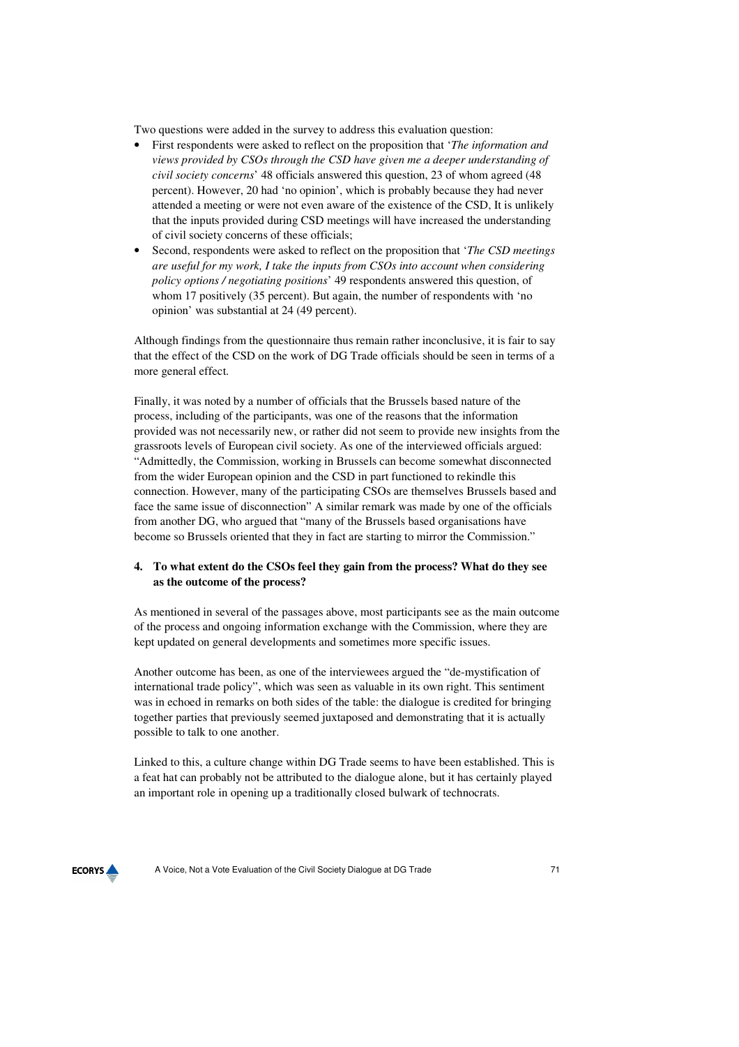Two questions were added in the survey to address this evaluation question:

- First respondents were asked to reflect on the proposition that '*The information and views provided by CSOs through the CSD have given me a deeper understanding of civil society concerns*' 48 officials answered this question, 23 of whom agreed (48 percent). However, 20 had 'no opinion', which is probably because they had never attended a meeting or were not even aware of the existence of the CSD, It is unlikely that the inputs provided during CSD meetings will have increased the understanding of civil society concerns of these officials;
- Second, respondents were asked to reflect on the proposition that '*The CSD meetings are useful for my work, I take the inputs from CSOs into account when considering policy options / negotiating positions*' 49 respondents answered this question, of whom 17 positively (35 percent). But again, the number of respondents with 'no opinion' was substantial at 24 (49 percent).

Although findings from the questionnaire thus remain rather inconclusive, it is fair to say that the effect of the CSD on the work of DG Trade officials should be seen in terms of a more general effect.

Finally, it was noted by a number of officials that the Brussels based nature of the process, including of the participants, was one of the reasons that the information provided was not necessarily new, or rather did not seem to provide new insights from the grassroots levels of European civil society. As one of the interviewed officials argued: "Admittedly, the Commission, working in Brussels can become somewhat disconnected from the wider European opinion and the CSD in part functioned to rekindle this connection. However, many of the participating CSOs are themselves Brussels based and face the same issue of disconnection" A similar remark was made by one of the officials from another DG, who argued that "many of the Brussels based organisations have become so Brussels oriented that they in fact are starting to mirror the Commission."

**4. To what extent do the CSOs feel they gain from the process? What do they see as the outcome of the process?**

As mentioned in several of the passages above, most participants see as the main outcome of the process and ongoing information exchange with the Commission, where they are kept updated on general developments and sometimes more specific issues.

Another outcome has been, as one of the interviewees argued the "de-mystification of international trade policy", which was seen as valuable in its own right. This sentiment was in echoed in remarks on both sides of the table: the dialogue is credited for bringing together parties that previously seemed juxtaposed and demonstrating that it is actually possible to talk to one another.

Linked to this, a culture change within DG Trade seems to have been established. This is a feat hat can probably not be attributed to the dialogue alone, but it has certainly played an important role in opening up a traditionally closed bulwark of technocrats.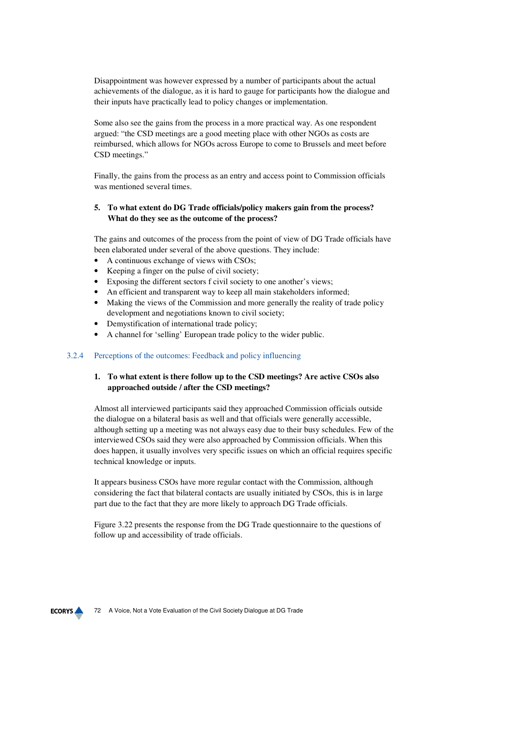Disappointment was however expressed by a number of participants about the actual achievements of the dialogue, as it is hard to gauge for participants how the dialogue and their inputs have practically lead to policy changes or implementation.

Some also see the gains from the process in a more practical way. As one respondent argued: "the CSD meetings are a good meeting place with other NGOs as costs are reimbursed, which allows for NGOs across Europe to come to Brussels and meet before CSD meetings."

Finally, the gains from the process as an entry and access point to Commission officials was mentioned several times.

**5. To what extent do DG Trade officials/policy makers gain from the process? What do they see as the outcome of the process?**

The gains and outcomes of the process from the point of view of DG Trade officials have been elaborated under several of the above questions. They include:

- A continuous exchange of views with CSOs;
- Keeping a finger on the pulse of civil society;
- Exposing the different sectors f civil society to one another's views;
- An efficient and transparent way to keep all main stakeholders informed;
- Making the views of the Commission and more generally the reality of trade policy development and negotiations known to civil society;
- Demystification of international trade policy;
- A channel for 'selling' European trade policy to the wider public.

### 3.2.4 Perceptions of the outcomes: Feedback and policy influencing

**1. To what extent is there follow up to the CSD meetings? Are active CSOs also approached outside / after the CSD meetings?**

Almost all interviewed participants said they approached Commission officials outside the dialogue on a bilateral basis as well and that officials were generally accessible, although setting up a meeting was not always easy due to their busy schedules. Few of the interviewed CSOs said they were also approached by Commission officials. When this does happen, it usually involves very specific issues on which an official requires specific technical knowledge or inputs.

It appears business CSOs have more regular contact with the Commission, although considering the fact that bilateral contacts are usually initiated by CSOs, this is in large part due to the fact that they are more likely to approach DG Trade officials.

Figure 3.22 presents the response from the DG Trade questionnaire to the questions of follow up and accessibility of trade officials.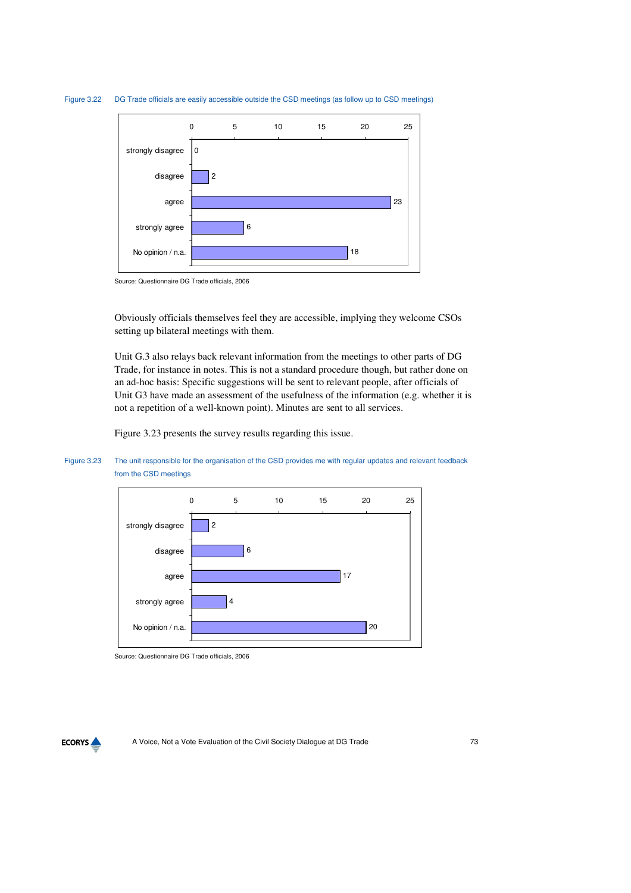Figure 3.22 DG Trade officials are easily accessible outside the CSD meetings (as follow up to CSD meetings)

0 5 10 15 20 25

strongly disagree 0

disagree 2

agree 23

strongly agree 6

No opinion / n.a. 18

Source: Questionnaire DG Trade officials, 2006

Obviously officials themselves feel they are accessible, implying they welcome CSOs setting up bilateral meetings with them.

Unit G.3 also relays back relevant information from the meetings to other parts of DG Trade, for instance in notes. This is not a standard procedure though, but rather done on an ad-hoc basis: Specific suggestions will be sent to relevant people, after officials of Unit G3 have made an assessment of the usefulness of the information (e.g. whether it is not a repetition of a well-known point). Minutes are sent to all services.

Figure 3.23 presents the survey results regarding this issue.

Figure 3.23 The unit responsible for the organisation of the CSD provides me with regular updates and relevant feedback from the CSD meetings

0 5 10 15 20 25

strongly disagree 2

disagree 6

agree 17

strongly agree 4

No opinion / n.a. 20

Source: Questionnaire DG Trade officials, 2006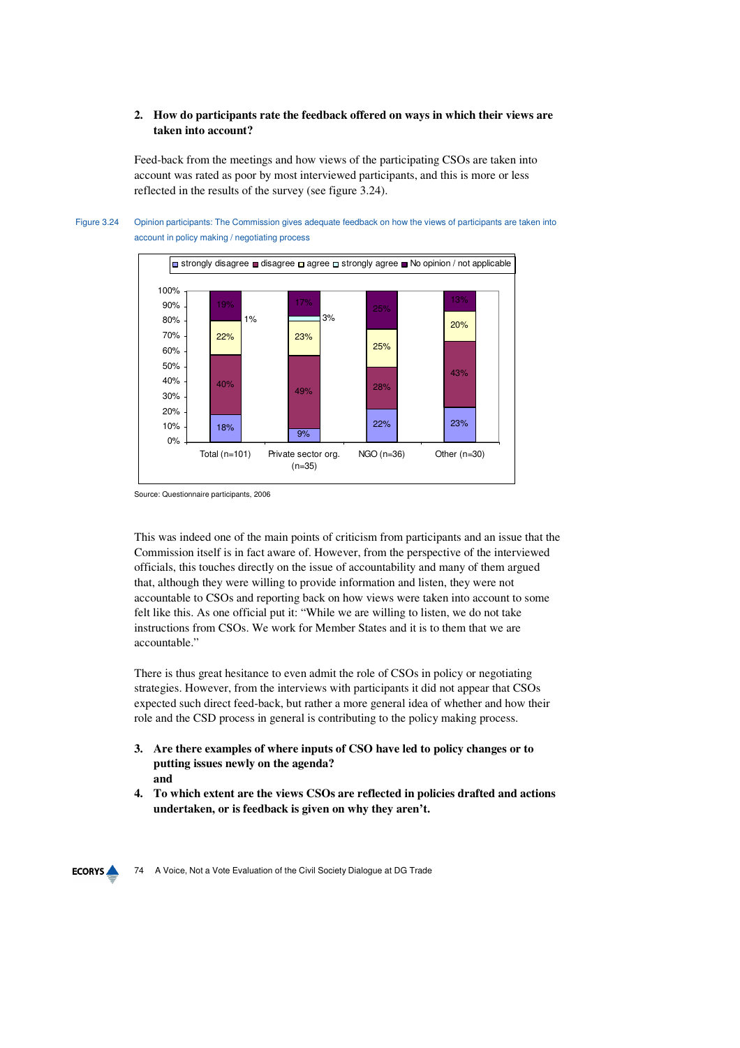2. **How do participants rate the feedback offered on ways in which their views are taken into account?**

Feed-back from the meetings and how views of the participating CSOs are taken into account was rated as poor by most interviewed participants, and this is more or less reflected in the results of the survey (see figure 3.24).

Figure 3.24 Opinion participants: The Commission gives adequate feedback on how the views of participants are taken into account in policy making / negotiating process

strongly disagree
disagree
agree
strongly agree
No opinion / not applicable

100%
90%
80%
70%
60%
50%
40%
30%
20%
10%
0%

Total (n=101): 18%, 40%, 22%, 1%, 19%
Private sector org. (n=35): 9%, 49%, 23%, 3%, 17%
NGO (n=36): 22%, 28%, 25%, 25%
Other (n=30): 23%, 43%, 20%, 13%

Source: Questionnaire participants, 2006

This was indeed one of the main points of criticism from participants and an issue that the Commission itself is in fact aware of. However, from the perspective of the interviewed officials, this touches directly on the issue of accountability and many of them argued that, although they were willing to provide information and listen, they were not accountable to CSOs and reporting back on how views were taken into account to some felt like this. As one official put it: "While we are willing to listen, we do not take instructions from CSOs. We work for Member States and it is to them that we are accountable."

There is thus great hesitance to even admit the role of CSOs in policy or negotiating strategies. However, from the interviews with participants it did not appear that CSOs expected such direct feed-back, but rather a more general idea of whether and how their role and the CSD process in general is contributing to the policy making process.

3. **Are there examples of where inputs of CSO have led to policy changes or to putting issues newly on the agenda?**
   **and**
4. **To which extent are the views CSOs are reflected in policies drafted and actions undertaken, or is feedback is given on why they aren't.**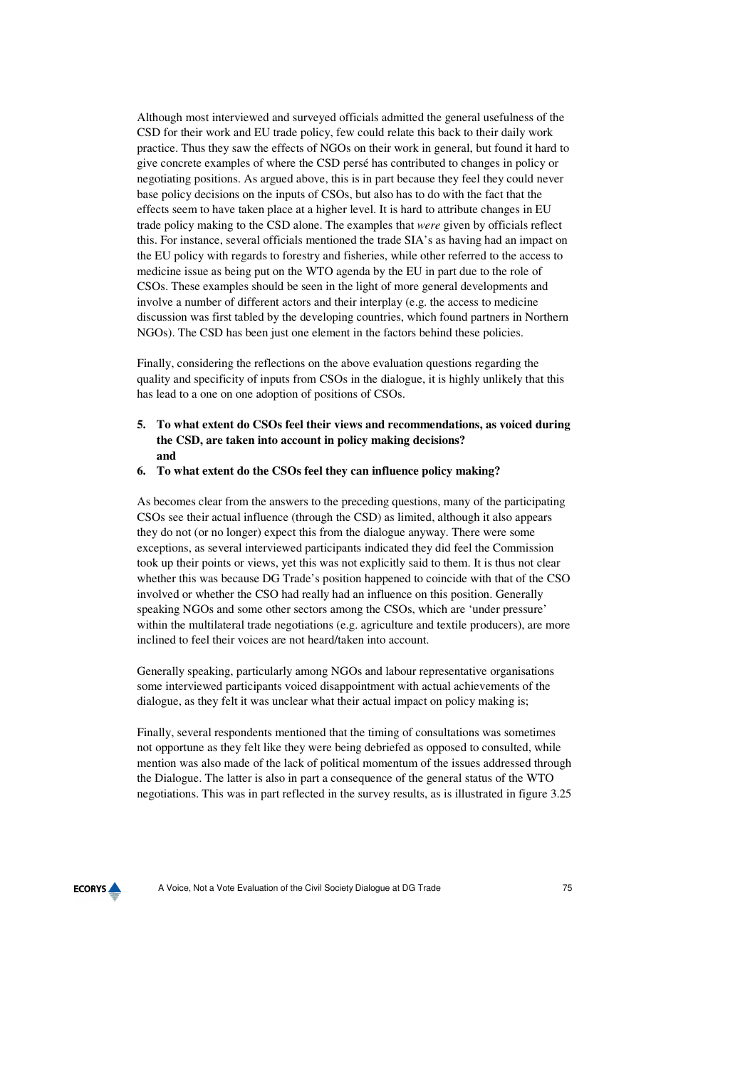Although most interviewed and surveyed officials admitted the general usefulness of the CSD for their work and EU trade policy, few could relate this back to their daily work practice. Thus they saw the effects of NGOs on their work in general, but found it hard to give concrete examples of where the CSD persé has contributed to changes in policy or negotiating positions. As argued above, this is in part because they feel they could never base policy decisions on the inputs of CSOs, but also has to do with the fact that the effects seem to have taken place at a higher level. It is hard to attribute changes in EU trade policy making to the CSD alone. The examples that *were* given by officials reflect this. For instance, several officials mentioned the trade SIA's as having had an impact on the EU policy with regards to forestry and fisheries, while other referred to the access to medicine issue as being put on the WTO agenda by the EU in part due to the role of CSOs. These examples should be seen in the light of more general developments and involve a number of different actors and their interplay (e.g. the access to medicine discussion was first tabled by the developing countries, which found partners in Northern NGOs). The CSD has been just one element in the factors behind these policies.

Finally, considering the reflections on the above evaluation questions regarding the quality and specificity of inputs from CSOs in the dialogue, it is highly unlikely that this has lead to a one on one adoption of positions of CSOs.

5. **To what extent do CSOs feel their views and recommendations, as voiced during the CSD, are taken into account in policy making decisions?**
   **and**
6. **To what extent do the CSOs feel they can influence policy making?**

As becomes clear from the answers to the preceding questions, many of the participating CSOs see their actual influence (through the CSD) as limited, although it also appears they do not (or no longer) expect this from the dialogue anyway. There were some exceptions, as several interviewed participants indicated they did feel the Commission took up their points or views, yet this was not explicitly said to them. It is thus not clear whether this was because DG Trade's position happened to coincide with that of the CSO involved or whether the CSO had really had an influence on this position. Generally speaking NGOs and some other sectors among the CSOs, which are 'under pressure' within the multilateral trade negotiations (e.g. agriculture and textile producers), are more inclined to feel their voices are not heard/taken into account.

Generally speaking, particularly among NGOs and labour representative organisations some interviewed participants voiced disappointment with actual achievements of the dialogue, as they felt it was unclear what their actual impact on policy making is;

Finally, several respondents mentioned that the timing of consultations was sometimes not opportune as they felt like they were being debriefed as opposed to consulted, while mention was also made of the lack of political momentum of the issues addressed through the Dialogue. The latter is also in part a consequence of the general status of the WTO negotiations. This was in part reflected in the survey results, as is illustrated in figure 3.25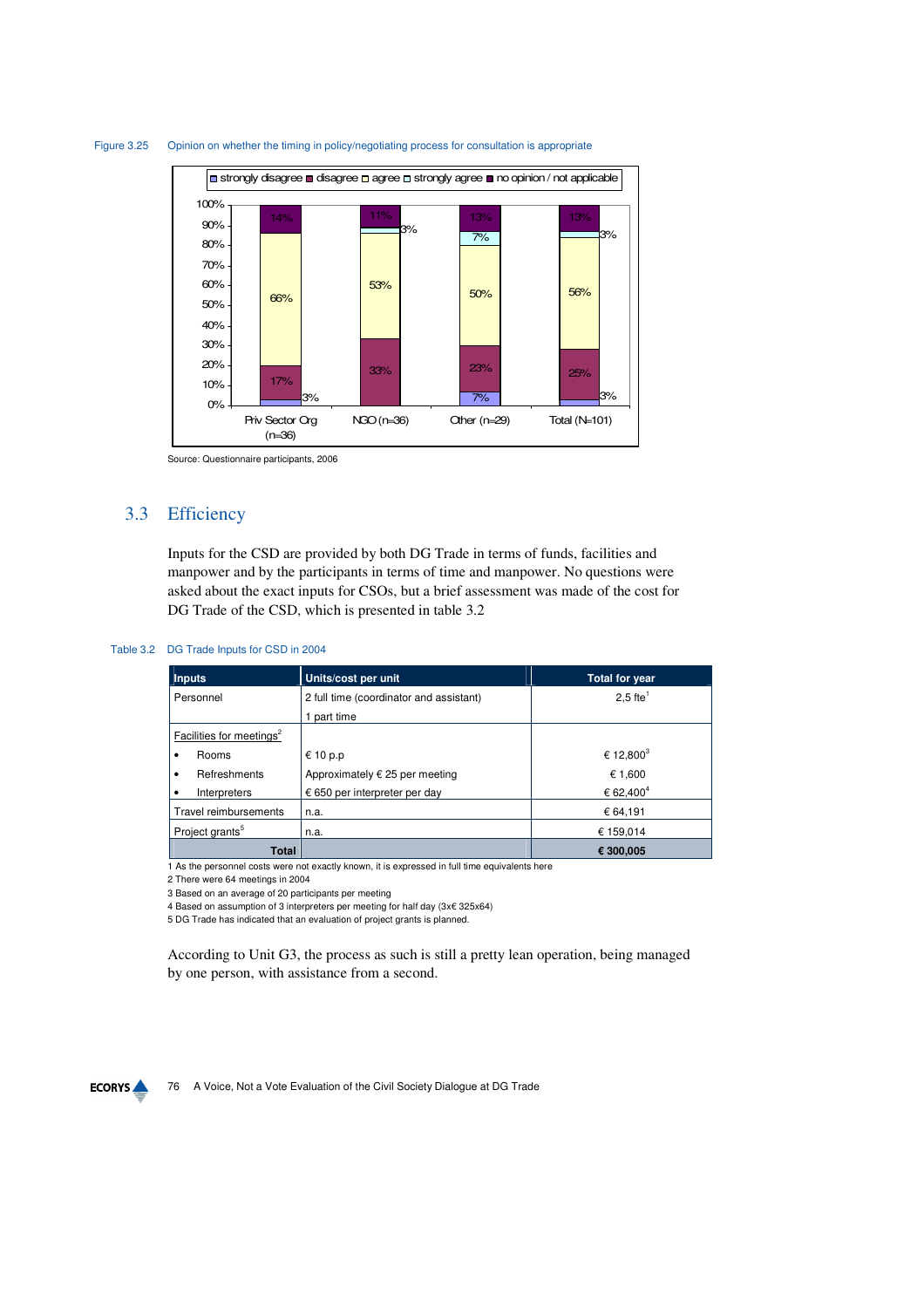Figure 3.25 Opinion on whether the timing in policy/negotiating process for consultation is appropriate

strongly disagree disagree agree strongly agree no opinion / not applicable

100%
90%
80%
70%
60%
50%
40%
30%
20%
10%
0%

14%
66%
17%
3%

11%
3%
53%
33%

13%
7%
50%
23%
7%

13%
3%
56%
25%
3%

Priv Sector Org (n=36)
NGO (n=36)
Other (n=29)
Total (N=101)

Source: Questionnaire participants, 2006

## 3.3 Efficiency

Inputs for the CSD are provided by both DG Trade in terms of funds, facilities and manpower and by the participants in terms of time and manpower. No questions were asked about the exact inputs for CSOs, but a brief assessment was made of the cost for DG Trade of the CSD, which is presented in table 3.2

Table 3.2 DG Trade Inputs for CSD in 2004

| Inputs | Units/cost per unit | Total for year |
|---|---|---|
| Personnel | 2 full time (coordinator and assistant)<br>1 part time | 2,5 fte[1] |
| Facilities for meetings[2] | | |
| • Rooms | € 10 p.p | € 12,800[3] |
| • Refreshments | Approximately € 25 per meeting | € 1,600 |
| • Interpreters | € 650 per interpreter per day | € 62,400[4] |
| Travel reimbursements | n.a. | € 64,191 |
| Project grants[5] | n.a. | € 159,014 |
| **Total** | | **€ 300,005** |

1 As the personnel costs were not exactly known, it is expressed in full time equivalents here
2 There were 64 meetings in 2004
3 Based on an average of 20 participants per meeting
4 Based on assumption of 3 interpreters per meeting for half day (3x€ 325x64)
5 DG Trade has indicated that an evaluation of project grants is planned.

According to Unit G3, the process as such is still a pretty lean operation, being managed by one person, with assistance from a second.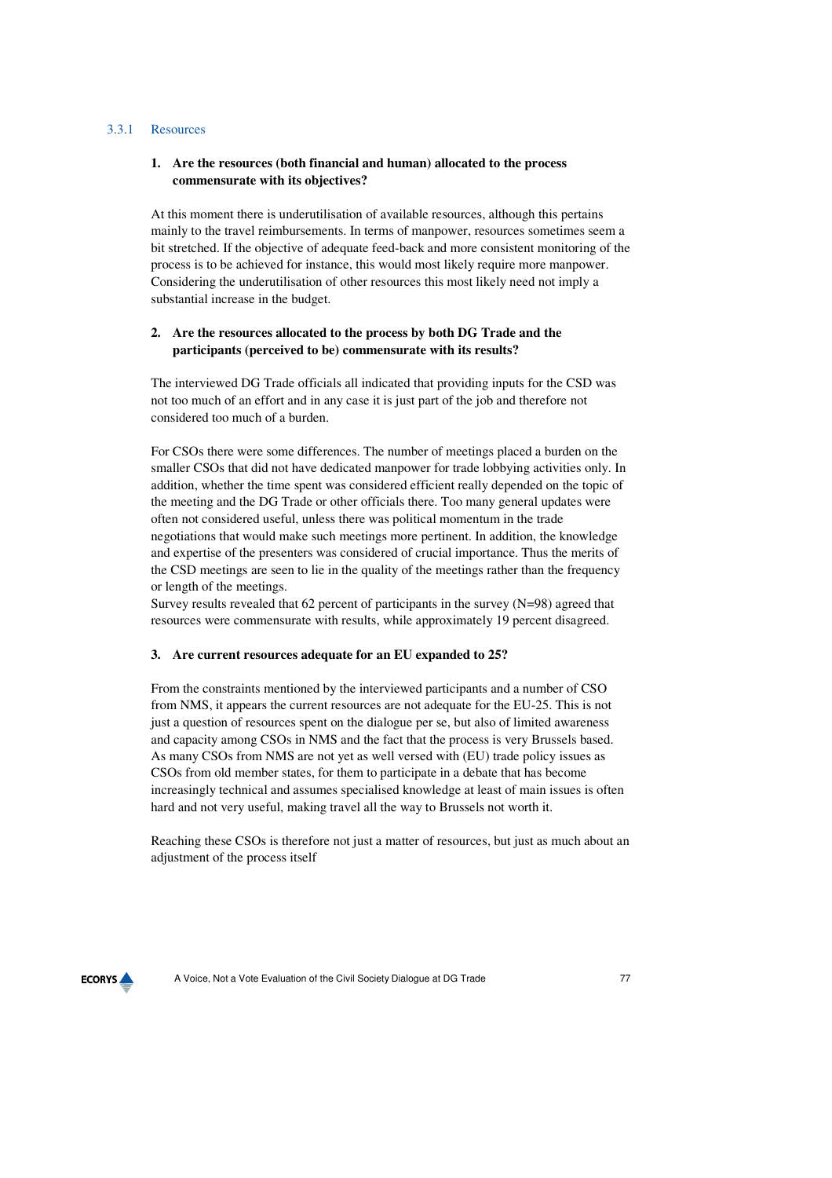### 3.3.1 Resources

**1. Are the resources (both financial and human) allocated to the process commensurate with its objectives?**

At this moment there is underutilisation of available resources, although this pertains mainly to the travel reimbursements. In terms of manpower, resources sometimes seem a bit stretched. If the objective of adequate feed-back and more consistent monitoring of the process is to be achieved for instance, this would most likely require more manpower. Considering the underutilisation of other resources this most likely need not imply a substantial increase in the budget.

**2. Are the resources allocated to the process by both DG Trade and the participants (perceived to be) commensurate with its results?**

The interviewed DG Trade officials all indicated that providing inputs for the CSD was not too much of an effort and in any case it is just part of the job and therefore not considered too much of a burden.

For CSOs there were some differences. The number of meetings placed a burden on the smaller CSOs that did not have dedicated manpower for trade lobbying activities only. In addition, whether the time spent was considered efficient really depended on the topic of the meeting and the DG Trade or other officials there. Too many general updates were often not considered useful, unless there was political momentum in the trade negotiations that would make such meetings more pertinent. In addition, the knowledge and expertise of the presenters was considered of crucial importance. Thus the merits of the CSD meetings are seen to lie in the quality of the meetings rather than the frequency or length of the meetings.
Survey results revealed that 62 percent of participants in the survey (N=98) agreed that resources were commensurate with results, while approximately 19 percent disagreed.

**3. Are current resources adequate for an EU expanded to 25?**

From the constraints mentioned by the interviewed participants and a number of CSO from NMS, it appears the current resources are not adequate for the EU-25. This is not just a question of resources spent on the dialogue per se, but also of limited awareness and capacity among CSOs in NMS and the fact that the process is very Brussels based. As many CSOs from NMS are not yet as well versed with (EU) trade policy issues as CSOs from old member states, for them to participate in a debate that has become increasingly technical and assumes specialised knowledge at least of main issues is often hard and not very useful, making travel all the way to Brussels not worth it.

Reaching these CSOs is therefore not just a matter of resources, but just as much about an adjustment of the process itself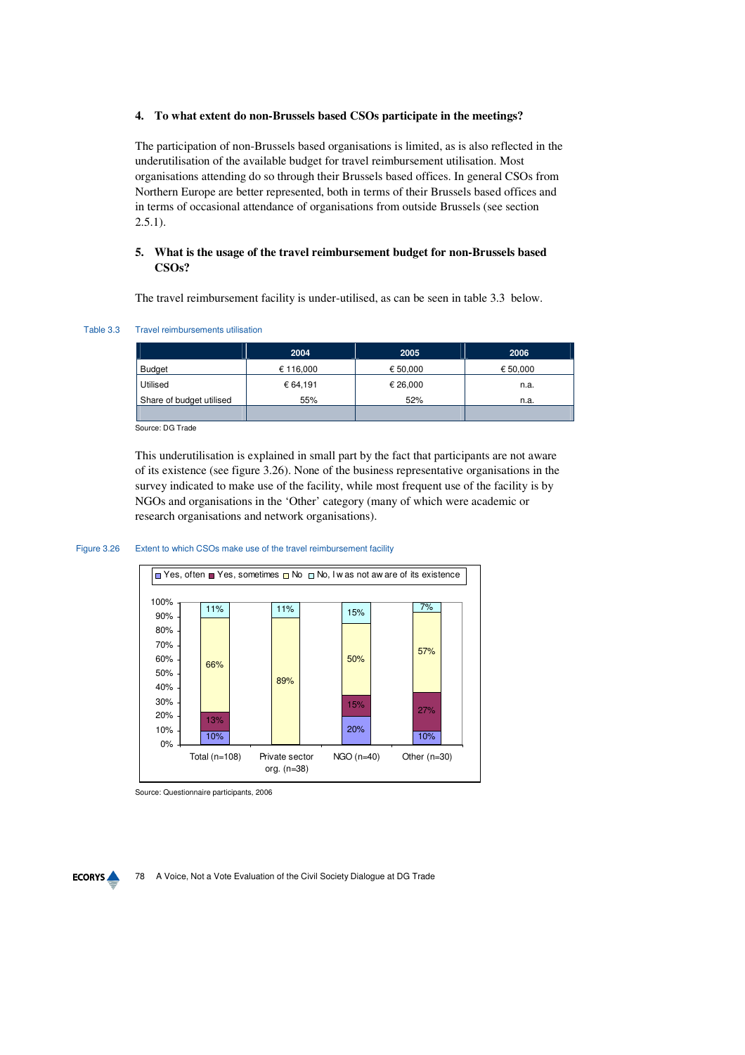**4. To what extent do non-Brussels based CSOs participate in the meetings?**

The participation of non-Brussels based organisations is limited, as is also reflected in the underutilisation of the available budget for travel reimbursement utilisation. Most organisations attending do so through their Brussels based offices. In general CSOs from Northern Europe are better represented, both in terms of their Brussels based offices and in terms of occasional attendance of organisations from outside Brussels (see section 2.5.1).

**5. What is the usage of the travel reimbursement budget for non-Brussels based CSOs?**

The travel reimbursement facility is under-utilised, as can be seen in table 3.3 below.

Table 3.3 Travel reimbursements utilisation

| | 2004 | 2005 | 2006 |
|---|---|---|---|
| Budget | € 116,000 | € 50,000 | € 50,000 |
| Utilised | € 64,191 | € 26,000 | n.a. |
| Share of budget utilised | 55% | 52% | n.a. |

Source: DG Trade

This underutilisation is explained in small part by the fact that participants are not aware of its existence (see figure 3.26). None of the business representative organisations in the survey indicated to make use of the facility, while most frequent use of the facility is by NGOs and organisations in the 'Other' category (many of which were academic or research organisations and network organisations).

Figure 3.26 Extent to which CSOs make use of the travel reimbursement facility

Yes, often
Yes, sometimes
No
No, I was not aware of its existence

100%
90%
80%
70%
60%
50%
40%
30%
20%
10%
0%

Total (n=108): 10%, 13%, 66%, 11%
Private sector org. (n=38): 89%, 11%
NGO (n=40): 20%, 15%, 50%, 15%
Other (n=30): 10%, 27%, 57%, 7%

Source: Questionnaire participants, 2006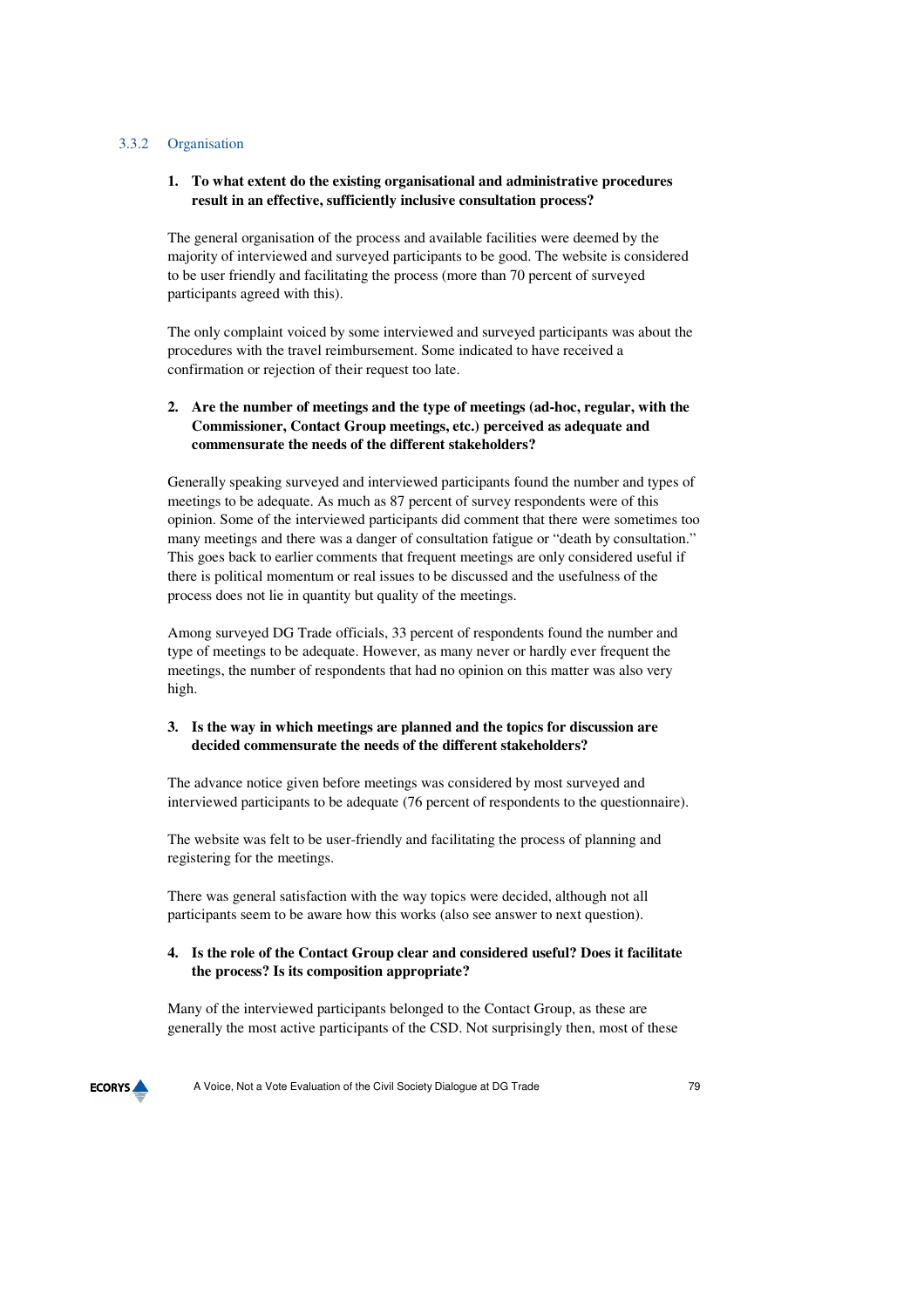### 3.3.2 Organisation

**1. To what extent do the existing organisational and administrative procedures result in an effective, sufficiently inclusive consultation process?**

The general organisation of the process and available facilities were deemed by the majority of interviewed and surveyed participants to be good. The website is considered to be user friendly and facilitating the process (more than 70 percent of surveyed participants agreed with this).

The only complaint voiced by some interviewed and surveyed participants was about the procedures with the travel reimbursement. Some indicated to have received a confirmation or rejection of their request too late.

**2. Are the number of meetings and the type of meetings (ad-hoc, regular, with the Commissioner, Contact Group meetings, etc.) perceived as adequate and commensurate the needs of the different stakeholders?**

Generally speaking surveyed and interviewed participants found the number and types of meetings to be adequate. As much as 87 percent of survey respondents were of this opinion. Some of the interviewed participants did comment that there were sometimes too many meetings and there was a danger of consultation fatigue or "death by consultation." This goes back to earlier comments that frequent meetings are only considered useful if there is political momentum or real issues to be discussed and the usefulness of the process does not lie in quantity but quality of the meetings.

Among surveyed DG Trade officials, 33 percent of respondents found the number and type of meetings to be adequate. However, as many never or hardly ever frequent the meetings, the number of respondents that had no opinion on this matter was also very high.

**3. Is the way in which meetings are planned and the topics for discussion are decided commensurate the needs of the different stakeholders?**

The advance notice given before meetings was considered by most surveyed and interviewed participants to be adequate (76 percent of respondents to the questionnaire).

The website was felt to be user-friendly and facilitating the process of planning and registering for the meetings.

There was general satisfaction with the way topics were decided, although not all participants seem to be aware how this works (also see answer to next question).

**4. Is the role of the Contact Group clear and considered useful? Does it facilitate the process? Is its composition appropriate?**

Many of the interviewed participants belonged to the Contact Group, as these are generally the most active participants of the CSD. Not surprisingly then, most of these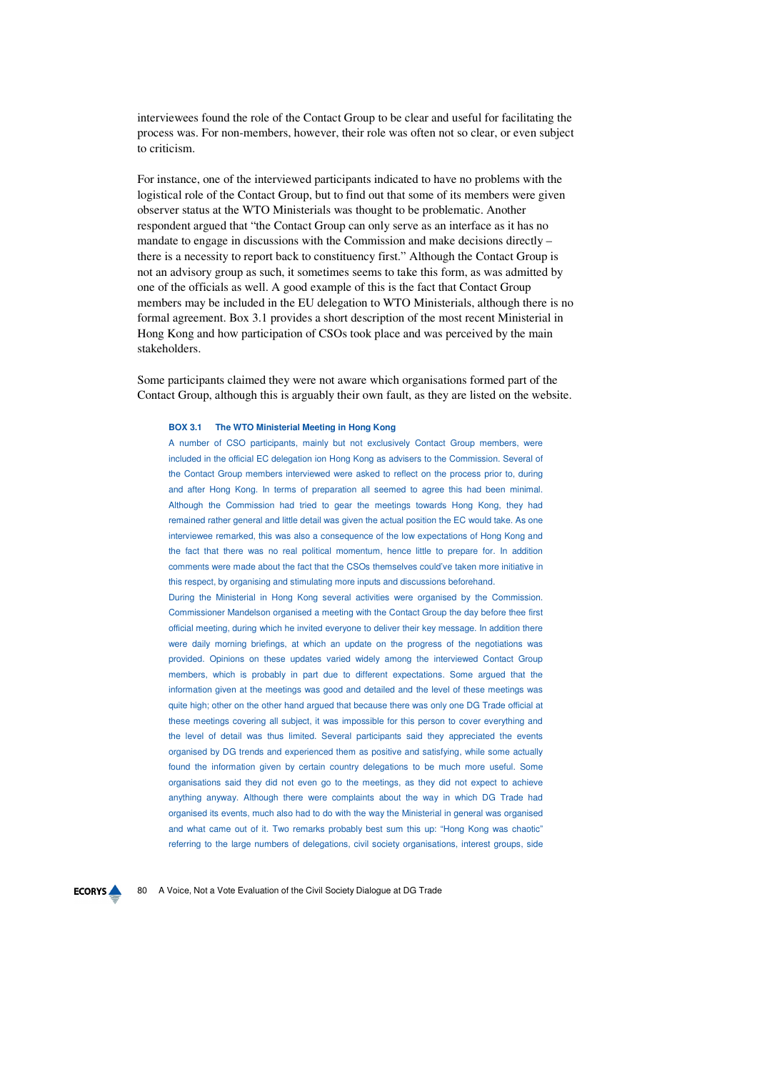interviewees found the role of the Contact Group to be clear and useful for facilitating the process was. For non-members, however, their role was often not so clear, or even subject to criticism.

For instance, one of the interviewed participants indicated to have no problems with the logistical role of the Contact Group, but to find out that some of its members were given observer status at the WTO Ministerials was thought to be problematic. Another respondent argued that "the Contact Group can only serve as an interface as it has no mandate to engage in discussions with the Commission and make decisions directly – there is a necessity to report back to constituency first." Although the Contact Group is not an advisory group as such, it sometimes seems to take this form, as was admitted by one of the officials as well. A good example of this is the fact that Contact Group members may be included in the EU delegation to WTO Ministerials, although there is no formal agreement. Box 3.1 provides a short description of the most recent Ministerial in Hong Kong and how participation of CSOs took place and was perceived by the main stakeholders.

Some participants claimed they were not aware which organisations formed part of the Contact Group, although this is arguably their own fault, as they are listed on the website.

**BOX 3.1 The WTO Ministerial Meeting in Hong Kong**

A number of CSO participants, mainly but not exclusively Contact Group members, were included in the official EC delegation ion Hong Kong as advisers to the Commission. Several of the Contact Group members interviewed were asked to reflect on the process prior to, during and after Hong Kong. In terms of preparation all seemed to agree this had been minimal. Although the Commission had tried to gear the meetings towards Hong Kong, they had remained rather general and little detail was given the actual position the EC would take. As one interviewee remarked, this was also a consequence of the low expectations of Hong Kong and the fact that there was no real political momentum, hence little to prepare for. In addition comments were made about the fact that the CSOs themselves could've taken more initiative in this respect, by organising and stimulating more inputs and discussions beforehand.

During the Ministerial in Hong Kong several activities were organised by the Commission. Commissioner Mandelson organised a meeting with the Contact Group the day before thee first official meeting, during which he invited everyone to deliver their key message. In addition there were daily morning briefings, at which an update on the progress of the negotiations was provided. Opinions on these updates varied widely among the interviewed Contact Group members, which is probably in part due to different expectations. Some argued that the information given at the meetings was good and detailed and the level of these meetings was quite high; other on the other hand argued that because there was only one DG Trade official at these meetings covering all subject, it was impossible for this person to cover everything and the level of detail was thus limited. Several participants said they appreciated the events organised by DG trends and experienced them as positive and satisfying, while some actually found the information given by certain country delegations to be much more useful. Some organisations said they did not even go to the meetings, as they did not expect to achieve anything anyway. Although there were complaints about the way in which DG Trade had organised its events, much also had to do with the way the Ministerial in general was organised and what came out of it. Two remarks probably best sum this up: "Hong Kong was chaotic" referring to the large numbers of delegations, civil society organisations, interest groups, side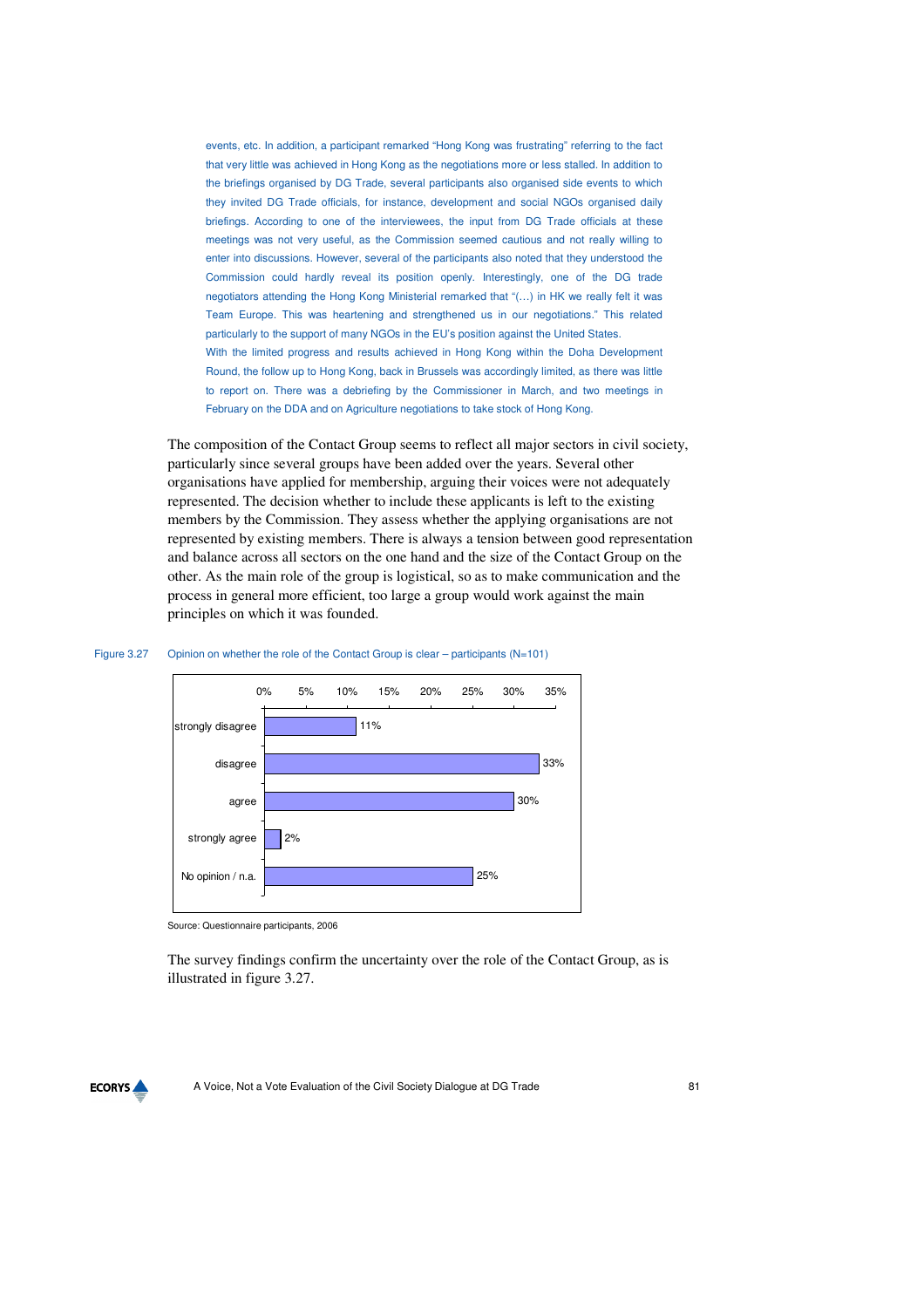events, etc. In addition, a participant remarked “Hong Kong was frustrating” referring to the fact that very little was achieved in Hong Kong as the negotiations more or less stalled. In addition to the briefings organised by DG Trade, several participants also organised side events to which they invited DG Trade officials, for instance, development and social NGOs organised daily briefings. According to one of the interviewees, the input from DG Trade officials at these meetings was not very useful, as the Commission seemed cautious and not really willing to enter into discussions. However, several of the participants also noted that they understood the Commission could hardly reveal its position openly. Interestingly, one of the DG trade negotiators attending the Hong Kong Ministerial remarked that “(…) in HK we really felt it was Team Europe. This was heartening and strengthened us in our negotiations.” This related particularly to the support of many NGOs in the EU’s position against the United States.

With the limited progress and results achieved in Hong Kong within the Doha Development Round, the follow up to Hong Kong, back in Brussels was accordingly limited, as there was little to report on. There was a debriefing by the Commissioner in March, and two meetings in February on the DDA and on Agriculture negotiations to take stock of Hong Kong.

The composition of the Contact Group seems to reflect all major sectors in civil society, particularly since several groups have been added over the years. Several other organisations have applied for membership, arguing their voices were not adequately represented. The decision whether to include these applicants is left to the existing members by the Commission. They assess whether the applying organisations are not represented by existing members. There is always a tension between good representation and balance across all sectors on the one hand and the size of the Contact Group on the other. As the main role of the group is logistical, so as to make communication and the process in general more efficient, too large a group would work against the main principles on which it was founded.

Figure 3.27 Opinion on whether the role of the Contact Group is clear – participants (N=101)

0% 5% 10% 15% 20% 25% 30% 35%

strongly disagree 11%
disagree 33%
agree 30%
strongly agree 2%
No opinion / n.a. 25%

Source: Questionnaire participants, 2006

The survey findings confirm the uncertainty over the role of the Contact Group, as is illustrated in figure 3.27.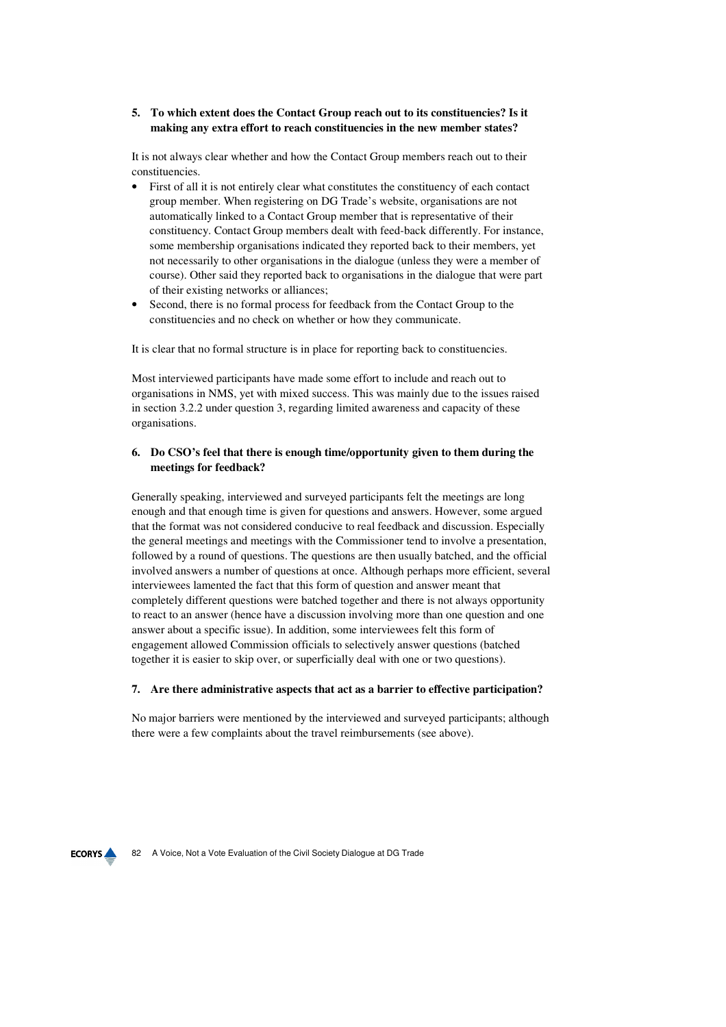**5. To which extent does the Contact Group reach out to its constituencies? Is it making any extra effort to reach constituencies in the new member states?**

It is not always clear whether and how the Contact Group members reach out to their constituencies.

- First of all it is not entirely clear what constitutes the constituency of each contact group member. When registering on DG Trade's website, organisations are not automatically linked to a Contact Group member that is representative of their constituency. Contact Group members dealt with feed-back differently. For instance, some membership organisations indicated they reported back to their members, yet not necessarily to other organisations in the dialogue (unless they were a member of course). Other said they reported back to organisations in the dialogue that were part of their existing networks or alliances;
- Second, there is no formal process for feedback from the Contact Group to the constituencies and no check on whether or how they communicate.

It is clear that no formal structure is in place for reporting back to constituencies.

Most interviewed participants have made some effort to include and reach out to organisations in NMS, yet with mixed success. This was mainly due to the issues raised in section 3.2.2 under question 3, regarding limited awareness and capacity of these organisations.

**6. Do CSO's feel that there is enough time/opportunity given to them during the meetings for feedback?**

Generally speaking, interviewed and surveyed participants felt the meetings are long enough and that enough time is given for questions and answers. However, some argued that the format was not considered conducive to real feedback and discussion. Especially the general meetings and meetings with the Commissioner tend to involve a presentation, followed by a round of questions. The questions are then usually batched, and the official involved answers a number of questions at once. Although perhaps more efficient, several interviewees lamented the fact that this form of question and answer meant that completely different questions were batched together and there is not always opportunity to react to an answer (hence have a discussion involving more than one question and one answer about a specific issue). In addition, some interviewees felt this form of engagement allowed Commission officials to selectively answer questions (batched together it is easier to skip over, or superficially deal with one or two questions).

**7. Are there administrative aspects that act as a barrier to effective participation?**

No major barriers were mentioned by the interviewed and surveyed participants; although there were a few complaints about the travel reimbursements (see above).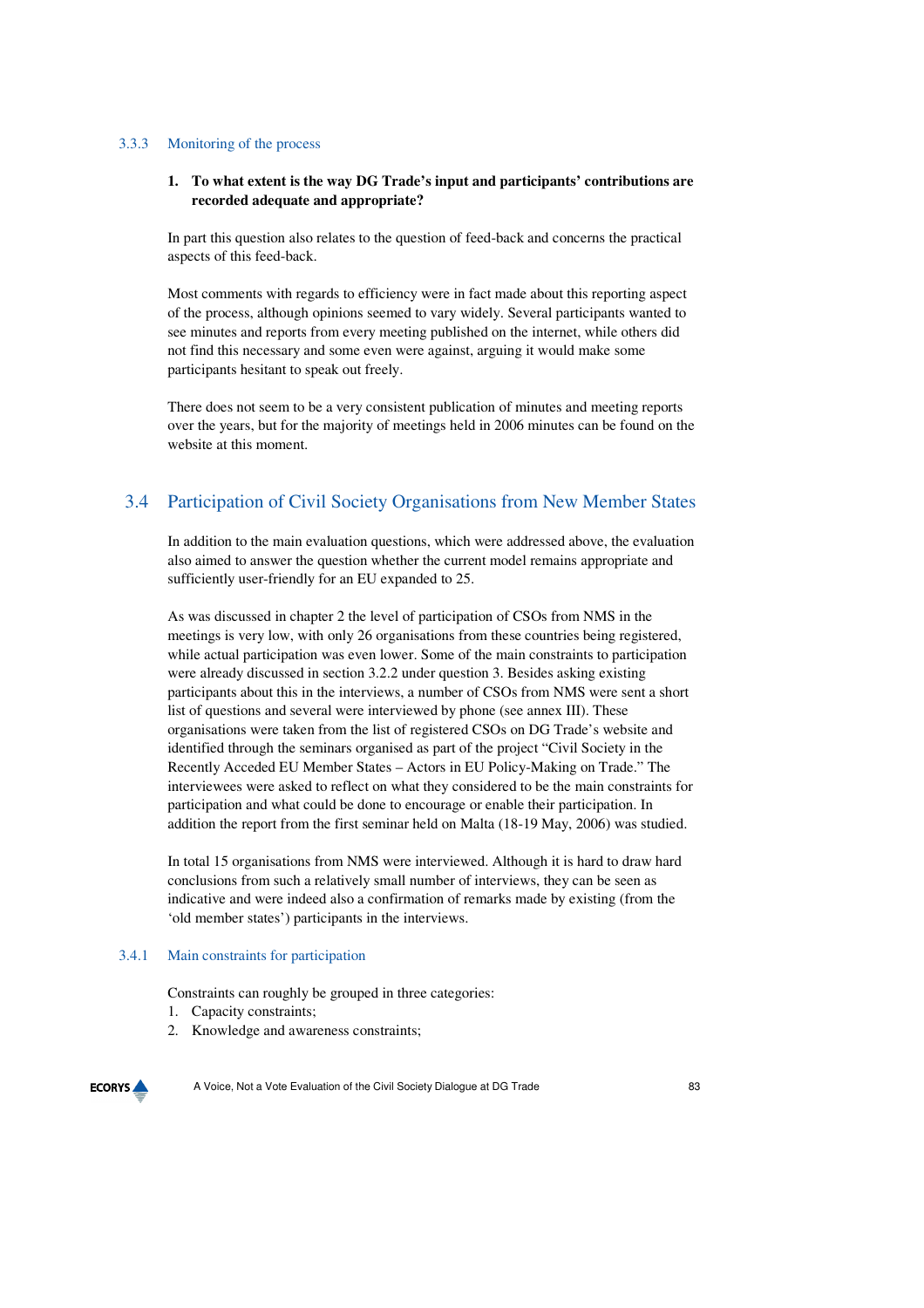### 3.3.3 Monitoring of the process

**1. To what extent is the way DG Trade's input and participants' contributions are recorded adequate and appropriate?**

In part this question also relates to the question of feed-back and concerns the practical aspects of this feed-back.

Most comments with regards to efficiency were in fact made about this reporting aspect of the process, although opinions seemed to vary widely. Several participants wanted to see minutes and reports from every meeting published on the internet, while others did not find this necessary and some even were against, arguing it would make some participants hesitant to speak out freely.

There does not seem to be a very consistent publication of minutes and meeting reports over the years, but for the majority of meetings held in 2006 minutes can be found on the website at this moment.

## 3.4 Participation of Civil Society Organisations from New Member States

In addition to the main evaluation questions, which were addressed above, the evaluation also aimed to answer the question whether the current model remains appropriate and sufficiently user-friendly for an EU expanded to 25.

As was discussed in chapter 2 the level of participation of CSOs from NMS in the meetings is very low, with only 26 organisations from these countries being registered, while actual participation was even lower. Some of the main constraints to participation were already discussed in section 3.2.2 under question 3. Besides asking existing participants about this in the interviews, a number of CSOs from NMS were sent a short list of questions and several were interviewed by phone (see annex III). These organisations were taken from the list of registered CSOs on DG Trade's website and identified through the seminars organised as part of the project "Civil Society in the Recently Acceded EU Member States – Actors in EU Policy-Making on Trade." The interviewees were asked to reflect on what they considered to be the main constraints for participation and what could be done to encourage or enable their participation. In addition the report from the first seminar held on Malta (18-19 May, 2006) was studied.

In total 15 organisations from NMS were interviewed. Although it is hard to draw hard conclusions from such a relatively small number of interviews, they can be seen as indicative and were indeed also a confirmation of remarks made by existing (from the 'old member states') participants in the interviews.

### 3.4.1 Main constraints for participation

Constraints can roughly be grouped in three categories:

1. Capacity constraints;
2. Knowledge and awareness constraints;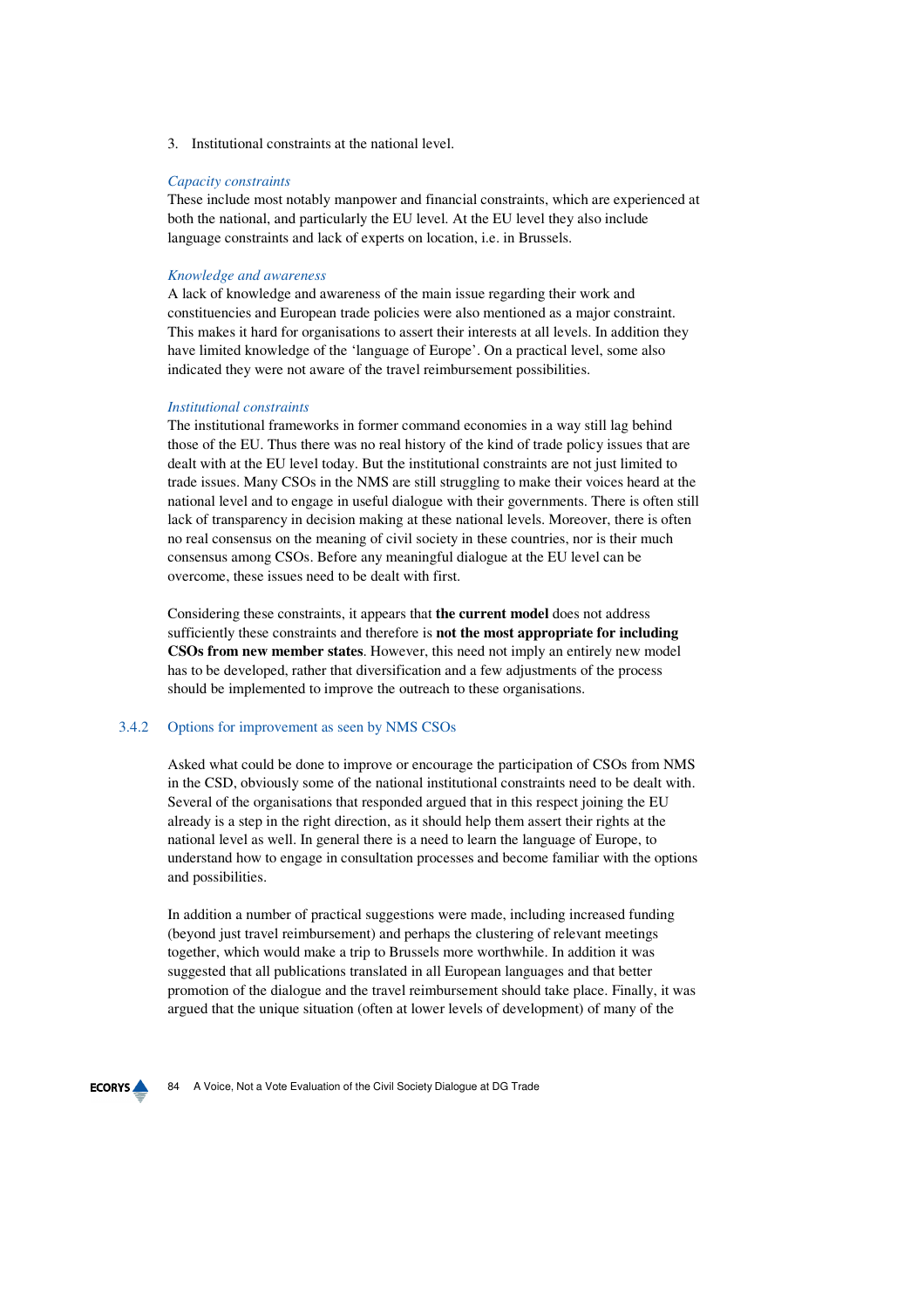3. Institutional constraints at the national level.

*Capacity constraints*

These include most notably manpower and financial constraints, which are experienced at both the national, and particularly the EU level. At the EU level they also include language constraints and lack of experts on location, i.e. in Brussels.

*Knowledge and awareness*

A lack of knowledge and awareness of the main issue regarding their work and constituencies and European trade policies were also mentioned as a major constraint. This makes it hard for organisations to assert their interests at all levels. In addition they have limited knowledge of the 'language of Europe'. On a practical level, some also indicated they were not aware of the travel reimbursement possibilities.

*Institutional constraints*

The institutional frameworks in former command economies in a way still lag behind those of the EU. Thus there was no real history of the kind of trade policy issues that are dealt with at the EU level today. But the institutional constraints are not just limited to trade issues. Many CSOs in the NMS are still struggling to make their voices heard at the national level and to engage in useful dialogue with their governments. There is often still lack of transparency in decision making at these national levels. Moreover, there is often no real consensus on the meaning of civil society in these countries, nor is their much consensus among CSOs. Before any meaningful dialogue at the EU level can be overcome, these issues need to be dealt with first.

Considering these constraints, it appears that **the current model** does not address sufficiently these constraints and therefore is **not the most appropriate for including CSOs from new member states**. However, this need not imply an entirely new model has to be developed, rather that diversification and a few adjustments of the process should be implemented to improve the outreach to these organisations.

### 3.4.2 Options for improvement as seen by NMS CSOs

Asked what could be done to improve or encourage the participation of CSOs from NMS in the CSD, obviously some of the national institutional constraints need to be dealt with. Several of the organisations that responded argued that in this respect joining the EU already is a step in the right direction, as it should help them assert their rights at the national level as well. In general there is a need to learn the language of Europe, to understand how to engage in consultation processes and become familiar with the options and possibilities.

In addition a number of practical suggestions were made, including increased funding (beyond just travel reimbursement) and perhaps the clustering of relevant meetings together, which would make a trip to Brussels more worthwhile. In addition it was suggested that all publications translated in all European languages and that better promotion of the dialogue and the travel reimbursement should take place. Finally, it was argued that the unique situation (often at lower levels of development) of many of the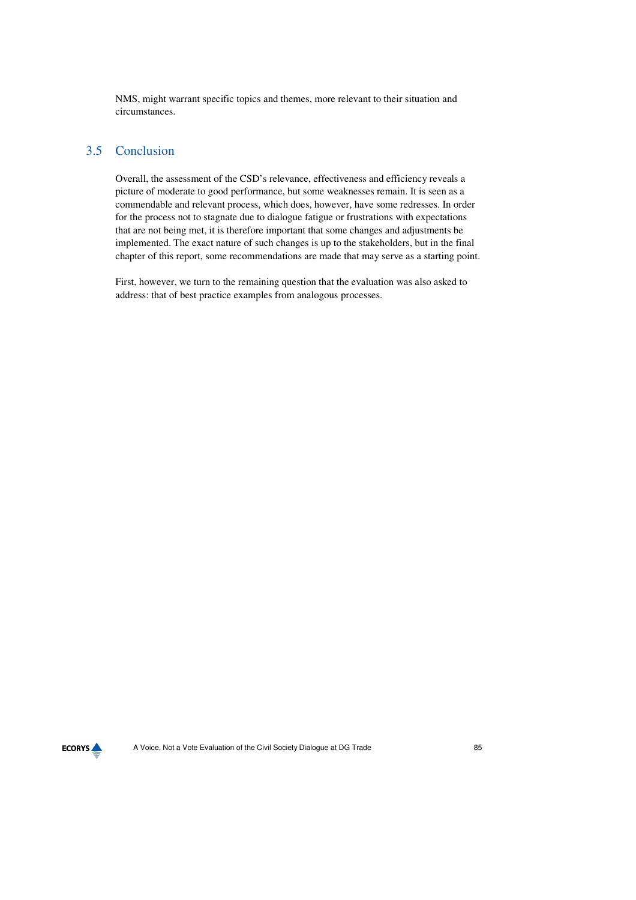NMS, might warrant specific topics and themes, more relevant to their situation and circumstances.

## 3.5 Conclusion

Overall, the assessment of the CSD's relevance, effectiveness and efficiency reveals a picture of moderate to good performance, but some weaknesses remain. It is seen as a commendable and relevant process, which does, however, have some redresses. In order for the process not to stagnate due to dialogue fatigue or frustrations with expectations that are not being met, it is therefore important that some changes and adjustments be implemented. The exact nature of such changes is up to the stakeholders, but in the final chapter of this report, some recommendations are made that may serve as a starting point.

First, however, we turn to the remaining question that the evaluation was also asked to address: that of best practice examples from analogous processes.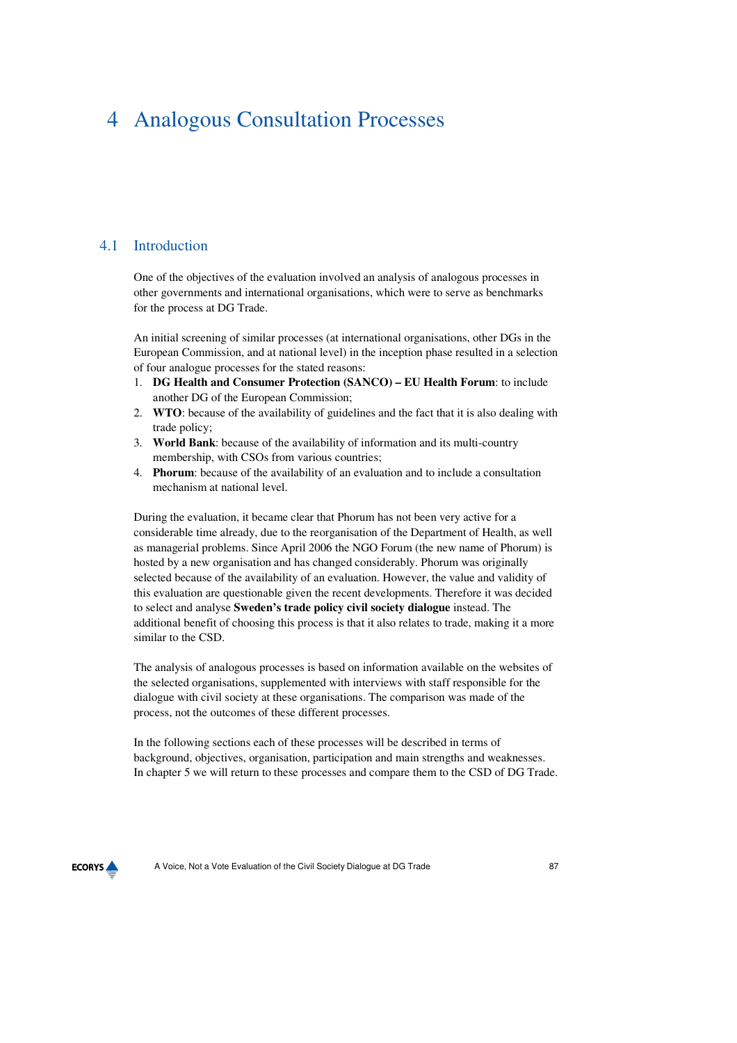# 4 Analogous Consultation Processes

## 4.1 Introduction

One of the objectives of the evaluation involved an analysis of analogous processes in other governments and international organisations, which were to serve as benchmarks for the process at DG Trade.

An initial screening of similar processes (at international organisations, other DGs in the European Commission, and at national level) in the inception phase resulted in a selection of four analogue processes for the stated reasons:

1. **DG Health and Consumer Protection (SANCO) – EU Health Forum**: to include another DG of the European Commission;
2. **WTO**: because of the availability of guidelines and the fact that it is also dealing with trade policy;
3. **World Bank**: because of the availability of information and its multi-country membership, with CSOs from various countries;
4. **Phorum**: because of the availability of an evaluation and to include a consultation mechanism at national level.

During the evaluation, it became clear that Phorum has not been very active for a considerable time already, due to the reorganisation of the Department of Health, as well as managerial problems. Since April 2006 the NGO Forum (the new name of Phorum) is hosted by a new organisation and has changed considerably. Phorum was originally selected because of the availability of an evaluation. However, the value and validity of this evaluation are questionable given the recent developments. Therefore it was decided to select and analyse **Sweden's trade policy civil society dialogue** instead. The additional benefit of choosing this process is that it also relates to trade, making it a more similar to the CSD.

The analysis of analogous processes is based on information available on the websites of the selected organisations, supplemented with interviews with staff responsible for the dialogue with civil society at these organisations. The comparison was made of the process, not the outcomes of these different processes.

In the following sections each of these processes will be described in terms of background, objectives, organisation, participation and main strengths and weaknesses. In chapter 5 we will return to these processes and compare them to the CSD of DG Trade.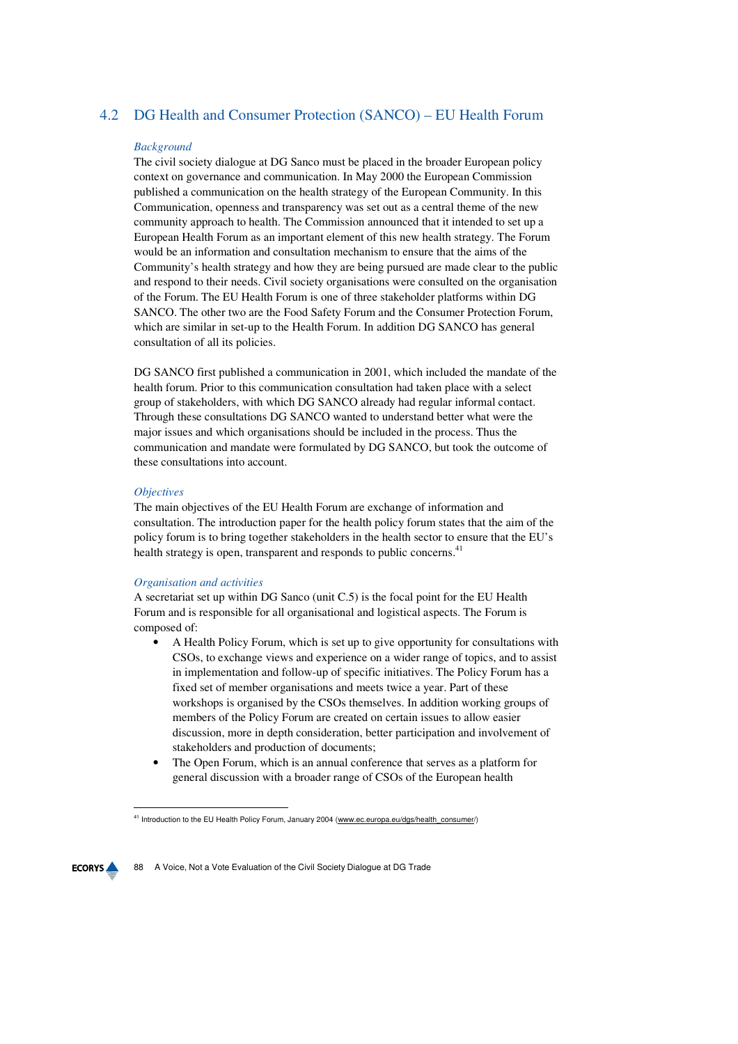## 4.2 DG Health and Consumer Protection (SANCO) – EU Health Forum

*Background*

The civil society dialogue at DG Sanco must be placed in the broader European policy context on governance and communication. In May 2000 the European Commission published a communication on the health strategy of the European Community. In this Communication, openness and transparency was set out as a central theme of the new community approach to health. The Commission announced that it intended to set up a European Health Forum as an important element of this new health strategy. The Forum would be an information and consultation mechanism to ensure that the aims of the Community's health strategy and how they are being pursued are made clear to the public and respond to their needs. Civil society organisations were consulted on the organisation of the Forum. The EU Health Forum is one of three stakeholder platforms within DG SANCO. The other two are the Food Safety Forum and the Consumer Protection Forum, which are similar in set-up to the Health Forum. In addition DG SANCO has general consultation of all its policies.

DG SANCO first published a communication in 2001, which included the mandate of the health forum. Prior to this communication consultation had taken place with a select group of stakeholders, with which DG SANCO already had regular informal contact. Through these consultations DG SANCO wanted to understand better what were the major issues and which organisations should be included in the process. Thus the communication and mandate were formulated by DG SANCO, but took the outcome of these consultations into account.

*Objectives*

The main objectives of the EU Health Forum are exchange of information and consultation. The introduction paper for the health policy forum states that the aim of the policy forum is to bring together stakeholders in the health sector to ensure that the EU's health strategy is open, transparent and responds to public concerns.[41]

*Organisation and activities*

A secretariat set up within DG Sanco (unit C.5) is the focal point for the EU Health Forum and is responsible for all organisational and logistical aspects. The Forum is composed of:

- A Health Policy Forum, which is set up to give opportunity for consultations with CSOs, to exchange views and experience on a wider range of topics, and to assist in implementation and follow-up of specific initiatives. The Policy Forum has a fixed set of member organisations and meets twice a year. Part of these workshops is organised by the CSOs themselves. In addition working groups of members of the Policy Forum are created on certain issues to allow easier discussion, more in depth consideration, better participation and involvement of stakeholders and production of documents;
- The Open Forum, which is an annual conference that serves as a platform for general discussion with a broader range of CSOs of the European health

[41] Introduction to the EU Health Policy Forum, January 2004 (www.ec.europa.eu/dgs/health_consumer/)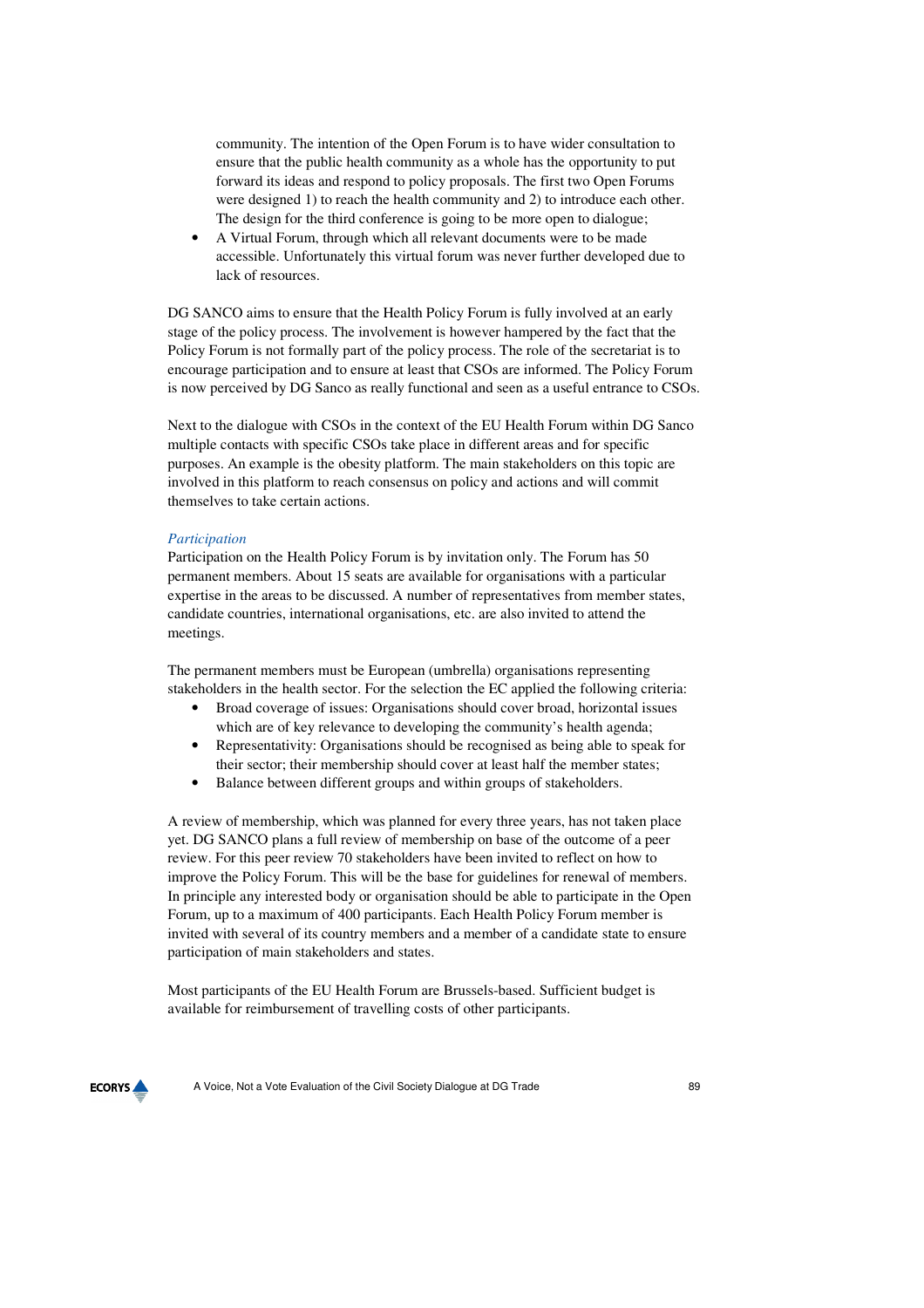community. The intention of the Open Forum is to have wider consultation to ensure that the public health community as a whole has the opportunity to put forward its ideas and respond to policy proposals. The first two Open Forums were designed 1) to reach the health community and 2) to introduce each other. The design for the third conference is going to be more open to dialogue;

- A Virtual Forum, through which all relevant documents were to be made accessible. Unfortunately this virtual forum was never further developed due to lack of resources.

DG SANCO aims to ensure that the Health Policy Forum is fully involved at an early stage of the policy process. The involvement is however hampered by the fact that the Policy Forum is not formally part of the policy process. The role of the secretariat is to encourage participation and to ensure at least that CSOs are informed. The Policy Forum is now perceived by DG Sanco as really functional and seen as a useful entrance to CSOs.

Next to the dialogue with CSOs in the context of the EU Health Forum within DG Sanco multiple contacts with specific CSOs take place in different areas and for specific purposes. An example is the obesity platform. The main stakeholders on this topic are involved in this platform to reach consensus on policy and actions and will commit themselves to take certain actions.

*Participation*

Participation on the Health Policy Forum is by invitation only. The Forum has 50 permanent members. About 15 seats are available for organisations with a particular expertise in the areas to be discussed. A number of representatives from member states, candidate countries, international organisations, etc. are also invited to attend the meetings.

The permanent members must be European (umbrella) organisations representing stakeholders in the health sector. For the selection the EC applied the following criteria:

- Broad coverage of issues: Organisations should cover broad, horizontal issues which are of key relevance to developing the community's health agenda;
- Representativity: Organisations should be recognised as being able to speak for their sector; their membership should cover at least half the member states;
- Balance between different groups and within groups of stakeholders.

A review of membership, which was planned for every three years, has not taken place yet. DG SANCO plans a full review of membership on base of the outcome of a peer review. For this peer review 70 stakeholders have been invited to reflect on how to improve the Policy Forum. This will be the base for guidelines for renewal of members. In principle any interested body or organisation should be able to participate in the Open Forum, up to a maximum of 400 participants. Each Health Policy Forum member is invited with several of its country members and a member of a candidate state to ensure participation of main stakeholders and states.

Most participants of the EU Health Forum are Brussels-based. Sufficient budget is available for reimbursement of travelling costs of other participants.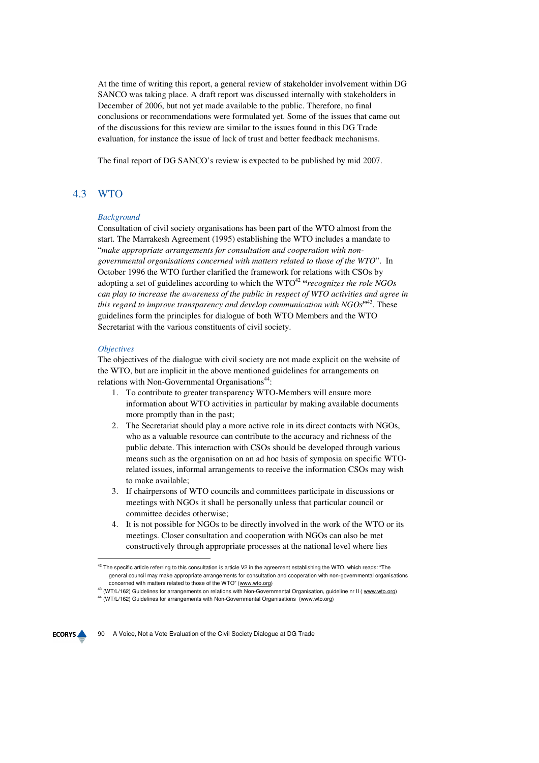At the time of writing this report, a general review of stakeholder involvement within DG SANCO was taking place. A draft report was discussed internally with stakeholders in December of 2006, but not yet made available to the public. Therefore, no final conclusions or recommendations were formulated yet. Some of the issues that came out of the discussions for this review are similar to the issues found in this DG Trade evaluation, for instance the issue of lack of trust and better feedback mechanisms.

The final report of DG SANCO's review is expected to be published by mid 2007.

## 4.3 WTO

*Background*

Consultation of civil society organisations has been part of the WTO almost from the start. The Marrakesh Agreement (1995) establishing the WTO includes a mandate to "*make appropriate arrangements for consultation and cooperation with non-governmental organisations concerned with matters related to those of the WTO*". In October 1996 the WTO further clarified the framework for relations with CSOs by adopting a set of guidelines according to which the WTO[42] **"***recognizes the role NGOs can play to increase the awareness of the public in respect of WTO activities and agree in this regard to improve transparency and develop communication with NGOs***"**[43]. These guidelines form the principles for dialogue of both WTO Members and the WTO Secretariat with the various constituents of civil society.

*Objectives*

The objectives of the dialogue with civil society are not made explicit on the website of the WTO, but are implicit in the above mentioned guidelines for arrangements on relations with Non-Governmental Organisations[44]:

1. To contribute to greater transparency WTO-Members will ensure more information about WTO activities in particular by making available documents more promptly than in the past;
2. The Secretariat should play a more active role in its direct contacts with NGOs, who as a valuable resource can contribute to the accuracy and richness of the public debate. This interaction with CSOs should be developed through various means such as the organisation on an ad hoc basis of symposia on specific WTO-related issues, informal arrangements to receive the information CSOs may wish to make available;
3. If chairpersons of WTO councils and committees participate in discussions or meetings with NGOs it shall be personally unless that particular council or committee decides otherwise;
4. It is not possible for NGOs to be directly involved in the work of the WTO or its meetings. Closer consultation and cooperation with NGOs can also be met constructively through appropriate processes at the national level where lies

---

[42] The specific article referring to this consultation is article V2 in the agreement establishing the WTO, which reads: "The general council may make appropriate arrangements for consultation and cooperation with non-governmental organisations concerned with matters related to those of the WTO" (www.wto.org)

[43] (WT/L/162) Guidelines for arrangements on relations with Non-Governmental Organisation, guideline nr II ( www.wto.org)

[44] (WT/L/162) Guidelines for arrangements with Non-Governmental Organisations (www.wto.org)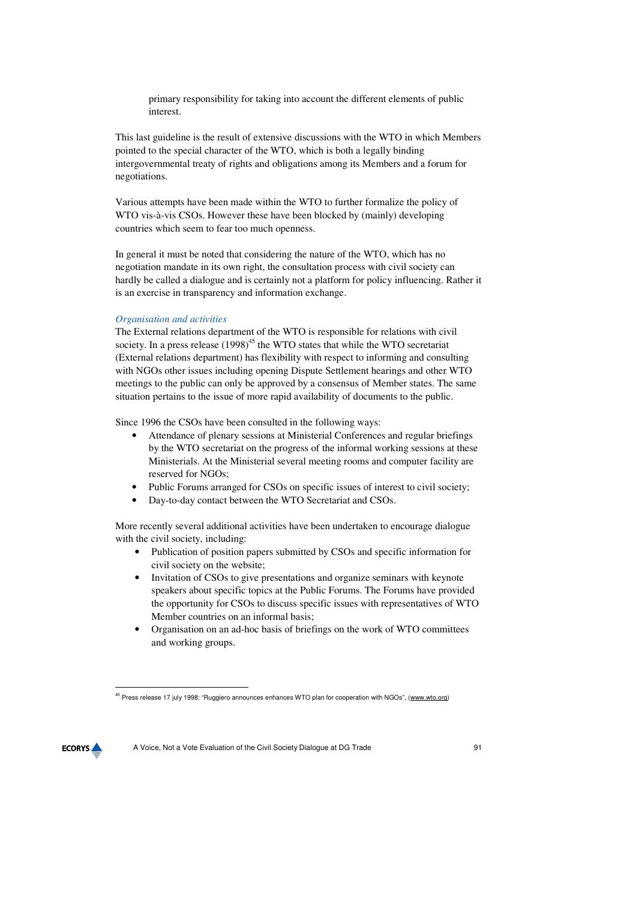primary responsibility for taking into account the different elements of public interest.

This last guideline is the result of extensive discussions with the WTO in which Members pointed to the special character of the WTO, which is both a legally binding intergovernmental treaty of rights and obligations among its Members and a forum for negotiations.

Various attempts have been made within the WTO to further formalize the policy of WTO vis-à-vis CSOs. However these have been blocked by (mainly) developing countries which seem to fear too much openness.

In general it must be noted that considering the nature of the WTO, which has no negotiation mandate in its own right, the consultation process with civil society can hardly be called a dialogue and is certainly not a platform for policy influencing. Rather it is an exercise in transparency and information exchange.

*Organisation and activities*

The External relations department of the WTO is responsible for relations with civil society. In a press release (1998)[45] the WTO states that while the WTO secretariat (External relations department) has flexibility with respect to informing and consulting with NGOs other issues including opening Dispute Settlement hearings and other WTO meetings to the public can only be approved by a consensus of Member states. The same situation pertains to the issue of more rapid availability of documents to the public.

Since 1996 the CSOs have been consulted in the following ways:

- Attendance of plenary sessions at Ministerial Conferences and regular briefings by the WTO secretariat on the progress of the informal working sessions at these Ministerials. At the Ministerial several meeting rooms and computer facility are reserved for NGOs;
- Public Forums arranged for CSOs on specific issues of interest to civil society;
- Day-to-day contact between the WTO Secretariat and CSOs.

More recently several additional activities have been undertaken to encourage dialogue with the civil society, including:

- Publication of position papers submitted by CSOs and specific information for civil society on the website;
- Invitation of CSOs to give presentations and organize seminars with keynote speakers about specific topics at the Public Forums. The Forums have provided the opportunity for CSOs to discuss specific issues with representatives of WTO Member countries on an informal basis;
- Organisation on an ad-hoc basis of briefings on the work of WTO committees and working groups.

[45] Press release 17 july 1998: "Ruggiero announces enhances WTO plan for cooperation with NGOs", (www.wto.org)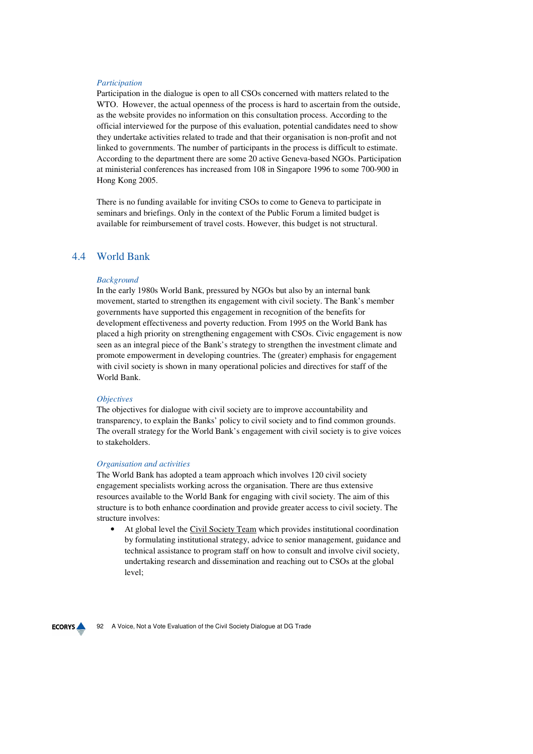*Participation*

Participation in the dialogue is open to all CSOs concerned with matters related to the WTO. However, the actual openness of the process is hard to ascertain from the outside, as the website provides no information on this consultation process. According to the official interviewed for the purpose of this evaluation, potential candidates need to show they undertake activities related to trade and that their organisation is non-profit and not linked to governments. The number of participants in the process is difficult to estimate. According to the department there are some 20 active Geneva-based NGOs. Participation at ministerial conferences has increased from 108 in Singapore 1996 to some 700-900 in Hong Kong 2005.

There is no funding available for inviting CSOs to come to Geneva to participate in seminars and briefings. Only in the context of the Public Forum a limited budget is available for reimbursement of travel costs. However, this budget is not structural.

## 4.4 World Bank

*Background*

In the early 1980s World Bank, pressured by NGOs but also by an internal bank movement, started to strengthen its engagement with civil society. The Bank's member governments have supported this engagement in recognition of the benefits for development effectiveness and poverty reduction. From 1995 on the World Bank has placed a high priority on strengthening engagement with CSOs. Civic engagement is now seen as an integral piece of the Bank's strategy to strengthen the investment climate and promote empowerment in developing countries. The (greater) emphasis for engagement with civil society is shown in many operational policies and directives for staff of the World Bank.

*Objectives*

The objectives for dialogue with civil society are to improve accountability and transparency, to explain the Banks' policy to civil society and to find common grounds. The overall strategy for the World Bank's engagement with civil society is to give voices to stakeholders.

*Organisation and activities*

The World Bank has adopted a team approach which involves 120 civil society engagement specialists working across the organisation. There are thus extensive resources available to the World Bank for engaging with civil society. The aim of this structure is to both enhance coordination and provide greater access to civil society. The structure involves:

- At global level the Civil Society Team which provides institutional coordination by formulating institutional strategy, advice to senior management, guidance and technical assistance to program staff on how to consult and involve civil society, undertaking research and dissemination and reaching out to CSOs at the global level;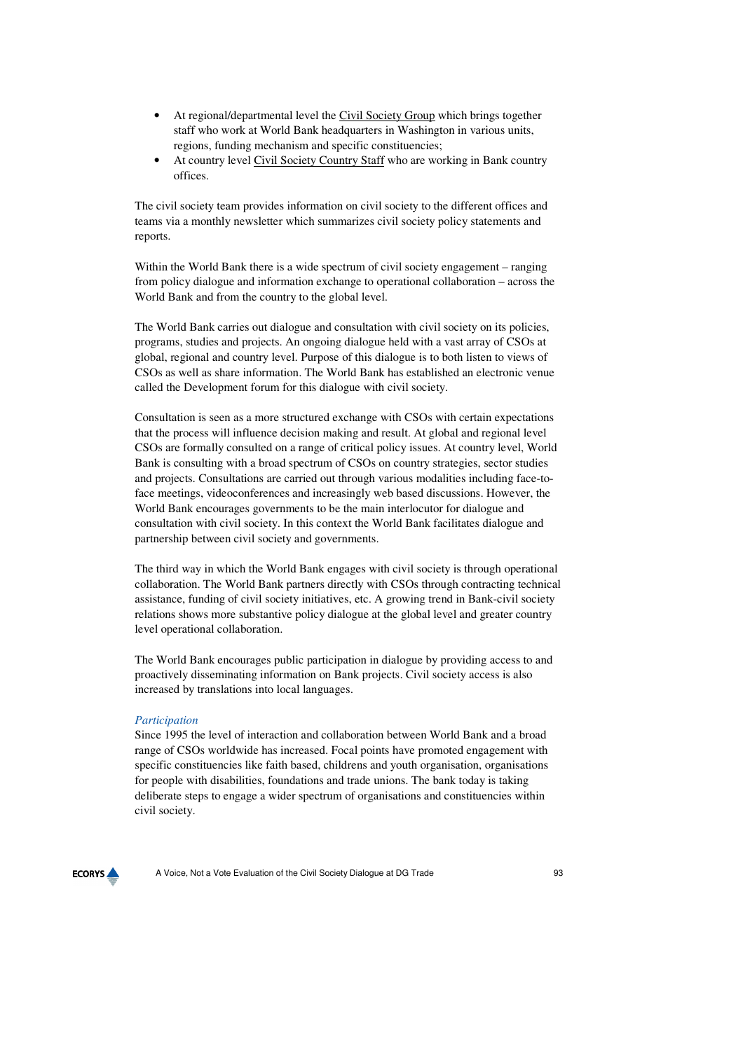- At regional/departmental level the Civil Society Group which brings together staff who work at World Bank headquarters in Washington in various units, regions, funding mechanism and specific constituencies;
- At country level Civil Society Country Staff who are working in Bank country offices.

The civil society team provides information on civil society to the different offices and teams via a monthly newsletter which summarizes civil society policy statements and reports.

Within the World Bank there is a wide spectrum of civil society engagement – ranging from policy dialogue and information exchange to operational collaboration – across the World Bank and from the country to the global level.

The World Bank carries out dialogue and consultation with civil society on its policies, programs, studies and projects. An ongoing dialogue held with a vast array of CSOs at global, regional and country level. Purpose of this dialogue is to both listen to views of CSOs as well as share information. The World Bank has established an electronic venue called the Development forum for this dialogue with civil society.

Consultation is seen as a more structured exchange with CSOs with certain expectations that the process will influence decision making and result. At global and regional level CSOs are formally consulted on a range of critical policy issues. At country level, World Bank is consulting with a broad spectrum of CSOs on country strategies, sector studies and projects. Consultations are carried out through various modalities including face-to-face meetings, videoconferences and increasingly web based discussions. However, the World Bank encourages governments to be the main interlocutor for dialogue and consultation with civil society. In this context the World Bank facilitates dialogue and partnership between civil society and governments.

The third way in which the World Bank engages with civil society is through operational collaboration. The World Bank partners directly with CSOs through contracting technical assistance, funding of civil society initiatives, etc. A growing trend in Bank-civil society relations shows more substantive policy dialogue at the global level and greater country level operational collaboration.

The World Bank encourages public participation in dialogue by providing access to and proactively disseminating information on Bank projects. Civil society access is also increased by translations into local languages.

*Participation*

Since 1995 the level of interaction and collaboration between World Bank and a broad range of CSOs worldwide has increased. Focal points have promoted engagement with specific constituencies like faith based, childrens and youth organisation, organisations for people with disabilities, foundations and trade unions. The bank today is taking deliberate steps to engage a wider spectrum of organisations and constituencies within civil society.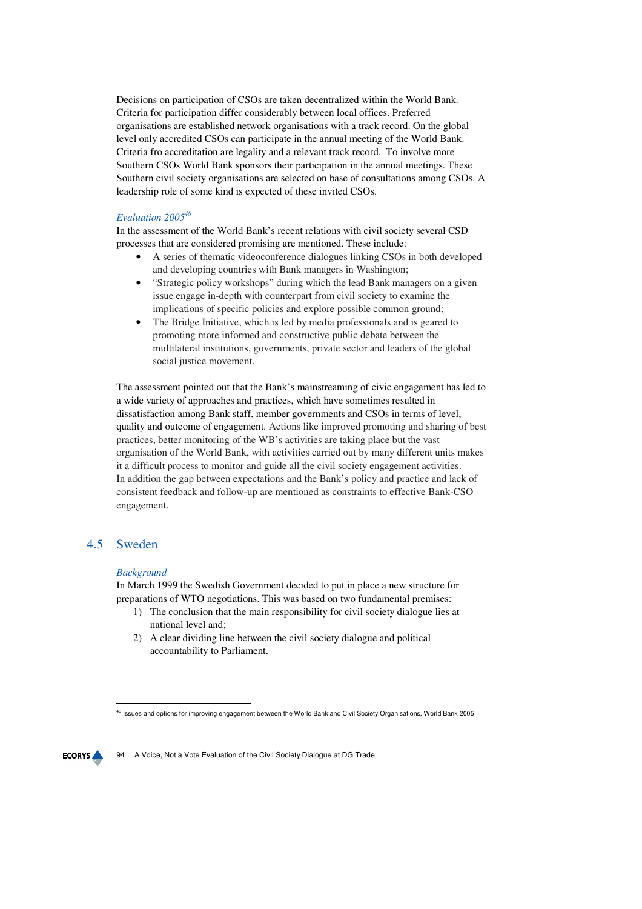Decisions on participation of CSOs are taken decentralized within the World Bank. Criteria for participation differ considerably between local offices. Preferred organisations are established network organisations with a track record. On the global level only accredited CSOs can participate in the annual meeting of the World Bank. Criteria fro accreditation are legality and a relevant track record. To involve more Southern CSOs World Bank sponsors their participation in the annual meetings. These Southern civil society organisations are selected on base of consultations among CSOs. A leadership role of some kind is expected of these invited CSOs.

*Evaluation 2005*[46]

In the assessment of the World Bank's recent relations with civil society several CSD processes that are considered promising are mentioned. These include:

- A series of thematic videoconference dialogues linking CSOs in both developed and developing countries with Bank managers in Washington;
- "Strategic policy workshops" during which the lead Bank managers on a given issue engage in-depth with counterpart from civil society to examine the implications of specific policies and explore possible common ground;
- The Bridge Initiative, which is led by media professionals and is geared to promoting more informed and constructive public debate between the multilateral institutions, governments, private sector and leaders of the global social justice movement.

The assessment pointed out that the Bank's mainstreaming of civic engagement has led to a wide variety of approaches and practices, which have sometimes resulted in dissatisfaction among Bank staff, member governments and CSOs in terms of level, quality and outcome of engagement. Actions like improved promoting and sharing of best practices, better monitoring of the WB's activities are taking place but the vast organisation of the World Bank, with activities carried out by many different units makes it a difficult process to monitor and guide all the civil society engagement activities. In addition the gap between expectations and the Bank's policy and practice and lack of consistent feedback and follow-up are mentioned as constraints to effective Bank-CSO engagement.

## 4.5 Sweden

*Background*

In March 1999 the Swedish Government decided to put in place a new structure for preparations of WTO negotiations. This was based on two fundamental premises:

1) The conclusion that the main responsibility for civil society dialogue lies at national level and;
2) A clear dividing line between the civil society dialogue and political accountability to Parliament.

[46] Issues and options for improving engagement between the World Bank and Civil Society Organisations, World Bank 2005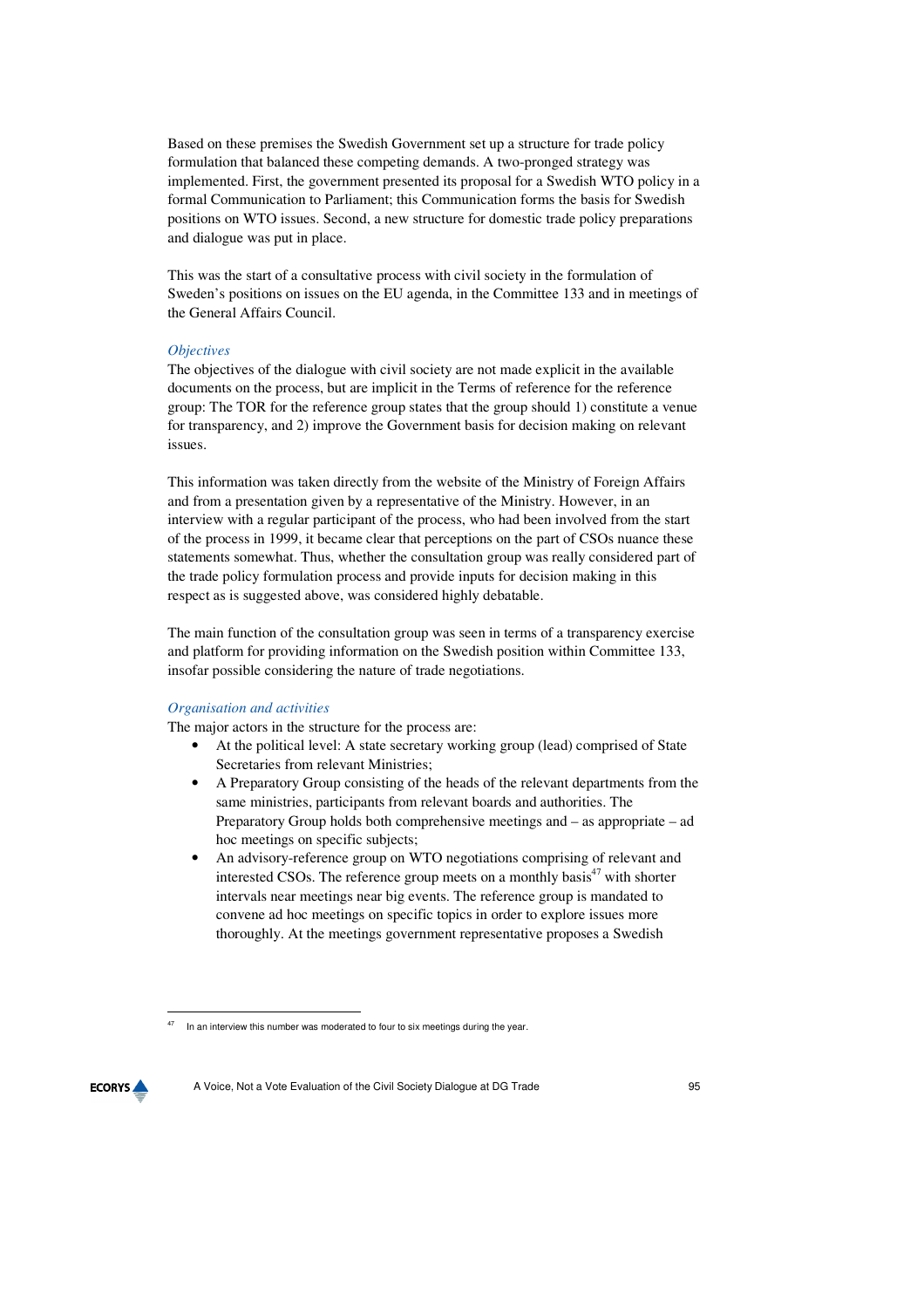Based on these premises the Swedish Government set up a structure for trade policy formulation that balanced these competing demands. A two-pronged strategy was implemented. First, the government presented its proposal for a Swedish WTO policy in a formal Communication to Parliament; this Communication forms the basis for Swedish positions on WTO issues. Second, a new structure for domestic trade policy preparations and dialogue was put in place.

This was the start of a consultative process with civil society in the formulation of Sweden's positions on issues on the EU agenda, in the Committee 133 and in meetings of the General Affairs Council.

*Objectives*

The objectives of the dialogue with civil society are not made explicit in the available documents on the process, but are implicit in the Terms of reference for the reference group: The TOR for the reference group states that the group should 1) constitute a venue for transparency, and 2) improve the Government basis for decision making on relevant issues.

This information was taken directly from the website of the Ministry of Foreign Affairs and from a presentation given by a representative of the Ministry. However, in an interview with a regular participant of the process, who had been involved from the start of the process in 1999, it became clear that perceptions on the part of CSOs nuance these statements somewhat. Thus, whether the consultation group was really considered part of the trade policy formulation process and provide inputs for decision making in this respect as is suggested above, was considered highly debatable.

The main function of the consultation group was seen in terms of a transparency exercise and platform for providing information on the Swedish position within Committee 133, insofar possible considering the nature of trade negotiations.

*Organisation and activities*

The major actors in the structure for the process are:

- At the political level: A state secretary working group (lead) comprised of State Secretaries from relevant Ministries;
- A Preparatory Group consisting of the heads of the relevant departments from the same ministries, participants from relevant boards and authorities. The Preparatory Group holds both comprehensive meetings and – as appropriate – ad hoc meetings on specific subjects;
- An advisory-reference group on WTO negotiations comprising of relevant and interested CSOs. The reference group meets on a monthly basis[47] with shorter intervals near meetings near big events. The reference group is mandated to convene ad hoc meetings on specific topics in order to explore issues more thoroughly. At the meetings government representative proposes a Swedish

[47] In an interview this number was moderated to four to six meetings during the year.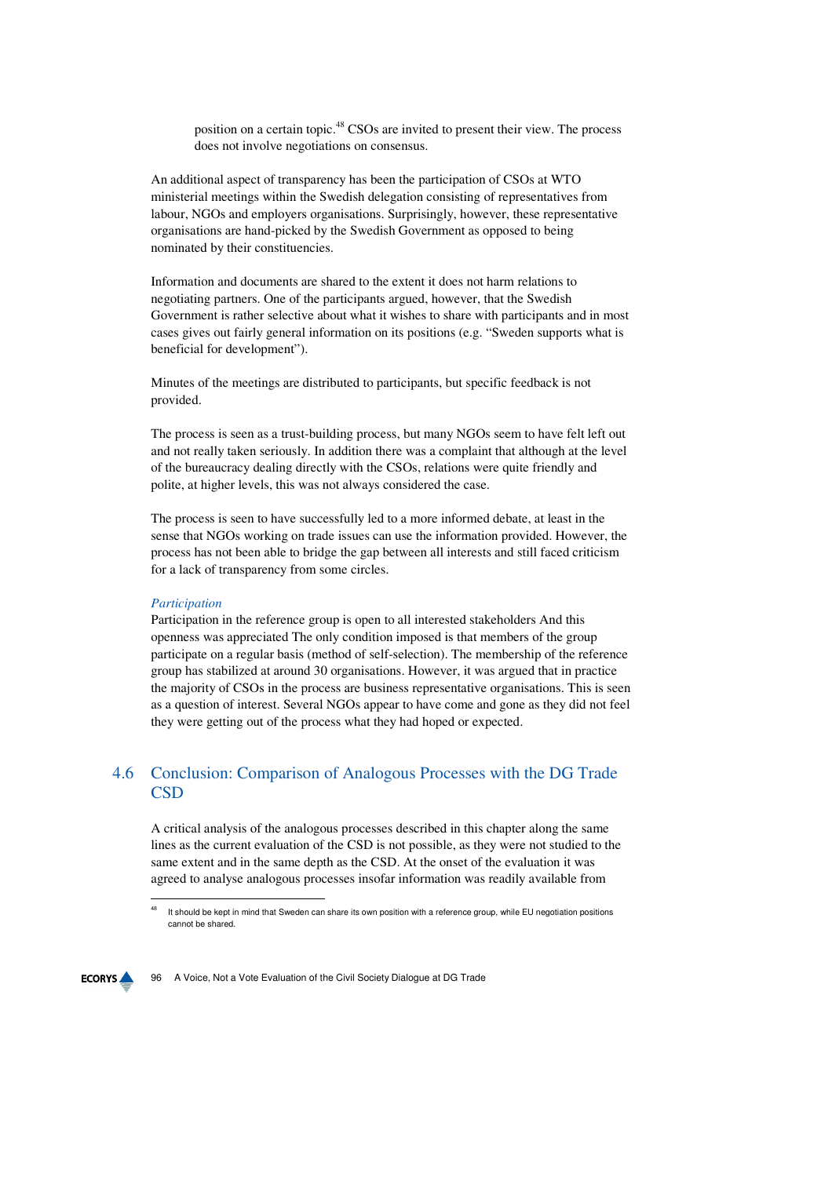position on a certain topic.[48] CSOs are invited to present their view. The process does not involve negotiations on consensus.

An additional aspect of transparency has been the participation of CSOs at WTO ministerial meetings within the Swedish delegation consisting of representatives from labour, NGOs and employers organisations. Surprisingly, however, these representative organisations are hand-picked by the Swedish Government as opposed to being nominated by their constituencies.

Information and documents are shared to the extent it does not harm relations to negotiating partners. One of the participants argued, however, that the Swedish Government is rather selective about what it wishes to share with participants and in most cases gives out fairly general information on its positions (e.g. "Sweden supports what is beneficial for development").

Minutes of the meetings are distributed to participants, but specific feedback is not provided.

The process is seen as a trust-building process, but many NGOs seem to have felt left out and not really taken seriously. In addition there was a complaint that although at the level of the bureaucracy dealing directly with the CSOs, relations were quite friendly and polite, at higher levels, this was not always considered the case.

The process is seen to have successfully led to a more informed debate, at least in the sense that NGOs working on trade issues can use the information provided. However, the process has not been able to bridge the gap between all interests and still faced criticism for a lack of transparency from some circles.

*Participation*

Participation in the reference group is open to all interested stakeholders And this openness was appreciated The only condition imposed is that members of the group participate on a regular basis (method of self-selection). The membership of the reference group has stabilized at around 30 organisations. However, it was argued that in practice the majority of CSOs in the process are business representative organisations. This is seen as a question of interest. Several NGOs appear to have come and gone as they did not feel they were getting out of the process what they had hoped or expected.

## 4.6 Conclusion: Comparison of Analogous Processes with the DG Trade CSD

A critical analysis of the analogous processes described in this chapter along the same lines as the current evaluation of the CSD is not possible, as they were not studied to the same extent and in the same depth as the CSD. At the onset of the evaluation it was agreed to analyse analogous processes insofar information was readily available from

[48] It should be kept in mind that Sweden can share its own position with a reference group, while EU negotiation positions cannot be shared.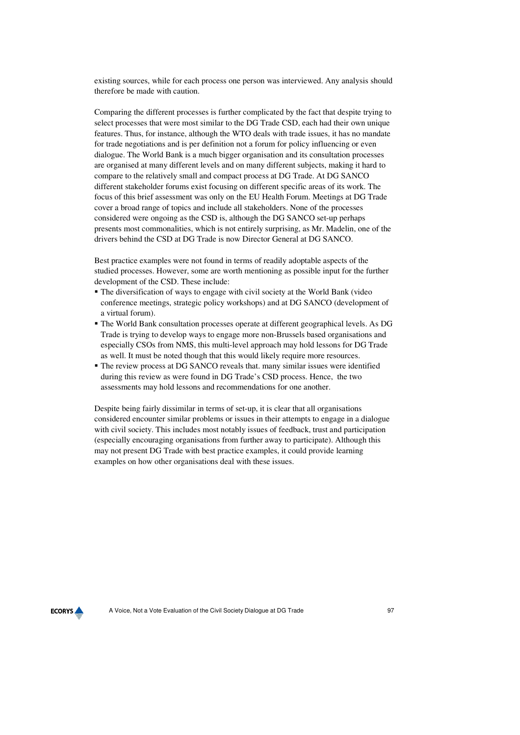existing sources, while for each process one person was interviewed. Any analysis should therefore be made with caution.

Comparing the different processes is further complicated by the fact that despite trying to select processes that were most similar to the DG Trade CSD, each had their own unique features. Thus, for instance, although the WTO deals with trade issues, it has no mandate for trade negotiations and is per definition not a forum for policy influencing or even dialogue. The World Bank is a much bigger organisation and its consultation processes are organised at many different levels and on many different subjects, making it hard to compare to the relatively small and compact process at DG Trade. At DG SANCO different stakeholder forums exist focusing on different specific areas of its work. The focus of this brief assessment was only on the EU Health Forum. Meetings at DG Trade cover a broad range of topics and include all stakeholders. None of the processes considered were ongoing as the CSD is, although the DG SANCO set-up perhaps presents most commonalities, which is not entirely surprising, as Mr. Madelin, one of the drivers behind the CSD at DG Trade is now Director General at DG SANCO.

Best practice examples were not found in terms of readily adoptable aspects of the studied processes. However, some are worth mentioning as possible input for the further development of the CSD. These include:

- The diversification of ways to engage with civil society at the World Bank (video conference meetings, strategic policy workshops) and at DG SANCO (development of a virtual forum).
- The World Bank consultation processes operate at different geographical levels. As DG Trade is trying to develop ways to engage more non-Brussels based organisations and especially CSOs from NMS, this multi-level approach may hold lessons for DG Trade as well. It must be noted though that this would likely require more resources.
- The review process at DG SANCO reveals that. many similar issues were identified during this review as were found in DG Trade's CSD process. Hence, the two assessments may hold lessons and recommendations for one another.

Despite being fairly dissimilar in terms of set-up, it is clear that all organisations considered encounter similar problems or issues in their attempts to engage in a dialogue with civil society. This includes most notably issues of feedback, trust and participation (especially encouraging organisations from further away to participate). Although this may not present DG Trade with best practice examples, it could provide learning examples on how other organisations deal with these issues.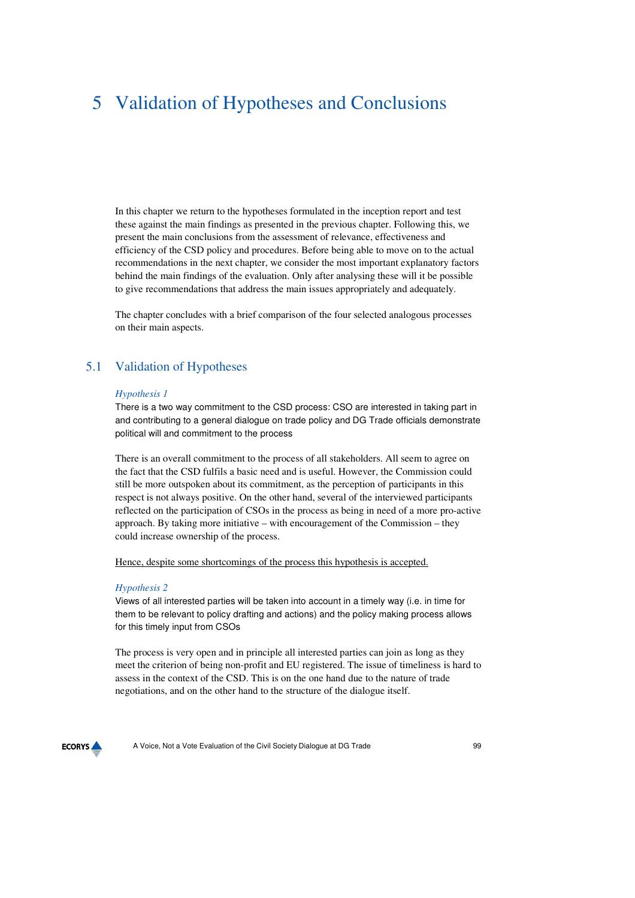# 5 Validation of Hypotheses and Conclusions

In this chapter we return to the hypotheses formulated in the inception report and test these against the main findings as presented in the previous chapter. Following this, we present the main conclusions from the assessment of relevance, effectiveness and efficiency of the CSD policy and procedures. Before being able to move on to the actual recommendations in the next chapter, we consider the most important explanatory factors behind the main findings of the evaluation. Only after analysing these will it be possible to give recommendations that address the main issues appropriately and adequately.

The chapter concludes with a brief comparison of the four selected analogous processes on their main aspects.

## 5.1 Validation of Hypotheses

*Hypothesis 1*

There is a two way commitment to the CSD process: CSO are interested in taking part in and contributing to a general dialogue on trade policy and DG Trade officials demonstrate political will and commitment to the process

There is an overall commitment to the process of all stakeholders. All seem to agree on the fact that the CSD fulfils a basic need and is useful. However, the Commission could still be more outspoken about its commitment, as the perception of participants in this respect is not always positive. On the other hand, several of the interviewed participants reflected on the participation of CSOs in the process as being in need of a more pro-active approach. By taking more initiative – with encouragement of the Commission – they could increase ownership of the process.

<u>Hence, despite some shortcomings of the process this hypothesis is accepted.</u>

*Hypothesis 2*

Views of all interested parties will be taken into account in a timely way (i.e. in time for them to be relevant to policy drafting and actions) and the policy making process allows for this timely input from CSOs

The process is very open and in principle all interested parties can join as long as they meet the criterion of being non-profit and EU registered. The issue of timeliness is hard to assess in the context of the CSD. This is on the one hand due to the nature of trade negotiations, and on the other hand to the structure of the dialogue itself.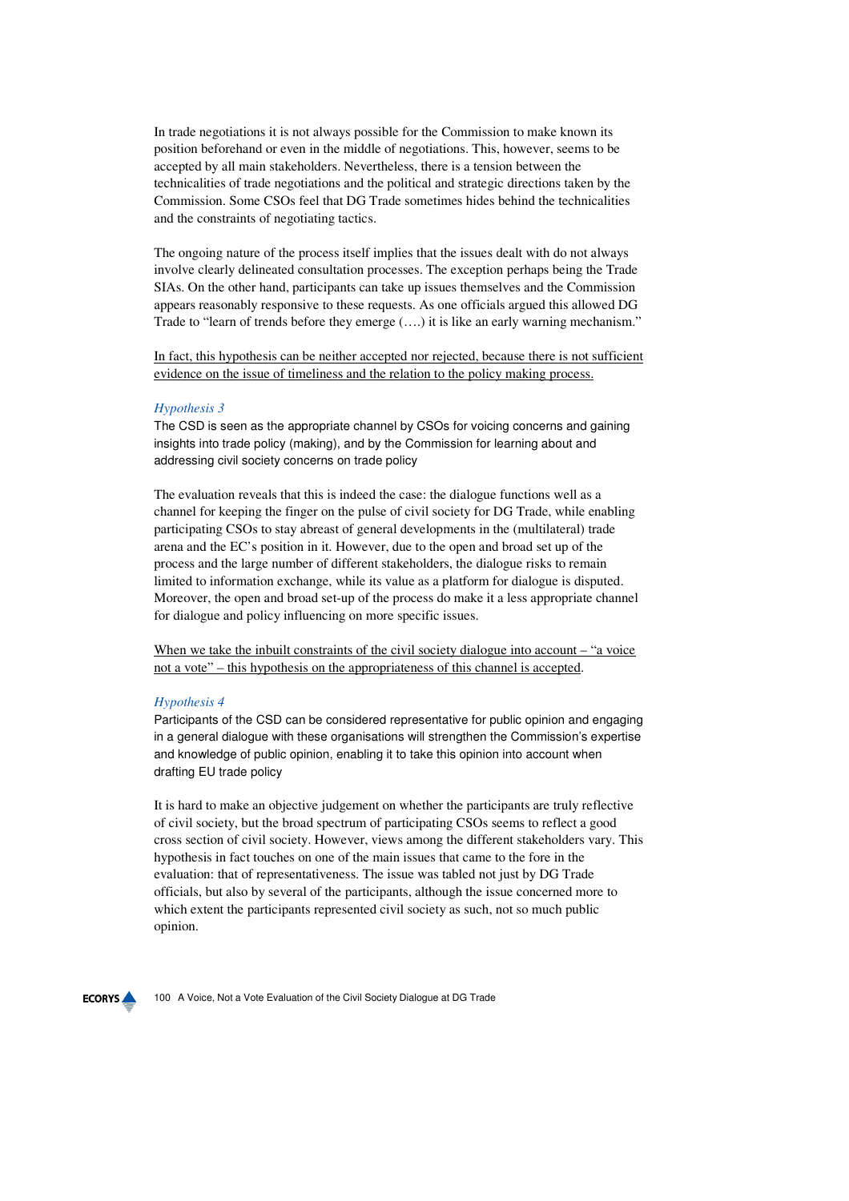In trade negotiations it is not always possible for the Commission to make known its position beforehand or even in the middle of negotiations. This, however, seems to be accepted by all main stakeholders. Nevertheless, there is a tension between the technicalities of trade negotiations and the political and strategic directions taken by the Commission. Some CSOs feel that DG Trade sometimes hides behind the technicalities and the constraints of negotiating tactics.

The ongoing nature of the process itself implies that the issues dealt with do not always involve clearly delineated consultation processes. The exception perhaps being the Trade SIAs. On the other hand, participants can take up issues themselves and the Commission appears reasonably responsive to these requests. As one officials argued this allowed DG Trade to "learn of trends before they emerge (….) it is like an early warning mechanism."

<u>In fact, this hypothesis can be neither accepted nor rejected, because there is not sufficient evidence on the issue of timeliness and the relation to the policy making process.</u>

*Hypothesis 3*

The CSD is seen as the appropriate channel by CSOs for voicing concerns and gaining insights into trade policy (making), and by the Commission for learning about and addressing civil society concerns on trade policy

The evaluation reveals that this is indeed the case: the dialogue functions well as a channel for keeping the finger on the pulse of civil society for DG Trade, while enabling participating CSOs to stay abreast of general developments in the (multilateral) trade arena and the EC's position in it. However, due to the open and broad set up of the process and the large number of different stakeholders, the dialogue risks to remain limited to information exchange, while its value as a platform for dialogue is disputed. Moreover, the open and broad set-up of the process do make it a less appropriate channel for dialogue and policy influencing on more specific issues.

<u>When we take the inbuilt constraints of the civil society dialogue into account – "a voice not a vote" – this hypothesis on the appropriateness of this channel is accepted</u>.

*Hypothesis 4*

Participants of the CSD can be considered representative for public opinion and engaging in a general dialogue with these organisations will strengthen the Commission's expertise and knowledge of public opinion, enabling it to take this opinion into account when drafting EU trade policy

It is hard to make an objective judgement on whether the participants are truly reflective of civil society, but the broad spectrum of participating CSOs seems to reflect a good cross section of civil society. However, views among the different stakeholders vary. This hypothesis in fact touches on one of the main issues that came to the fore in the evaluation: that of representativeness. The issue was tabled not just by DG Trade officials, but also by several of the participants, although the issue concerned more to which extent the participants represented civil society as such, not so much public opinion.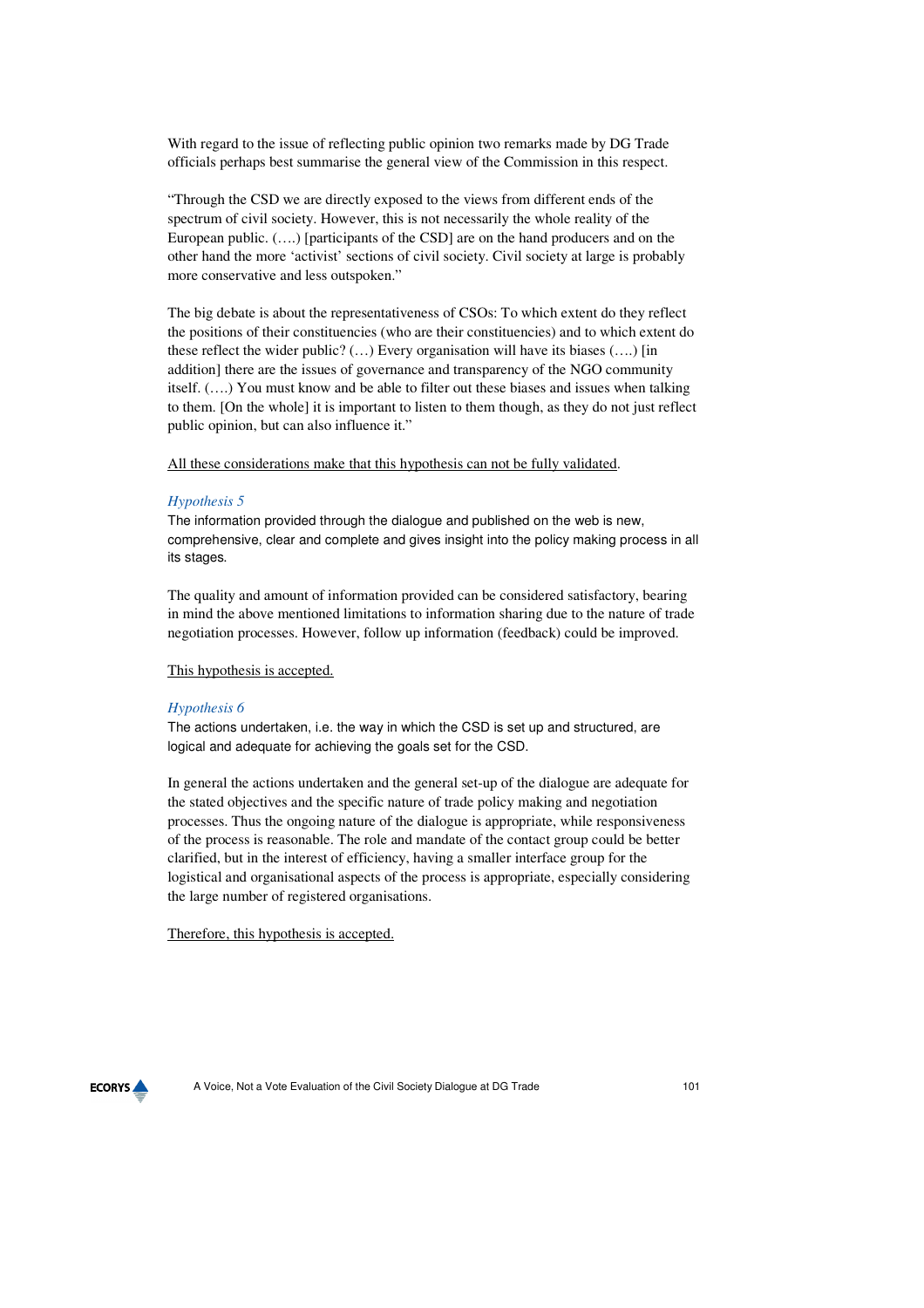With regard to the issue of reflecting public opinion two remarks made by DG Trade officials perhaps best summarise the general view of the Commission in this respect.

"Through the CSD we are directly exposed to the views from different ends of the spectrum of civil society. However, this is not necessarily the whole reality of the European public. (….) [participants of the CSD] are on the hand producers and on the other hand the more 'activist' sections of civil society. Civil society at large is probably more conservative and less outspoken."

The big debate is about the representativeness of CSOs: To which extent do they reflect the positions of their constituencies (who are their constituencies) and to which extent do these reflect the wider public? (…) Every organisation will have its biases (….) [in addition] there are the issues of governance and transparency of the NGO community itself. (….) You must know and be able to filter out these biases and issues when talking to them. [On the whole] it is important to listen to them though, as they do not just reflect public opinion, but can also influence it."

<u>All these considerations make that this hypothesis can not be fully validated</u>.

*Hypothesis 5*

The information provided through the dialogue and published on the web is new, comprehensive, clear and complete and gives insight into the policy making process in all its stages.

The quality and amount of information provided can be considered satisfactory, bearing in mind the above mentioned limitations to information sharing due to the nature of trade negotiation processes. However, follow up information (feedback) could be improved.

<u>This hypothesis is accepted.</u>

*Hypothesis 6*

The actions undertaken, i.e. the way in which the CSD is set up and structured, are logical and adequate for achieving the goals set for the CSD.

In general the actions undertaken and the general set-up of the dialogue are adequate for the stated objectives and the specific nature of trade policy making and negotiation processes. Thus the ongoing nature of the dialogue is appropriate, while responsiveness of the process is reasonable. The role and mandate of the contact group could be better clarified, but in the interest of efficiency, having a smaller interface group for the logistical and organisational aspects of the process is appropriate, especially considering the large number of registered organisations.

<u>Therefore, this hypothesis is accepted.</u>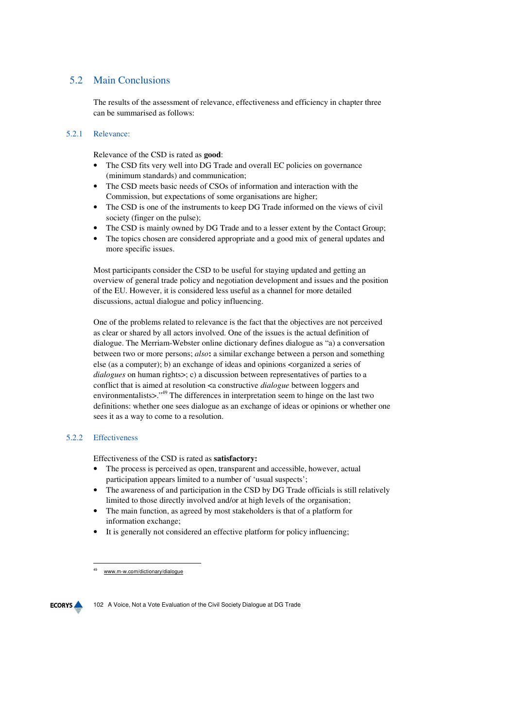## 5.2 Main Conclusions

The results of the assessment of relevance, effectiveness and efficiency in chapter three can be summarised as follows:

### 5.2.1 Relevance:

Relevance of the CSD is rated as **good**:

- The CSD fits very well into DG Trade and overall EC policies on governance (minimum standards) and communication;
- The CSD meets basic needs of CSOs of information and interaction with the Commission, but expectations of some organisations are higher;
- The CSD is one of the instruments to keep DG Trade informed on the views of civil society (finger on the pulse);
- The CSD is mainly owned by DG Trade and to a lesser extent by the Contact Group;
- The topics chosen are considered appropriate and a good mix of general updates and more specific issues.

Most participants consider the CSD to be useful for staying updated and getting an overview of general trade policy and negotiation development and issues and the position of the EU. However, it is considered less useful as a channel for more detailed discussions, actual dialogue and policy influencing.

One of the problems related to relevance is the fact that the objectives are not perceived as clear or shared by all actors involved. One of the issues is the actual definition of dialogue. The Merriam-Webster online dictionary defines dialogue as "a) a conversation between two or more persons; *also***:** a similar exchange between a person and something else (as a computer); b) an exchange of ideas and opinions <organized a series of *dialogues* on human rights>; c) a discussion between representatives of parties to a conflict that is aimed at resolution <a constructive *dialogue* between loggers and environmentalists>."[49] The differences in interpretation seem to hinge on the last two definitions: whether one sees dialogue as an exchange of ideas or opinions or whether one sees it as a way to come to a resolution.

### 5.2.2 Effectiveness

Effectiveness of the CSD is rated as **satisfactory:**

- The process is perceived as open, transparent and accessible, however, actual participation appears limited to a number of 'usual suspects';
- The awareness of and participation in the CSD by DG Trade officials is still relatively limited to those directly involved and/or at high levels of the organisation;
- The main function, as agreed by most stakeholders is that of a platform for information exchange;
- It is generally not considered an effective platform for policy influencing;

[49] www.m-w.com/dictionary/dialogue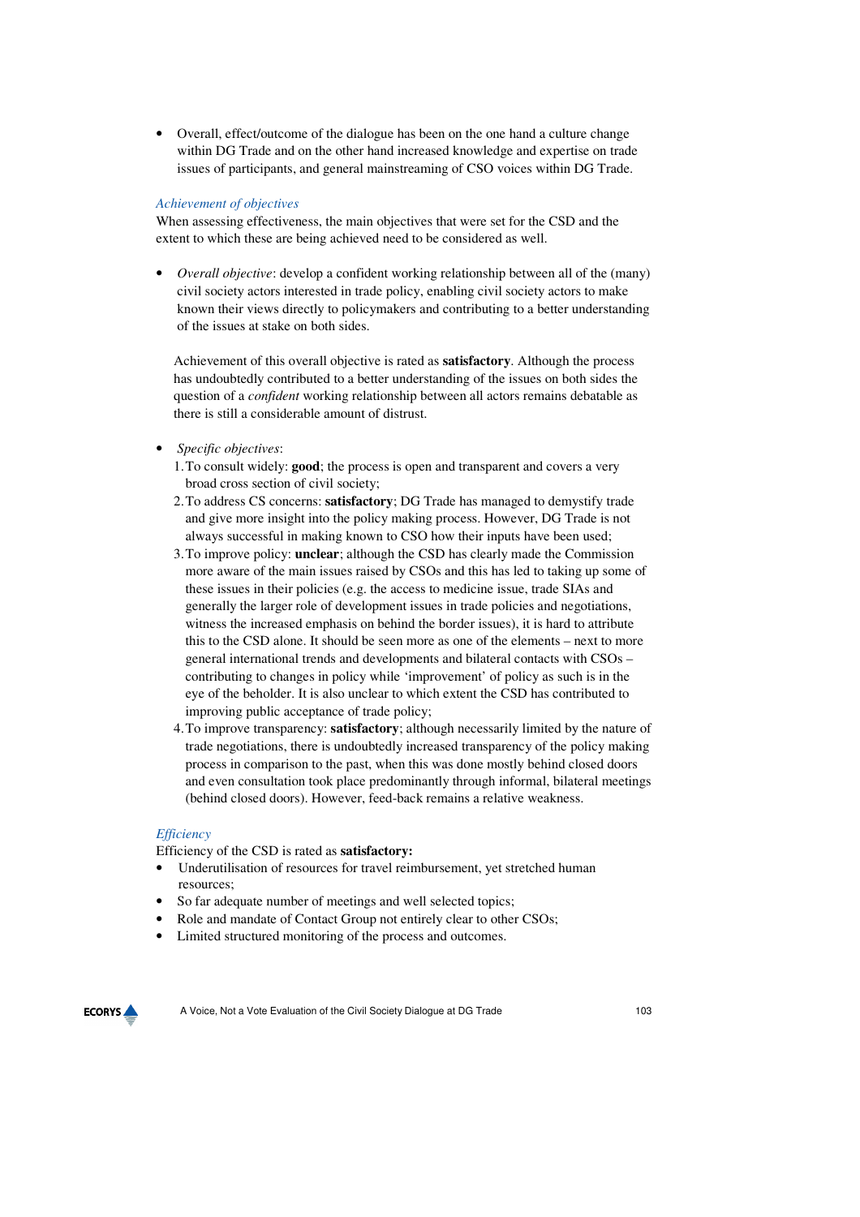- Overall, effect/outcome of the dialogue has been on the one hand a culture change within DG Trade and on the other hand increased knowledge and expertise on trade issues of participants, and general mainstreaming of CSO voices within DG Trade.

*Achievement of objectives*

When assessing effectiveness, the main objectives that were set for the CSD and the extent to which these are being achieved need to be considered as well.

- *Overall objective*: develop a confident working relationship between all of the (many) civil society actors interested in trade policy, enabling civil society actors to make known their views directly to policymakers and contributing to a better understanding of the issues at stake on both sides.

  Achievement of this overall objective is rated as **satisfactory**. Although the process has undoubtedly contributed to a better understanding of the issues on both sides the question of a *confident* working relationship between all actors remains debatable as there is still a considerable amount of distrust.

- *Specific objectives*:
  1. To consult widely: **good**; the process is open and transparent and covers a very broad cross section of civil society;
  2. To address CS concerns: **satisfactory**; DG Trade has managed to demystify trade and give more insight into the policy making process. However, DG Trade is not always successful in making known to CSO how their inputs have been used;
  3. To improve policy: **unclear**; although the CSD has clearly made the Commission more aware of the main issues raised by CSOs and this has led to taking up some of these issues in their policies (e.g. the access to medicine issue, trade SIAs and generally the larger role of development issues in trade policies and negotiations, witness the increased emphasis on behind the border issues), it is hard to attribute this to the CSD alone. It should be seen more as one of the elements – next to more general international trends and developments and bilateral contacts with CSOs – contributing to changes in policy while 'improvement' of policy as such is in the eye of the beholder. It is also unclear to which extent the CSD has contributed to improving public acceptance of trade policy;
  4. To improve transparency: **satisfactory**; although necessarily limited by the nature of trade negotiations, there is undoubtedly increased transparency of the policy making process in comparison to the past, when this was done mostly behind closed doors and even consultation took place predominantly through informal, bilateral meetings (behind closed doors). However, feed-back remains a relative weakness.

*Efficiency*

Efficiency of the CSD is rated as **satisfactory:**

- Underutilisation of resources for travel reimbursement, yet stretched human resources;
- So far adequate number of meetings and well selected topics;
- Role and mandate of Contact Group not entirely clear to other CSOs;
- Limited structured monitoring of the process and outcomes.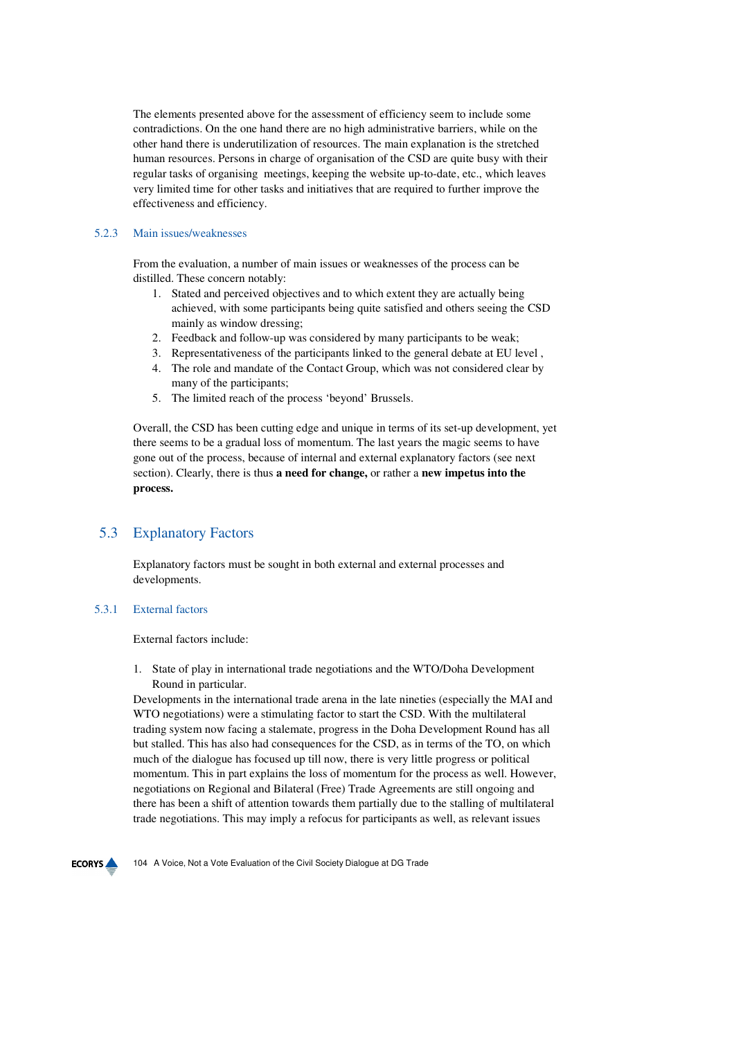The elements presented above for the assessment of efficiency seem to include some contradictions. On the one hand there are no high administrative barriers, while on the other hand there is underutilization of resources. The main explanation is the stretched human resources. Persons in charge of organisation of the CSD are quite busy with their regular tasks of organising meetings, keeping the website up-to-date, etc., which leaves very limited time for other tasks and initiatives that are required to further improve the effectiveness and efficiency.

### 5.2.3 Main issues/weaknesses

From the evaluation, a number of main issues or weaknesses of the process can be distilled. These concern notably:

1. Stated and perceived objectives and to which extent they are actually being achieved, with some participants being quite satisfied and others seeing the CSD mainly as window dressing;
2. Feedback and follow-up was considered by many participants to be weak;
3. Representativeness of the participants linked to the general debate at EU level ,
4. The role and mandate of the Contact Group, which was not considered clear by many of the participants;
5. The limited reach of the process 'beyond' Brussels.

Overall, the CSD has been cutting edge and unique in terms of its set-up development, yet there seems to be a gradual loss of momentum. The last years the magic seems to have gone out of the process, because of internal and external explanatory factors (see next section). Clearly, there is thus **a need for change,** or rather a **new impetus into the process.**

## 5.3 Explanatory Factors

Explanatory factors must be sought in both external and external processes and developments.

### 5.3.1 External factors

External factors include:

1. State of play in international trade negotiations and the WTO/Doha Development Round in particular.

Developments in the international trade arena in the late nineties (especially the MAI and WTO negotiations) were a stimulating factor to start the CSD. With the multilateral trading system now facing a stalemate, progress in the Doha Development Round has all but stalled. This has also had consequences for the CSD, as in terms of the TO, on which much of the dialogue has focused up till now, there is very little progress or political momentum. This in part explains the loss of momentum for the process as well. However, negotiations on Regional and Bilateral (Free) Trade Agreements are still ongoing and there has been a shift of attention towards them partially due to the stalling of multilateral trade negotiations. This may imply a refocus for participants as well, as relevant issues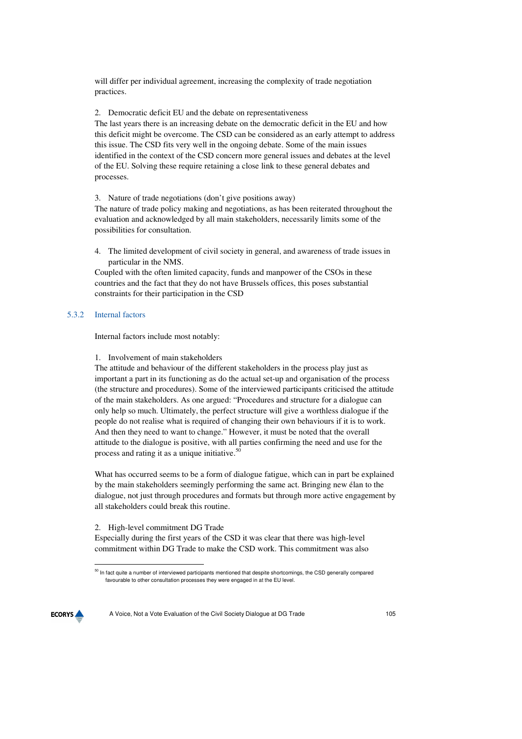will differ per individual agreement, increasing the complexity of trade negotiation practices.

2. Democratic deficit EU and the debate on representativeness

The last years there is an increasing debate on the democratic deficit in the EU and how this deficit might be overcome. The CSD can be considered as an early attempt to address this issue. The CSD fits very well in the ongoing debate. Some of the main issues identified in the context of the CSD concern more general issues and debates at the level of the EU. Solving these require retaining a close link to these general debates and processes.

3. Nature of trade negotiations (don't give positions away)

The nature of trade policy making and negotiations, as has been reiterated throughout the evaluation and acknowledged by all main stakeholders, necessarily limits some of the possibilities for consultation.

4. The limited development of civil society in general, and awareness of trade issues in particular in the NMS.

Coupled with the often limited capacity, funds and manpower of the CSOs in these countries and the fact that they do not have Brussels offices, this poses substantial constraints for their participation in the CSD

### 5.3.2 Internal factors

Internal factors include most notably:

1. Involvement of main stakeholders

The attitude and behaviour of the different stakeholders in the process play just as important a part in its functioning as do the actual set-up and organisation of the process (the structure and procedures). Some of the interviewed participants criticised the attitude of the main stakeholders. As one argued: "Procedures and structure for a dialogue can only help so much. Ultimately, the perfect structure will give a worthless dialogue if the people do not realise what is required of changing their own behaviours if it is to work. And then they need to want to change." However, it must be noted that the overall attitude to the dialogue is positive, with all parties confirming the need and use for the process and rating it as a unique initiative.[50]

What has occurred seems to be a form of dialogue fatigue, which can in part be explained by the main stakeholders seemingly performing the same act. Bringing new élan to the dialogue, not just through procedures and formats but through more active engagement by all stakeholders could break this routine.

2. High-level commitment DG Trade

Especially during the first years of the CSD it was clear that there was high-level commitment within DG Trade to make the CSD work. This commitment was also

[50] In fact quite a number of interviewed participants mentioned that despite shortcomings, the CSD generally compared favourable to other consultation processes they were engaged in at the EU level.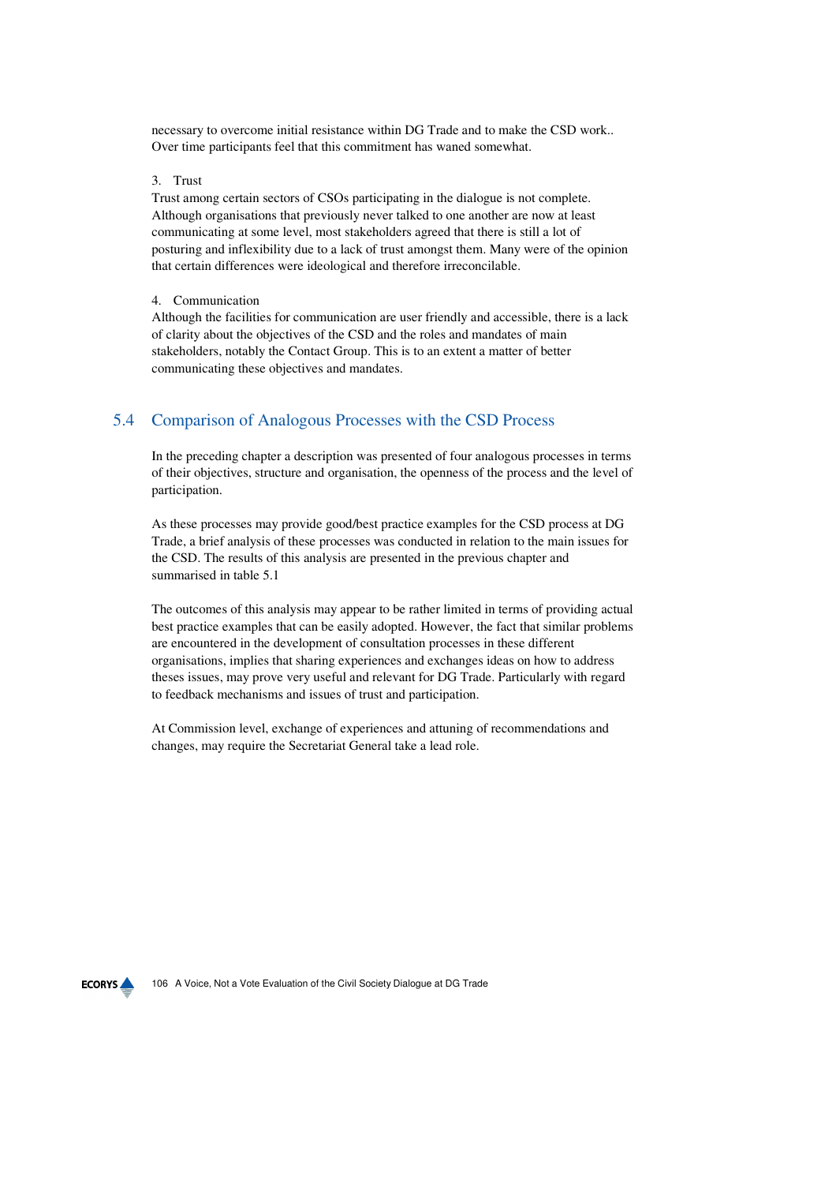necessary to overcome initial resistance within DG Trade and to make the CSD work.. Over time participants feel that this commitment has waned somewhat.

3. Trust

Trust among certain sectors of CSOs participating in the dialogue is not complete. Although organisations that previously never talked to one another are now at least communicating at some level, most stakeholders agreed that there is still a lot of posturing and inflexibility due to a lack of trust amongst them. Many were of the opinion that certain differences were ideological and therefore irreconcilable.

4. Communication

Although the facilities for communication are user friendly and accessible, there is a lack of clarity about the objectives of the CSD and the roles and mandates of main stakeholders, notably the Contact Group. This is to an extent a matter of better communicating these objectives and mandates.

## 5.4 Comparison of Analogous Processes with the CSD Process

In the preceding chapter a description was presented of four analogous processes in terms of their objectives, structure and organisation, the openness of the process and the level of participation.

As these processes may provide good/best practice examples for the CSD process at DG Trade, a brief analysis of these processes was conducted in relation to the main issues for the CSD. The results of this analysis are presented in the previous chapter and summarised in table 5.1

The outcomes of this analysis may appear to be rather limited in terms of providing actual best practice examples that can be easily adopted. However, the fact that similar problems are encountered in the development of consultation processes in these different organisations, implies that sharing experiences and exchanges ideas on how to address theses issues, may prove very useful and relevant for DG Trade. Particularly with regard to feedback mechanisms and issues of trust and participation.

At Commission level, exchange of experiences and attuning of recommendations and changes, may require the Secretariat General take a lead role.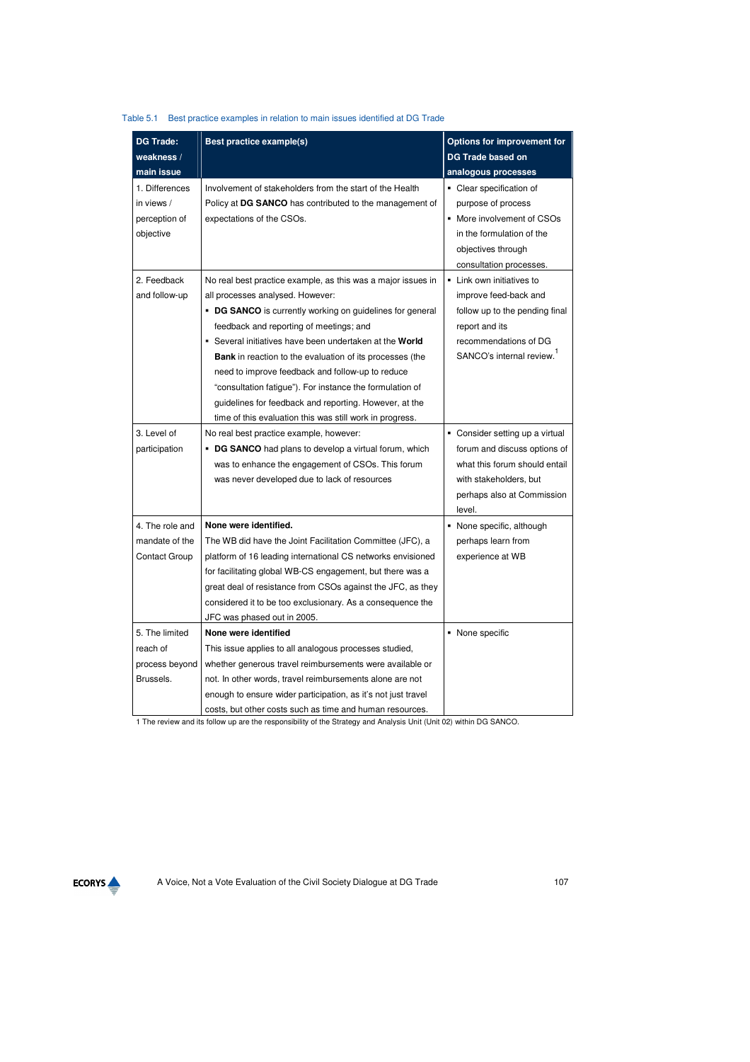Table 5.1 Best practice examples in relation to main issues identified at DG Trade

| DG Trade: weakness / main issue | Best practice example(s) | Options for improvement for DG Trade based on analogous processes |
|---|---|---|
| 1. Differences in views / perception of objective | Involvement of stakeholders from the start of the Health Policy at **DG SANCO** has contributed to the management of expectations of the CSOs. | ▪ Clear specification of purpose of process<br>▪ More involvement of CSOs in the formulation of the objectives through consultation processes. |
| 2. Feedback and follow-up | No real best practice example, as this was a major issues in all processes analysed. However:<br>▪ **DG SANCO** is currently working on guidelines for general feedback and reporting of meetings; and<br>▪ Several initiatives have been undertaken at the **World Bank** in reaction to the evaluation of its processes (the need to improve feedback and follow-up to reduce "consultation fatigue"). For instance the formulation of guidelines for feedback and reporting. However, at the time of this evaluation this was still work in progress. | ▪ Link own initiatives to improve feed-back and follow up to the pending final report and its recommendations of DG SANCO's internal review.[1] |
| 3. Level of participation | No real best practice example, however:<br>▪ **DG SANCO** had plans to develop a virtual forum, which was to enhance the engagement of CSOs. This forum was never developed due to lack of resources | ▪ Consider setting up a virtual forum and discuss options of what this forum should entail with stakeholders, but perhaps also at Commission level. |
| 4. The role and mandate of the Contact Group | **None were identified.**<br>The WB did have the Joint Facilitation Committee (JFC), a platform of 16 leading international CS networks envisioned for facilitating global WB-CS engagement, but there was a great deal of resistance from CSOs against the JFC, as they considered it to be too exclusionary. As a consequence the JFC was phased out in 2005. | ▪ None specific, although perhaps learn from experience at WB |
| 5. The limited reach of process beyond Brussels. | **None were identified**<br>This issue applies to all analogous processes studied, whether generous travel reimbursements were available or not. In other words, travel reimbursements alone are not enough to ensure wider participation, as it's not just travel costs, but other costs such as time and human resources. | ▪ None specific |

1 The review and its follow up are the responsibility of the Strategy and Analysis Unit (Unit 02) within DG SANCO.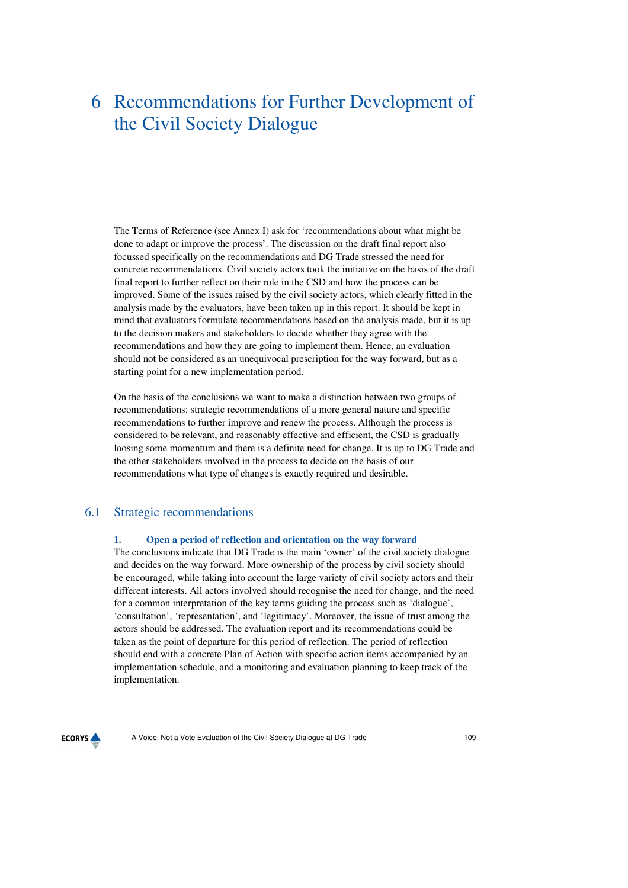# 6 Recommendations for Further Development of the Civil Society Dialogue

The Terms of Reference (see Annex I) ask for 'recommendations about what might be done to adapt or improve the process'. The discussion on the draft final report also focussed specifically on the recommendations and DG Trade stressed the need for concrete recommendations. Civil society actors took the initiative on the basis of the draft final report to further reflect on their role in the CSD and how the process can be improved. Some of the issues raised by the civil society actors, which clearly fitted in the analysis made by the evaluators, have been taken up in this report. It should be kept in mind that evaluators formulate recommendations based on the analysis made, but it is up to the decision makers and stakeholders to decide whether they agree with the recommendations and how they are going to implement them. Hence, an evaluation should not be considered as an unequivocal prescription for the way forward, but as a starting point for a new implementation period.

On the basis of the conclusions we want to make a distinction between two groups of recommendations: strategic recommendations of a more general nature and specific recommendations to further improve and renew the process. Although the process is considered to be relevant, and reasonably effective and efficient, the CSD is gradually loosing some momentum and there is a definite need for change. It is up to DG Trade and the other stakeholders involved in the process to decide on the basis of our recommendations what type of changes is exactly required and desirable.

## 6.1 Strategic recommendations

### 1. Open a period of reflection and orientation on the way forward

The conclusions indicate that DG Trade is the main 'owner' of the civil society dialogue and decides on the way forward. More ownership of the process by civil society should be encouraged, while taking into account the large variety of civil society actors and their different interests. All actors involved should recognise the need for change, and the need for a common interpretation of the key terms guiding the process such as 'dialogue', 'consultation', 'representation', and 'legitimacy'. Moreover, the issue of trust among the actors should be addressed. The evaluation report and its recommendations could be taken as the point of departure for this period of reflection. The period of reflection should end with a concrete Plan of Action with specific action items accompanied by an implementation schedule, and a monitoring and evaluation planning to keep track of the implementation.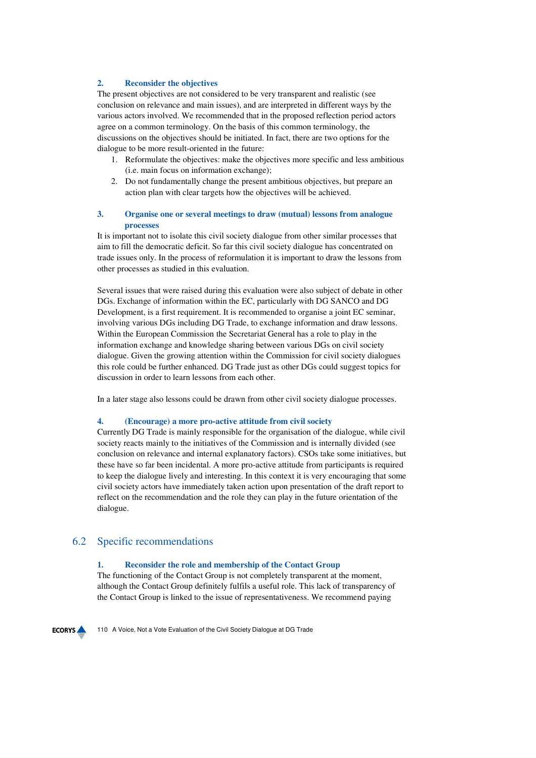### 2. Reconsider the objectives

The present objectives are not considered to be very transparent and realistic (see conclusion on relevance and main issues), and are interpreted in different ways by the various actors involved. We recommended that in the proposed reflection period actors agree on a common terminology. On the basis of this common terminology, the discussions on the objectives should be initiated. In fact, there are two options for the dialogue to be more result-oriented in the future:

1. Reformulate the objectives: make the objectives more specific and less ambitious (i.e. main focus on information exchange);
2. Do not fundamentally change the present ambitious objectives, but prepare an action plan with clear targets how the objectives will be achieved.

### 3. Organise one or several meetings to draw (mutual) lessons from analogue processes

It is important not to isolate this civil society dialogue from other similar processes that aim to fill the democratic deficit. So far this civil society dialogue has concentrated on trade issues only. In the process of reformulation it is important to draw the lessons from other processes as studied in this evaluation.

Several issues that were raised during this evaluation were also subject of debate in other DGs. Exchange of information within the EC, particularly with DG SANCO and DG Development, is a first requirement. It is recommended to organise a joint EC seminar, involving various DGs including DG Trade, to exchange information and draw lessons. Within the European Commission the Secretariat General has a role to play in the information exchange and knowledge sharing between various DGs on civil society dialogue. Given the growing attention within the Commission for civil society dialogues this role could be further enhanced. DG Trade just as other DGs could suggest topics for discussion in order to learn lessons from each other.

In a later stage also lessons could be drawn from other civil society dialogue processes.

### 4. (Encourage) a more pro-active attitude from civil society

Currently DG Trade is mainly responsible for the organisation of the dialogue, while civil society reacts mainly to the initiatives of the Commission and is internally divided (see conclusion on relevance and internal explanatory factors). CSOs take some initiatives, but these have so far been incidental. A more pro-active attitude from participants is required to keep the dialogue lively and interesting. In this context it is very encouraging that some civil society actors have immediately taken action upon presentation of the draft report to reflect on the recommendation and the role they can play in the future orientation of the dialogue.

## 6.2 Specific recommendations

### 1. Reconsider the role and membership of the Contact Group

The functioning of the Contact Group is not completely transparent at the moment, although the Contact Group definitely fulfils a useful role. This lack of transparency of the Contact Group is linked to the issue of representativeness. We recommend paying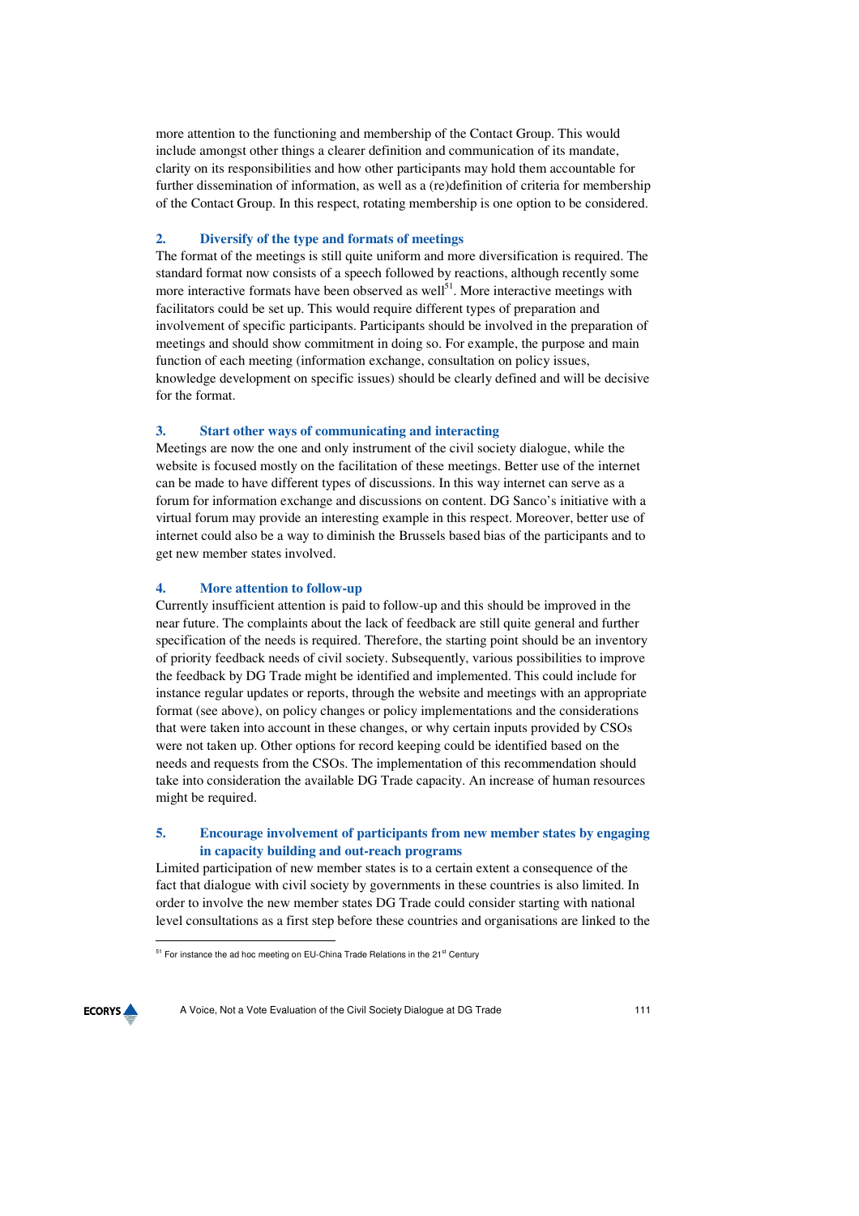more attention to the functioning and membership of the Contact Group. This would include amongst other things a clearer definition and communication of its mandate, clarity on its responsibilities and how other participants may hold them accountable for further dissemination of information, as well as a (re)definition of criteria for membership of the Contact Group. In this respect, rotating membership is one option to be considered.

### 2. Diversify of the type and formats of meetings

The format of the meetings is still quite uniform and more diversification is required. The standard format now consists of a speech followed by reactions, although recently some more interactive formats have been observed as well[51]. More interactive meetings with facilitators could be set up. This would require different types of preparation and involvement of specific participants. Participants should be involved in the preparation of meetings and should show commitment in doing so. For example, the purpose and main function of each meeting (information exchange, consultation on policy issues, knowledge development on specific issues) should be clearly defined and will be decisive for the format.

### 3. Start other ways of communicating and interacting

Meetings are now the one and only instrument of the civil society dialogue, while the website is focused mostly on the facilitation of these meetings. Better use of the internet can be made to have different types of discussions. In this way internet can serve as a forum for information exchange and discussions on content. DG Sanco's initiative with a virtual forum may provide an interesting example in this respect. Moreover, better use of internet could also be a way to diminish the Brussels based bias of the participants and to get new member states involved.

### 4. More attention to follow-up

Currently insufficient attention is paid to follow-up and this should be improved in the near future. The complaints about the lack of feedback are still quite general and further specification of the needs is required. Therefore, the starting point should be an inventory of priority feedback needs of civil society. Subsequently, various possibilities to improve the feedback by DG Trade might be identified and implemented. This could include for instance regular updates or reports, through the website and meetings with an appropriate format (see above), on policy changes or policy implementations and the considerations that were taken into account in these changes, or why certain inputs provided by CSOs were not taken up. Other options for record keeping could be identified based on the needs and requests from the CSOs. The implementation of this recommendation should take into consideration the available DG Trade capacity. An increase of human resources might be required.

### 5. Encourage involvement of participants from new member states by engaging in capacity building and out-reach programs

Limited participation of new member states is to a certain extent a consequence of the fact that dialogue with civil society by governments in these countries is also limited. In order to involve the new member states DG Trade could consider starting with national level consultations as a first step before these countries and organisations are linked to the

---

[51] For instance the ad hoc meeting on EU-China Trade Relations in the 21st Century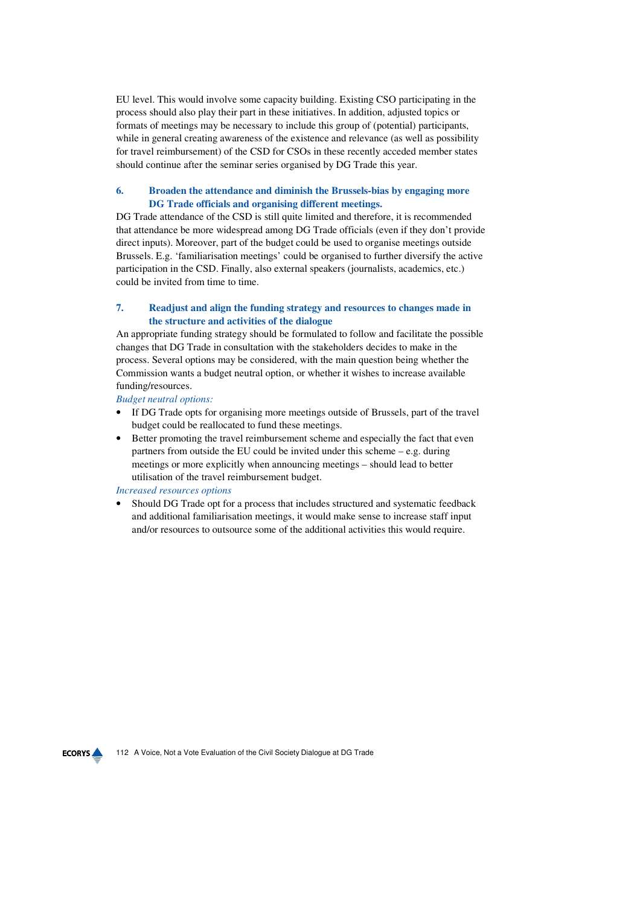EU level. This would involve some capacity building. Existing CSO participating in the process should also play their part in these initiatives. In addition, adjusted topics or formats of meetings may be necessary to include this group of (potential) participants, while in general creating awareness of the existence and relevance (as well as possibility for travel reimbursement) of the CSD for CSOs in these recently acceded member states should continue after the seminar series organised by DG Trade this year.

### 6. Broaden the attendance and diminish the Brussels-bias by engaging more DG Trade officials and organising different meetings.

DG Trade attendance of the CSD is still quite limited and therefore, it is recommended that attendance be more widespread among DG Trade officials (even if they don't provide direct inputs). Moreover, part of the budget could be used to organise meetings outside Brussels. E.g. 'familiarisation meetings' could be organised to further diversify the active participation in the CSD. Finally, also external speakers (journalists, academics, etc.) could be invited from time to time.

### 7. Readjust and align the funding strategy and resources to changes made in the structure and activities of the dialogue

An appropriate funding strategy should be formulated to follow and facilitate the possible changes that DG Trade in consultation with the stakeholders decides to make in the process. Several options may be considered, with the main question being whether the Commission wants a budget neutral option, or whether it wishes to increase available funding/resources.

*Budget neutral options:*

- If DG Trade opts for organising more meetings outside of Brussels, part of the travel budget could be reallocated to fund these meetings.
- Better promoting the travel reimbursement scheme and especially the fact that even partners from outside the EU could be invited under this scheme – e.g. during meetings or more explicitly when announcing meetings – should lead to better utilisation of the travel reimbursement budget.

*Increased resources options*

- Should DG Trade opt for a process that includes structured and systematic feedback and additional familiarisation meetings, it would make sense to increase staff input and/or resources to outsource some of the additional activities this would require.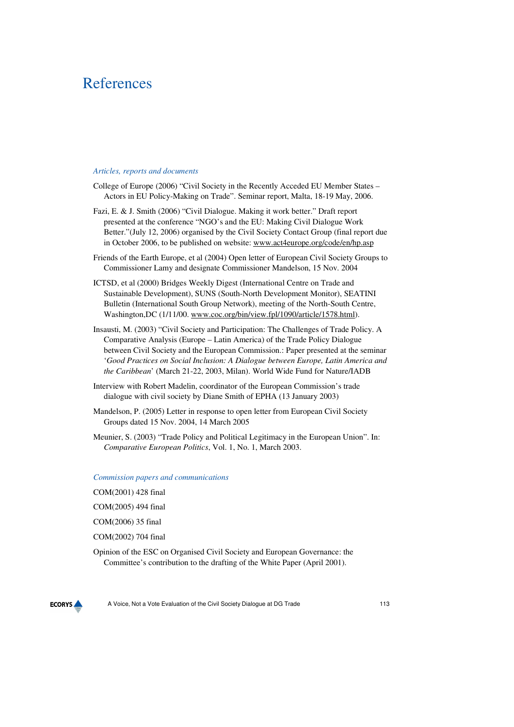# References

*Articles, reports and documents*

College of Europe (2006) "Civil Society in the Recently Acceded EU Member States – Actors in EU Policy-Making on Trade". Seminar report, Malta, 18-19 May, 2006.

Fazi, E. & J. Smith (2006) "Civil Dialogue. Making it work better." Draft report presented at the conference "NGO's and the EU: Making Civil Dialogue Work Better."(July 12, 2006) organised by the Civil Society Contact Group (final report due in October 2006, to be published on website: www.act4europe.org/code/en/hp.asp

Friends of the Earth Europe, et al (2004) Open letter of European Civil Society Groups to Commissioner Lamy and designate Commissioner Mandelson, 15 Nov. 2004

ICTSD, et al (2000) Bridges Weekly Digest (International Centre on Trade and Sustainable Development), SUNS (South-North Development Monitor), SEATINI Bulletin (International South Group Network), meeting of the North-South Centre, Washington,DC (1/11/00. www.coc.org/bin/view.fpl/1090/article/1578.html).

Insausti, M. (2003) "Civil Society and Participation: The Challenges of Trade Policy. A Comparative Analysis (Europe – Latin America) of the Trade Policy Dialogue between Civil Society and the European Commission.: Paper presented at the seminar '*Good Practices on Social Inclusion: A Dialogue between Europe, Latin America and the Caribbean*' (March 21-22, 2003, Milan). World Wide Fund for Nature/IADB

Interview with Robert Madelin, coordinator of the European Commission's trade dialogue with civil society by Diane Smith of EPHA (13 January 2003)

Mandelson, P. (2005) Letter in response to open letter from European Civil Society Groups dated 15 Nov. 2004, 14 March 2005

Meunier, S. (2003) "Trade Policy and Political Legitimacy in the European Union". In: *Comparative European Politics*, Vol. 1, No. 1, March 2003.

*Commission papers and communications*

COM(2001) 428 final

COM(2005) 494 final

COM(2006) 35 final

COM(2002) 704 final

Opinion of the ESC on Organised Civil Society and European Governance: the Committee's contribution to the drafting of the White Paper (April 2001).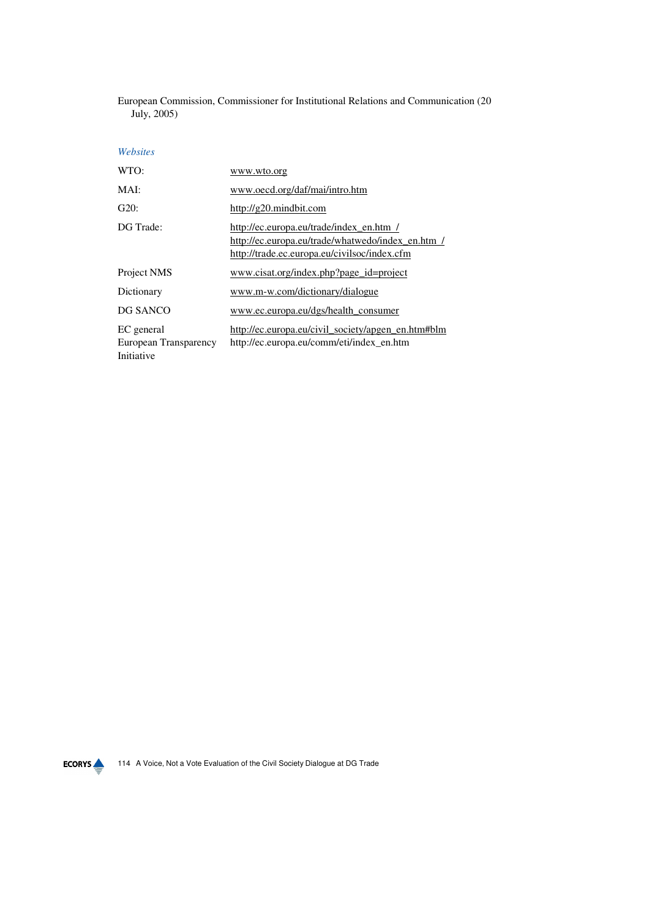European Commission, Commissioner for Institutional Relations and Communication (20 July, 2005)

*Websites*

| | |
|---|---|
| WTO: | www.wto.org |
| MAI: | www.oecd.org/daf/mai/intro.htm |
| G20: | http://g20.mindbit.com |
| DG Trade: | http://ec.europa.eu/trade/index_en.htm / http://ec.europa.eu/trade/whatwedo/index_en.htm / http://trade.ec.europa.eu/civilsoc/index.cfm |
| Project NMS | www.cisat.org/index.php?page_id=project |
| Dictionary | www.m-w.com/dictionary/dialogue |
| DG SANCO | www.ec.europa.eu/dgs/health_consumer |
| EC general | http://ec.europa.eu/civil_society/apgen_en.htm#blm |
| European Transparency Initiative | http://ec.europa.eu/comm/eti/index_en.htm |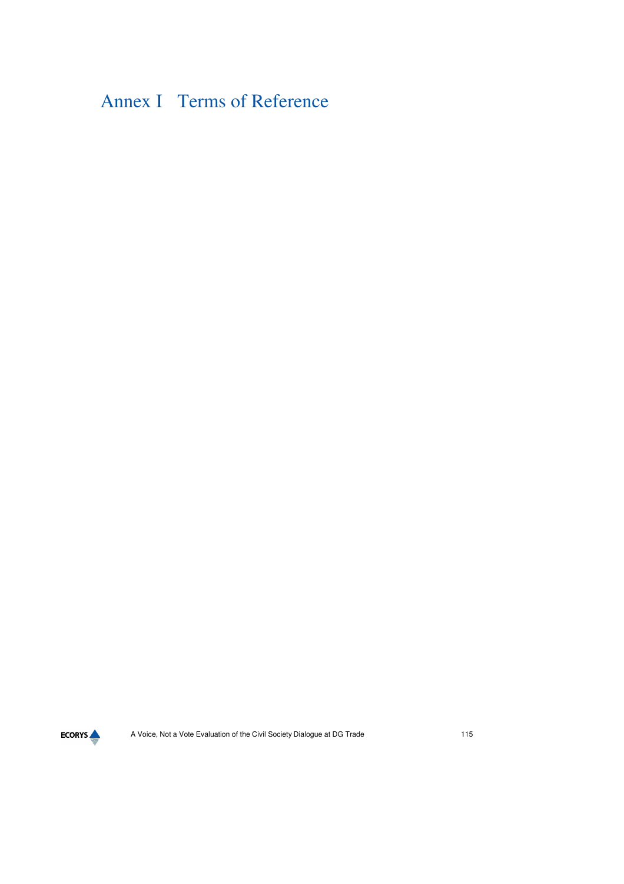# Annex I Terms of Reference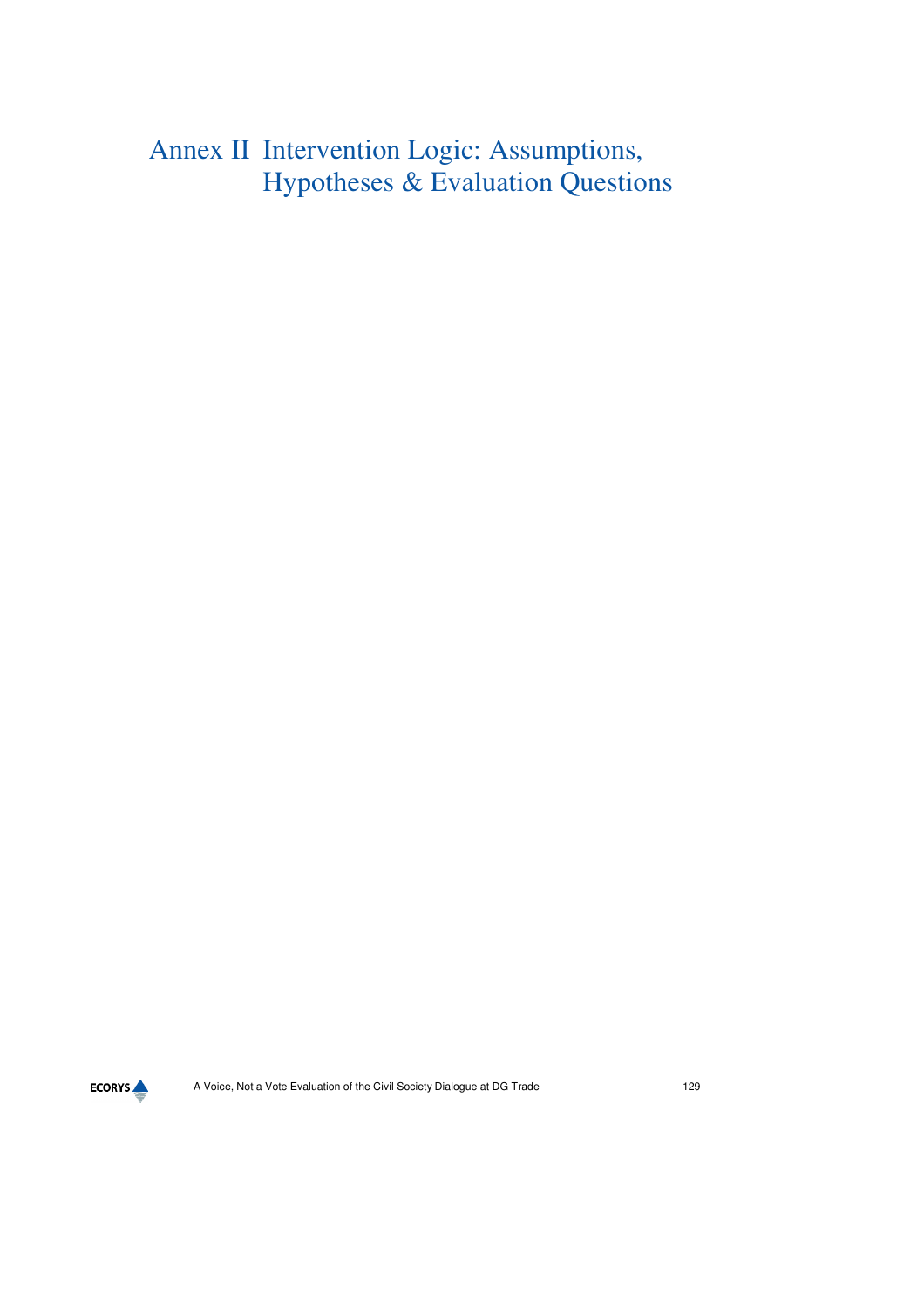# Annex II Intervention Logic: Assumptions, Hypotheses & Evaluation Questions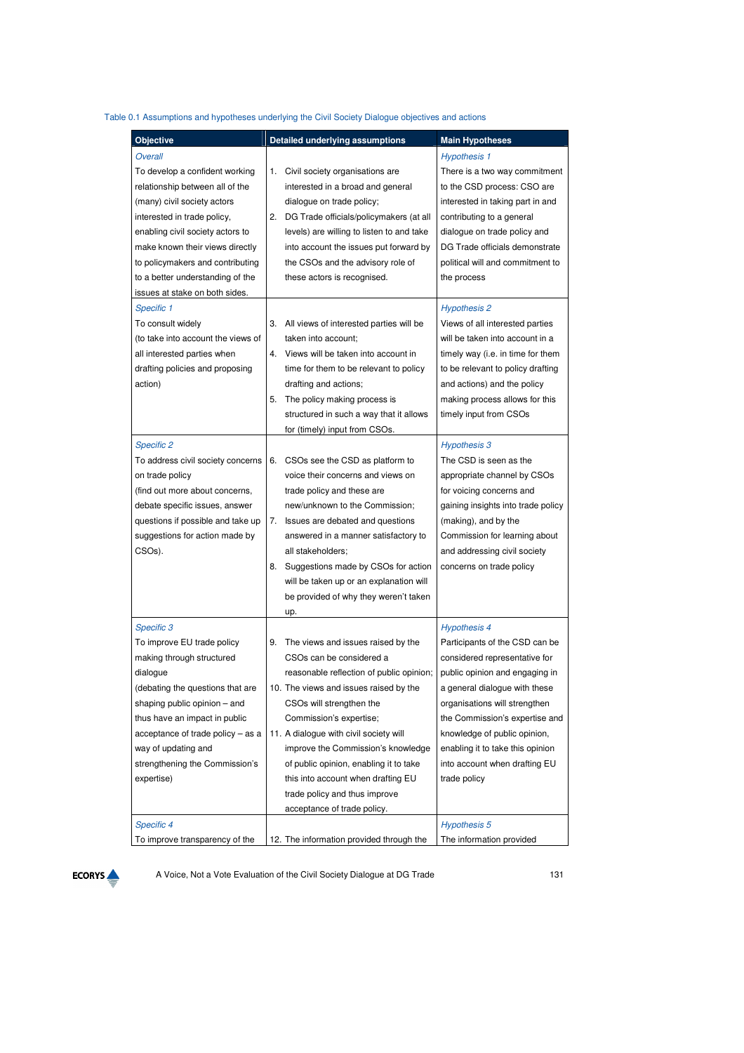Table 0.1 Assumptions and hypotheses underlying the Civil Society Dialogue objectives and actions

| Objective | Detailed underlying assumptions | Main Hypotheses |
| --- | --- | --- |
| *Overall*<br>To develop a confident working relationship between all of the (many) civil society actors interested in trade policy, enabling civil society actors to make known their views directly to policymakers and contributing to a better understanding of the issues at stake on both sides. | 1. Civil society organisations are interested in a broad and general dialogue on trade policy;<br>2. DG Trade officials/policymakers (at all levels) are willing to listen to and take into account the issues put forward by the CSOs and the advisory role of these actors is recognised. | *Hypothesis 1*<br>There is a two way commitment to the CSD process: CSO are interested in taking part in and contributing to a general dialogue on trade policy and DG Trade officials demonstrate political will and commitment to the process |
| *Specific 1*<br>To consult widely<br>(to take into account the views of all interested parties when drafting policies and proposing action) | 3. All views of interested parties will be taken into account;<br>4. Views will be taken into account in time for them to be relevant to policy drafting and actions;<br>5. The policy making process is structured in such a way that it allows for (timely) input from CSOs. | *Hypothesis 2*<br>Views of all interested parties will be taken into account in a timely way (i.e. in time for them to be relevant to policy drafting and actions) and the policy making process allows for this timely input from CSOs |
| *Specific 2*<br>To address civil society concerns on trade policy<br>(find out more about concerns, debate specific issues, answer questions if possible and take up suggestions for action made by CSOs). | 6. CSOs see the CSD as platform to voice their concerns and views on trade policy and these are new/unknown to the Commission;<br>7. Issues are debated and questions answered in a manner satisfactory to all stakeholders;<br>8. Suggestions made by CSOs for action will be taken up or an explanation will be provided of why they weren't taken up. | *Hypothesis 3*<br>The CSD is seen as the appropriate channel by CSOs for voicing concerns and gaining insights into trade policy (making), and by the Commission for learning about and addressing civil society concerns on trade policy |
| *Specific 3*<br>To improve EU trade policy making through structured dialogue<br>(debating the questions that are shaping public opinion – and thus have an impact in public acceptance of trade policy – as a way of updating and strengthening the Commission's expertise) | 9. The views and issues raised by the CSOs can be considered a reasonable reflection of public opinion;<br>10. The views and issues raised by the CSOs will strengthen the Commission's expertise;<br>11. A dialogue with civil society will improve the Commission's knowledge of public opinion, enabling it to take this into account when drafting EU trade policy and thus improve acceptance of trade policy. | *Hypothesis 4*<br>Participants of the CSD can be considered representative for public opinion and engaging in a general dialogue with these organisations will strengthen the Commission's expertise and knowledge of public opinion, enabling it to take this opinion into account when drafting EU trade policy |
| *Specific 4*<br>To improve transparency of the | 12. The information provided through the | *Hypothesis 5*<br>The information provided |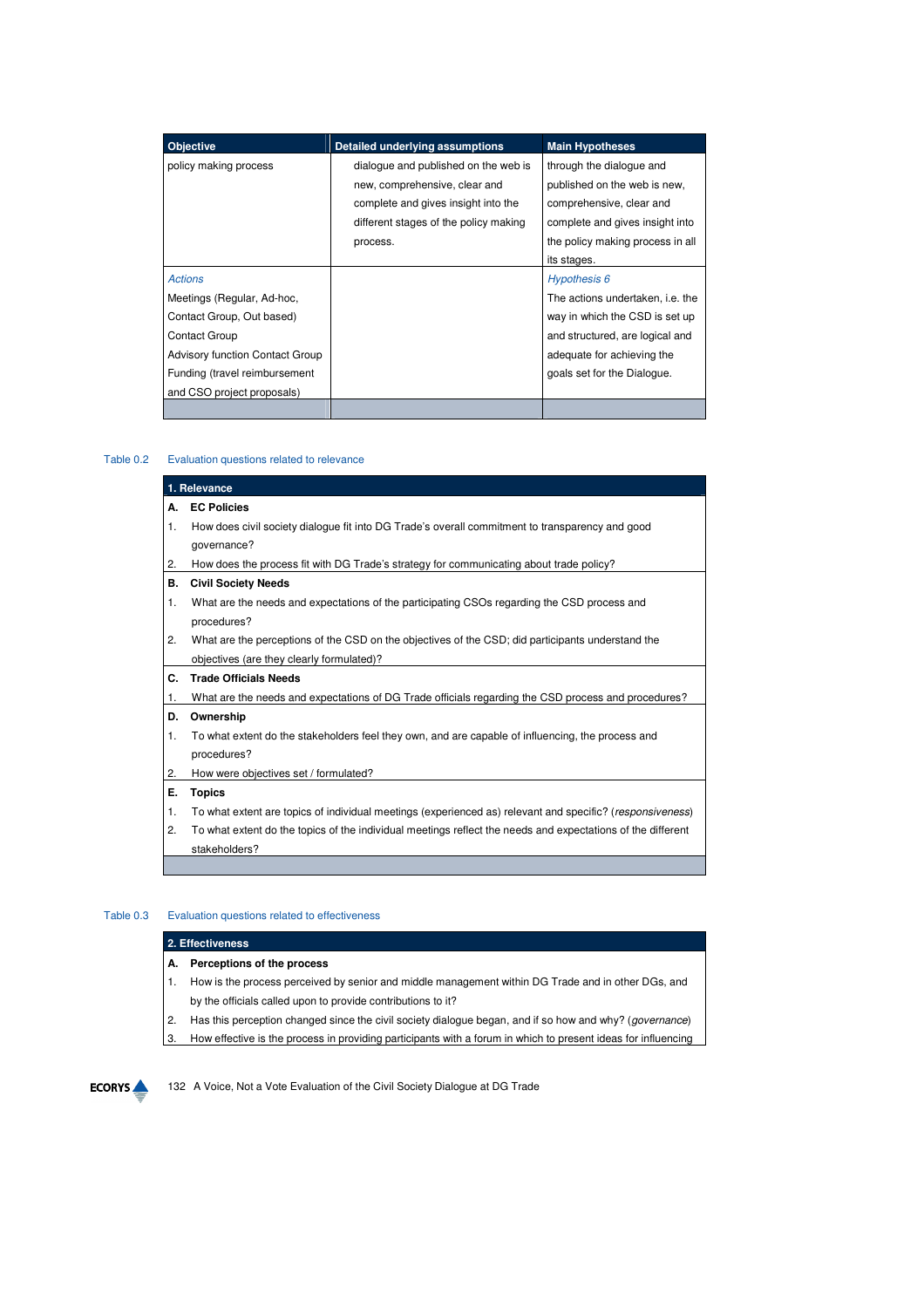| Objective | Detailed underlying assumptions | Main Hypotheses |
|---|---|---|
| policy making process | dialogue and published on the web is new, comprehensive, clear and complete and gives insight into the different stages of the policy making process. | through the dialogue and published on the web is new, comprehensive, clear and complete and gives insight into the policy making process in all its stages. |
| *Actions*<br>Meetings (Regular, Ad-hoc, Contact Group, Out based)<br>Contact Group<br>Advisory function Contact Group<br>Funding (travel reimbursement and CSO project proposals) | | *Hypothesis 6*<br>The actions undertaken, i.e. the way in which the CSD is set up and structured, are logical and adequate for achieving the goals set for the Dialogue. |

Table 0.2 Evaluation questions related to relevance

| 1. Relevance | |
|---|---|
| **A.** | **EC Policies** |
| 1. | How does civil society dialogue fit into DG Trade's overall commitment to transparency and good governance? |
| 2. | How does the process fit with DG Trade's strategy for communicating about trade policy? |
| **B.** | **Civil Society Needs** |
| 1. | What are the needs and expectations of the participating CSOs regarding the CSD process and procedures? |
| 2. | What are the perceptions of the CSD on the objectives of the CSD; did participants understand the objectives (are they clearly formulated)? |
| **C.** | **Trade Officials Needs** |
| 1. | What are the needs and expectations of DG Trade officials regarding the CSD process and procedures? |
| **D.** | **Ownership** |
| 1. | To what extent do the stakeholders feel they own, and are capable of influencing, the process and procedures? |
| 2. | How were objectives set / formulated? |
| **E.** | **Topics** |
| 1. | To what extent are topics of individual meetings (experienced as) relevant and specific? (*responsiveness*) |
| 2. | To what extent do the topics of the individual meetings reflect the needs and expectations of the different stakeholders? |

Table 0.3 Evaluation questions related to effectiveness

| 2. Effectiveness | |
|---|---|
| **A.** | **Perceptions of the process** |
| 1. | How is the process perceived by senior and middle management within DG Trade and in other DGs, and by the officials called upon to provide contributions to it? |
| 2. | Has this perception changed since the civil society dialogue began, and if so how and why? (*governance*) |
| 3. | How effective is the process in providing participants with a forum in which to present ideas for influencing |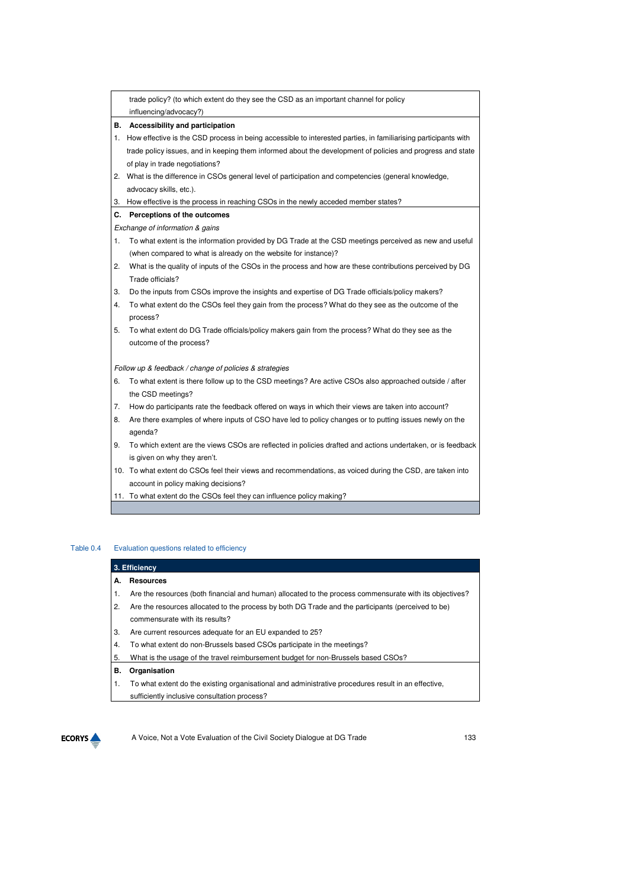trade policy? (to which extent do they see the CSD as an important channel for policy influencing/advocacy?)

**B. Accessibility and participation**

1. How effective is the CSD process in being accessible to interested parties, in familiarising participants with trade policy issues, and in keeping them informed about the development of policies and progress and state of play in trade negotiations?
2. What is the difference in CSOs general level of participation and competencies (general knowledge, advocacy skills, etc.).
3. How effective is the process in reaching CSOs in the newly acceded member states?

**C. Perceptions of the outcomes**

*Exchange of information & gains*

1. To what extent is the information provided by DG Trade at the CSD meetings perceived as new and useful (when compared to what is already on the website for instance)?
2. What is the quality of inputs of the CSOs in the process and how are these contributions perceived by DG Trade officials?
3. Do the inputs from CSOs improve the insights and expertise of DG Trade officials/policy makers?
4. To what extent do the CSOs feel they gain from the process? What do they see as the outcome of the process?
5. To what extent do DG Trade officials/policy makers gain from the process? What do they see as the outcome of the process?

*Follow up & feedback / change of policies & strategies*

6. To what extent is there follow up to the CSD meetings? Are active CSOs also approached outside / after the CSD meetings?
7. How do participants rate the feedback offered on ways in which their views are taken into account?
8. Are there examples of where inputs of CSO have led to policy changes or to putting issues newly on the agenda?
9. To which extent are the views CSOs are reflected in policies drafted and actions undertaken, or is feedback is given on why they aren't.
10. To what extent do CSOs feel their views and recommendations, as voiced during the CSD, are taken into account in policy making decisions?
11. To what extent do the CSOs feel they can influence policy making?

Table 0.4 Evaluation questions related to efficiency

**3. Efficiency**

**A. Resources**

1. Are the resources (both financial and human) allocated to the process commensurate with its objectives?
2. Are the resources allocated to the process by both DG Trade and the participants (perceived to be) commensurate with its results?
3. Are current resources adequate for an EU expanded to 25?
4. To what extent do non-Brussels based CSOs participate in the meetings?
5. What is the usage of the travel reimbursement budget for non-Brussels based CSOs?

**B. Organisation**

1. To what extent do the existing organisational and administrative procedures result in an effective, sufficiently inclusive consultation process?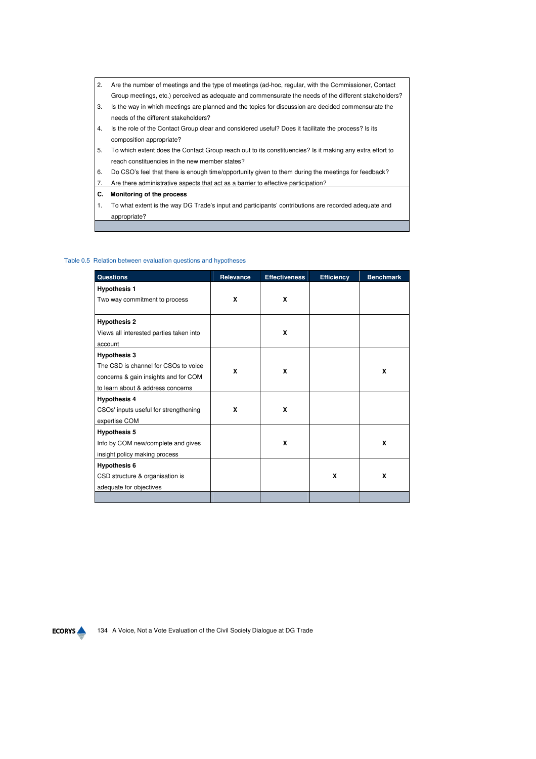2. Are the number of meetings and the type of meetings (ad-hoc, regular, with the Commissioner, Contact Group meetings, etc.) perceived as adequate and commensurate the needs of the different stakeholders?
3. Is the way in which meetings are planned and the topics for discussion are decided commensurate the needs of the different stakeholders?
4. Is the role of the Contact Group clear and considered useful? Does it facilitate the process? Is its composition appropriate?
5. To which extent does the Contact Group reach out to its constituencies? Is it making any extra effort to reach constituencies in the new member states?
6. Do CSO's feel that there is enough time/opportunity given to them during the meetings for feedback?
7. Are there administrative aspects that act as a barrier to effective participation?

**C. Monitoring of the process**

1. To what extent is the way DG Trade's input and participants' contributions are recorded adequate and appropriate?

Table 0.5 Relation between evaluation questions and hypotheses

| Questions | Relevance | Effectiveness | Efficiency | Benchmark |
|---|---|---|---|---|
| **Hypothesis 1**<br>Two way commitment to process | X | X | | |
| **Hypothesis 2**<br>Views all interested parties taken into account | | X | | |
| **Hypothesis 3**<br>The CSD is channel for CSOs to voice concerns & gain insights and for COM to learn about & address concerns | X | X | | X |
| **Hypothesis 4**<br>CSOs' inputs useful for strengthening expertise COM | X | X | | |
| **Hypothesis 5**<br>Info by COM new/complete and gives insight policy making process | | X | | X |
| **Hypothesis 6**<br>CSD structure & organisation is adequate for objectives | | | X | X |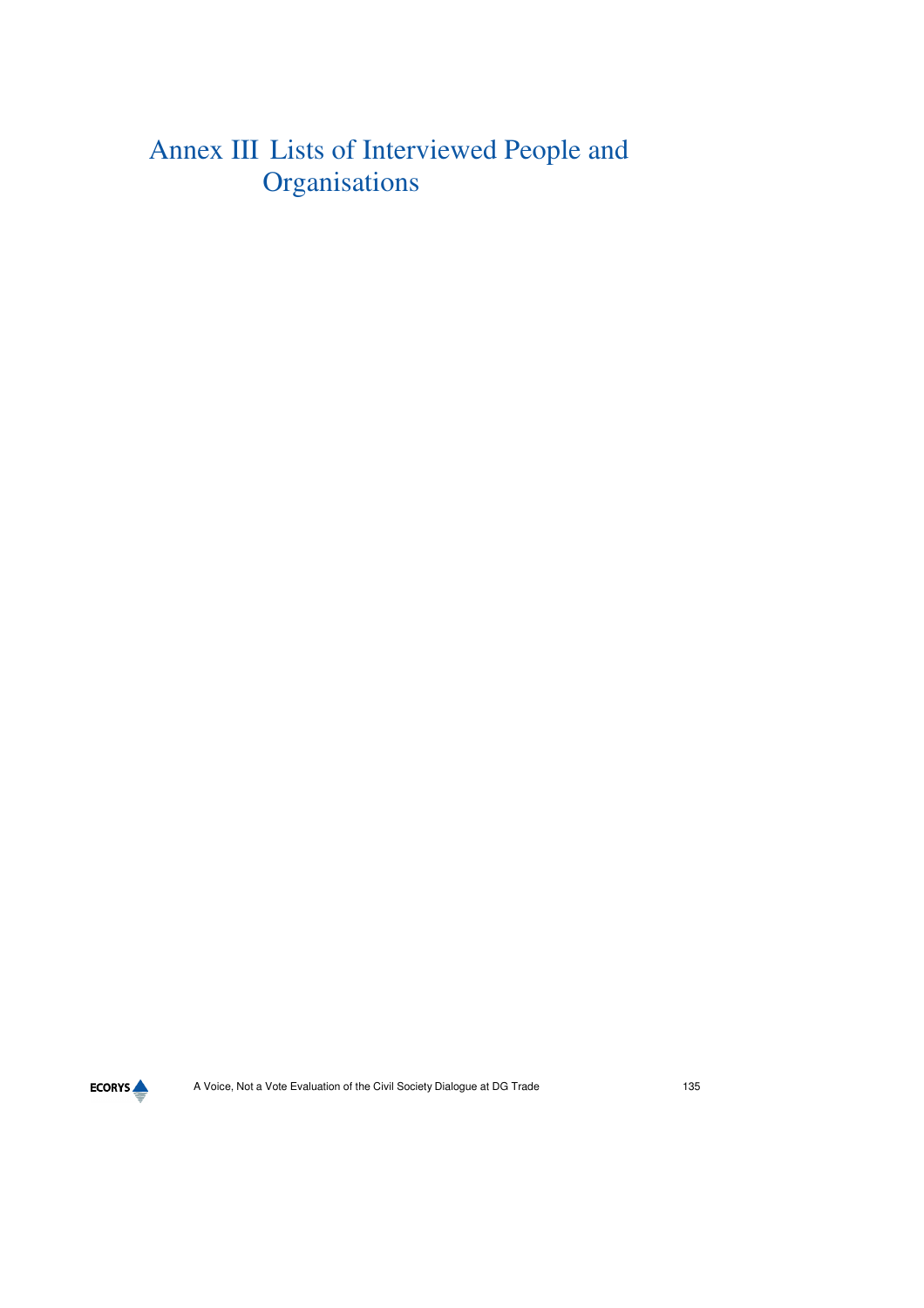# Annex III Lists of Interviewed People and Organisations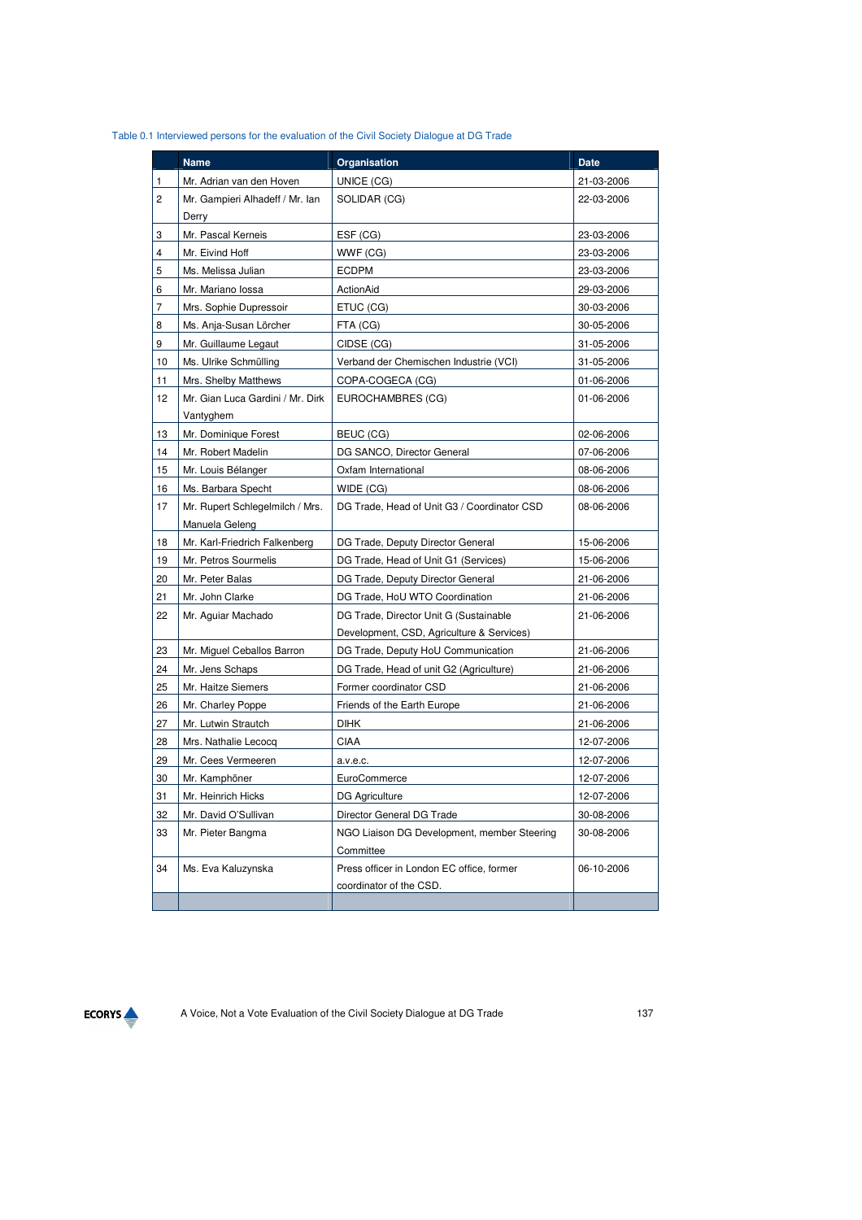Table 0.1 Interviewed persons for the evaluation of the Civil Society Dialogue at DG Trade

| | Name | Organisation | Date |
|---|---|---|---|
| 1 | Mr. Adrian van den Hoven | UNICE (CG) | 21-03-2006 |
| 2 | Mr. Gampieri Alhadeff / Mr. Ian Derry | SOLIDAR (CG) | 22-03-2006 |
| 3 | Mr. Pascal Kerneis | ESF (CG) | 23-03-2006 |
| 4 | Mr. Eivind Hoff | WWF (CG) | 23-03-2006 |
| 5 | Ms. Melissa Julian | ECDPM | 23-03-2006 |
| 6 | Mr. Mariano Iossa | ActionAid | 29-03-2006 |
| 7 | Mrs. Sophie Dupressoir | ETUC (CG) | 30-03-2006 |
| 8 | Ms. Anja-Susan Lörcher | FTA (CG) | 30-05-2006 |
| 9 | Mr. Guillaume Legaut | CIDSE (CG) | 31-05-2006 |
| 10 | Ms. Ulrike Schmülling | Verband der Chemischen Industrie (VCI) | 31-05-2006 |
| 11 | Mrs. Shelby Matthews | COPA-COGECA (CG) | 01-06-2006 |
| 12 | Mr. Gian Luca Gardini / Mr. Dirk Vantyghem | EUROCHAMBRES (CG) | 01-06-2006 |
| 13 | Mr. Dominique Forest | BEUC (CG) | 02-06-2006 |
| 14 | Mr. Robert Madelin | DG SANCO, Director General | 07-06-2006 |
| 15 | Mr. Louis Bélanger | Oxfam International | 08-06-2006 |
| 16 | Ms. Barbara Specht | WIDE (CG) | 08-06-2006 |
| 17 | Mr. Rupert Schlegelmilch / Mrs. Manuela Geleng | DG Trade, Head of Unit G3 / Coordinator CSD | 08-06-2006 |
| 18 | Mr. Karl-Friedrich Falkenberg | DG Trade, Deputy Director General | 15-06-2006 |
| 19 | Mr. Petros Sourmelis | DG Trade, Head of Unit G1 (Services) | 15-06-2006 |
| 20 | Mr. Peter Balas | DG Trade, Deputy Director General | 21-06-2006 |
| 21 | Mr. John Clarke | DG Trade, HoU WTO Coordination | 21-06-2006 |
| 22 | Mr. Aguiar Machado | DG Trade, Director Unit G (Sustainable Development, CSD, Agriculture & Services) | 21-06-2006 |
| 23 | Mr. Miguel Ceballos Barron | DG Trade, Deputy HoU Communication | 21-06-2006 |
| 24 | Mr. Jens Schaps | DG Trade, Head of unit G2 (Agriculture) | 21-06-2006 |
| 25 | Mr. Haitze Siemers | Former coordinator CSD | 21-06-2006 |
| 26 | Mr. Charley Poppe | Friends of the Earth Europe | 21-06-2006 |
| 27 | Mr. Lutwin Strautch | DIHK | 21-06-2006 |
| 28 | Mrs. Nathalie Lecocq | CIAA | 12-07-2006 |
| 29 | Mr. Cees Vermeeren | a.v.e.c. | 12-07-2006 |
| 30 | Mr. Kamphöner | EuroCommerce | 12-07-2006 |
| 31 | Mr. Heinrich Hicks | DG Agriculture | 12-07-2006 |
| 32 | Mr. David O'Sullivan | Director General DG Trade | 30-08-2006 |
| 33 | Mr. Pieter Bangma | NGO Liaison DG Development, member Steering Committee | 30-08-2006 |
| 34 | Ms. Eva Kaluzynska | Press officer in London EC office, former coordinator of the CSD. | 06-10-2006 |
| | | | |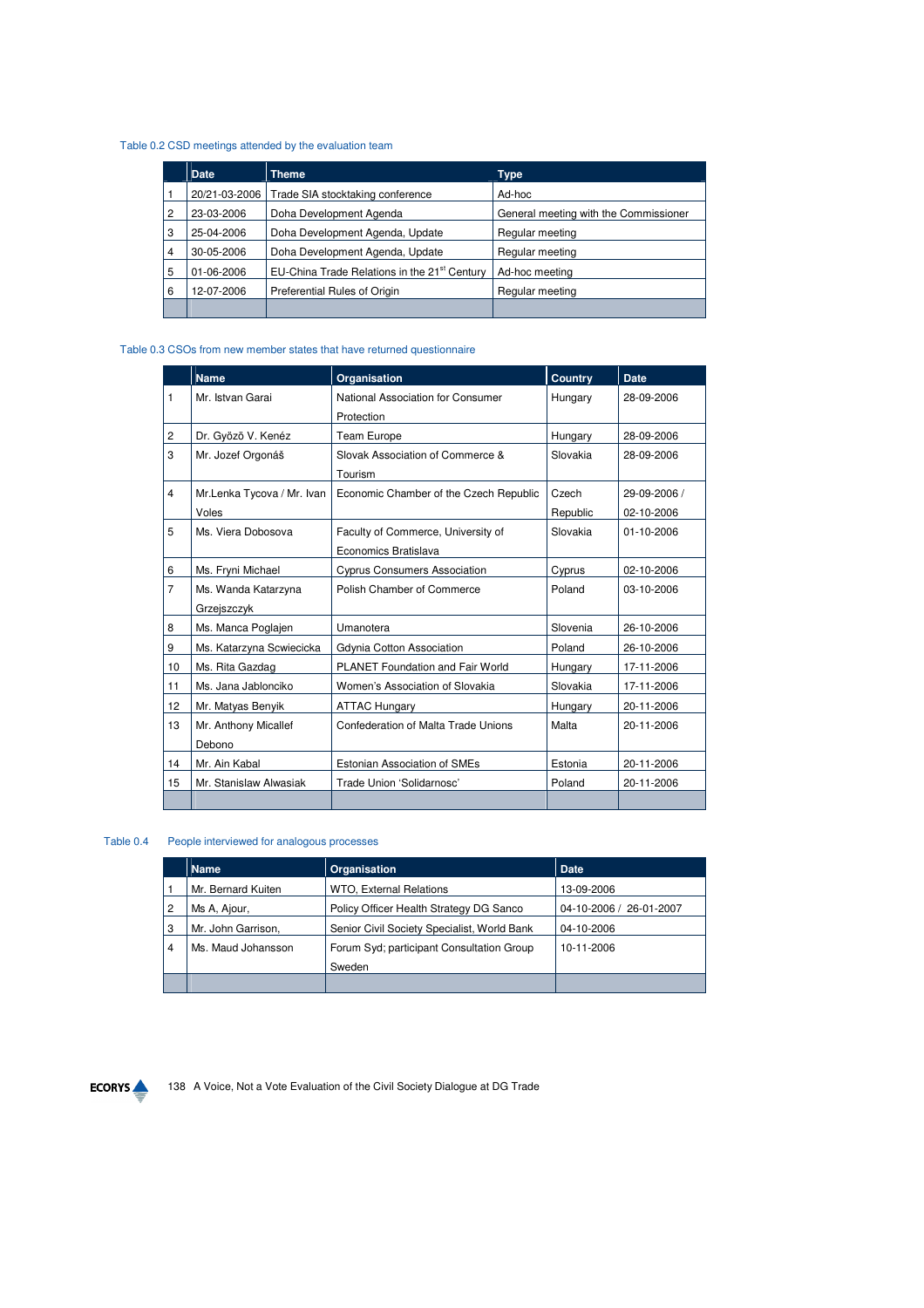Table 0.2 CSD meetings attended by the evaluation team

| | Date | Theme | Type |
|---|---|---|---|
| 1 | 20/21-03-2006 | Trade SIA stocktaking conference | Ad-hoc |
| 2 | 23-03-2006 | Doha Development Agenda | General meeting with the Commissioner |
| 3 | 25-04-2006 | Doha Development Agenda, Update | Regular meeting |
| 4 | 30-05-2006 | Doha Development Agenda, Update | Regular meeting |
| 5 | 01-06-2006 | EU-China Trade Relations in the 21st Century | Ad-hoc meeting |
| 6 | 12-07-2006 | Preferential Rules of Origin | Regular meeting |
| | | | |

Table 0.3 CSOs from new member states that have returned questionnaire

| | Name | Organisation | Country | Date |
|---|---|---|---|---|
| 1 | Mr. Istvan Garai | National Association for Consumer Protection | Hungary | 28-09-2006 |
| 2 | Dr. Györö V. Kenéz | Team Europe | Hungary | 28-09-2006 |
| 3 | Mr. Jozef Orgonáš | Slovak Association of Commerce & Tourism | Slovakia | 28-09-2006 |
| 4 | Mr.Lenka Tycova / Mr. Ivan Voles | Economic Chamber of the Czech Republic | Czech Republic | 29-09-2006 / 02-10-2006 |
| 5 | Ms. Viera Dobosova | Faculty of Commerce, University of Economics Bratislava | Slovakia | 01-10-2006 |
| 6 | Ms. Fryni Michael | Cyprus Consumers Association | Cyprus | 02-10-2006 |
| 7 | Ms. Wanda Katarzyna Grzejszczyk | Polish Chamber of Commerce | Poland | 03-10-2006 |
| 8 | Ms. Manca Poglajen | Umanotera | Slovenia | 26-10-2006 |
| 9 | Ms. Katarzyna Scwiecicka | Gdynia Cotton Association | Poland | 26-10-2006 |
| 10 | Ms. Rita Gazdag | PLANET Foundation and Fair World | Hungary | 17-11-2006 |
| 11 | Ms. Jana Jablonciko | Women's Association of Slovakia | Slovakia | 17-11-2006 |
| 12 | Mr. Matyas Benyik | ATTAC Hungary | Hungary | 20-11-2006 |
| 13 | Mr. Anthony Micallef Debono | Confederation of Malta Trade Unions | Malta | 20-11-2006 |
| 14 | Mr. Ain Kabal | Estonian Association of SMEs | Estonia | 20-11-2006 |
| 15 | Mr. Stanislaw Alwasiak | Trade Union 'Solidarnosc' | Poland | 20-11-2006 |
| | | | | |

Table 0.4 People interviewed for analogous processes

| | Name | Organisation | Date |
|---|---|---|---|
| 1 | Mr. Bernard Kuiten | WTO, External Relations | 13-09-2006 |
| 2 | Ms A, Ajour, | Policy Officer Health Strategy DG Sanco | 04-10-2006 / 26-01-2007 |
| 3 | Mr. John Garrison, | Senior Civil Society Specialist, World Bank | 04-10-2006 |
| 4 | Ms. Maud Johansson | Forum Syd; participant Consultation Group Sweden | 10-11-2006 |
| | | | |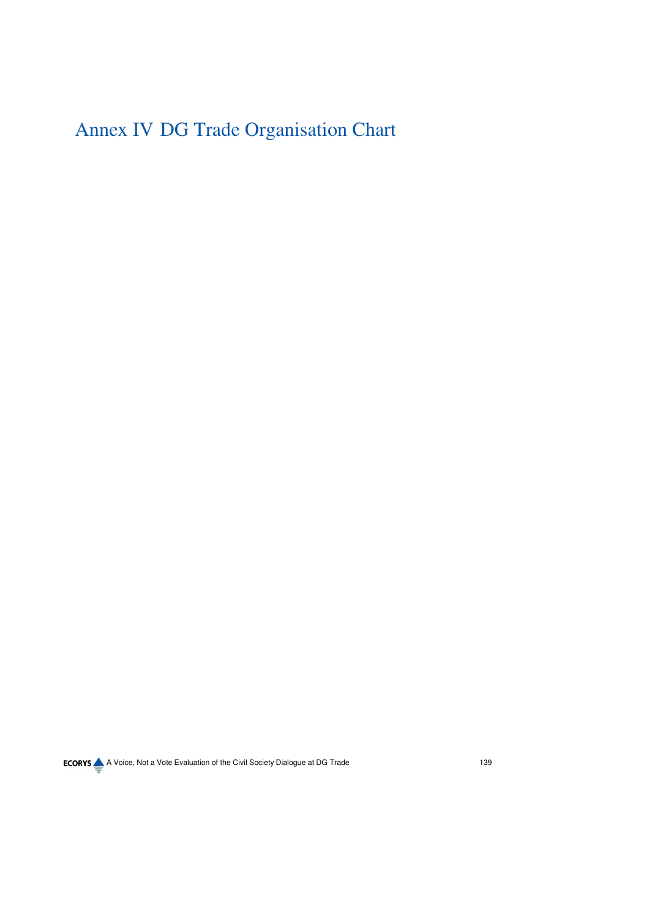# Annex IV DG Trade Organisation Chart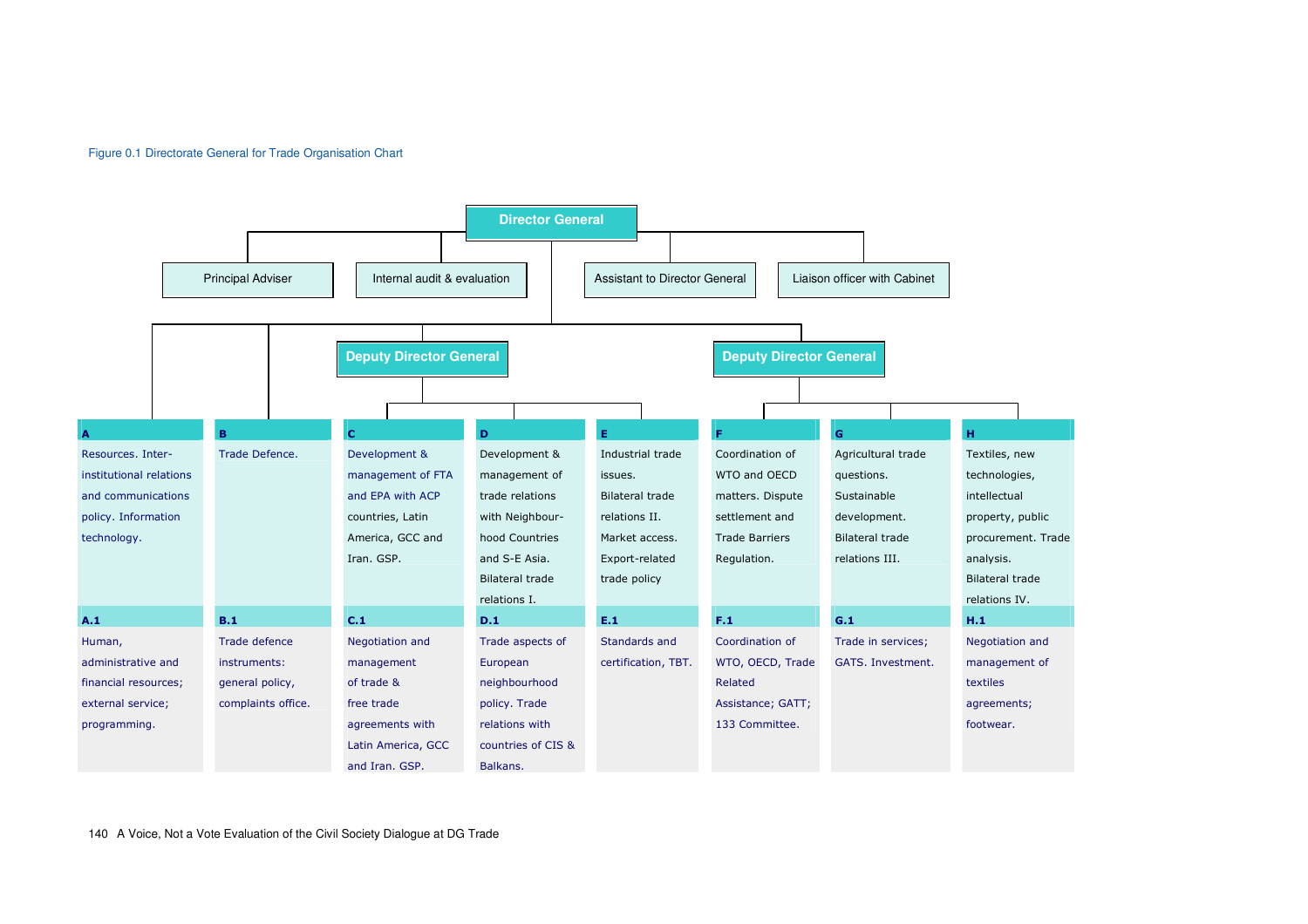Figure 0.1 Directorate General for Trade Organisation Chart

Director General

Principal Adviser

Internal audit & evaluation

Assistant to Director General

Liaison officer with Cabinet

Deputy Director General

Deputy Director General

**A**
Resources. Inter-institutional relations and communications policy. Information technology.

**A.1**
Human, administrative and financial resources; external service; programming.

**B**
Trade Defence.

**B.1**
Trade defence instruments: general policy, complaints office.

**C**
Development & management of FTA and EPA with ACP countries, Latin America, GCC and Iran. GSP.

**C.1**
Negotiation and management of trade & free trade agreements with Latin America, GCC and Iran. GSP.

**D**
Development & management of trade relations with Neighbourhood Countries and S-E Asia. Bilateral trade relations I.

**D.1**
Trade aspects of European neighbourhood policy. Trade relations with countries of CIS & Balkans.

**E**
Industrial trade issues. Bilateral trade relations II. Market access. Export-related trade policy

**E.1**
Standards and certification, TBT.

**F**
Coordination of WTO and OECD matters. Dispute settlement and Trade Barriers Regulation.

**F.1**
Coordination of WTO, OECD, Trade Related Assistance; GATT; 133 Committee.

**G**
Agricultural trade questions. Sustainable development. Bilateral trade relations III.

**G.1**
Trade in services; GATS. Investment.

**H**
Textiles, new technologies, intellectual property, public procurement. Trade analysis. Bilateral trade relations IV.

**H.1**
Negotiation and management of textiles agreements; footwear.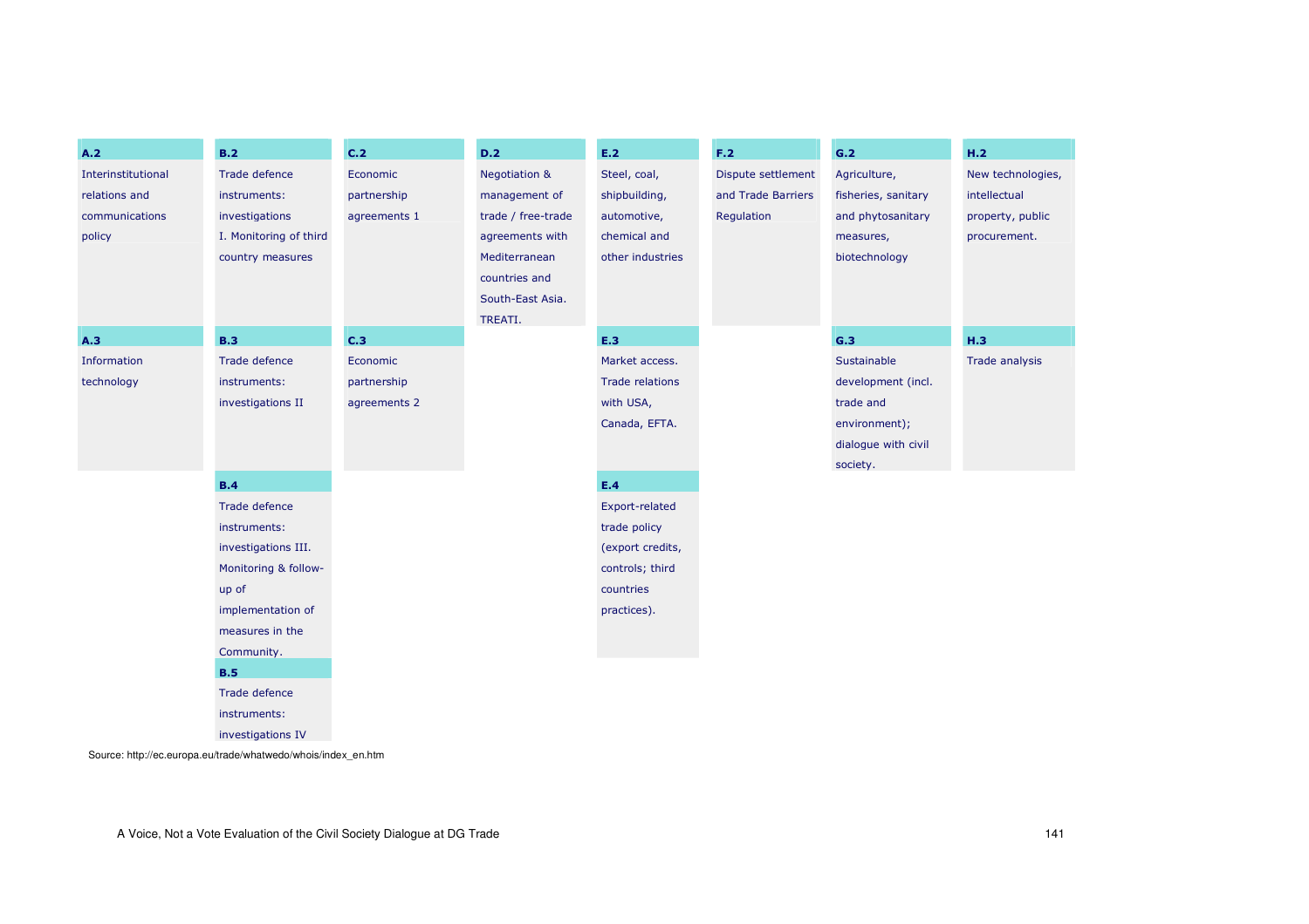| A | B | C | D | E | F | G | H |
|---|---|---|---|---|---|---|---|
| **A.2** Interinstitutional relations and communications policy | **B.2** Trade defence instruments: investigations I. Monitoring of third country measures | **C.2** Economic partnership agreements 1 | **D.2** Negotiation & management of trade / free-trade agreements with Mediterranean countries and South-East Asia. TREATI. | **E.2** Steel, coal, shipbuilding, automotive, chemical and other industries | **F.2** Dispute settlement and Trade Barriers Regulation | **G.2** Agriculture, fisheries, sanitary and phytosanitary measures, biotechnology | **H.2** New technologies, intellectual property, public procurement. |
| **A.3** Information technology | **B.3** Trade defence instruments: investigations II | **C.3** Economic partnership agreements 2 | | **E.3** Market access. Trade relations with USA, Canada, EFTA. | | **G.3** Sustainable development (incl. trade and environment); dialogue with civil society. | **H.3** Trade analysis |
| | **B.4** Trade defence instruments: investigations III. Monitoring & follow-up of implementation of measures in the Community. | | | **E.4** Export-related trade policy (export credits, controls; third countries practices). | | | |
| | **B.5** Trade defence instruments: investigations IV | | | | | | |

Source: http://ec.europa.eu/trade/whatwedo/whois/index_en.htm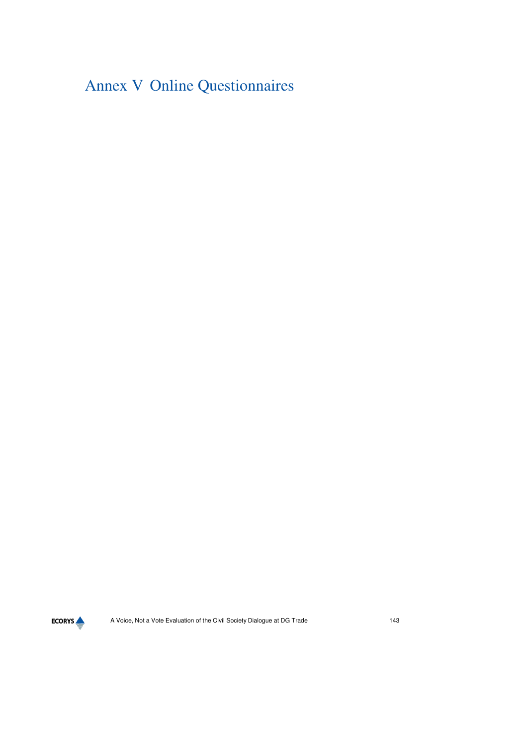# Annex V Online Questionnaires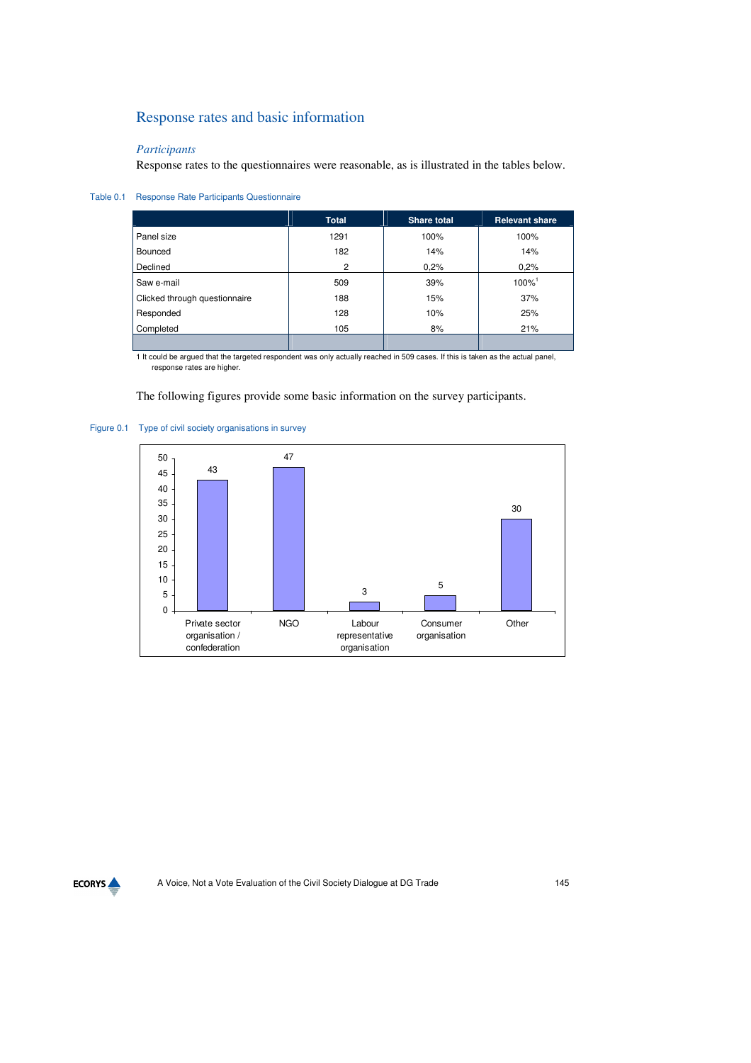## Response rates and basic information

### *Participants*

Response rates to the questionnaires were reasonable, as is illustrated in the tables below.

Table 0.1 Response Rate Participants Questionnaire

| | Total | Share total | Relevant share |
|---|---|---|---|
| Panel size | 1291 | 100% | 100% |
| Bounced | 182 | 14% | 14% |
| Declined | 2 | 0,2% | 0,2% |
| Saw e-mail | 509 | 39% | 100%[1] |
| Clicked through questionnaire | 188 | 15% | 37% |
| Responded | 128 | 10% | 25% |
| Completed | 105 | 8% | 21% |

1 It could be argued that the targeted respondent was only actually reached in 509 cases. If this is taken as the actual panel, response rates are higher.

The following figures provide some basic information on the survey participants.

Figure 0.1 Type of civil society organisations in survey

50
45
40
35
30
25
20
15
10
5
0

43
47
3
5
30

Private sector organisation / confederation
NGO
Labour representative organisation
Consumer organisation
Other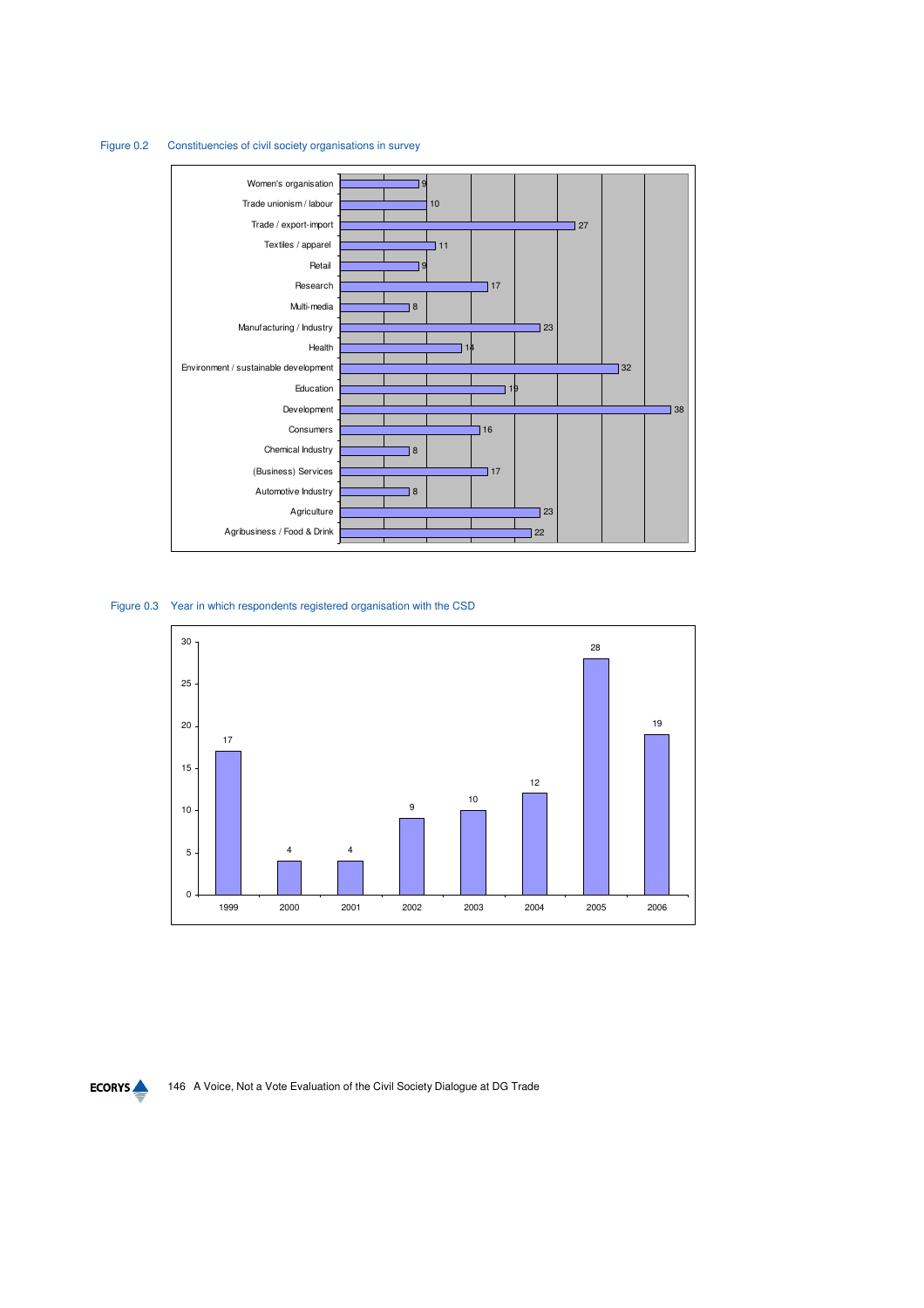Figure 0.2 Constituencies of civil society organisations in survey

Women's organisation 9
Trade unionism / labour 10
Trade / export-import 27
Textiles / apparel 11
Retail 9
Research 17
Multi-media 8
Manufacturing / Industry 23
Health 14
Environment / sustainable development 32
Education 19
Development 38
Consumers 16
Chemical Industry 8
(Business) Services 17
Automotive Industry 8
Agriculture 23
Agribusiness / Food & Drink 22

Figure 0.3 Year in which respondents registered organisation with the CSD

30
25
20
15
10
5
0

1999 17
2000 4
2001 4
2002 9
2003 10
2004 12
2005 28
2006 19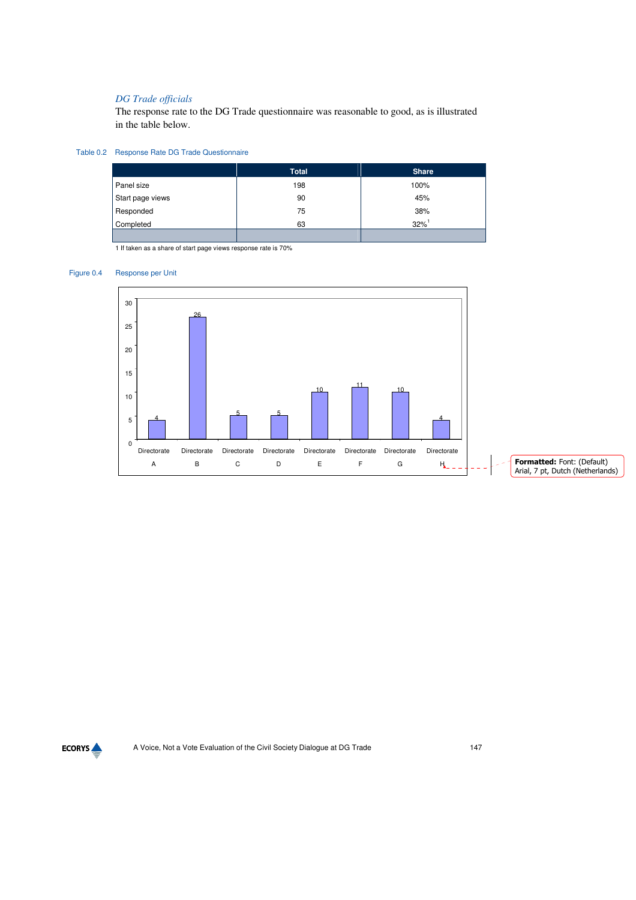*DG Trade officials*

The response rate to the DG Trade questionnaire was reasonable to good, as is illustrated in the table below.

Table 0.2 Response Rate DG Trade Questionnaire

| | Total | Share |
|---|---|---|
| Panel size | 198 | 100% |
| Start page views | 90 | 45% |
| Responded | 75 | 38% |
| Completed | 63 | 32%[1] |

1 If taken as a share of start page views response rate is 70%

Figure 0.4 Response per Unit

30
25
20
15
10
5
0

26
4
5
5
10
11
10
4

Directorate A
Directorate B
Directorate C
Directorate D
Directorate E
Directorate F
Directorate G
Directorate H

**Formatted:** Font: (Default) Arial, 7 pt, Dutch (Netherlands)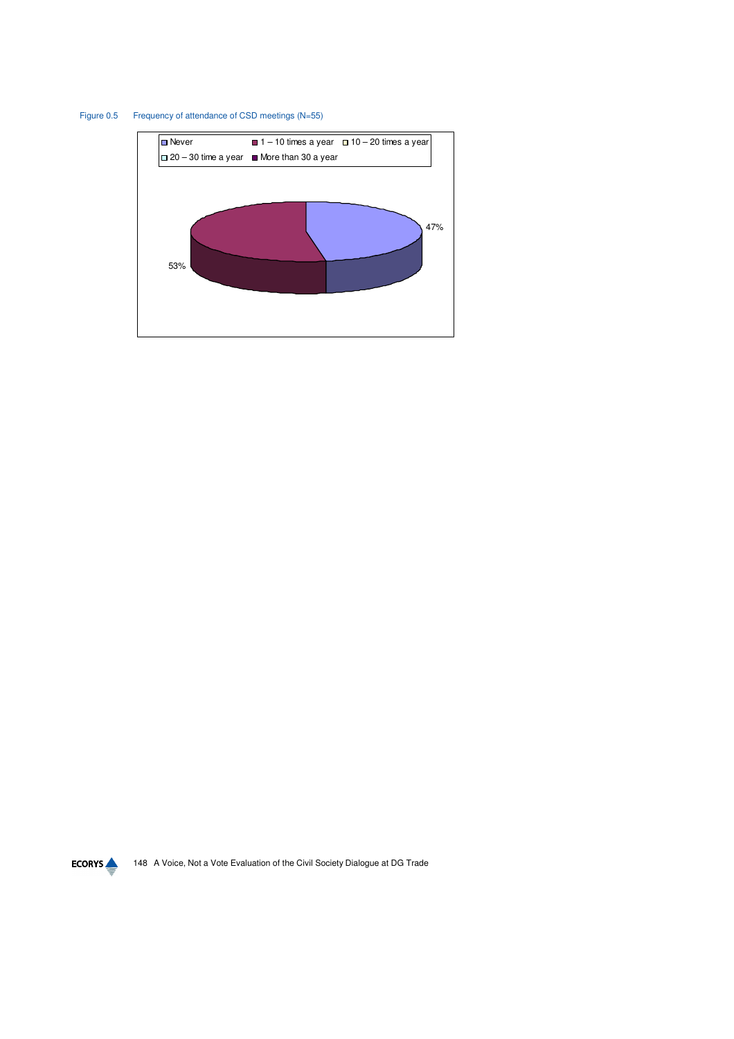Figure 0.5 Frequency of attendance of CSD meetings (N=55)

Never
1 – 10 times a year
10 – 20 times a year
20 – 30 time a year
More than 30 a year

47%

53%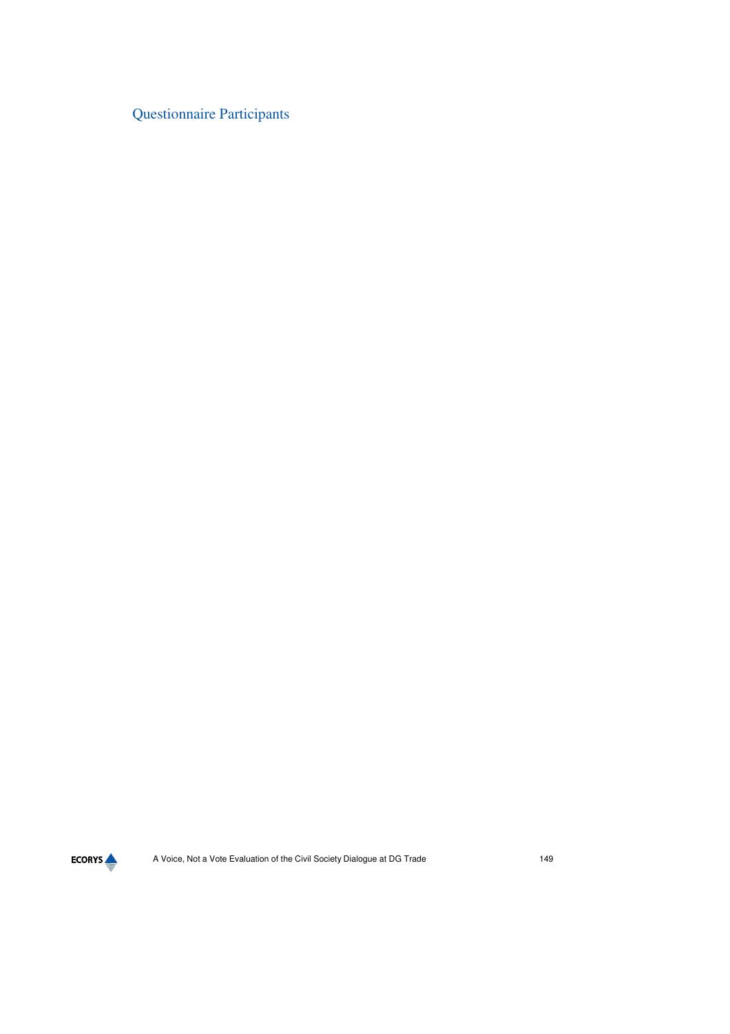## Questionnaire Participants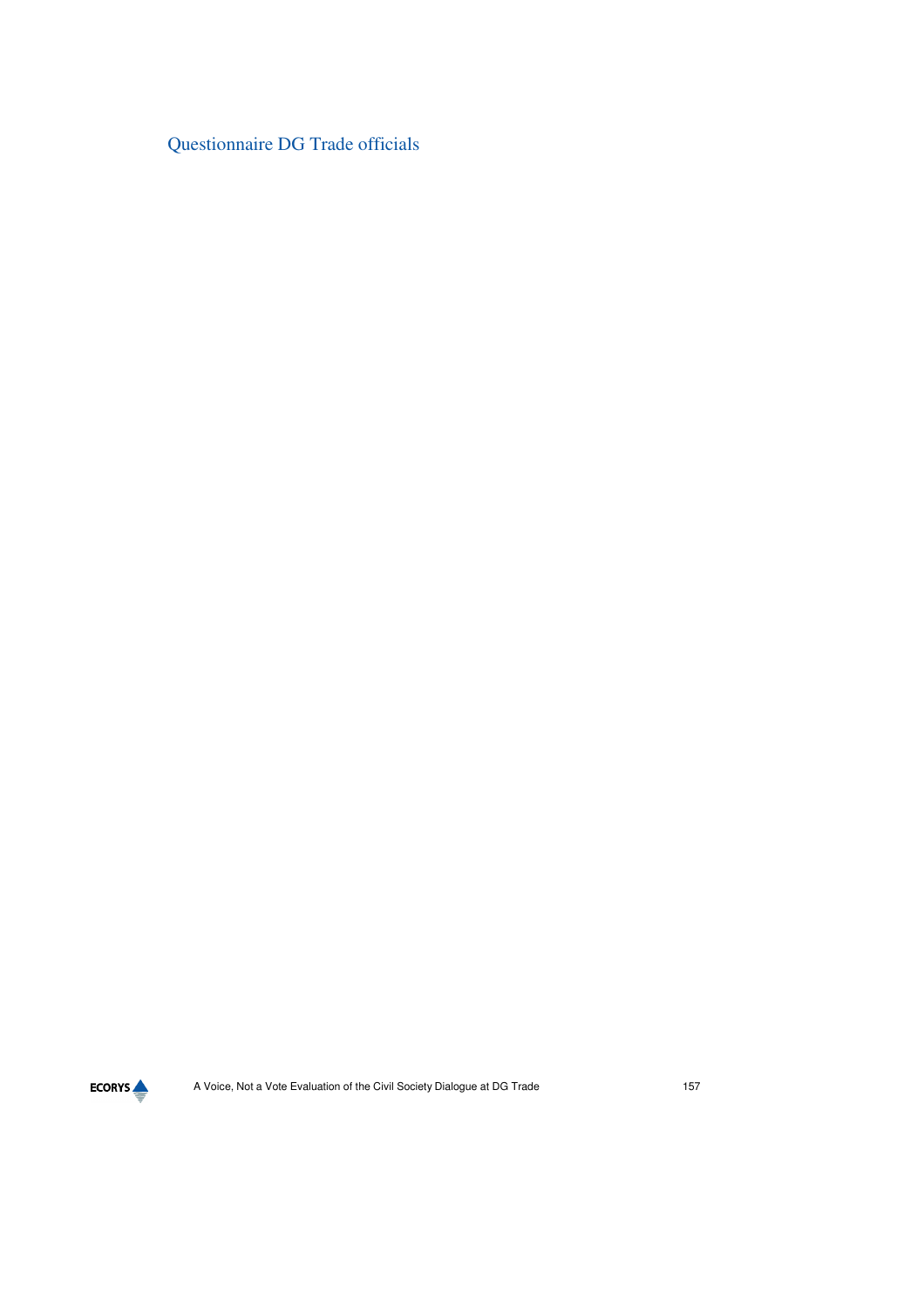## Questionnaire DG Trade officials